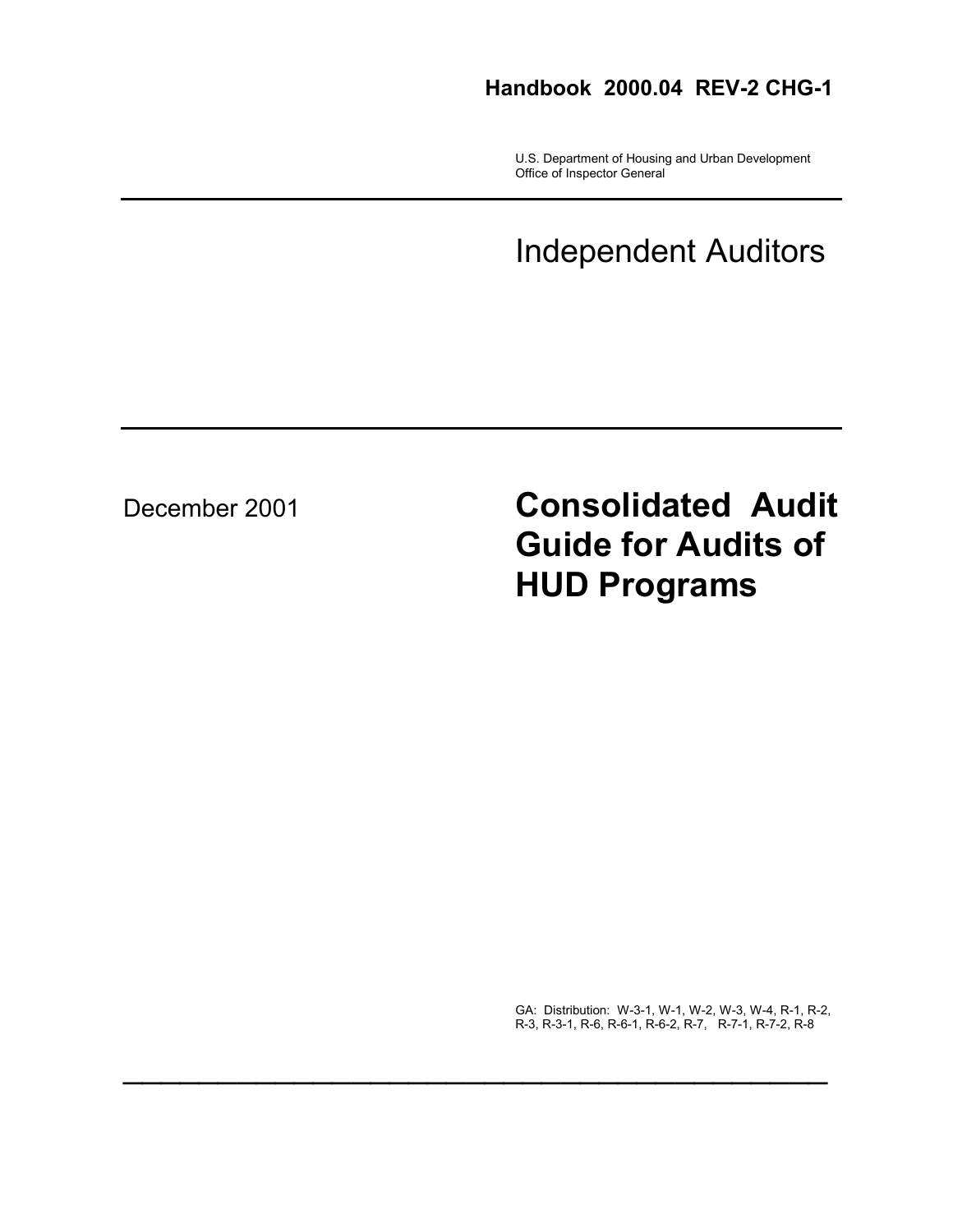**Handbook 2000.04 REV-2 CHG-1**

U.S. Department of Housing and Urban Development
Office of Inspector General

---

# Independent Auditors

---

December 2001

# Consolidated Audit Guide for Audits of HUD Programs

GA: Distribution: W-3-1, W-1, W-2, W-3, W-4, R-1, R-2, R-3, R-3-1, R-6, R-6-1, R-6-2, R-7, R-7-1, R-7-2, R-8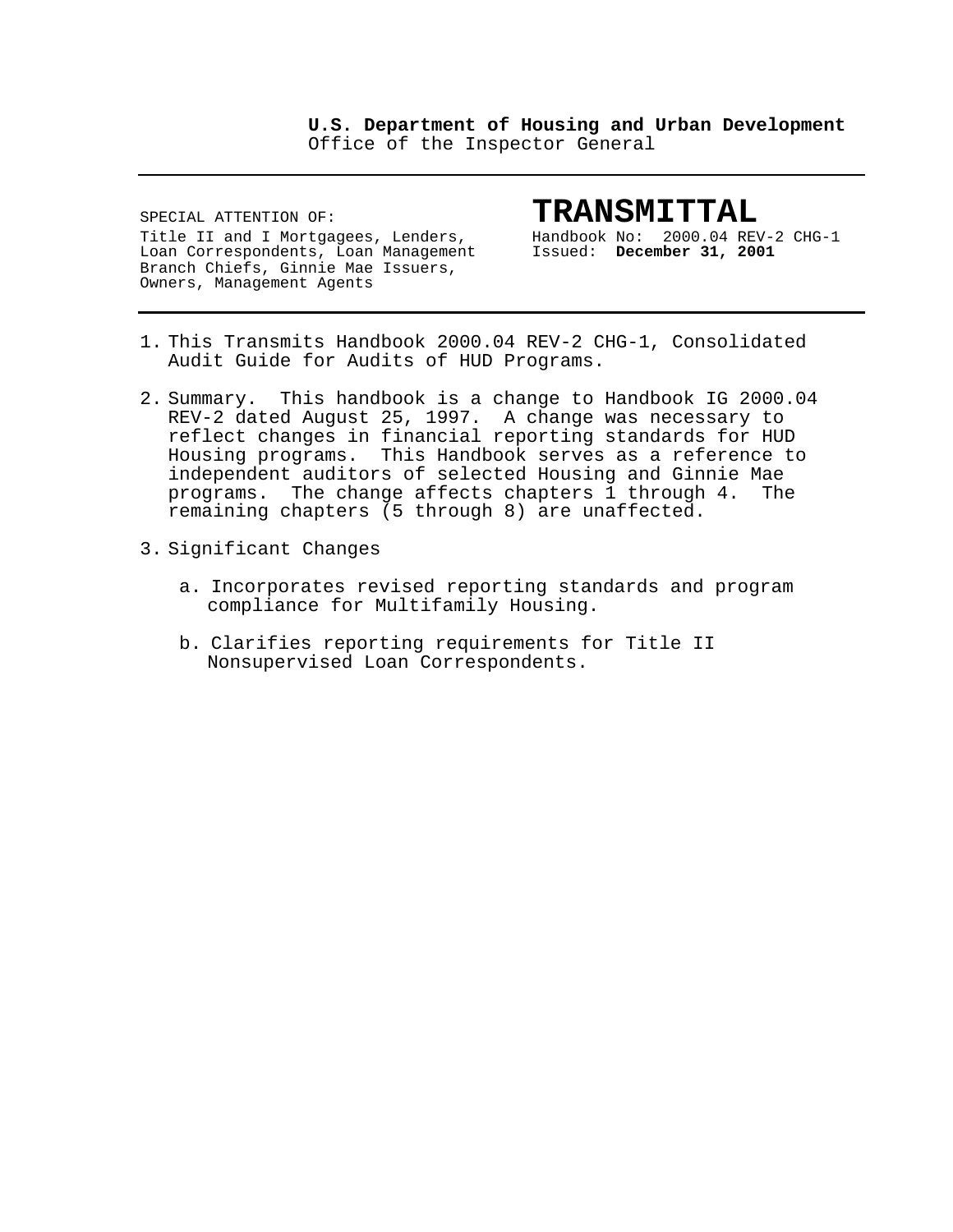**U.S. Department of Housing and Urban Development**
Office of the Inspector General

---

SPECIAL ATTENTION OF:

Title II and I Mortgagees, Lenders, Loan Correspondents, Loan Management Branch Chiefs, Ginnie Mae Issuers, Owners, Management Agents

# TRANSMITTAL

Handbook No: 2000.04 REV-2 CHG-1
Issued: **December 31, 2001**

---

1. This Transmits Handbook 2000.04 REV-2 CHG-1, Consolidated Audit Guide for Audits of HUD Programs.

2. Summary. This handbook is a change to Handbook IG 2000.04 REV-2 dated August 25, 1997. A change was necessary to reflect changes in financial reporting standards for HUD Housing programs. This Handbook serves as a reference to independent auditors of selected Housing and Ginnie Mae programs. The change affects chapters 1 through 4. The remaining chapters (5 through 8) are unaffected.

3. Significant Changes

   a. Incorporates revised reporting standards and program compliance for Multifamily Housing.

   b. Clarifies reporting requirements for Title II Nonsupervised Loan Correspondents.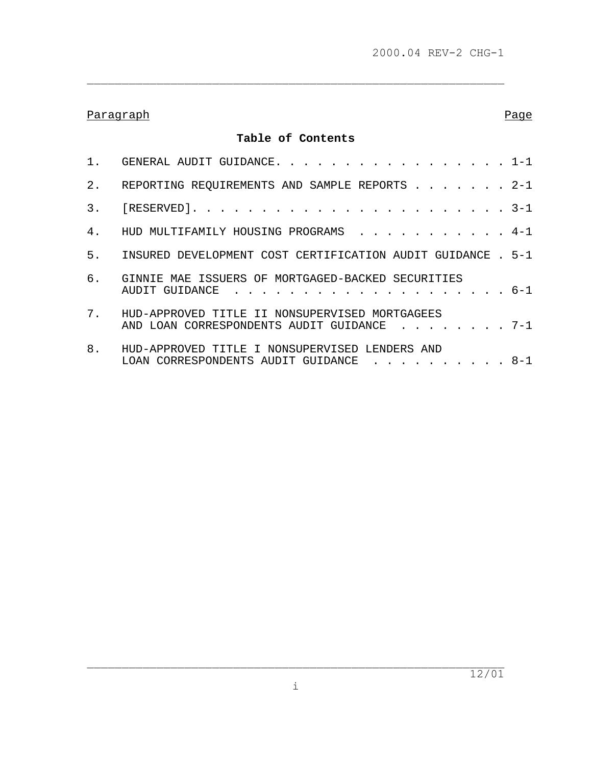## Table of Contents

| Paragraph | | Page |
|---|---|---|
| 1. | GENERAL AUDIT GUIDANCE | 1-1 |
| 2. | REPORTING REQUIREMENTS AND SAMPLE REPORTS | 2-1 |
| 3. | [RESERVED] | 3-1 |
| 4. | HUD MULTIFAMILY HOUSING PROGRAMS | 4-1 |
| 5. | INSURED DEVELOPMENT COST CERTIFICATION AUDIT GUIDANCE | 5-1 |
| 6. | GINNIE MAE ISSUERS OF MORTGAGED-BACKED SECURITIES AUDIT GUIDANCE | 6-1 |
| 7. | HUD-APPROVED TITLE II NONSUPERVISED MORTGAGEES AND LOAN CORRESPONDENTS AUDIT GUIDANCE | 7-1 |
| 8. | HUD-APPROVED TITLE I NONSUPERVISED LENDERS AND LOAN CORRESPONDENTS AUDIT GUIDANCE | 8-1 |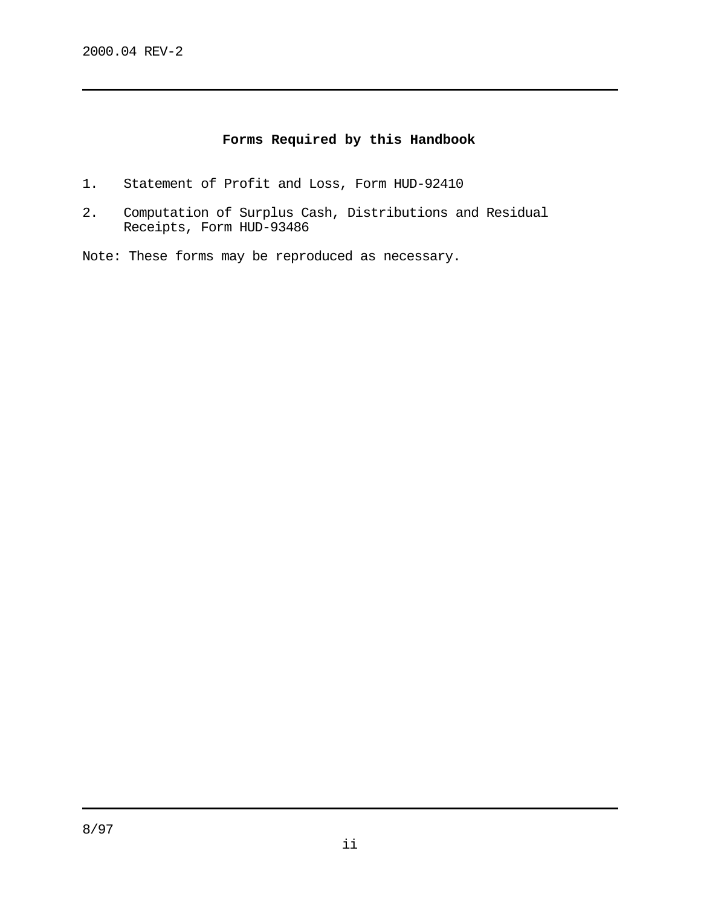## Forms Required by this Handbook

1. Statement of Profit and Loss, Form HUD-92410

2. Computation of Surplus Cash, Distributions and Residual Receipts, Form HUD-93486

Note: These forms may be reproduced as necessary.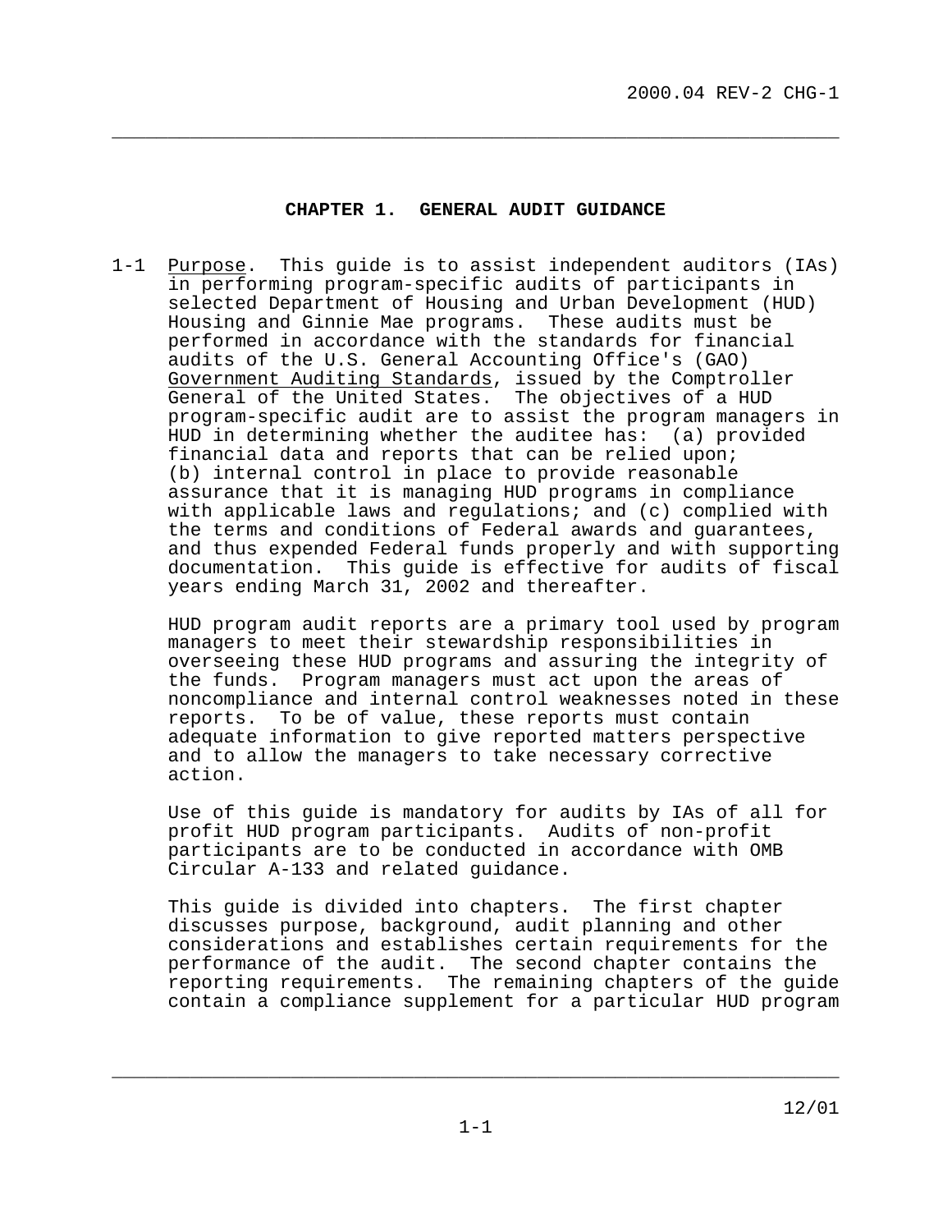# CHAPTER 1. GENERAL AUDIT GUIDANCE

1-1 Purpose. This guide is to assist independent auditors (IAs) in performing program-specific audits of participants in selected Department of Housing and Urban Development (HUD) Housing and Ginnie Mae programs. These audits must be performed in accordance with the standards for financial audits of the U.S. General Accounting Office's (GAO) Government Auditing Standards, issued by the Comptroller General of the United States. The objectives of a HUD program-specific audit are to assist the program managers in HUD in determining whether the auditee has: (a) provided financial data and reports that can be relied upon; (b) internal control in place to provide reasonable assurance that it is managing HUD programs in compliance with applicable laws and regulations; and (c) complied with the terms and conditions of Federal awards and guarantees, and thus expended Federal funds properly and with supporting documentation. This guide is effective for audits of fiscal years ending March 31, 2002 and thereafter.

HUD program audit reports are a primary tool used by program managers to meet their stewardship responsibilities in overseeing these HUD programs and assuring the integrity of the funds. Program managers must act upon the areas of noncompliance and internal control weaknesses noted in these reports. To be of value, these reports must contain adequate information to give reported matters perspective and to allow the managers to take necessary corrective action.

Use of this guide is mandatory for audits by IAs of all for profit HUD program participants. Audits of non-profit participants are to be conducted in accordance with OMB Circular A-133 and related guidance.

This guide is divided into chapters. The first chapter discusses purpose, background, audit planning and other considerations and establishes certain requirements for the performance of the audit. The second chapter contains the reporting requirements. The remaining chapters of the guide contain a compliance supplement for a particular HUD program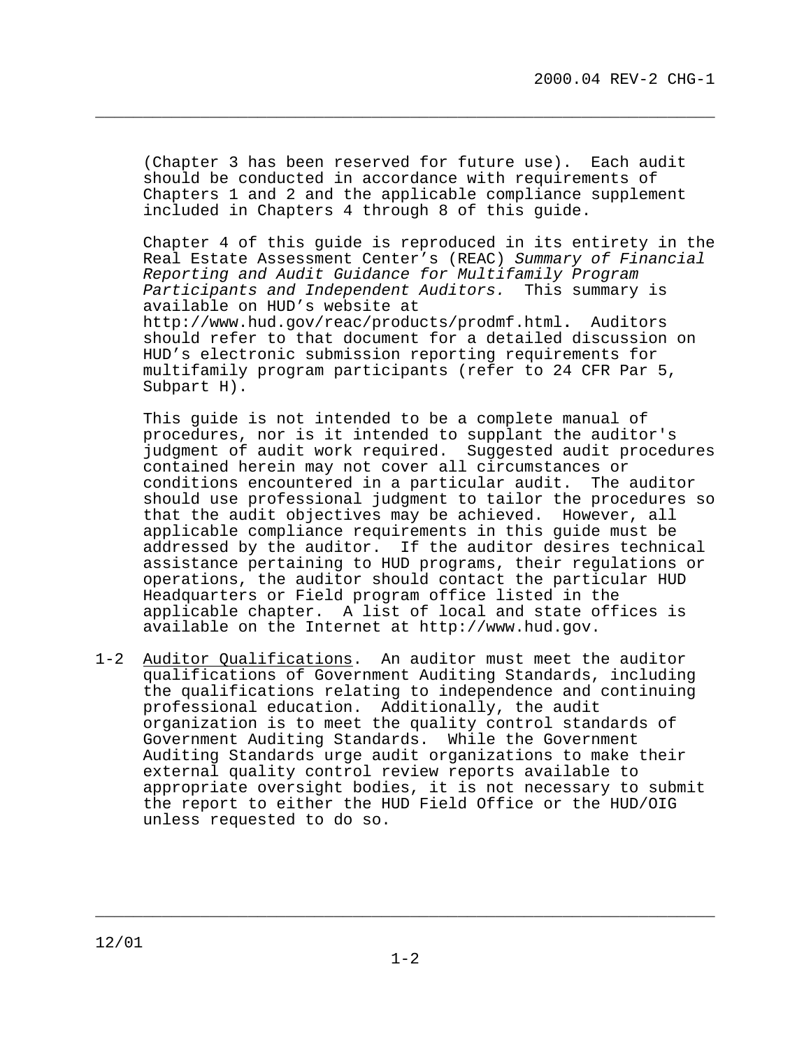(Chapter 3 has been reserved for future use). Each audit should be conducted in accordance with requirements of Chapters 1 and 2 and the applicable compliance supplement included in Chapters 4 through 8 of this guide.

Chapter 4 of this guide is reproduced in its entirety in the Real Estate Assessment Center's (REAC) *Summary of Financial Reporting and Audit Guidance for Multifamily Program Participants and Independent Auditors.* This summary is available on HUD's website at http://www.hud.gov/reac/products/prodmf.html. Auditors should refer to that document for a detailed discussion on HUD's electronic submission reporting requirements for multifamily program participants (refer to 24 CFR Par 5, Subpart H).

This guide is not intended to be a complete manual of procedures, nor is it intended to supplant the auditor's judgment of audit work required. Suggested audit procedures contained herein may not cover all circumstances or conditions encountered in a particular audit. The auditor should use professional judgment to tailor the procedures so that the audit objectives may be achieved. However, all applicable compliance requirements in this guide must be addressed by the auditor. If the auditor desires technical assistance pertaining to HUD programs, their regulations or operations, the auditor should contact the particular HUD Headquarters or Field program office listed in the applicable chapter. A list of local and state offices is available on the Internet at http://www.hud.gov.

1-2 <u>Auditor Qualifications</u>. An auditor must meet the auditor qualifications of Government Auditing Standards, including the qualifications relating to independence and continuing professional education. Additionally, the audit organization is to meet the quality control standards of Government Auditing Standards. While the Government Auditing Standards urge audit organizations to make their external quality control review reports available to appropriate oversight bodies, it is not necessary to submit the report to either the HUD Field Office or the HUD/OIG unless requested to do so.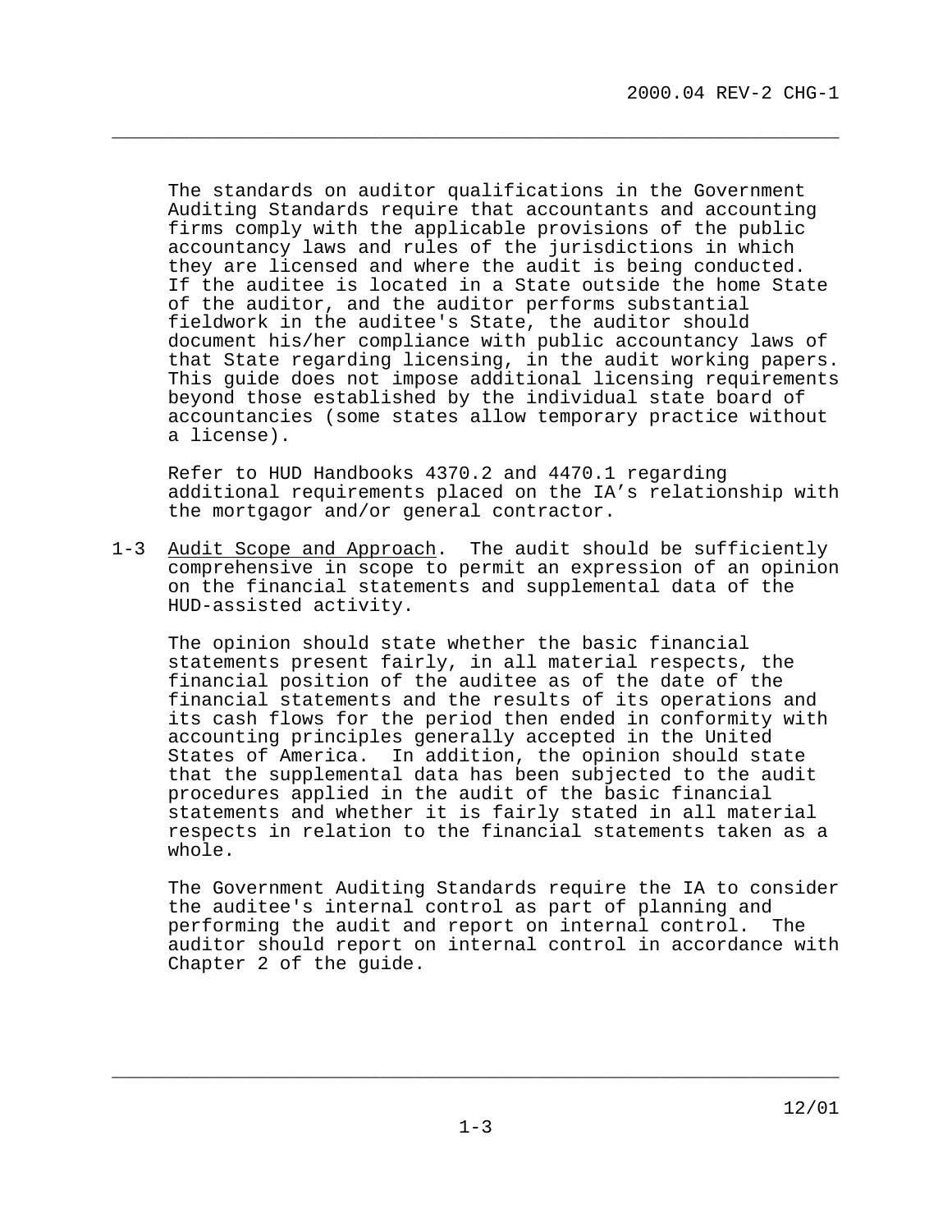The standards on auditor qualifications in the Government Auditing Standards require that accountants and accounting firms comply with the applicable provisions of the public accountancy laws and rules of the jurisdictions in which they are licensed and where the audit is being conducted. If the auditee is located in a State outside the home State of the auditor, and the auditor performs substantial fieldwork in the auditee's State, the auditor should document his/her compliance with public accountancy laws of that State regarding licensing, in the audit working papers. This guide does not impose additional licensing requirements beyond those established by the individual state board of accountancies (some states allow temporary practice without a license).

Refer to HUD Handbooks 4370.2 and 4470.1 regarding additional requirements placed on the IA's relationship with the mortgagor and/or general contractor.

1-3 Audit Scope and Approach. The audit should be sufficiently comprehensive in scope to permit an expression of an opinion on the financial statements and supplemental data of the HUD-assisted activity.

The opinion should state whether the basic financial statements present fairly, in all material respects, the financial position of the auditee as of the date of the financial statements and the results of its operations and its cash flows for the period then ended in conformity with accounting principles generally accepted in the United States of America. In addition, the opinion should state that the supplemental data has been subjected to the audit procedures applied in the audit of the basic financial statements and whether it is fairly stated in all material respects in relation to the financial statements taken as a whole.

The Government Auditing Standards require the IA to consider the auditee's internal control as part of planning and performing the audit and report on internal control. The auditor should report on internal control in accordance with Chapter 2 of the guide.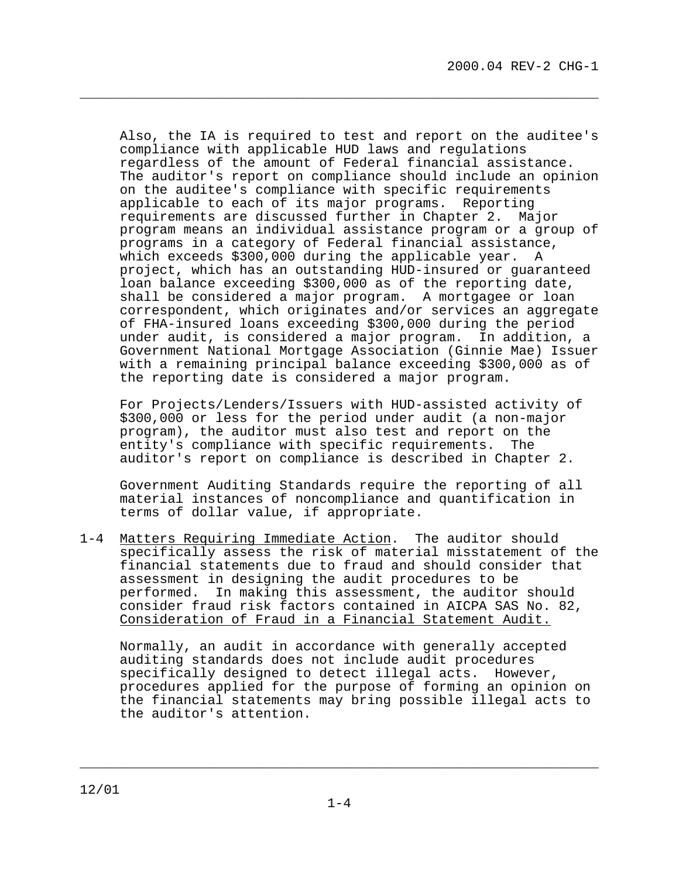Also, the IA is required to test and report on the auditee's compliance with applicable HUD laws and regulations regardless of the amount of Federal financial assistance. The auditor's report on compliance should include an opinion on the auditee's compliance with specific requirements applicable to each of its major programs. Reporting requirements are discussed further in Chapter 2. Major program means an individual assistance program or a group of programs in a category of Federal financial assistance, which exceeds $300,000 during the applicable year. A project, which has an outstanding HUD-insured or guaranteed loan balance exceeding $300,000 as of the reporting date, shall be considered a major program. A mortgagee or loan correspondent, which originates and/or services an aggregate of FHA-insured loans exceeding $300,000 during the period under audit, is considered a major program. In addition, a Government National Mortgage Association (Ginnie Mae) Issuer with a remaining principal balance exceeding $300,000 as of the reporting date is considered a major program.

For Projects/Lenders/Issuers with HUD-assisted activity of $300,000 or less for the period under audit (a non-major program), the auditor must also test and report on the entity's compliance with specific requirements. The auditor's report on compliance is described in Chapter 2.

Government Auditing Standards require the reporting of all material instances of noncompliance and quantification in terms of dollar value, if appropriate.

1-4 Matters Requiring Immediate Action. The auditor should specifically assess the risk of material misstatement of the financial statements due to fraud and should consider that assessment in designing the audit procedures to be performed. In making this assessment, the auditor should consider fraud risk factors contained in AICPA SAS No. 82, Consideration of Fraud in a Financial Statement Audit.

Normally, an audit in accordance with generally accepted auditing standards does not include audit procedures specifically designed to detect illegal acts. However, procedures applied for the purpose of forming an opinion on the financial statements may bring possible illegal acts to the auditor's attention.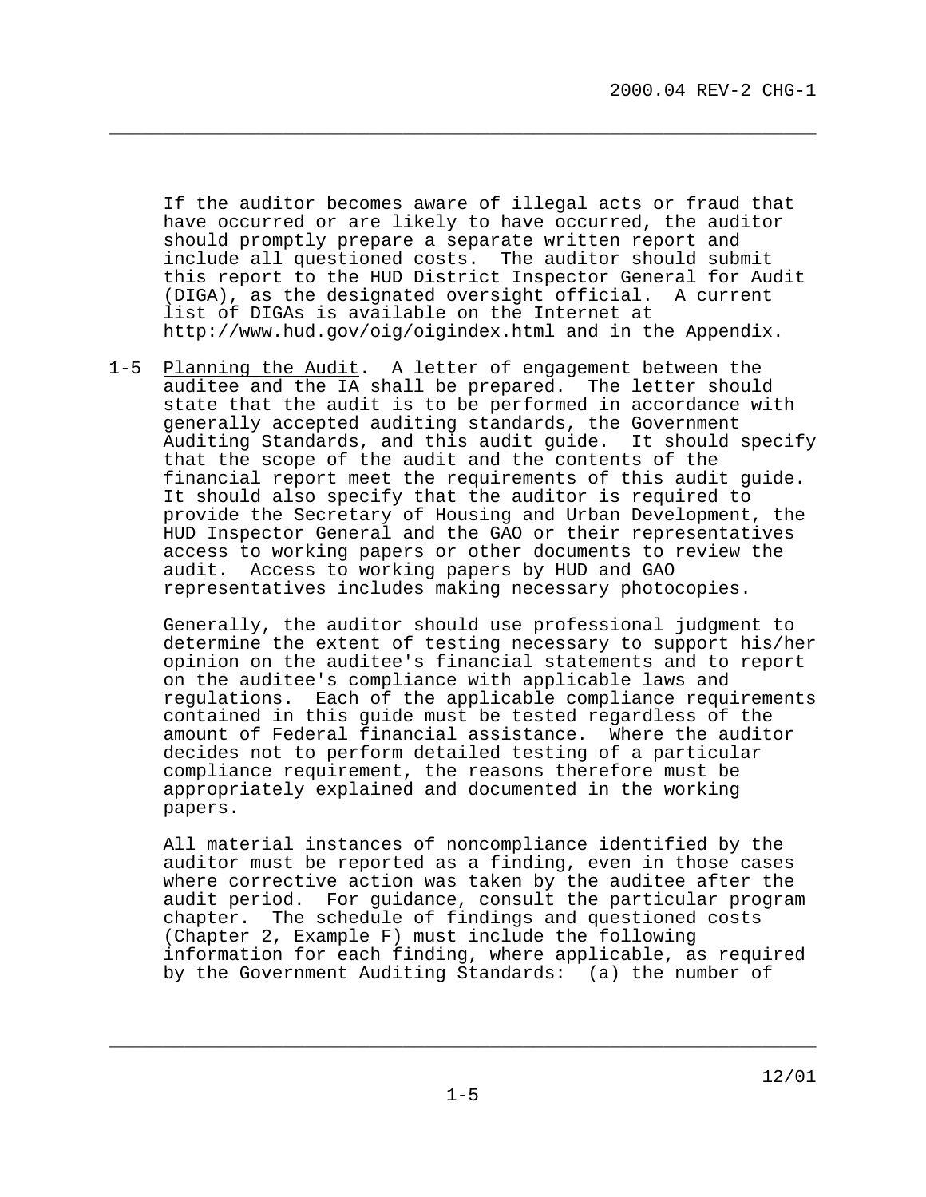If the auditor becomes aware of illegal acts or fraud that have occurred or are likely to have occurred, the auditor should promptly prepare a separate written report and include all questioned costs. The auditor should submit this report to the HUD District Inspector General for Audit (DIGA), as the designated oversight official. A current list of DIGAs is available on the Internet at http://www.hud.gov/oig/oigindex.html and in the Appendix.

1-5 Planning the Audit. A letter of engagement between the auditee and the IA shall be prepared. The letter should state that the audit is to be performed in accordance with generally accepted auditing standards, the Government Auditing Standards, and this audit guide. It should specify that the scope of the audit and the contents of the financial report meet the requirements of this audit guide. It should also specify that the auditor is required to provide the Secretary of Housing and Urban Development, the HUD Inspector General and the GAO or their representatives access to working papers or other documents to review the audit. Access to working papers by HUD and GAO representatives includes making necessary photocopies.

Generally, the auditor should use professional judgment to determine the extent of testing necessary to support his/her opinion on the auditee's financial statements and to report on the auditee's compliance with applicable laws and regulations. Each of the applicable compliance requirements contained in this guide must be tested regardless of the amount of Federal financial assistance. Where the auditor decides not to perform detailed testing of a particular compliance requirement, the reasons therefore must be appropriately explained and documented in the working papers.

All material instances of noncompliance identified by the auditor must be reported as a finding, even in those cases where corrective action was taken by the auditee after the audit period. For guidance, consult the particular program chapter. The schedule of findings and questioned costs (Chapter 2, Example F) must include the following information for each finding, where applicable, as required by the Government Auditing Standards: (a) the number of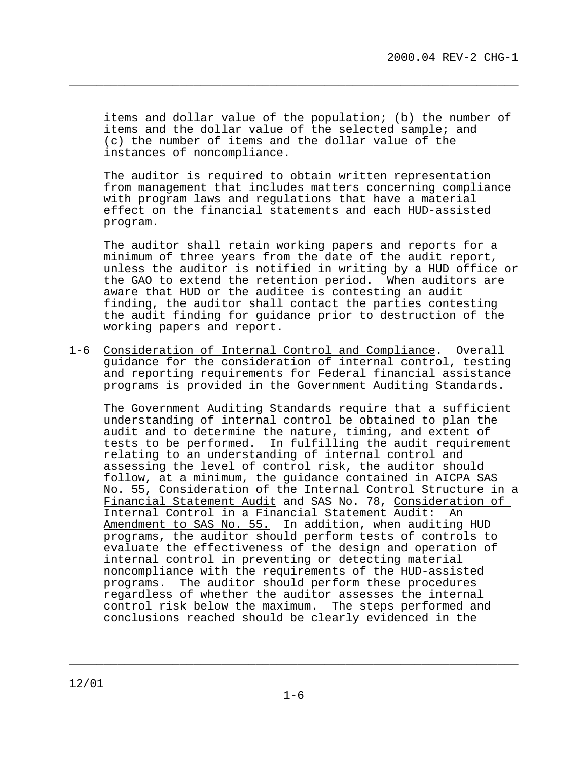items and dollar value of the population; (b) the number of items and the dollar value of the selected sample; and (c) the number of items and the dollar value of the instances of noncompliance.

The auditor is required to obtain written representation from management that includes matters concerning compliance with program laws and regulations that have a material effect on the financial statements and each HUD-assisted program.

The auditor shall retain working papers and reports for a minimum of three years from the date of the audit report, unless the auditor is notified in writing by a HUD office or the GAO to extend the retention period. When auditors are aware that HUD or the auditee is contesting an audit finding, the auditor shall contact the parties contesting the audit finding for guidance prior to destruction of the working papers and report.

1-6 Consideration of Internal Control and Compliance. Overall guidance for the consideration of internal control, testing and reporting requirements for Federal financial assistance programs is provided in the Government Auditing Standards.

The Government Auditing Standards require that a sufficient understanding of internal control be obtained to plan the audit and to determine the nature, timing, and extent of tests to be performed. In fulfilling the audit requirement relating to an understanding of internal control and assessing the level of control risk, the auditor should follow, at a minimum, the guidance contained in AICPA SAS No. 55, Consideration of the Internal Control Structure in a Financial Statement Audit and SAS No. 78, Consideration of Internal Control in a Financial Statement Audit: An Amendment to SAS No. 55. In addition, when auditing HUD programs, the auditor should perform tests of controls to evaluate the effectiveness of the design and operation of internal control in preventing or detecting material noncompliance with the requirements of the HUD-assisted programs. The auditor should perform these procedures regardless of whether the auditor assesses the internal control risk below the maximum. The steps performed and conclusions reached should be clearly evidenced in the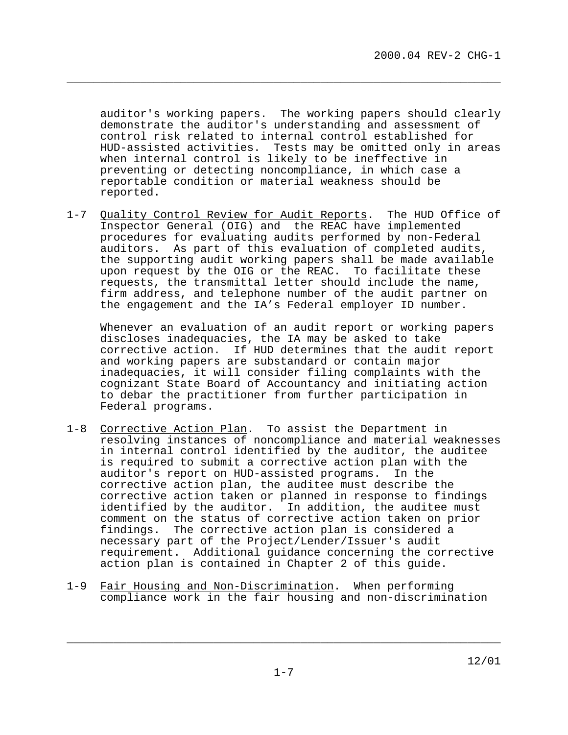auditor's working papers. The working papers should clearly demonstrate the auditor's understanding and assessment of control risk related to internal control established for HUD-assisted activities. Tests may be omitted only in areas when internal control is likely to be ineffective in preventing or detecting noncompliance, in which case a reportable condition or material weakness should be reported.

1-7 <u>Quality Control Review for Audit Reports</u>. The HUD Office of Inspector General (OIG) and the REAC have implemented procedures for evaluating audits performed by non-Federal auditors. As part of this evaluation of completed audits, the supporting audit working papers shall be made available upon request by the OIG or the REAC. To facilitate these requests, the transmittal letter should include the name, firm address, and telephone number of the audit partner on the engagement and the IA's Federal employer ID number.

Whenever an evaluation of an audit report or working papers discloses inadequacies, the IA may be asked to take corrective action. If HUD determines that the audit report and working papers are substandard or contain major inadequacies, it will consider filing complaints with the cognizant State Board of Accountancy and initiating action to debar the practitioner from further participation in Federal programs.

1-8 <u>Corrective Action Plan</u>. To assist the Department in resolving instances of noncompliance and material weaknesses in internal control identified by the auditor, the auditee is required to submit a corrective action plan with the auditor's report on HUD-assisted programs. In the corrective action plan, the auditee must describe the corrective action taken or planned in response to findings identified by the auditor. In addition, the auditee must comment on the status of corrective action taken on prior findings. The corrective action plan is considered a necessary part of the Project/Lender/Issuer's audit requirement. Additional guidance concerning the corrective action plan is contained in Chapter 2 of this guide.

1-9 <u>Fair Housing and Non-Discrimination</u>. When performing compliance work in the fair housing and non-discrimination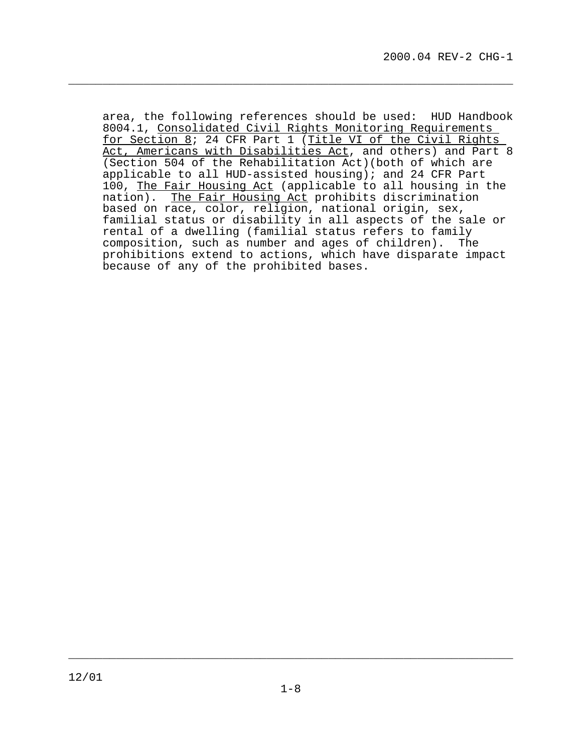area, the following references should be used: HUD Handbook 8004.1, Consolidated Civil Rights Monitoring Requirements for Section 8; 24 CFR Part 1 (Title VI of the Civil Rights Act, Americans with Disabilities Act, and others) and Part 8 (Section 504 of the Rehabilitation Act)(both of which are applicable to all HUD-assisted housing); and 24 CFR Part 100, The Fair Housing Act (applicable to all housing in the nation). The Fair Housing Act prohibits discrimination based on race, color, religion, national origin, sex, familial status or disability in all aspects of the sale or rental of a dwelling (familial status refers to family composition, such as number and ages of children). The prohibitions extend to actions, which have disparate impact because of any of the prohibited bases.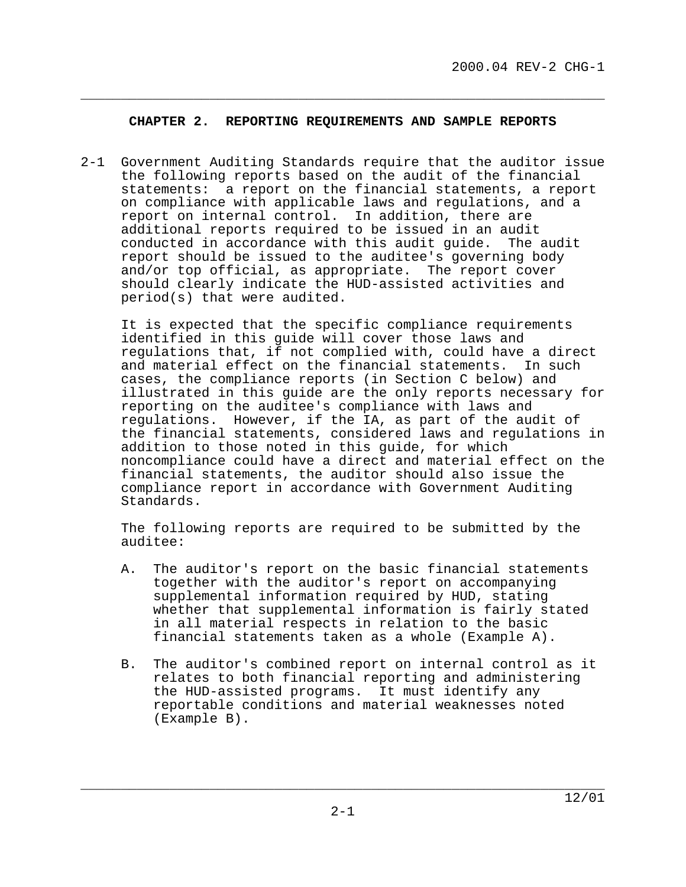## CHAPTER 2. REPORTING REQUIREMENTS AND SAMPLE REPORTS

2-1 Government Auditing Standards require that the auditor issue the following reports based on the audit of the financial statements: a report on the financial statements, a report on compliance with applicable laws and regulations, and a report on internal control. In addition, there are additional reports required to be issued in an audit conducted in accordance with this audit guide. The audit report should be issued to the auditee's governing body and/or top official, as appropriate. The report cover should clearly indicate the HUD-assisted activities and period(s) that were audited.

It is expected that the specific compliance requirements identified in this guide will cover those laws and regulations that, if not complied with, could have a direct and material effect on the financial statements. In such cases, the compliance reports (in Section C below) and illustrated in this guide are the only reports necessary for reporting on the auditee's compliance with laws and regulations. However, if the IA, as part of the audit of the financial statements, considered laws and regulations in addition to those noted in this guide, for which noncompliance could have a direct and material effect on the financial statements, the auditor should also issue the compliance report in accordance with Government Auditing Standards.

The following reports are required to be submitted by the auditee:

A. The auditor's report on the basic financial statements together with the auditor's report on accompanying supplemental information required by HUD, stating whether that supplemental information is fairly stated in all material respects in relation to the basic financial statements taken as a whole (Example A).

B. The auditor's combined report on internal control as it relates to both financial reporting and administering the HUD-assisted programs. It must identify any reportable conditions and material weaknesses noted (Example B).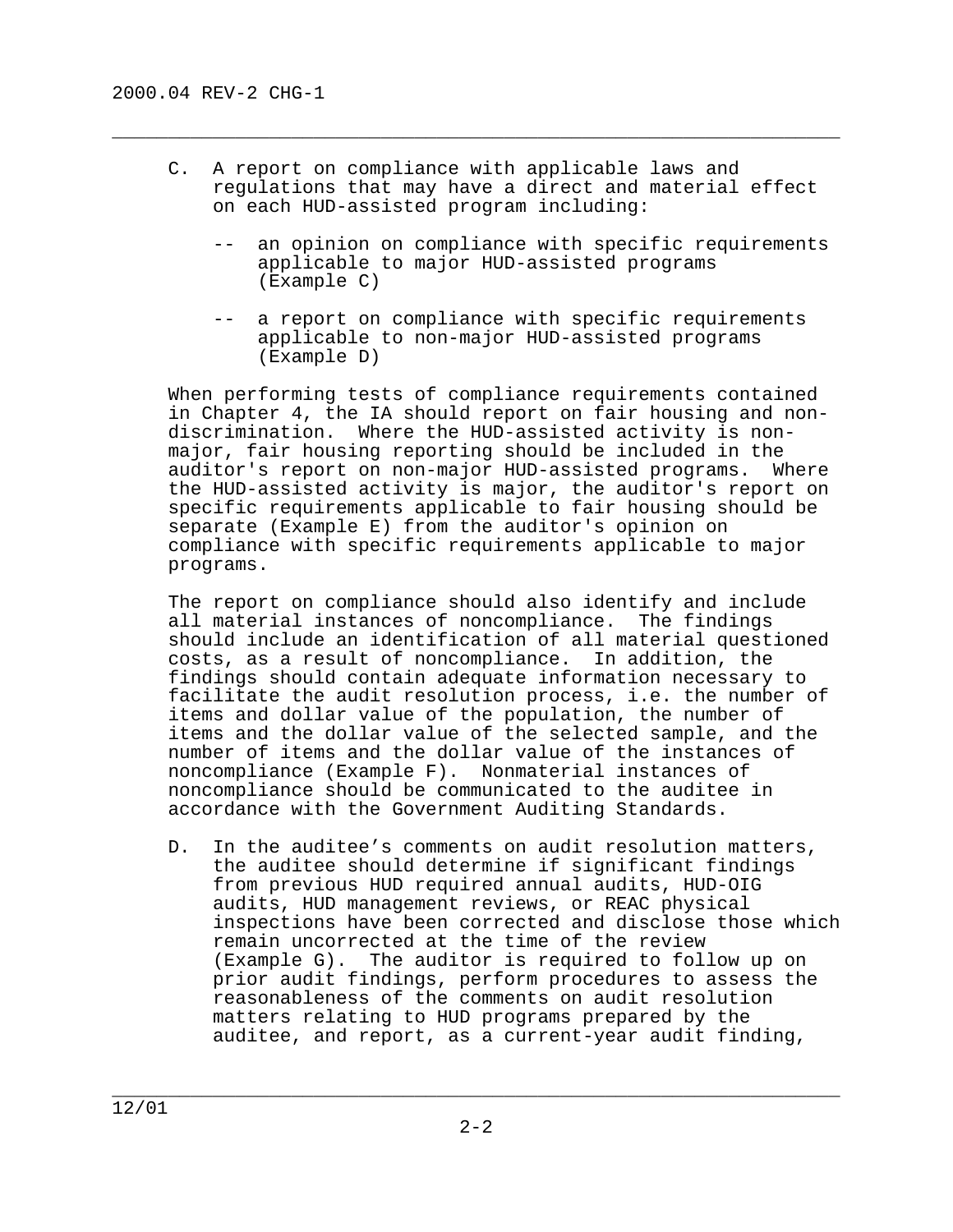C. A report on compliance with applicable laws and regulations that may have a direct and material effect on each HUD-assisted program including:

   -- an opinion on compliance with specific requirements applicable to major HUD-assisted programs (Example C)

   -- a report on compliance with specific requirements applicable to non-major HUD-assisted programs (Example D)

When performing tests of compliance requirements contained in Chapter 4, the IA should report on fair housing and non-discrimination. Where the HUD-assisted activity is non-major, fair housing reporting should be included in the auditor's report on non-major HUD-assisted programs. Where the HUD-assisted activity is major, the auditor's report on specific requirements applicable to fair housing should be separate (Example E) from the auditor's opinion on compliance with specific requirements applicable to major programs.

The report on compliance should also identify and include all material instances of noncompliance. The findings should include an identification of all material questioned costs, as a result of noncompliance. In addition, the findings should contain adequate information necessary to facilitate the audit resolution process, i.e. the number of items and dollar value of the population, the number of items and the dollar value of the selected sample, and the number of items and the dollar value of the instances of noncompliance (Example F). Nonmaterial instances of noncompliance should be communicated to the auditee in accordance with the Government Auditing Standards.

D. In the auditee's comments on audit resolution matters, the auditee should determine if significant findings from previous HUD required annual audits, HUD-OIG audits, HUD management reviews, or REAC physical inspections have been corrected and disclose those which remain uncorrected at the time of the review (Example G). The auditor is required to follow up on prior audit findings, perform procedures to assess the reasonableness of the comments on audit resolution matters relating to HUD programs prepared by the auditee, and report, as a current-year audit finding,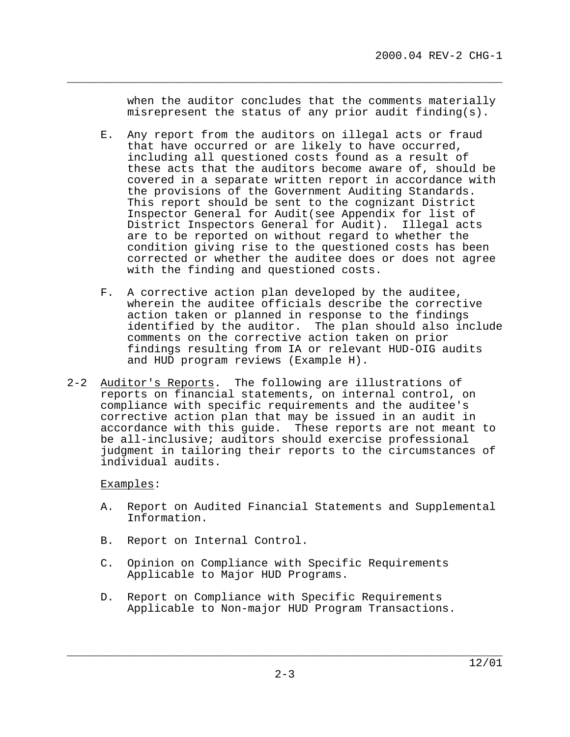when the auditor concludes that the comments materially misrepresent the status of any prior audit finding(s).

E. Any report from the auditors on illegal acts or fraud that have occurred or are likely to have occurred, including all questioned costs found as a result of these acts that the auditors become aware of, should be covered in a separate written report in accordance with the provisions of the Government Auditing Standards. This report should be sent to the cognizant District Inspector General for Audit(see Appendix for list of District Inspectors General for Audit). Illegal acts are to be reported on without regard to whether the condition giving rise to the questioned costs has been corrected or whether the auditee does or does not agree with the finding and questioned costs.

F. A corrective action plan developed by the auditee, wherein the auditee officials describe the corrective action taken or planned in response to the findings identified by the auditor. The plan should also include comments on the corrective action taken on prior findings resulting from IA or relevant HUD-OIG audits and HUD program reviews (Example H).

2-2 Auditor's Reports. The following are illustrations of reports on financial statements, on internal control, on compliance with specific requirements and the auditee's corrective action plan that may be issued in an audit in accordance with this guide. These reports are not meant to be all-inclusive; auditors should exercise professional judgment in tailoring their reports to the circumstances of individual audits.

Examples:

A. Report on Audited Financial Statements and Supplemental Information.

B. Report on Internal Control.

C. Opinion on Compliance with Specific Requirements Applicable to Major HUD Programs.

D. Report on Compliance with Specific Requirements Applicable to Non-major HUD Program Transactions.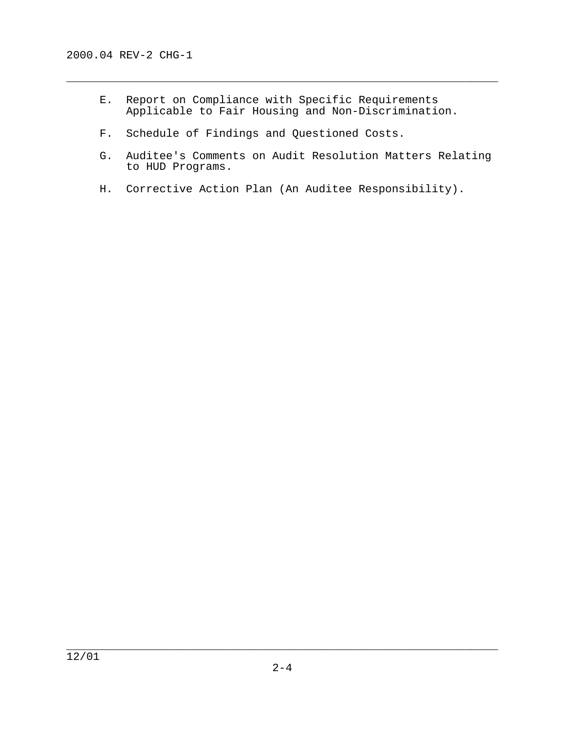E. Report on Compliance with Specific Requirements Applicable to Fair Housing and Non-Discrimination.

F. Schedule of Findings and Questioned Costs.

G. Auditee's Comments on Audit Resolution Matters Relating to HUD Programs.

H. Corrective Action Plan (An Auditee Responsibility).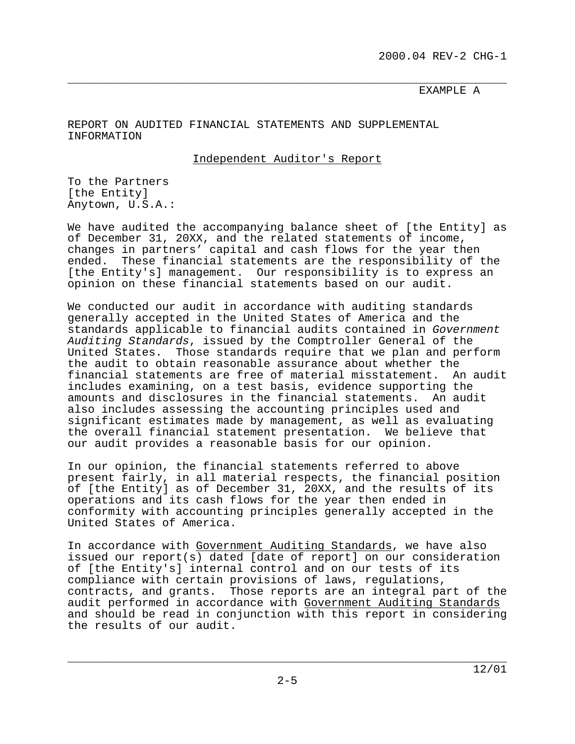EXAMPLE A

REPORT ON AUDITED FINANCIAL STATEMENTS AND SUPPLEMENTAL INFORMATION

Independent Auditor's Report

To the Partners
[the Entity]
Anytown, U.S.A.:

We have audited the accompanying balance sheet of [the Entity] as of December 31, 20XX, and the related statements of income, changes in partners' capital and cash flows for the year then ended. These financial statements are the responsibility of the [the Entity's] management. Our responsibility is to express an opinion on these financial statements based on our audit.

We conducted our audit in accordance with auditing standards generally accepted in the United States of America and the standards applicable to financial audits contained in *Government Auditing Standards*, issued by the Comptroller General of the United States. Those standards require that we plan and perform the audit to obtain reasonable assurance about whether the financial statements are free of material misstatement. An audit includes examining, on a test basis, evidence supporting the amounts and disclosures in the financial statements. An audit also includes assessing the accounting principles used and significant estimates made by management, as well as evaluating the overall financial statement presentation. We believe that our audit provides a reasonable basis for our opinion.

In our opinion, the financial statements referred to above present fairly, in all material respects, the financial position of [the Entity] as of December 31, 20XX, and the results of its operations and its cash flows for the year then ended in conformity with accounting principles generally accepted in the United States of America.

In accordance with Government Auditing Standards, we have also issued our report(s) dated [date of report] on our consideration of [the Entity's] internal control and on our tests of its compliance with certain provisions of laws, regulations, contracts, and grants. Those reports are an integral part of the audit performed in accordance with Government Auditing Standards and should be read in conjunction with this report in considering the results of our audit.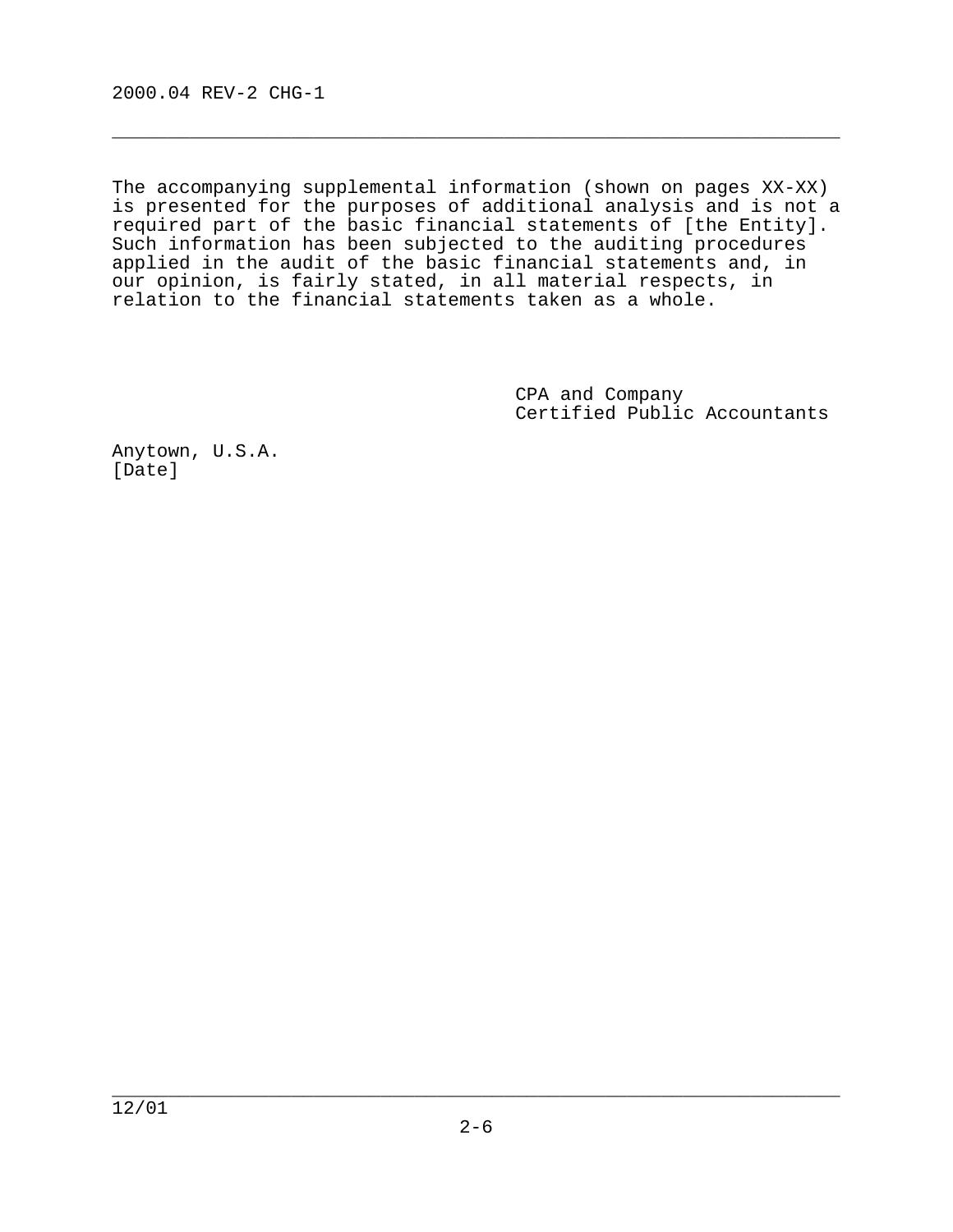The accompanying supplemental information (shown on pages XX-XX) is presented for the purposes of additional analysis and is not a required part of the basic financial statements of [the Entity]. Such information has been subjected to the auditing procedures applied in the audit of the basic financial statements and, in our opinion, is fairly stated, in all material respects, in relation to the financial statements taken as a whole.

CPA and Company
Certified Public Accountants

Anytown, U.S.A.
[Date]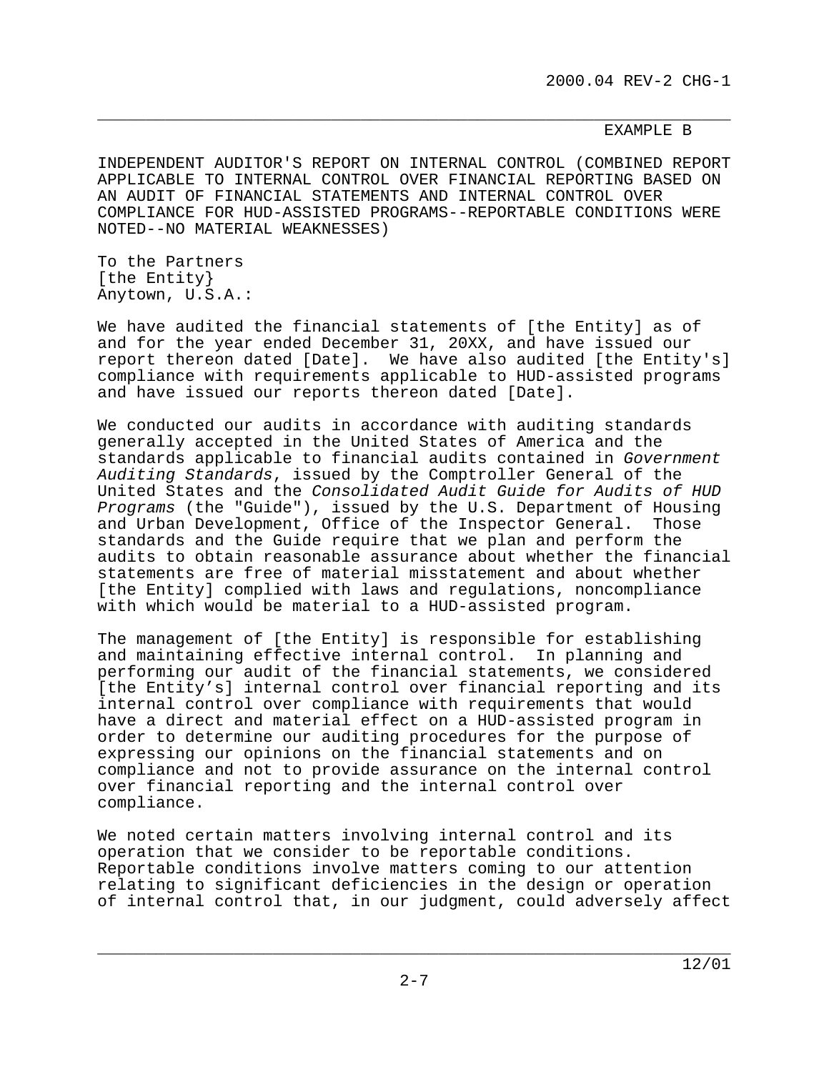EXAMPLE B

INDEPENDENT AUDITOR'S REPORT ON INTERNAL CONTROL (COMBINED REPORT APPLICABLE TO INTERNAL CONTROL OVER FINANCIAL REPORTING BASED ON AN AUDIT OF FINANCIAL STATEMENTS AND INTERNAL CONTROL OVER COMPLIANCE FOR HUD-ASSISTED PROGRAMS--REPORTABLE CONDITIONS WERE NOTED--NO MATERIAL WEAKNESSES)

To the Partners
[the Entity}
Anytown, U.S.A.:

We have audited the financial statements of [the Entity] as of and for the year ended December 31, 20XX, and have issued our report thereon dated [Date]. We have also audited [the Entity's] compliance with requirements applicable to HUD-assisted programs and have issued our reports thereon dated [Date].

We conducted our audits in accordance with auditing standards generally accepted in the United States of America and the standards applicable to financial audits contained in *Government Auditing Standards*, issued by the Comptroller General of the United States and the *Consolidated Audit Guide for Audits of HUD Programs* (the "Guide"), issued by the U.S. Department of Housing and Urban Development, Office of the Inspector General. Those standards and the Guide require that we plan and perform the audits to obtain reasonable assurance about whether the financial statements are free of material misstatement and about whether [the Entity] complied with laws and regulations, noncompliance with which would be material to a HUD-assisted program.

The management of [the Entity] is responsible for establishing and maintaining effective internal control. In planning and performing our audit of the financial statements, we considered [the Entity's] internal control over financial reporting and its internal control over compliance with requirements that would have a direct and material effect on a HUD-assisted program in order to determine our auditing procedures for the purpose of expressing our opinions on the financial statements and on compliance and not to provide assurance on the internal control over financial reporting and the internal control over compliance.

We noted certain matters involving internal control and its operation that we consider to be reportable conditions. Reportable conditions involve matters coming to our attention relating to significant deficiencies in the design or operation of internal control that, in our judgment, could adversely affect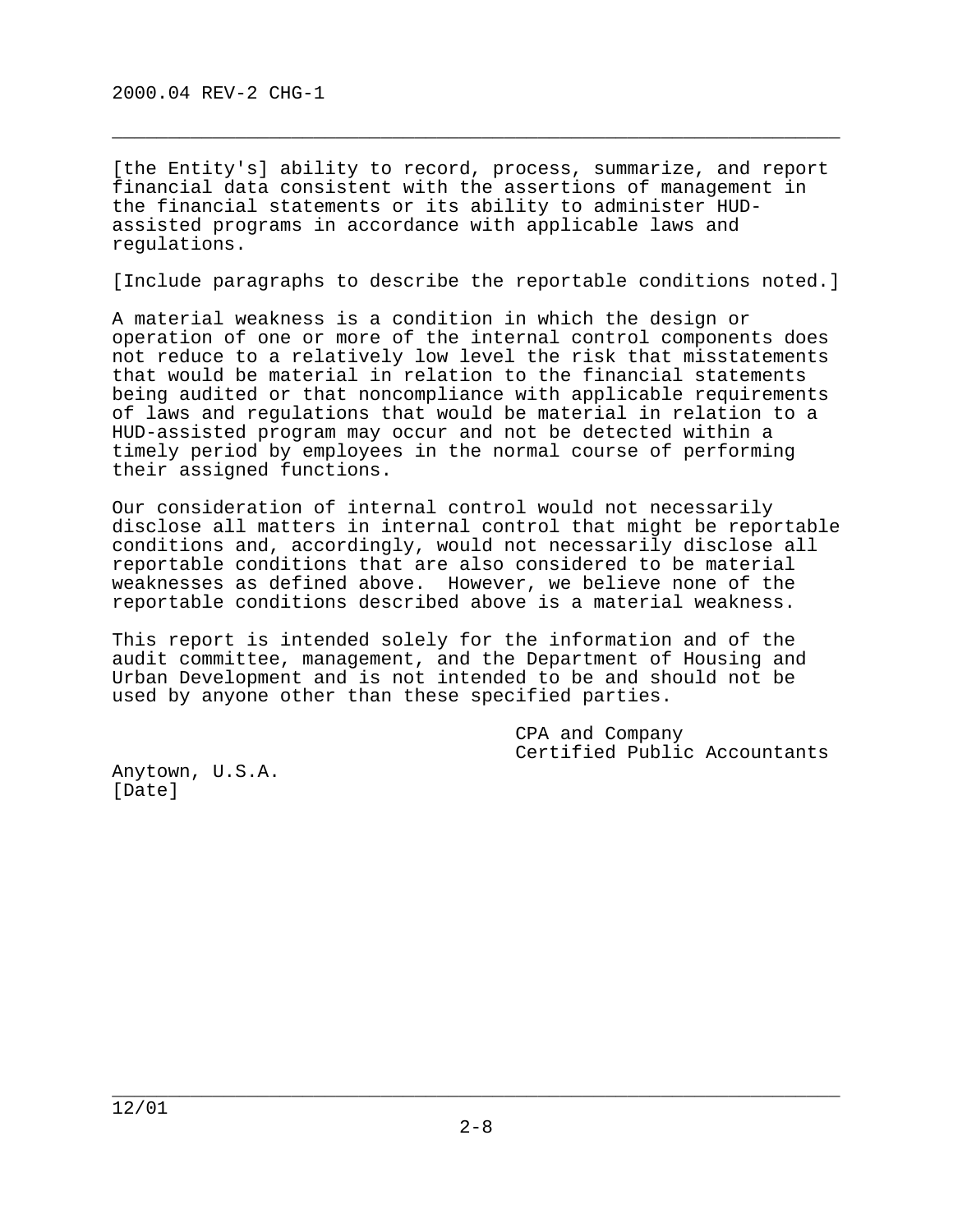[the Entity's] ability to record, process, summarize, and report financial data consistent with the assertions of management in the financial statements or its ability to administer HUD-assisted programs in accordance with applicable laws and regulations.

[Include paragraphs to describe the reportable conditions noted.]

A material weakness is a condition in which the design or operation of one or more of the internal control components does not reduce to a relatively low level the risk that misstatements that would be material in relation to the financial statements being audited or that noncompliance with applicable requirements of laws and regulations that would be material in relation to a HUD-assisted program may occur and not be detected within a timely period by employees in the normal course of performing their assigned functions.

Our consideration of internal control would not necessarily disclose all matters in internal control that might be reportable conditions and, accordingly, would not necessarily disclose all reportable conditions that are also considered to be material weaknesses as defined above. However, we believe none of the reportable conditions described above is a material weakness.

This report is intended solely for the information and of the audit committee, management, and the Department of Housing and Urban Development and is not intended to be and should not be used by anyone other than these specified parties.

CPA and Company
Certified Public Accountants

Anytown, U.S.A.
[Date]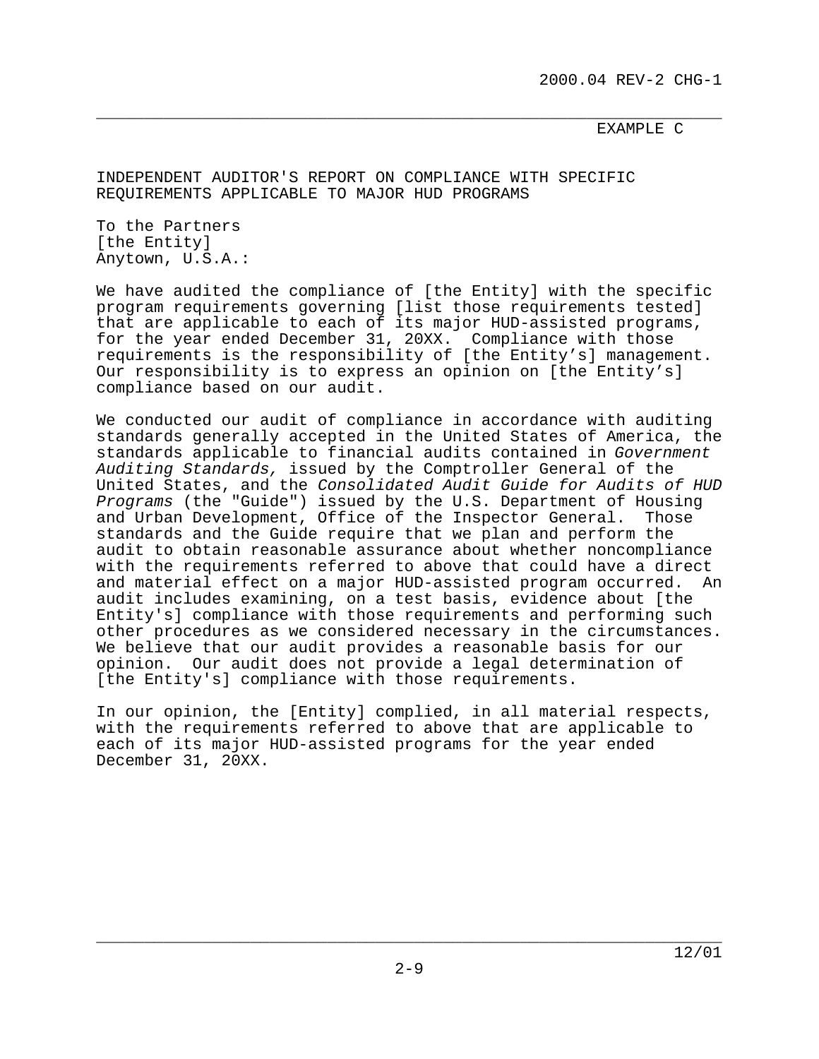EXAMPLE C

INDEPENDENT AUDITOR'S REPORT ON COMPLIANCE WITH SPECIFIC REQUIREMENTS APPLICABLE TO MAJOR HUD PROGRAMS

To the Partners
[the Entity]
Anytown, U.S.A.:

We have audited the compliance of [the Entity] with the specific program requirements governing [list those requirements tested] that are applicable to each of its major HUD-assisted programs, for the year ended December 31, 20XX. Compliance with those requirements is the responsibility of [the Entity's] management. Our responsibility is to express an opinion on [the Entity's] compliance based on our audit.

We conducted our audit of compliance in accordance with auditing standards generally accepted in the United States of America, the standards applicable to financial audits contained in *Government Auditing Standards,* issued by the Comptroller General of the United States, and the *Consolidated Audit Guide for Audits of HUD Programs* (the "Guide") issued by the U.S. Department of Housing and Urban Development, Office of the Inspector General. Those standards and the Guide require that we plan and perform the audit to obtain reasonable assurance about whether noncompliance with the requirements referred to above that could have a direct and material effect on a major HUD-assisted program occurred. An audit includes examining, on a test basis, evidence about [the Entity's] compliance with those requirements and performing such other procedures as we considered necessary in the circumstances. We believe that our audit provides a reasonable basis for our opinion. Our audit does not provide a legal determination of [the Entity's] compliance with those requirements.

In our opinion, the [Entity] complied, in all material respects, with the requirements referred to above that are applicable to each of its major HUD-assisted programs for the year ended December 31, 20XX.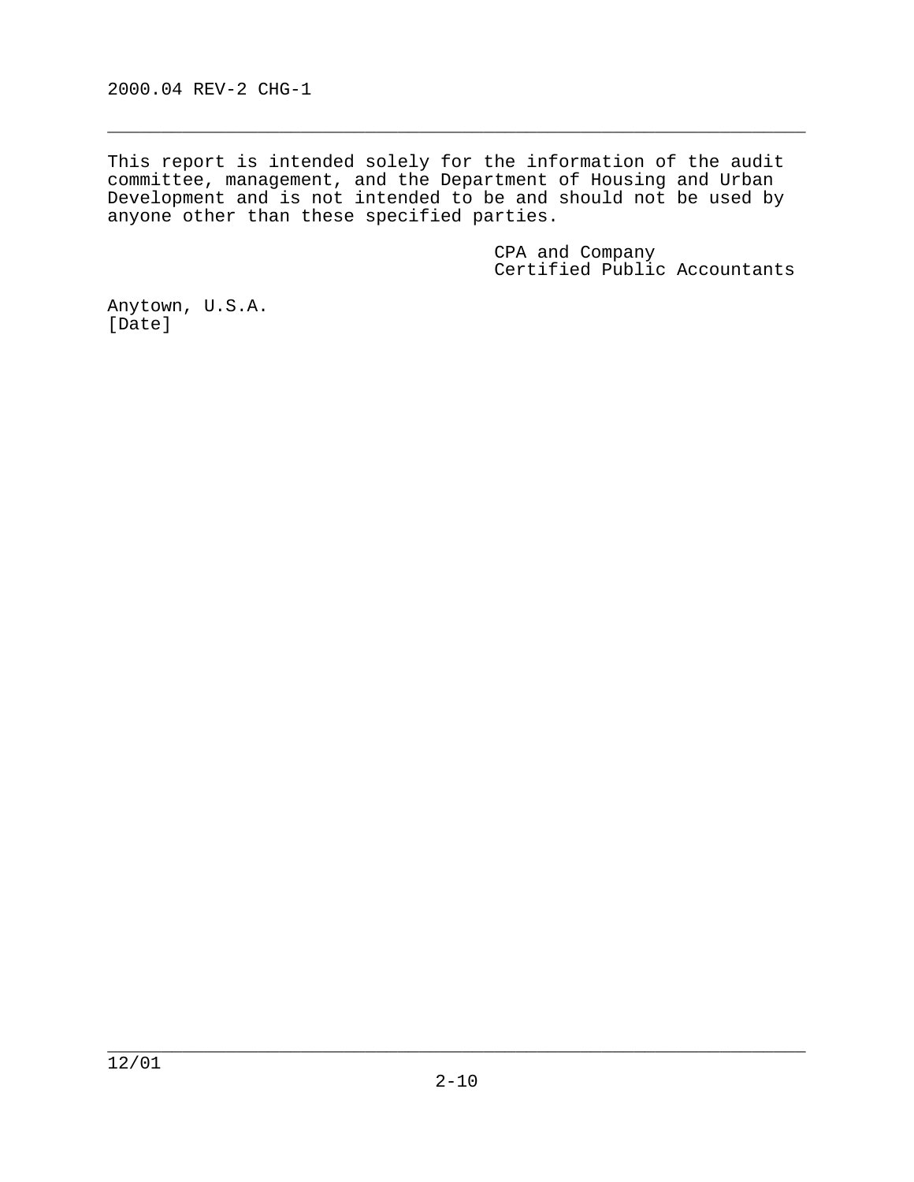This report is intended solely for the information of the audit committee, management, and the Department of Housing and Urban Development and is not intended to be and should not be used by anyone other than these specified parties.

CPA and Company
Certified Public Accountants

Anytown, U.S.A.
[Date]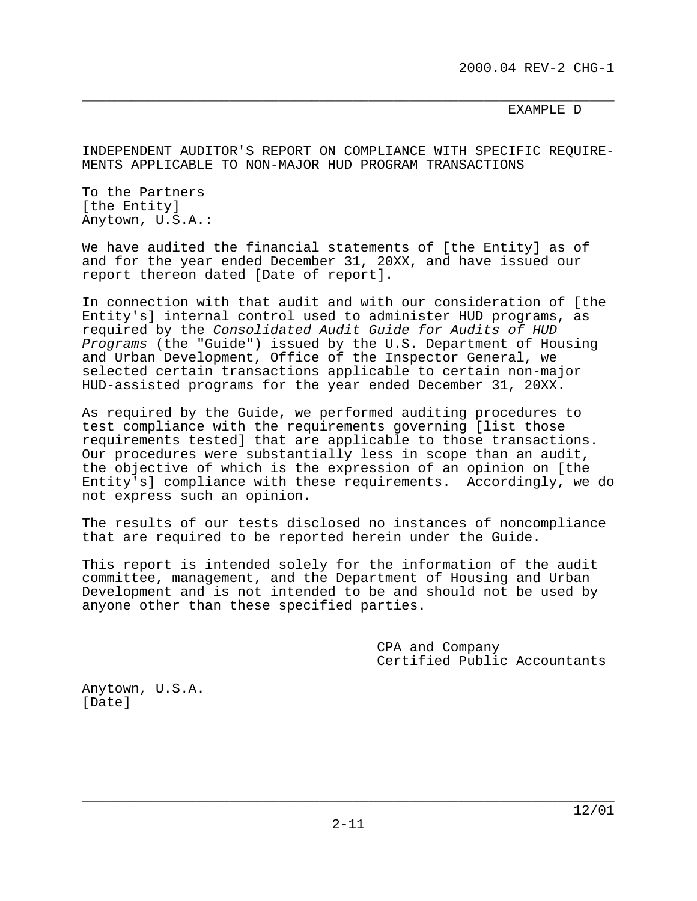EXAMPLE D

## INDEPENDENT AUDITOR'S REPORT ON COMPLIANCE WITH SPECIFIC REQUIREMENTS APPLICABLE TO NON-MAJOR HUD PROGRAM TRANSACTIONS

To the Partners
[the Entity]
Anytown, U.S.A.:

We have audited the financial statements of [the Entity] as of and for the year ended December 31, 20XX, and have issued our report thereon dated [Date of report].

In connection with that audit and with our consideration of [the Entity's] internal control used to administer HUD programs, as required by the *Consolidated Audit Guide for Audits of HUD Programs* (the "Guide") issued by the U.S. Department of Housing and Urban Development, Office of the Inspector General, we selected certain transactions applicable to certain non-major HUD-assisted programs for the year ended December 31, 20XX.

As required by the Guide, we performed auditing procedures to test compliance with the requirements governing [list those requirements tested] that are applicable to those transactions. Our procedures were substantially less in scope than an audit, the objective of which is the expression of an opinion on [the Entity's] compliance with these requirements. Accordingly, we do not express such an opinion.

The results of our tests disclosed no instances of noncompliance that are required to be reported herein under the Guide.

This report is intended solely for the information of the audit committee, management, and the Department of Housing and Urban Development and is not intended to be and should not be used by anyone other than these specified parties.

CPA and Company
Certified Public Accountants

Anytown, U.S.A.
[Date]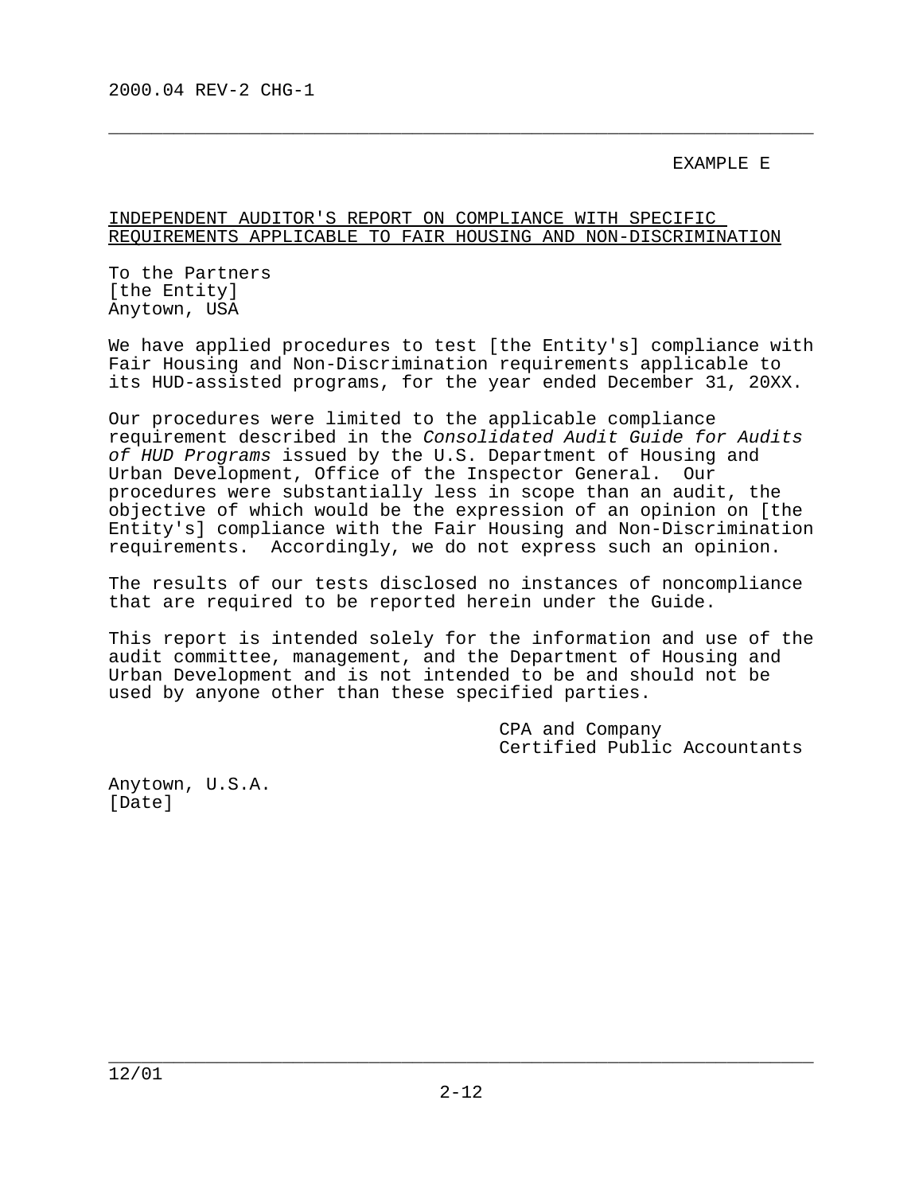EXAMPLE E

INDEPENDENT AUDITOR'S REPORT ON COMPLIANCE WITH SPECIFIC REQUIREMENTS APPLICABLE TO FAIR HOUSING AND NON-DISCRIMINATION

To the Partners
[the Entity]
Anytown, USA

We have applied procedures to test [the Entity's] compliance with Fair Housing and Non-Discrimination requirements applicable to its HUD-assisted programs, for the year ended December 31, 20XX.

Our procedures were limited to the applicable compliance requirement described in the *Consolidated Audit Guide for Audits of HUD Programs* issued by the U.S. Department of Housing and Urban Development, Office of the Inspector General. Our procedures were substantially less in scope than an audit, the objective of which would be the expression of an opinion on [the Entity's] compliance with the Fair Housing and Non-Discrimination requirements. Accordingly, we do not express such an opinion.

The results of our tests disclosed no instances of noncompliance that are required to be reported herein under the Guide.

This report is intended solely for the information and use of the audit committee, management, and the Department of Housing and Urban Development and is not intended to be and should not be used by anyone other than these specified parties.

CPA and Company
Certified Public Accountants

Anytown, U.S.A.
[Date]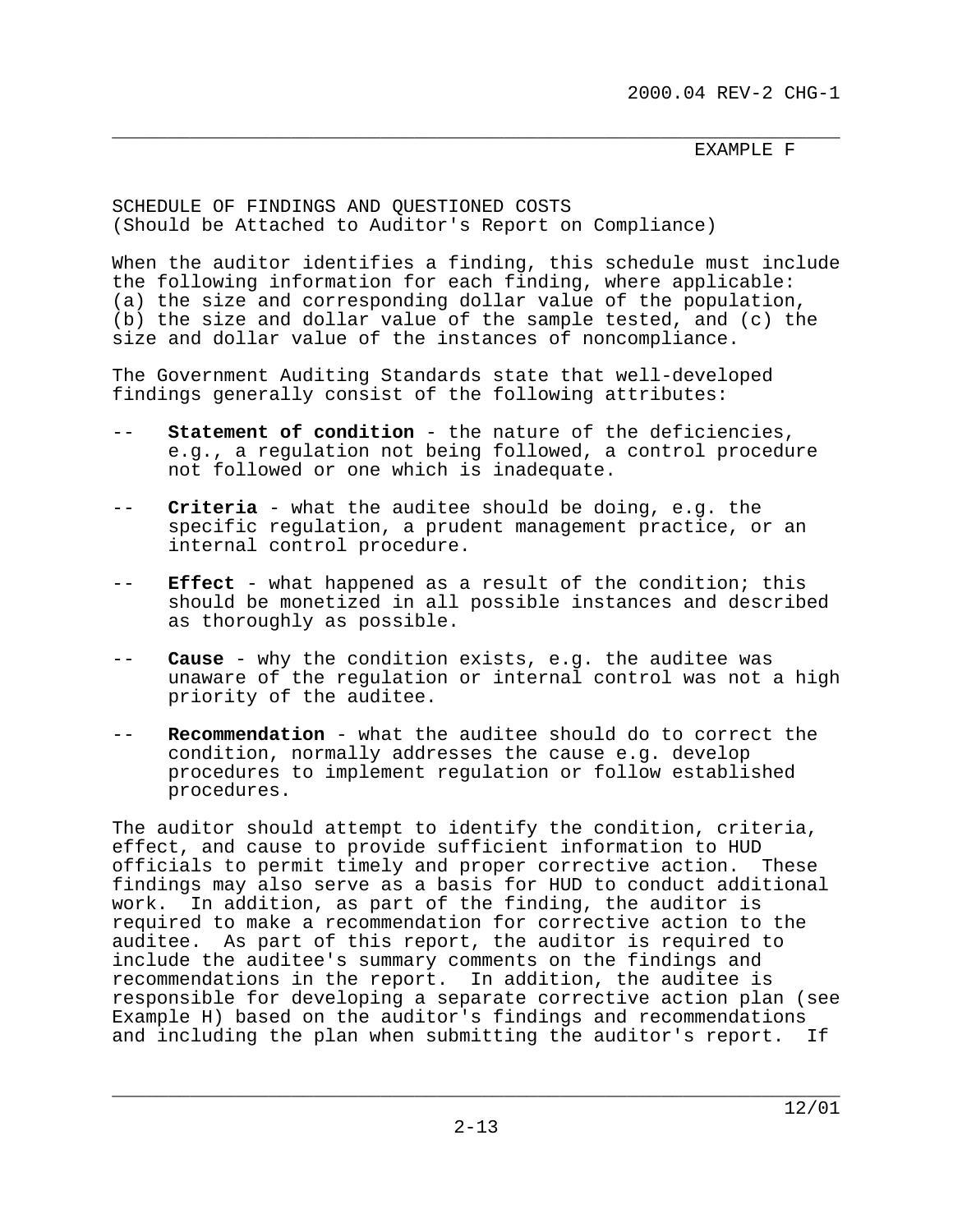EXAMPLE F

SCHEDULE OF FINDINGS AND QUESTIONED COSTS
(Should be Attached to Auditor's Report on Compliance)

When the auditor identifies a finding, this schedule must include the following information for each finding, where applicable: (a) the size and corresponding dollar value of the population, (b) the size and dollar value of the sample tested, and (c) the size and dollar value of the instances of noncompliance.

The Government Auditing Standards state that well-developed findings generally consist of the following attributes:

-- **Statement of condition** - the nature of the deficiencies, e.g., a regulation not being followed, a control procedure not followed or one which is inadequate.

-- **Criteria** - what the auditee should be doing, e.g. the specific regulation, a prudent management practice, or an internal control procedure.

-- **Effect** - what happened as a result of the condition; this should be monetized in all possible instances and described as thoroughly as possible.

-- **Cause** - why the condition exists, e.g. the auditee was unaware of the regulation or internal control was not a high priority of the auditee.

-- **Recommendation** - what the auditee should do to correct the condition, normally addresses the cause e.g. develop procedures to implement regulation or follow established procedures.

The auditor should attempt to identify the condition, criteria, effect, and cause to provide sufficient information to HUD officials to permit timely and proper corrective action. These findings may also serve as a basis for HUD to conduct additional work. In addition, as part of the finding, the auditor is required to make a recommendation for corrective action to the auditee. As part of this report, the auditor is required to include the auditee's summary comments on the findings and recommendations in the report. In addition, the auditee is responsible for developing a separate corrective action plan (see Example H) based on the auditor's findings and recommendations and including the plan when submitting the auditor's report. If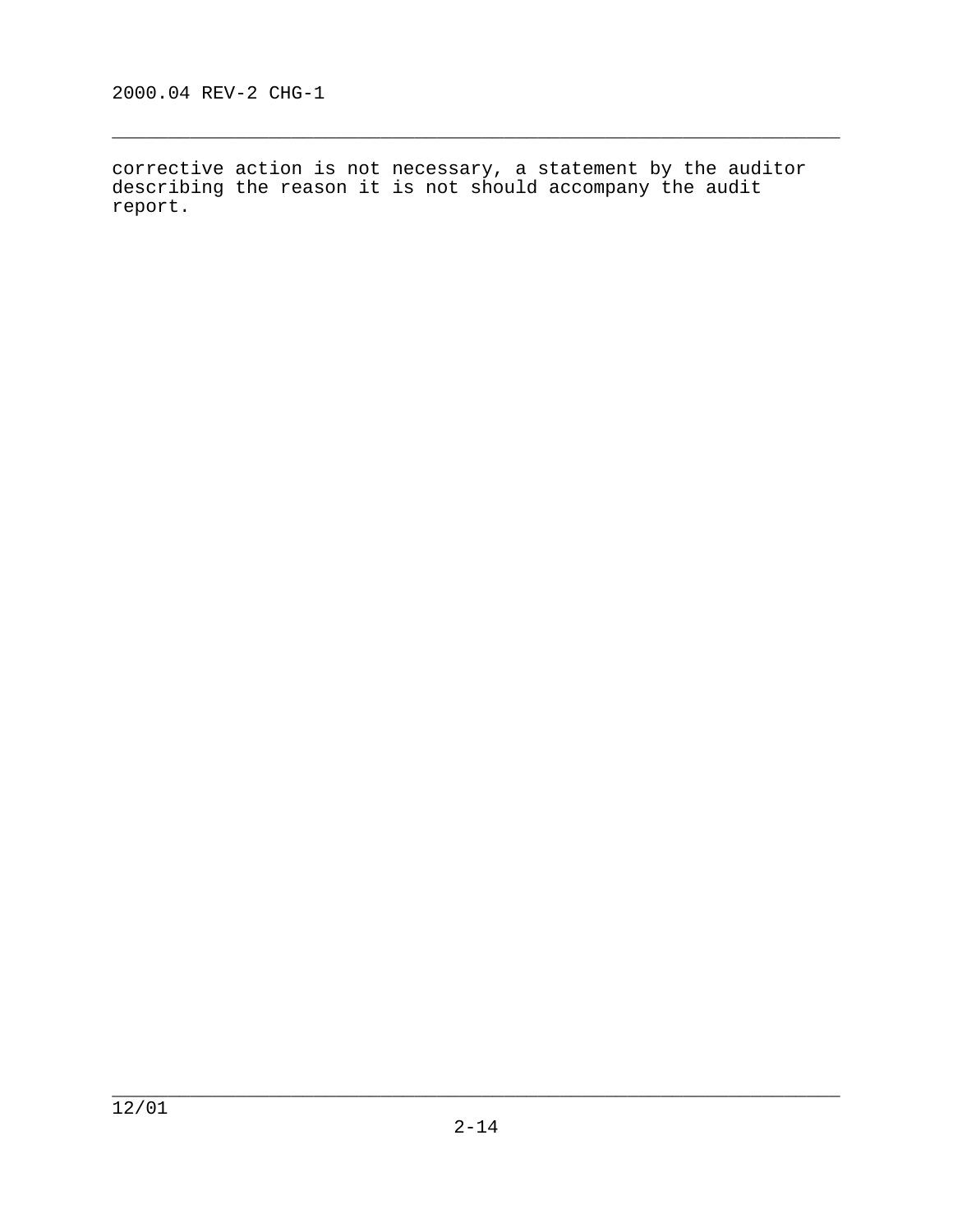corrective action is not necessary, a statement by the auditor describing the reason it is not should accompany the audit report.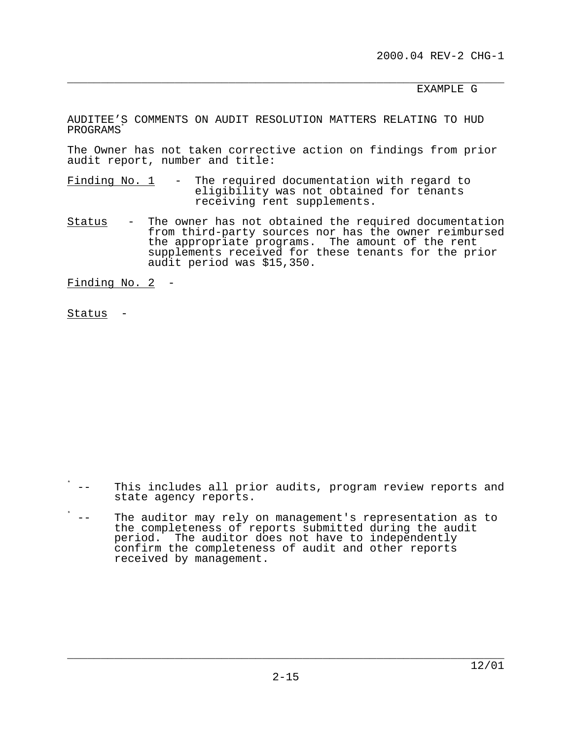EXAMPLE G

AUDITEE'S COMMENTS ON AUDIT RESOLUTION MATTERS RELATING TO HUD PROGRAMS*

The Owner has not taken corrective action on findings from prior audit report, number and title:

Finding No. 1 - The required documentation with regard to eligibility was not obtained for tenants receiving rent supplements.

Status - The owner has not obtained the required documentation from third-party sources nor has the owner reimbursed the appropriate programs. The amount of the rent supplements received for these tenants for the prior audit period was $15,350.

Finding No. 2 -

Status -

* -- This includes all prior audits, program review reports and state agency reports.

* -- The auditor may rely on management's representation as to the completeness of reports submitted during the audit period. The auditor does not have to independently confirm the completeness of audit and other reports received by management.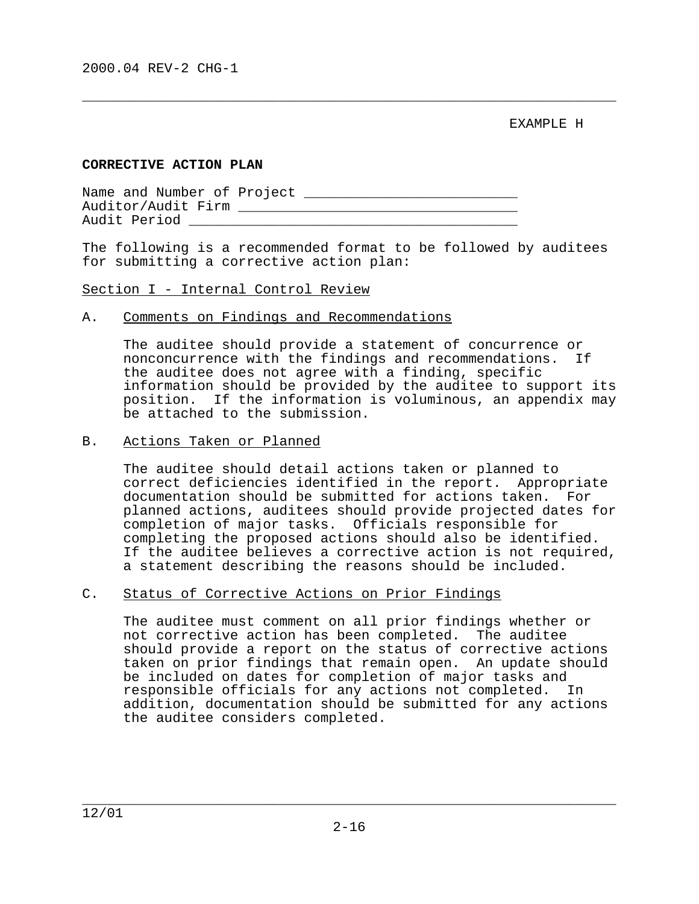EXAMPLE H

**CORRECTIVE ACTION PLAN**

Name and Number of Project ________________________
Auditor/Audit Firm ________________________________
Audit Period _____________________________________

The following is a recommended format to be followed by auditees for submitting a corrective action plan:

Section I - Internal Control Review

A. Comments on Findings and Recommendations

The auditee should provide a statement of concurrence or nonconcurrence with the findings and recommendations. If the auditee does not agree with a finding, specific information should be provided by the auditee to support its position. If the information is voluminous, an appendix may be attached to the submission.

B. Actions Taken or Planned

The auditee should detail actions taken or planned to correct deficiencies identified in the report. Appropriate documentation should be submitted for actions taken. For planned actions, auditees should provide projected dates for completion of major tasks. Officials responsible for completing the proposed actions should also be identified. If the auditee believes a corrective action is not required, a statement describing the reasons should be included.

C. Status of Corrective Actions on Prior Findings

The auditee must comment on all prior findings whether or not corrective action has been completed. The auditee should provide a report on the status of corrective actions taken on prior findings that remain open. An update should be included on dates for completion of major tasks and responsible officials for any actions not completed. In addition, documentation should be submitted for any actions the auditee considers completed.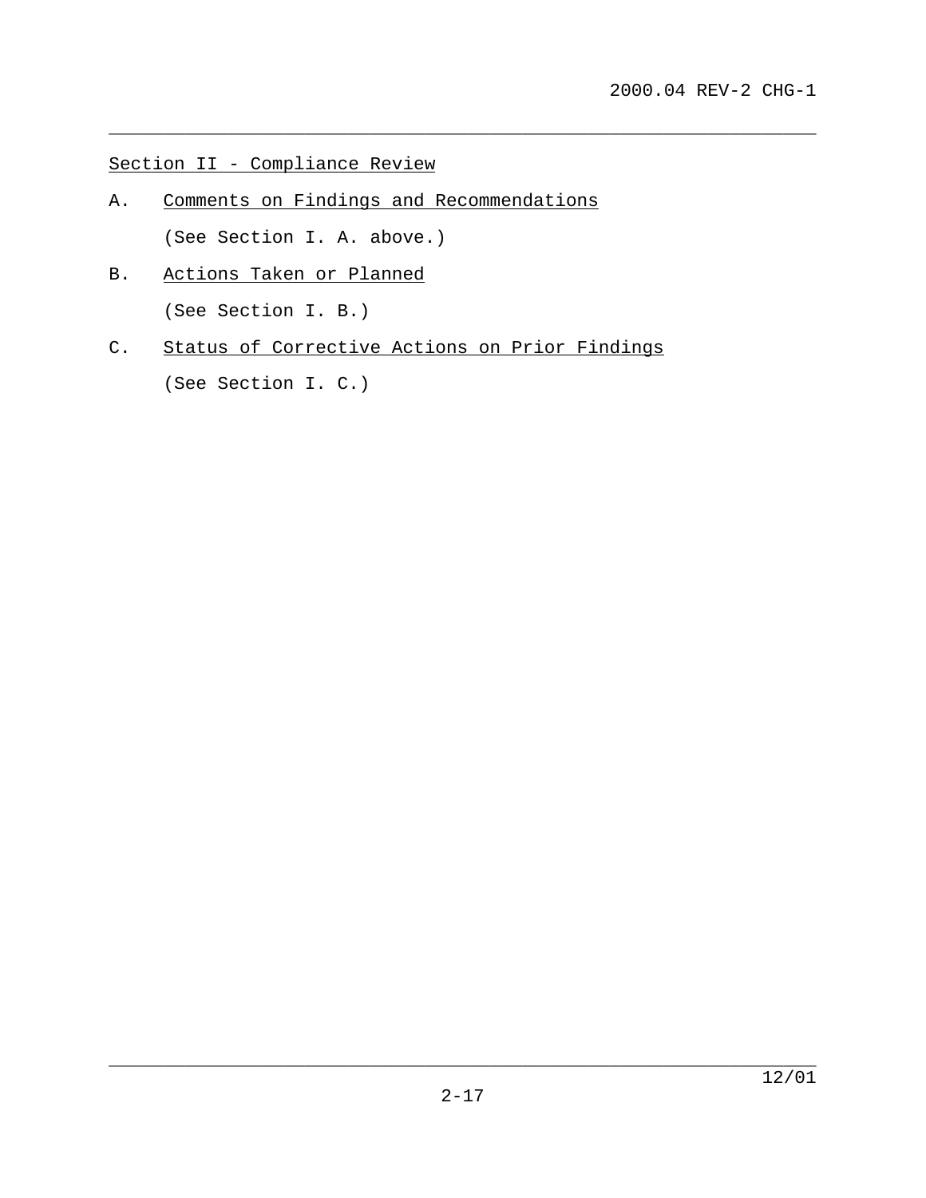## Section II - Compliance Review

A. Comments on Findings and Recommendations

(See Section I. A. above.)

B. Actions Taken or Planned

(See Section I. B.)

C. Status of Corrective Actions on Prior Findings

(See Section I. C.)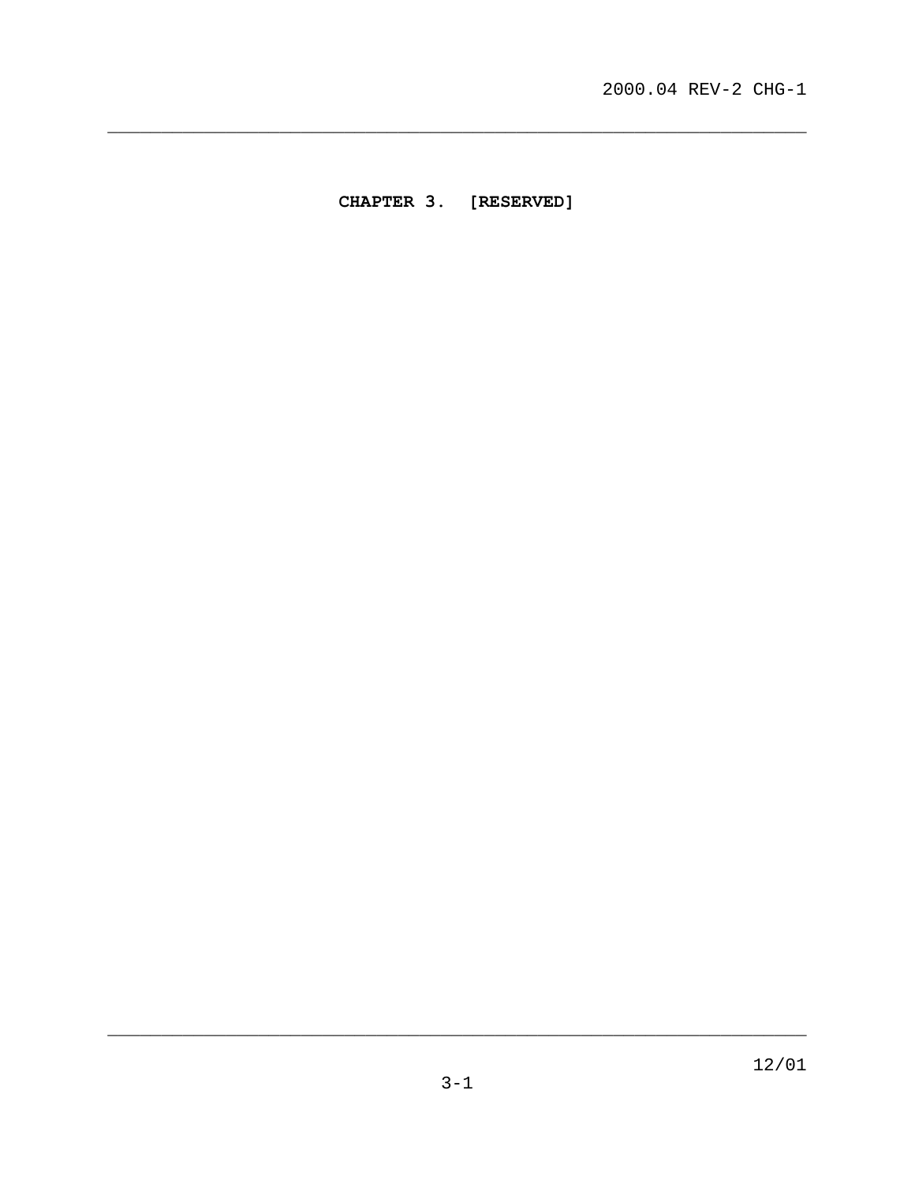# CHAPTER 3. [RESERVED]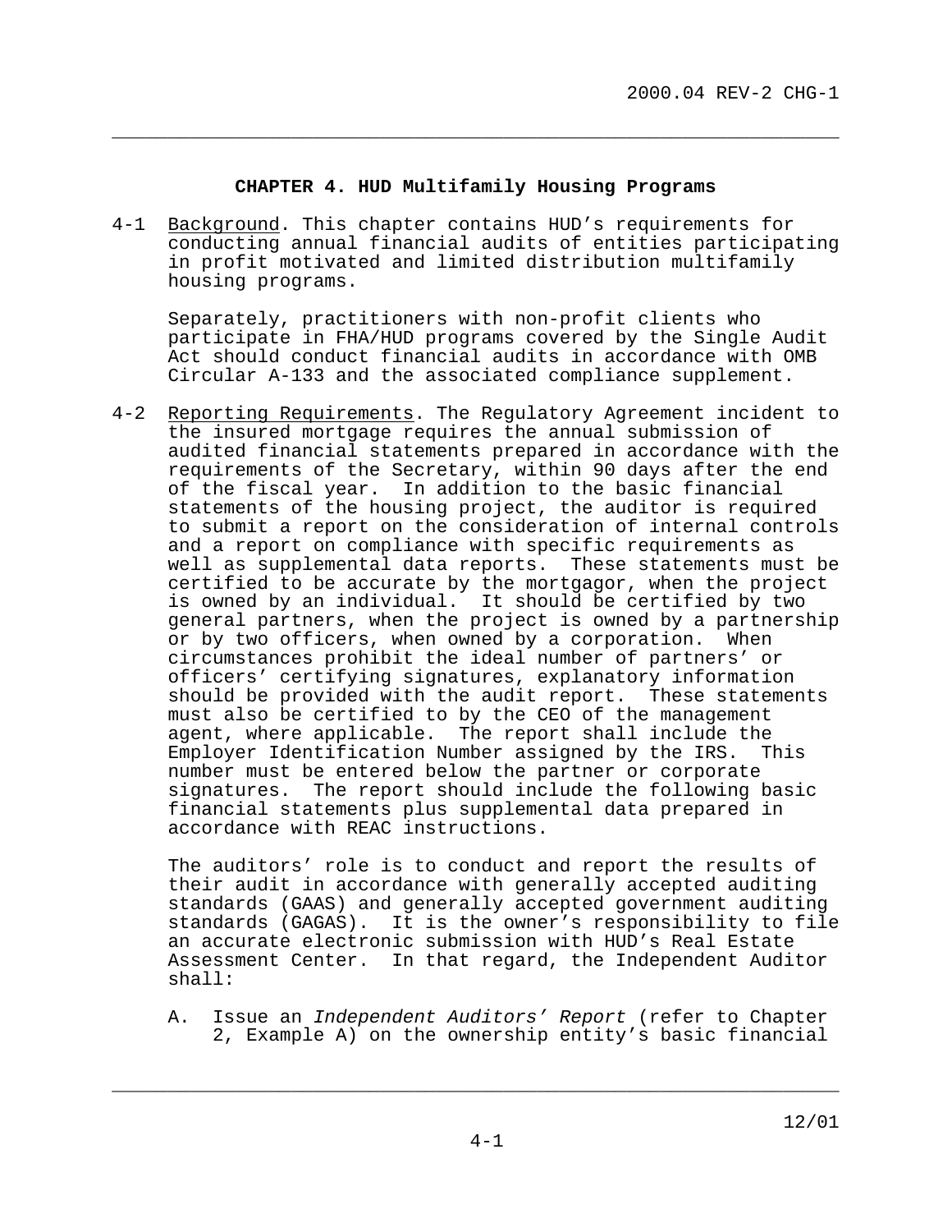## CHAPTER 4. HUD Multifamily Housing Programs

4-1 <u>Background</u>. This chapter contains HUD's requirements for conducting annual financial audits of entities participating in profit motivated and limited distribution multifamily housing programs.

Separately, practitioners with non-profit clients who participate in FHA/HUD programs covered by the Single Audit Act should conduct financial audits in accordance with OMB Circular A-133 and the associated compliance supplement.

4-2 <u>Reporting Requirements</u>. The Regulatory Agreement incident to the insured mortgage requires the annual submission of audited financial statements prepared in accordance with the requirements of the Secretary, within 90 days after the end of the fiscal year. In addition to the basic financial statements of the housing project, the auditor is required to submit a report on the consideration of internal controls and a report on compliance with specific requirements as well as supplemental data reports. These statements must be certified to be accurate by the mortgagor, when the project is owned by an individual. It should be certified by two general partners, when the project is owned by a partnership or by two officers, when owned by a corporation. When circumstances prohibit the ideal number of partners' or officers' certifying signatures, explanatory information should be provided with the audit report. These statements must also be certified to by the CEO of the management agent, where applicable. The report shall include the Employer Identification Number assigned by the IRS. This number must be entered below the partner or corporate signatures. The report should include the following basic financial statements plus supplemental data prepared in accordance with REAC instructions.

The auditors' role is to conduct and report the results of their audit in accordance with generally accepted auditing standards (GAAS) and generally accepted government auditing standards (GAGAS). It is the owner's responsibility to file an accurate electronic submission with HUD's Real Estate Assessment Center. In that regard, the Independent Auditor shall:

A. Issue an *Independent Auditors' Report* (refer to Chapter 2, Example A) on the ownership entity's basic financial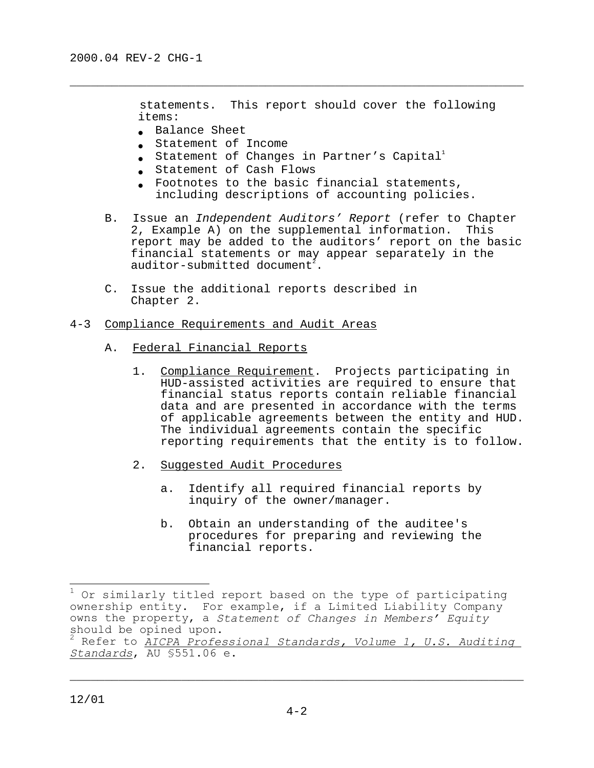statements. This report should cover the following items:

- Balance Sheet
- Statement of Income
- Statement of Changes in Partner's Capital[1]
- Statement of Cash Flows
- Footnotes to the basic financial statements, including descriptions of accounting policies.

B. Issue an *Independent Auditors' Report* (refer to Chapter 2, Example A) on the supplemental information. This report may be added to the auditors' report on the basic financial statements or may appear separately in the auditor-submitted document[2].

C. Issue the additional reports described in Chapter 2.

## 4-3 Compliance Requirements and Audit Areas

### A. Federal Financial Reports

1. Compliance Requirement. Projects participating in HUD-assisted activities are required to ensure that financial status reports contain reliable financial data and are presented in accordance with the terms of applicable agreements between the entity and HUD. The individual agreements contain the specific reporting requirements that the entity is to follow.

2. Suggested Audit Procedures

   a. Identify all required financial reports by inquiry of the owner/manager.

   b. Obtain an understanding of the auditee's procedures for preparing and reviewing the financial reports.

---

[1] Or similarly titled report based on the type of participating ownership entity. For example, if a Limited Liability Company owns the property, a *Statement of Changes in Members' Equity* should be opined upon.

[2] Refer to *AICPA Professional Standards, Volume 1, U.S. Auditing Standards*, AU §551.06 e.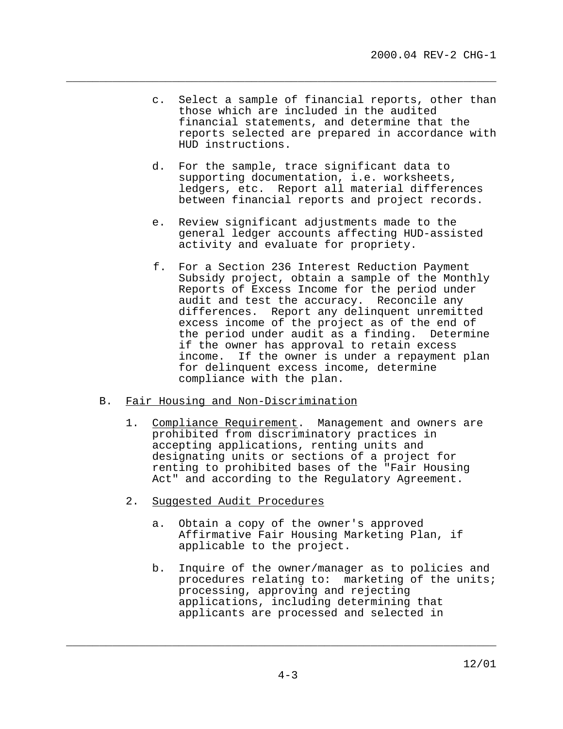c. Select a sample of financial reports, other than those which are included in the audited financial statements, and determine that the reports selected are prepared in accordance with HUD instructions.

d. For the sample, trace significant data to supporting documentation, i.e. worksheets, ledgers, etc. Report all material differences between financial reports and project records.

e. Review significant adjustments made to the general ledger accounts affecting HUD-assisted activity and evaluate for propriety.

f. For a Section 236 Interest Reduction Payment Subsidy project, obtain a sample of the Monthly Reports of Excess Income for the period under audit and test the accuracy. Reconcile any differences. Report any delinquent unremitted excess income of the project as of the end of the period under audit as a finding. Determine if the owner has approval to retain excess income. If the owner is under a repayment plan for delinquent excess income, determine compliance with the plan.

B. Fair Housing and Non-Discrimination

1. Compliance Requirement. Management and owners are prohibited from discriminatory practices in accepting applications, renting units and designating units or sections of a project for renting to prohibited bases of the "Fair Housing Act" and according to the Regulatory Agreement.

2. Suggested Audit Procedures

a. Obtain a copy of the owner's approved Affirmative Fair Housing Marketing Plan, if applicable to the project.

b. Inquire of the owner/manager as to policies and procedures relating to: marketing of the units; processing, approving and rejecting applications, including determining that applicants are processed and selected in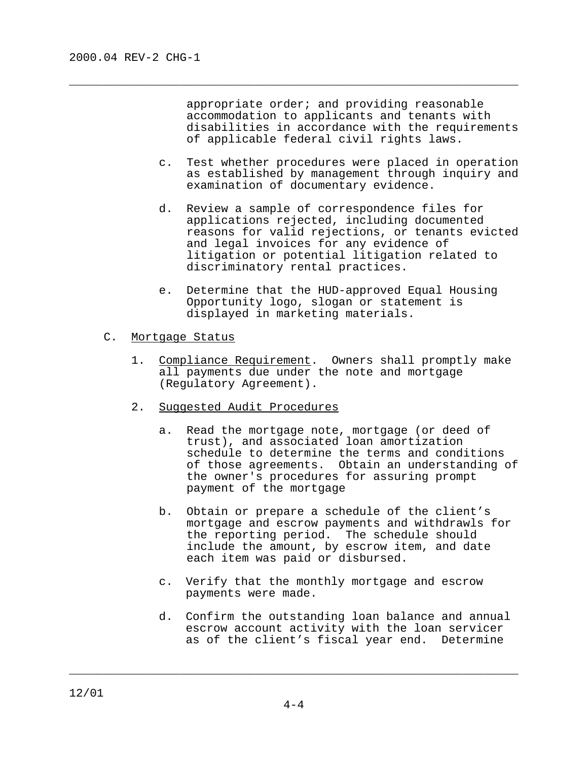appropriate order; and providing reasonable accommodation to applicants and tenants with disabilities in accordance with the requirements of applicable federal civil rights laws.

c. Test whether procedures were placed in operation as established by management through inquiry and examination of documentary evidence.

d. Review a sample of correspondence files for applications rejected, including documented reasons for valid rejections, or tenants evicted and legal invoices for any evidence of litigation or potential litigation related to discriminatory rental practices.

e. Determine that the HUD-approved Equal Housing Opportunity logo, slogan or statement is displayed in marketing materials.

C. Mortgage Status

1. Compliance Requirement. Owners shall promptly make all payments due under the note and mortgage (Regulatory Agreement).

2. Suggested Audit Procedures

a. Read the mortgage note, mortgage (or deed of trust), and associated loan amortization schedule to determine the terms and conditions of those agreements. Obtain an understanding of the owner's procedures for assuring prompt payment of the mortgage

b. Obtain or prepare a schedule of the client's mortgage and escrow payments and withdrawls for the reporting period. The schedule should include the amount, by escrow item, and date each item was paid or disbursed.

c. Verify that the monthly mortgage and escrow payments were made.

d. Confirm the outstanding loan balance and annual escrow account activity with the loan servicer as of the client's fiscal year end. Determine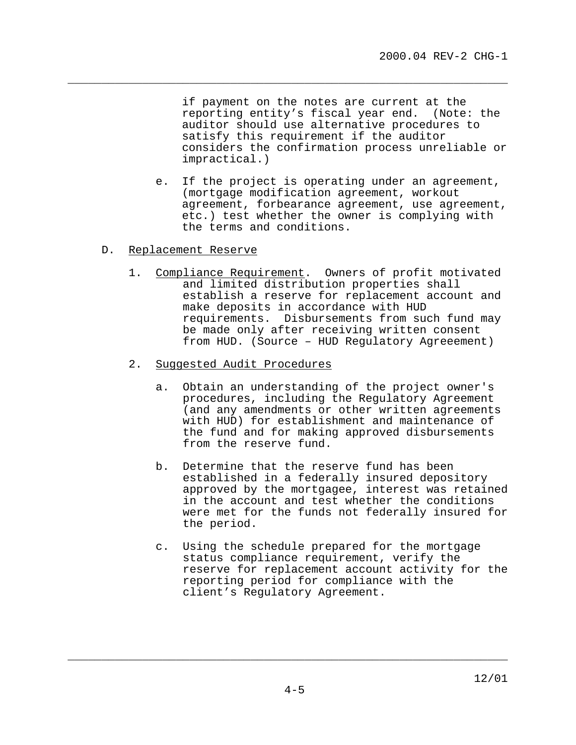if payment on the notes are current at the reporting entity's fiscal year end. (Note: the auditor should use alternative procedures to satisfy this requirement if the auditor considers the confirmation process unreliable or impractical.)

e. If the project is operating under an agreement, (mortgage modification agreement, workout agreement, forbearance agreement, use agreement, etc.) test whether the owner is complying with the terms and conditions.

D. Replacement Reserve

1. Compliance Requirement. Owners of profit motivated and limited distribution properties shall establish a reserve for replacement account and make deposits in accordance with HUD requirements. Disbursements from such fund may be made only after receiving written consent from HUD. (Source – HUD Regulatory Agreeement)

2. Suggested Audit Procedures

a. Obtain an understanding of the project owner's procedures, including the Regulatory Agreement (and any amendments or other written agreements with HUD) for establishment and maintenance of the fund and for making approved disbursements from the reserve fund.

b. Determine that the reserve fund has been established in a federally insured depository approved by the mortgagee, interest was retained in the account and test whether the conditions were met for the funds not federally insured for the period.

c. Using the schedule prepared for the mortgage status compliance requirement, verify the reserve for replacement account activity for the reporting period for compliance with the client's Regulatory Agreement.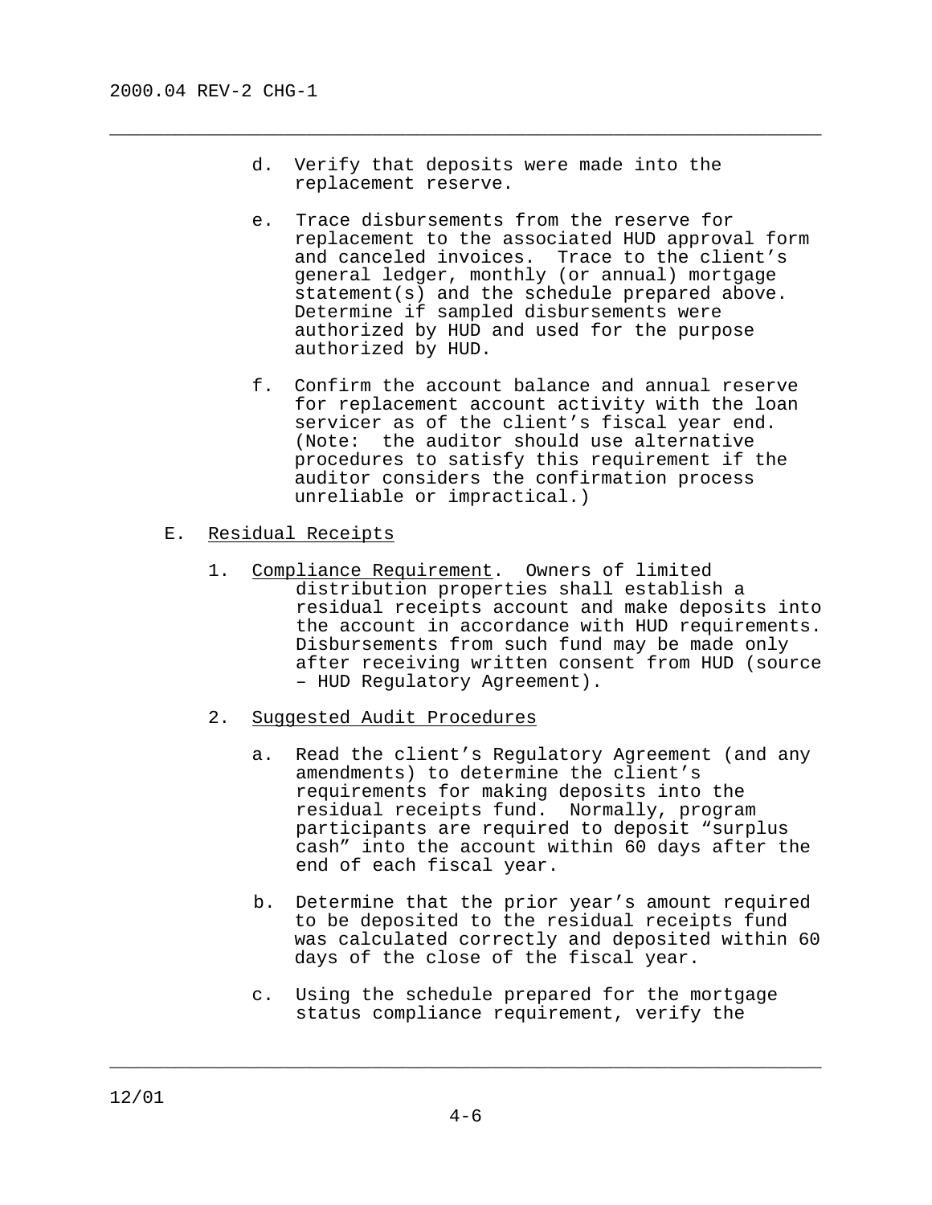d. Verify that deposits were made into the replacement reserve.

e. Trace disbursements from the reserve for replacement to the associated HUD approval form and canceled invoices. Trace to the client's general ledger, monthly (or annual) mortgage statement(s) and the schedule prepared above. Determine if sampled disbursements were authorized by HUD and used for the purpose authorized by HUD.

f. Confirm the account balance and annual reserve for replacement account activity with the loan servicer as of the client's fiscal year end. (Note: the auditor should use alternative procedures to satisfy this requirement if the auditor considers the confirmation process unreliable or impractical.)

E. Residual Receipts

1. Compliance Requirement. Owners of limited distribution properties shall establish a residual receipts account and make deposits into the account in accordance with HUD requirements. Disbursements from such fund may be made only after receiving written consent from HUD (source – HUD Regulatory Agreement).

2. Suggested Audit Procedures

a. Read the client's Regulatory Agreement (and any amendments) to determine the client's requirements for making deposits into the residual receipts fund. Normally, program participants are required to deposit "surplus cash" into the account within 60 days after the end of each fiscal year.

b. Determine that the prior year's amount required to be deposited to the residual receipts fund was calculated correctly and deposited within 60 days of the close of the fiscal year.

c. Using the schedule prepared for the mortgage status compliance requirement, verify the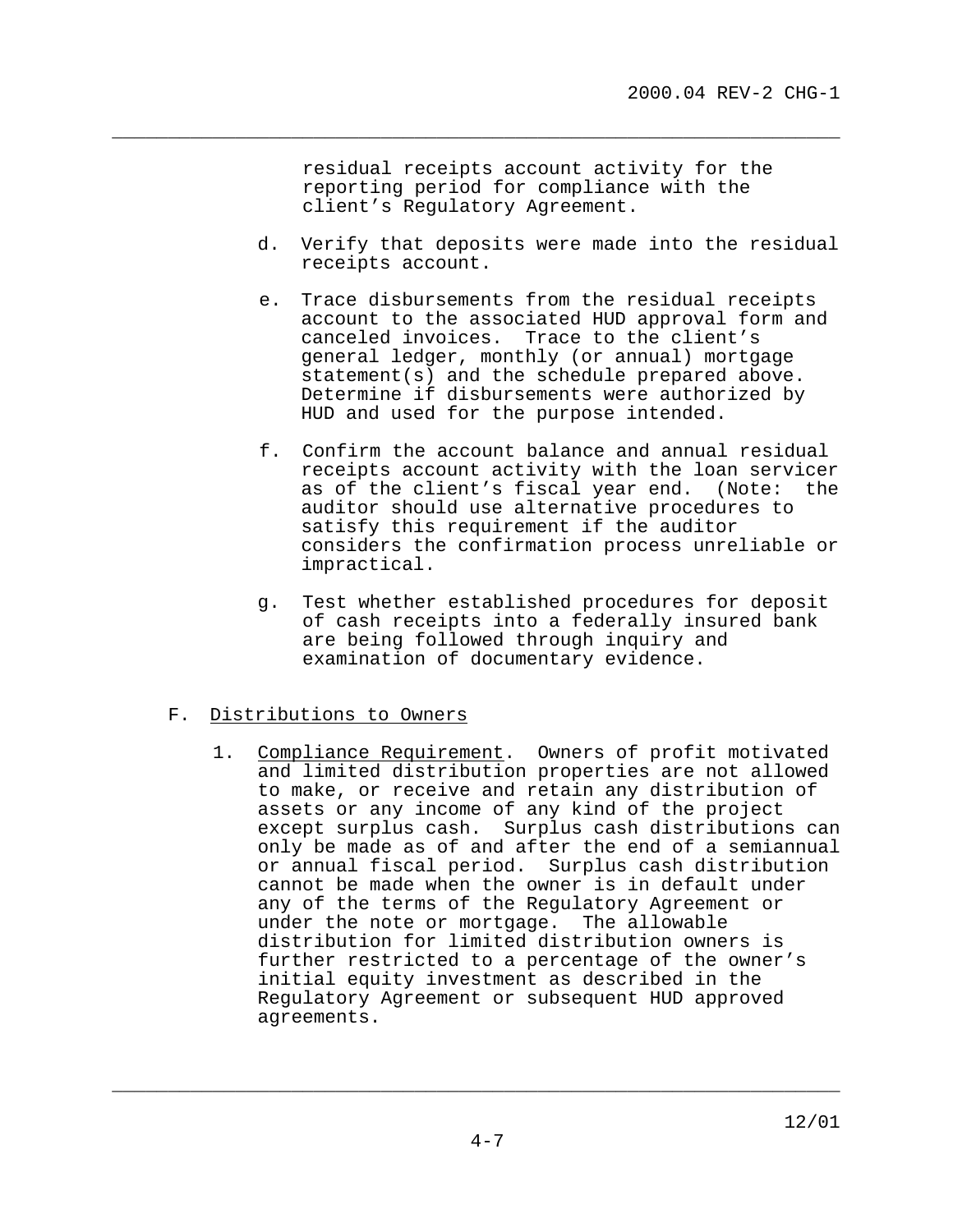residual receipts account activity for the reporting period for compliance with the client's Regulatory Agreement.

d. Verify that deposits were made into the residual receipts account.

e. Trace disbursements from the residual receipts account to the associated HUD approval form and canceled invoices. Trace to the client's general ledger, monthly (or annual) mortgage statement(s) and the schedule prepared above. Determine if disbursements were authorized by HUD and used for the purpose intended.

f. Confirm the account balance and annual residual receipts account activity with the loan servicer as of the client's fiscal year end. (Note: the auditor should use alternative procedures to satisfy this requirement if the auditor considers the confirmation process unreliable or impractical.

g. Test whether established procedures for deposit of cash receipts into a federally insured bank are being followed through inquiry and examination of documentary evidence.

F. Distributions to Owners

1. Compliance Requirement. Owners of profit motivated and limited distribution properties are not allowed to make, or receive and retain any distribution of assets or any income of any kind of the project except surplus cash. Surplus cash distributions can only be made as of and after the end of a semiannual or annual fiscal period. Surplus cash distribution cannot be made when the owner is in default under any of the terms of the Regulatory Agreement or under the note or mortgage. The allowable distribution for limited distribution owners is further restricted to a percentage of the owner's initial equity investment as described in the Regulatory Agreement or subsequent HUD approved agreements.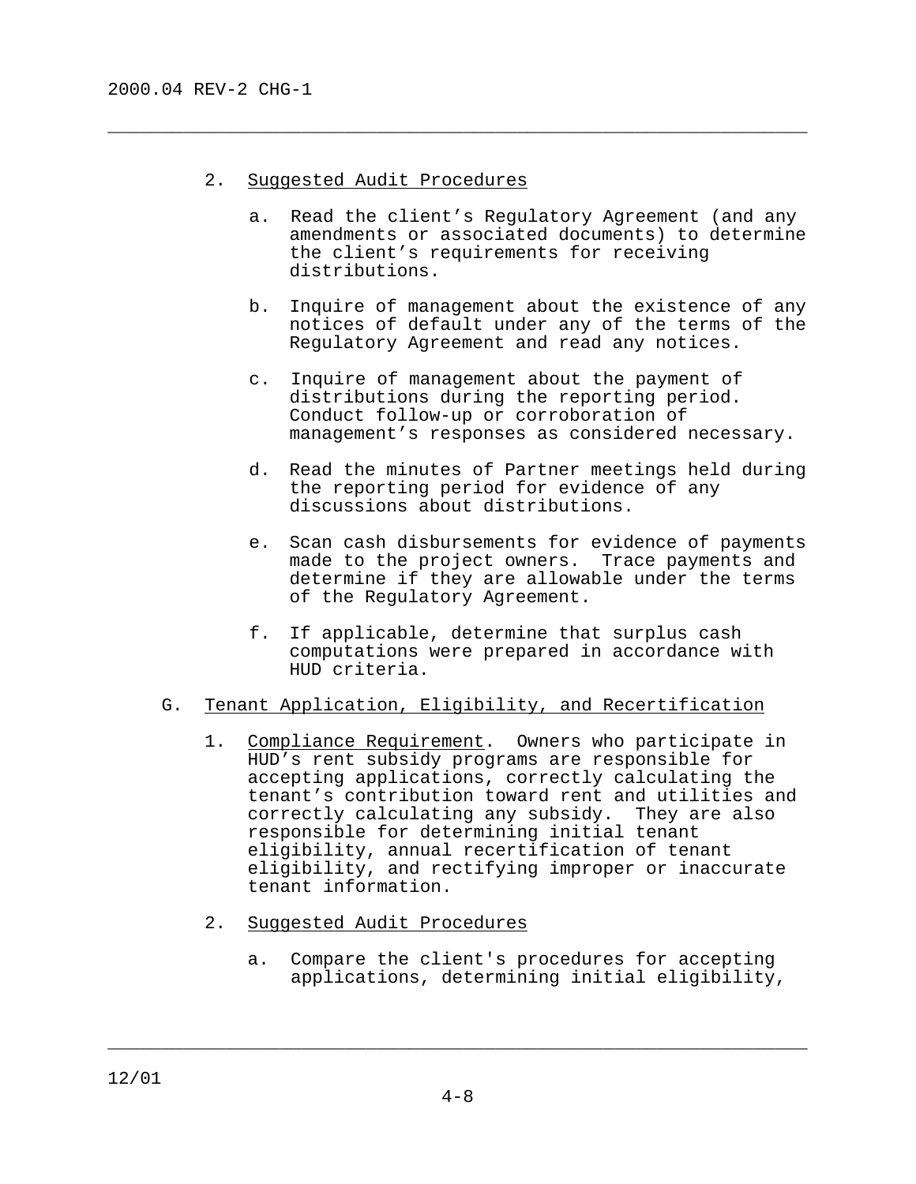2. Suggested Audit Procedures

   a. Read the client's Regulatory Agreement (and any amendments or associated documents) to determine the client's requirements for receiving distributions.

   b. Inquire of management about the existence of any notices of default under any of the terms of the Regulatory Agreement and read any notices.

   c. Inquire of management about the payment of distributions during the reporting period. Conduct follow-up or corroboration of management's responses as considered necessary.

   d. Read the minutes of Partner meetings held during the reporting period for evidence of any discussions about distributions.

   e. Scan cash disbursements for evidence of payments made to the project owners. Trace payments and determine if they are allowable under the terms of the Regulatory Agreement.

   f. If applicable, determine that surplus cash computations were prepared in accordance with HUD criteria.

G. Tenant Application, Eligibility, and Recertification

1. Compliance Requirement. Owners who participate in HUD's rent subsidy programs are responsible for accepting applications, correctly calculating the tenant's contribution toward rent and utilities and correctly calculating any subsidy. They are also responsible for determining initial tenant eligibility, annual recertification of tenant eligibility, and rectifying improper or inaccurate tenant information.

2. Suggested Audit Procedures

   a. Compare the client's procedures for accepting applications, determining initial eligibility,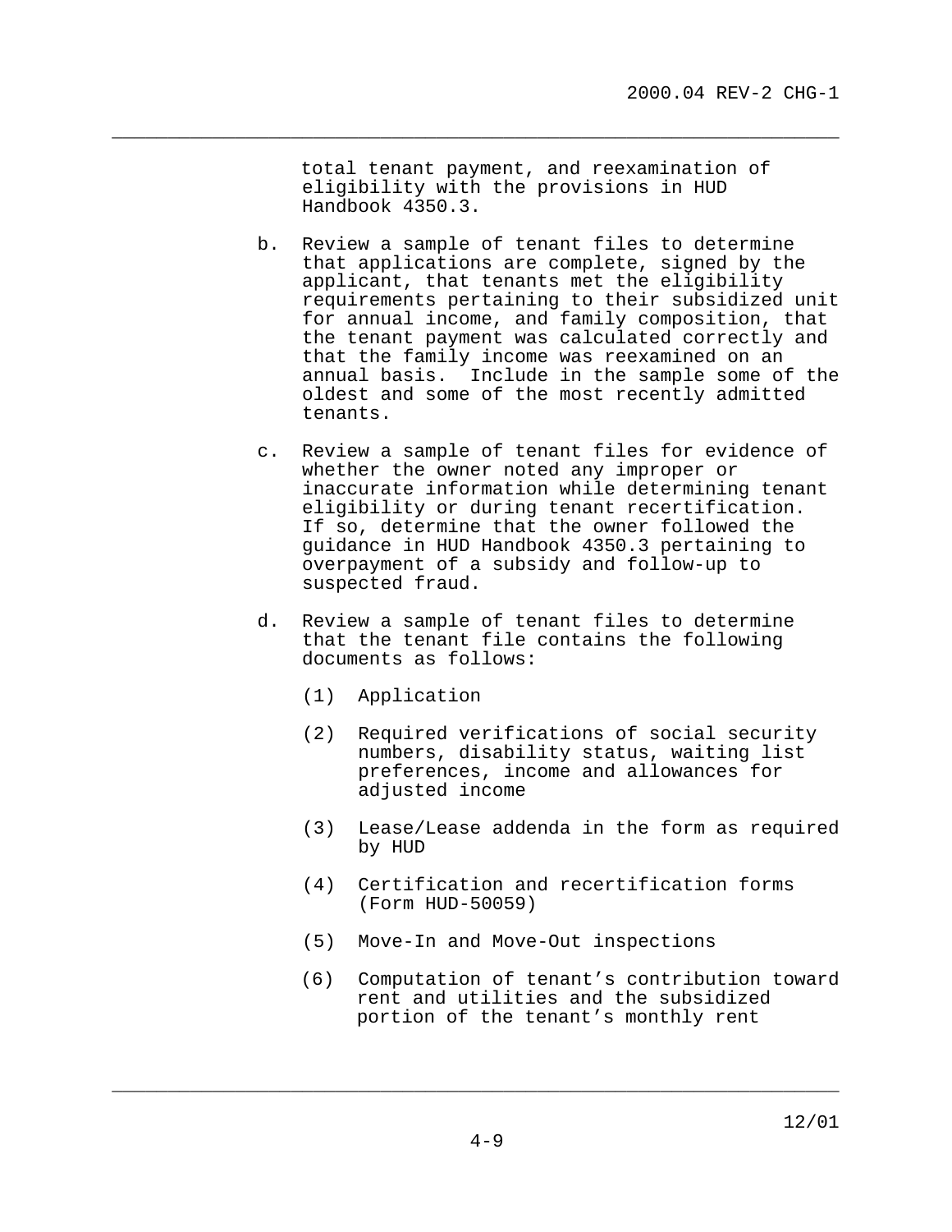total tenant payment, and reexamination of eligibility with the provisions in HUD Handbook 4350.3.

b. Review a sample of tenant files to determine that applications are complete, signed by the applicant, that tenants met the eligibility requirements pertaining to their subsidized unit for annual income, and family composition, that the tenant payment was calculated correctly and that the family income was reexamined on an annual basis. Include in the sample some of the oldest and some of the most recently admitted tenants.

c. Review a sample of tenant files for evidence of whether the owner noted any improper or inaccurate information while determining tenant eligibility or during tenant recertification. If so, determine that the owner followed the guidance in HUD Handbook 4350.3 pertaining to overpayment of a subsidy and follow-up to suspected fraud.

d. Review a sample of tenant files to determine that the tenant file contains the following documents as follows:

   (1) Application

   (2) Required verifications of social security numbers, disability status, waiting list preferences, income and allowances for adjusted income

   (3) Lease/Lease addenda in the form as required by HUD

   (4) Certification and recertification forms (Form HUD-50059)

   (5) Move-In and Move-Out inspections

   (6) Computation of tenant's contribution toward rent and utilities and the subsidized portion of the tenant's monthly rent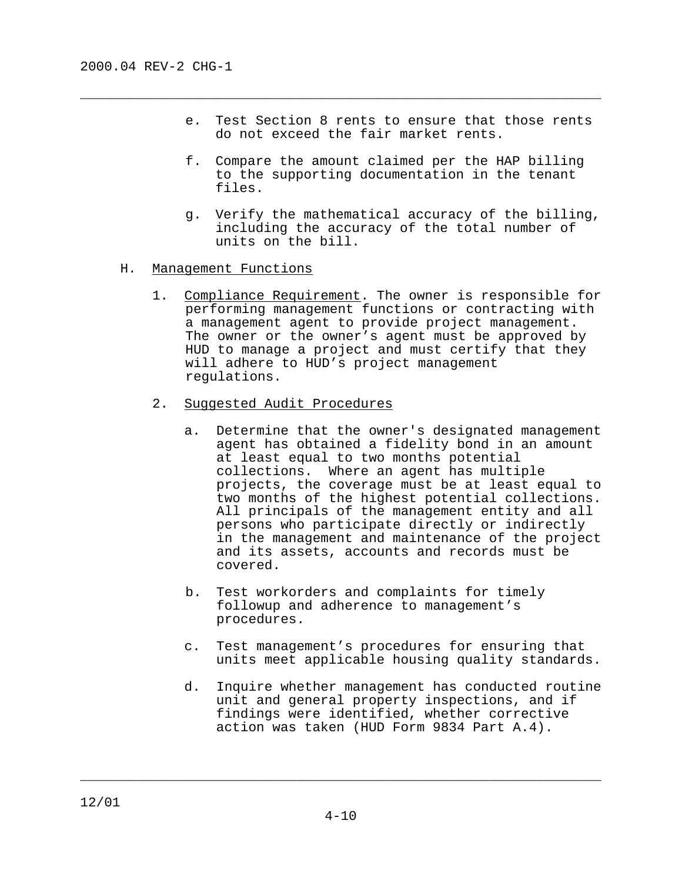e. Test Section 8 rents to ensure that those rents do not exceed the fair market rents.

f. Compare the amount claimed per the HAP billing to the supporting documentation in the tenant files.

g. Verify the mathematical accuracy of the billing, including the accuracy of the total number of units on the bill.

H. Management Functions

1. Compliance Requirement. The owner is responsible for performing management functions or contracting with a management agent to provide project management. The owner or the owner's agent must be approved by HUD to manage a project and must certify that they will adhere to HUD's project management regulations.

2. Suggested Audit Procedures

a. Determine that the owner's designated management agent has obtained a fidelity bond in an amount at least equal to two months potential collections. Where an agent has multiple projects, the coverage must be at least equal to two months of the highest potential collections. All principals of the management entity and all persons who participate directly or indirectly in the management and maintenance of the project and its assets, accounts and records must be covered.

b. Test workorders and complaints for timely followup and adherence to management's procedures.

c. Test management's procedures for ensuring that units meet applicable housing quality standards.

d. Inquire whether management has conducted routine unit and general property inspections, and if findings were identified, whether corrective action was taken (HUD Form 9834 Part A.4).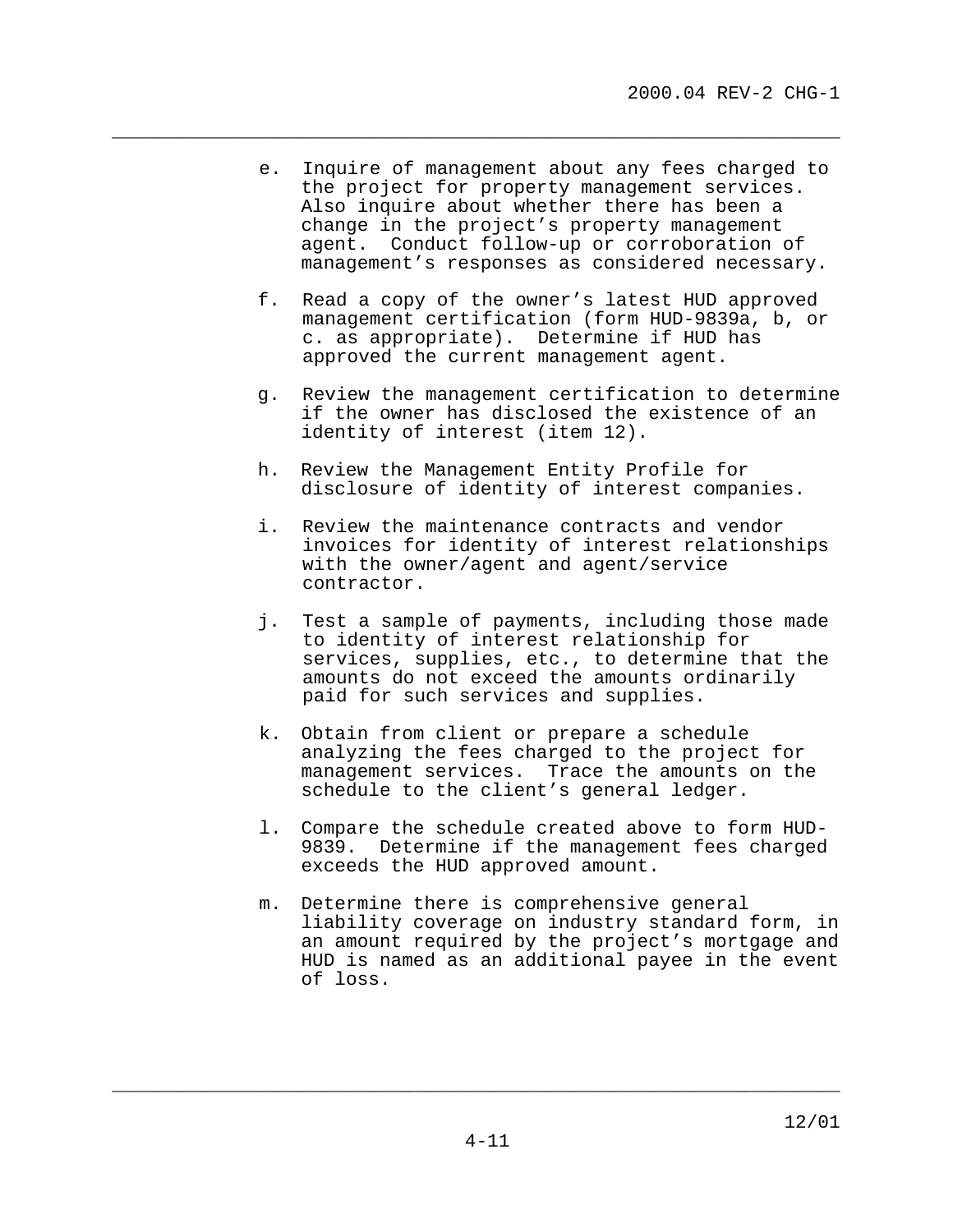e. Inquire of management about any fees charged to the project for property management services. Also inquire about whether there has been a change in the project's property management agent. Conduct follow-up or corroboration of management's responses as considered necessary.

f. Read a copy of the owner's latest HUD approved management certification (form HUD-9839a, b, or c. as appropriate). Determine if HUD has approved the current management agent.

g. Review the management certification to determine if the owner has disclosed the existence of an identity of interest (item 12).

h. Review the Management Entity Profile for disclosure of identity of interest companies.

i. Review the maintenance contracts and vendor invoices for identity of interest relationships with the owner/agent and agent/service contractor.

j. Test a sample of payments, including those made to identity of interest relationship for services, supplies, etc., to determine that the amounts do not exceed the amounts ordinarily paid for such services and supplies.

k. Obtain from client or prepare a schedule analyzing the fees charged to the project for management services. Trace the amounts on the schedule to the client's general ledger.

l. Compare the schedule created above to form HUD-9839. Determine if the management fees charged exceeds the HUD approved amount.

m. Determine there is comprehensive general liability coverage on industry standard form, in an amount required by the project's mortgage and HUD is named as an additional payee in the event of loss.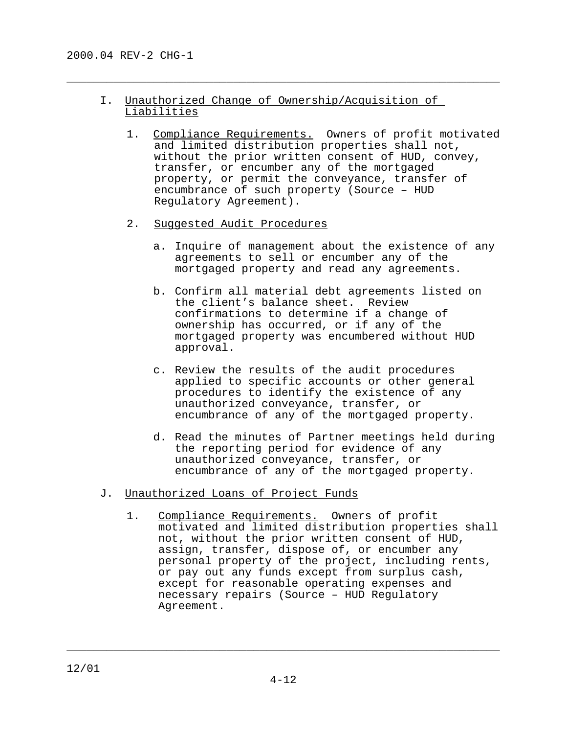## I. Unauthorized Change of Ownership/Acquisition of Liabilities

1. Compliance Requirements. Owners of profit motivated and limited distribution properties shall not, without the prior written consent of HUD, convey, transfer, or encumber any of the mortgaged property, or permit the conveyance, transfer of encumbrance of such property (Source – HUD Regulatory Agreement).

2. Suggested Audit Procedures

   a. Inquire of management about the existence of any agreements to sell or encumber any of the mortgaged property and read any agreements.

   b. Confirm all material debt agreements listed on the client's balance sheet. Review confirmations to determine if a change of ownership has occurred, or if any of the mortgaged property was encumbered without HUD approval.

   c. Review the results of the audit procedures applied to specific accounts or other general procedures to identify the existence of any unauthorized conveyance, transfer, or encumbrance of any of the mortgaged property.

   d. Read the minutes of Partner meetings held during the reporting period for evidence of any unauthorized conveyance, transfer, or encumbrance of any of the mortgaged property.

## J. Unauthorized Loans of Project Funds

1. Compliance Requirements. Owners of profit motivated and limited distribution properties shall not, without the prior written consent of HUD, assign, transfer, dispose of, or encumber any personal property of the project, including rents, or pay out any funds except from surplus cash, except for reasonable operating expenses and necessary repairs (Source – HUD Regulatory Agreement.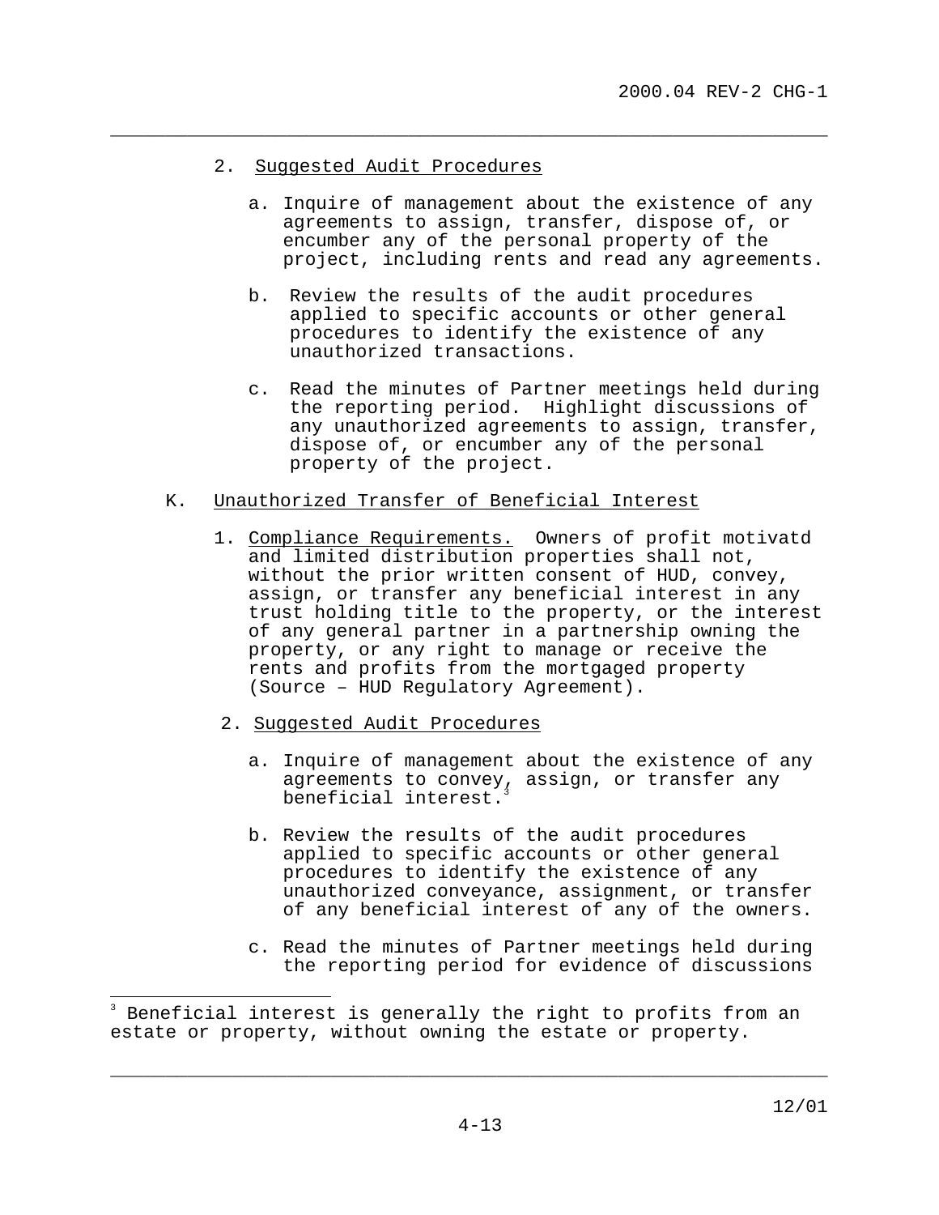2. Suggested Audit Procedures

   a. Inquire of management about the existence of any agreements to assign, transfer, dispose of, or encumber any of the personal property of the project, including rents and read any agreements.

   b. Review the results of the audit procedures applied to specific accounts or other general procedures to identify the existence of any unauthorized transactions.

   c. Read the minutes of Partner meetings held during the reporting period. Highlight discussions of any unauthorized agreements to assign, transfer, dispose of, or encumber any of the personal property of the project.

K. Unauthorized Transfer of Beneficial Interest

1. Compliance Requirements. Owners of profit motivatd and limited distribution properties shall not, without the prior written consent of HUD, convey, assign, or transfer any beneficial interest in any trust holding title to the property, or the interest of any general partner in a partnership owning the property, or any right to manage or receive the rents and profits from the mortgaged property (Source – HUD Regulatory Agreement).

2. Suggested Audit Procedures

   a. Inquire of management about the existence of any agreements to convey, assign, or transfer any beneficial interest.[3]

   b. Review the results of the audit procedures applied to specific accounts or other general procedures to identify the existence of any unauthorized conveyance, assignment, or transfer of any beneficial interest of any of the owners.

   c. Read the minutes of Partner meetings held during the reporting period for evidence of discussions

---

[3] Beneficial interest is generally the right to profits from an estate or property, without owning the estate or property.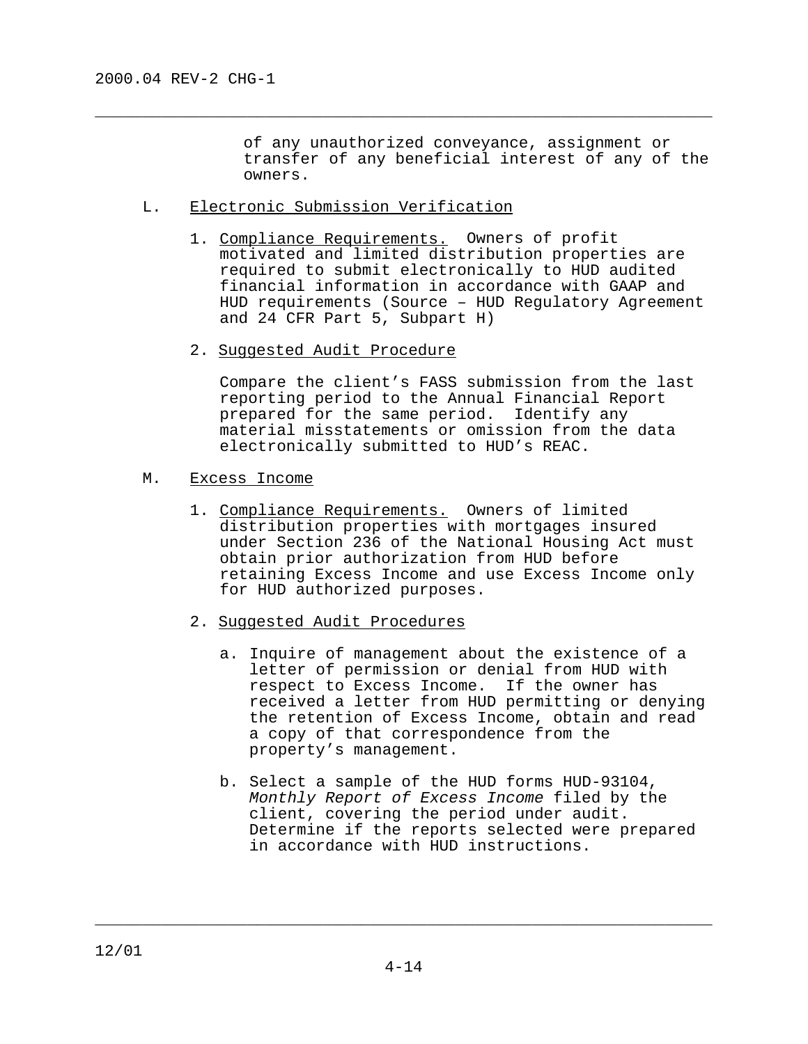of any unauthorized conveyance, assignment or transfer of any beneficial interest of any of the owners.

L. Electronic Submission Verification

1. Compliance Requirements. Owners of profit motivated and limited distribution properties are required to submit electronically to HUD audited financial information in accordance with GAAP and HUD requirements (Source – HUD Regulatory Agreement and 24 CFR Part 5, Subpart H)

2. Suggested Audit Procedure

   Compare the client's FASS submission from the last reporting period to the Annual Financial Report prepared for the same period. Identify any material misstatements or omission from the data electronically submitted to HUD's REAC.

M. Excess Income

1. Compliance Requirements. Owners of limited distribution properties with mortgages insured under Section 236 of the National Housing Act must obtain prior authorization from HUD before retaining Excess Income and use Excess Income only for HUD authorized purposes.

2. Suggested Audit Procedures

   a. Inquire of management about the existence of a letter of permission or denial from HUD with respect to Excess Income. If the owner has received a letter from HUD permitting or denying the retention of Excess Income, obtain and read a copy of that correspondence from the property's management.

   b. Select a sample of the HUD forms HUD-93104, *Monthly Report of Excess Income* filed by the client, covering the period under audit. Determine if the reports selected were prepared in accordance with HUD instructions.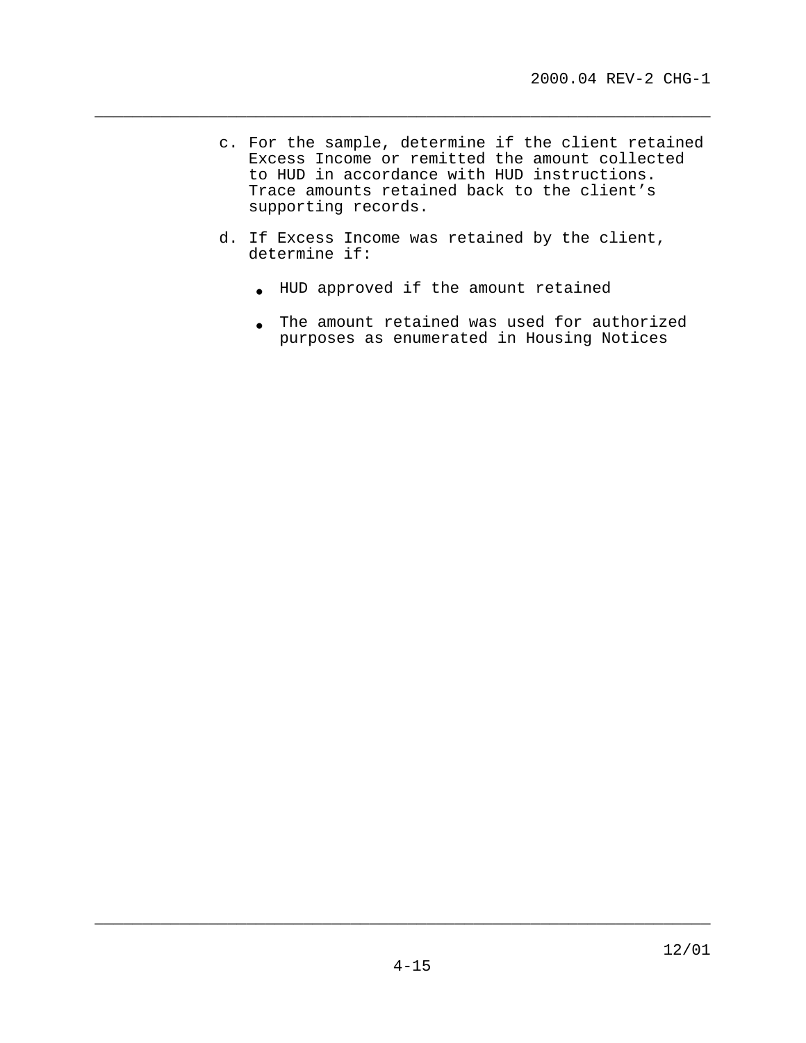c. For the sample, determine if the client retained Excess Income or remitted the amount collected to HUD in accordance with HUD instructions. Trace amounts retained back to the client's supporting records.

d. If Excess Income was retained by the client, determine if:

   - HUD approved if the amount retained
   - The amount retained was used for authorized purposes as enumerated in Housing Notices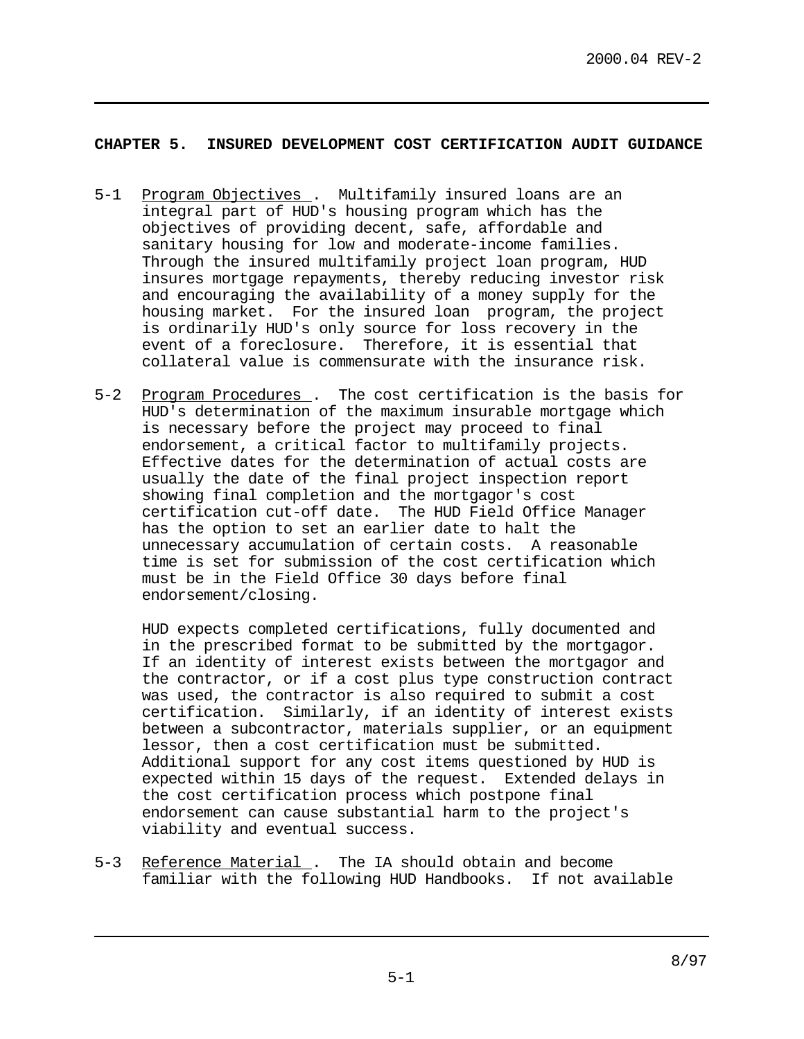## CHAPTER 5. INSURED DEVELOPMENT COST CERTIFICATION AUDIT GUIDANCE

5-1 Program Objectives. Multifamily insured loans are an integral part of HUD's housing program which has the objectives of providing decent, safe, affordable and sanitary housing for low and moderate-income families. Through the insured multifamily project loan program, HUD insures mortgage repayments, thereby reducing investor risk and encouraging the availability of a money supply for the housing market. For the insured loan program, the project is ordinarily HUD's only source for loss recovery in the event of a foreclosure. Therefore, it is essential that collateral value is commensurate with the insurance risk.

5-2 Program Procedures. The cost certification is the basis for HUD's determination of the maximum insurable mortgage which is necessary before the project may proceed to final endorsement, a critical factor to multifamily projects. Effective dates for the determination of actual costs are usually the date of the final project inspection report showing final completion and the mortgagor's cost certification cut-off date. The HUD Field Office Manager has the option to set an earlier date to halt the unnecessary accumulation of certain costs. A reasonable time is set for submission of the cost certification which must be in the Field Office 30 days before final endorsement/closing.

HUD expects completed certifications, fully documented and in the prescribed format to be submitted by the mortgagor. If an identity of interest exists between the mortgagor and the contractor, or if a cost plus type construction contract was used, the contractor is also required to submit a cost certification. Similarly, if an identity of interest exists between a subcontractor, materials supplier, or an equipment lessor, then a cost certification must be submitted. Additional support for any cost items questioned by HUD is expected within 15 days of the request. Extended delays in the cost certification process which postpone final endorsement can cause substantial harm to the project's viability and eventual success.

5-3 Reference Material. The IA should obtain and become familiar with the following HUD Handbooks. If not available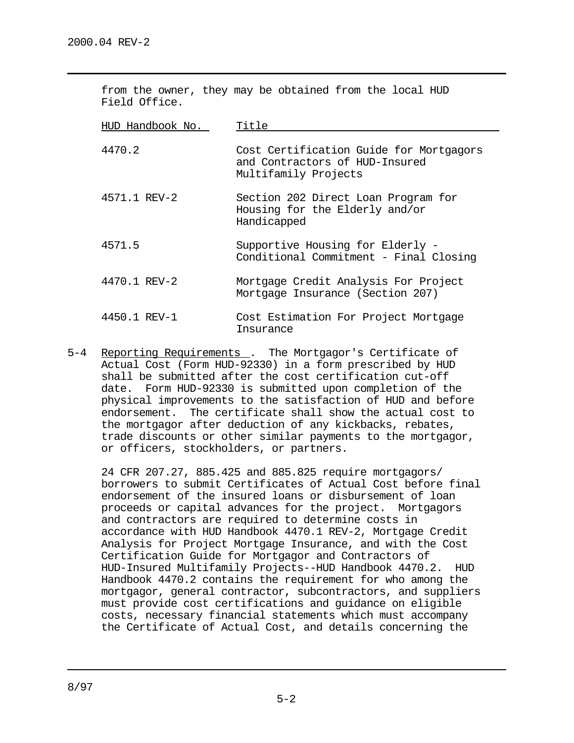from the owner, they may be obtained from the local HUD Field Office.

| HUD Handbook No. | Title |
|---|---|
| 4470.2 | Cost Certification Guide for Mortgagors and Contractors of HUD-Insured Multifamily Projects |
| 4571.1 REV-2 | Section 202 Direct Loan Program for Housing for the Elderly and/or Handicapped |
| 4571.5 | Supportive Housing for Elderly - Conditional Commitment - Final Closing |
| 4470.1 REV-2 | Mortgage Credit Analysis For Project Mortgage Insurance (Section 207) |
| 4450.1 REV-1 | Cost Estimation For Project Mortgage Insurance |

5-4 Reporting Requirements. The Mortgagor's Certificate of Actual Cost (Form HUD-92330) in a form prescribed by HUD shall be submitted after the cost certification cut-off date. Form HUD-92330 is submitted upon completion of the physical improvements to the satisfaction of HUD and before endorsement. The certificate shall show the actual cost to the mortgagor after deduction of any kickbacks, rebates, trade discounts or other similar payments to the mortgagor, or officers, stockholders, or partners.

24 CFR 207.27, 885.425 and 885.825 require mortgagors/ borrowers to submit Certificates of Actual Cost before final endorsement of the insured loans or disbursement of loan proceeds or capital advances for the project. Mortgagors and contractors are required to determine costs in accordance with HUD Handbook 4470.1 REV-2, Mortgage Credit Analysis for Project Mortgage Insurance, and with the Cost Certification Guide for Mortgagor and Contractors of HUD-Insured Multifamily Projects--HUD Handbook 4470.2. HUD Handbook 4470.2 contains the requirement for who among the mortgagor, general contractor, subcontractors, and suppliers must provide cost certifications and guidance on eligible costs, necessary financial statements which must accompany the Certificate of Actual Cost, and details concerning the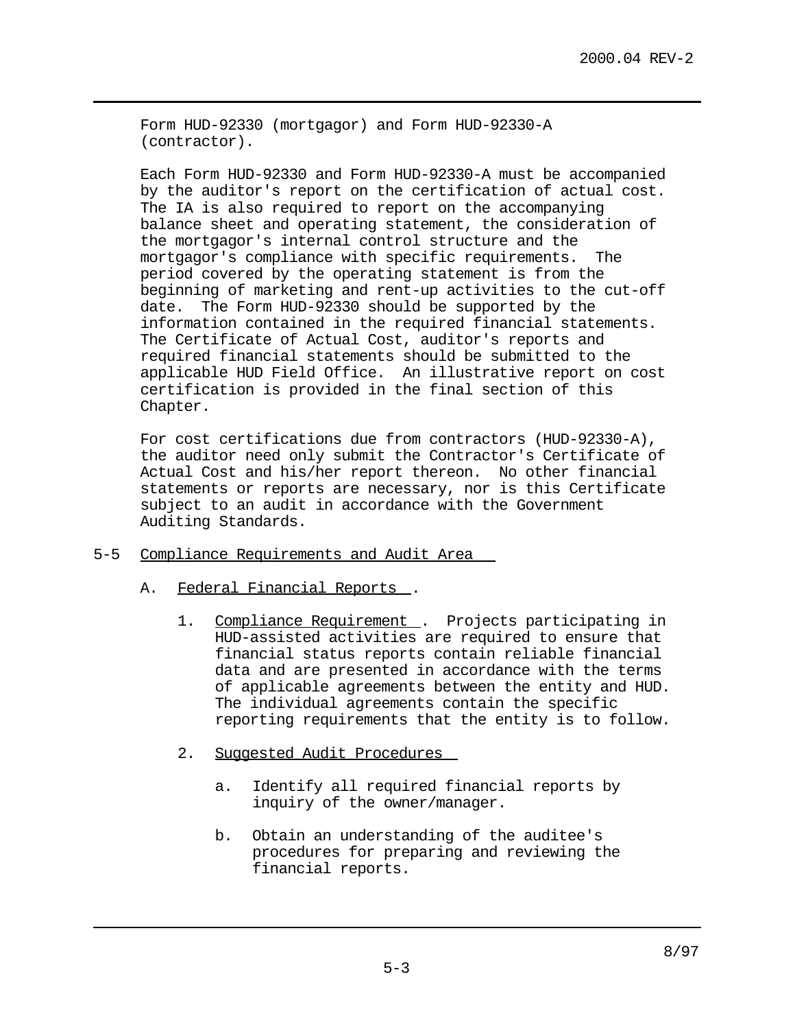Form HUD-92330 (mortgagor) and Form HUD-92330-A (contractor).

Each Form HUD-92330 and Form HUD-92330-A must be accompanied by the auditor's report on the certification of actual cost. The IA is also required to report on the accompanying balance sheet and operating statement, the consideration of the mortgagor's internal control structure and the mortgagor's compliance with specific requirements. The period covered by the operating statement is from the beginning of marketing and rent-up activities to the cut-off date. The Form HUD-92330 should be supported by the information contained in the required financial statements. The Certificate of Actual Cost, auditor's reports and required financial statements should be submitted to the applicable HUD Field Office. An illustrative report on cost certification is provided in the final section of this Chapter.

For cost certifications due from contractors (HUD-92330-A), the auditor need only submit the Contractor's Certificate of Actual Cost and his/her report thereon. No other financial statements or reports are necessary, nor is this Certificate subject to an audit in accordance with the Government Auditing Standards.

## 5-5 Compliance Requirements and Audit Area

### A. Federal Financial Reports.

1. Compliance Requirement. Projects participating in HUD-assisted activities are required to ensure that financial status reports contain reliable financial data and are presented in accordance with the terms of applicable agreements between the entity and HUD. The individual agreements contain the specific reporting requirements that the entity is to follow.

2. Suggested Audit Procedures

   a. Identify all required financial reports by inquiry of the owner/manager.

   b. Obtain an understanding of the auditee's procedures for preparing and reviewing the financial reports.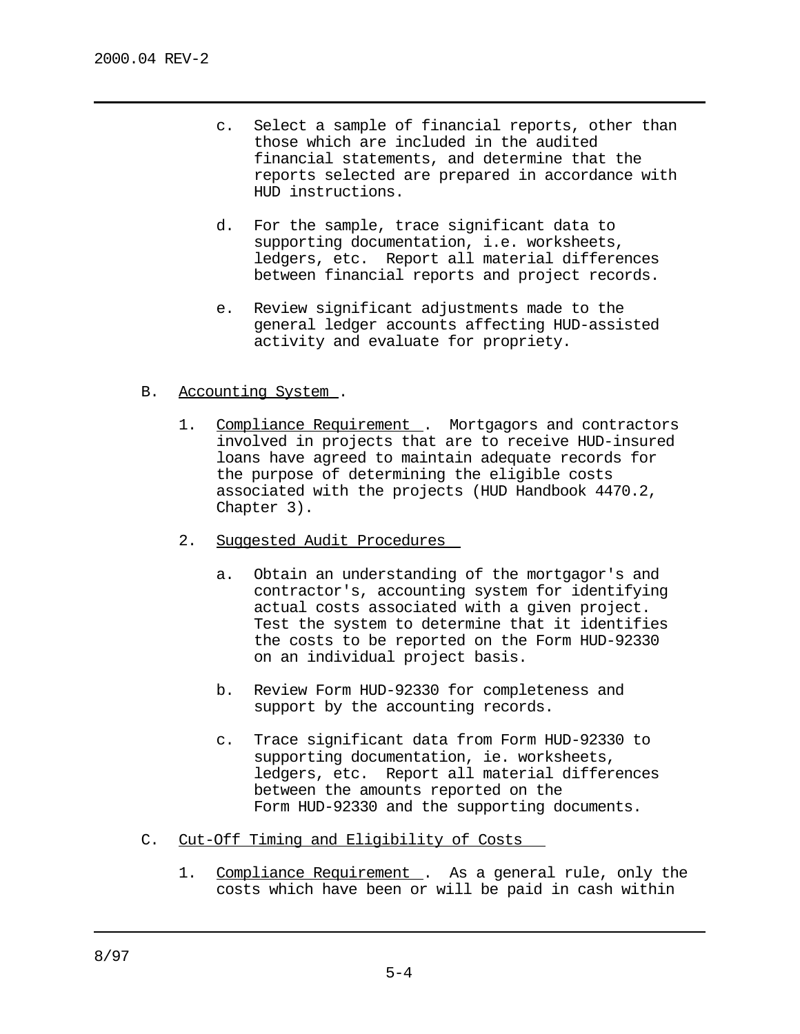c. Select a sample of financial reports, other than those which are included in the audited financial statements, and determine that the reports selected are prepared in accordance with HUD instructions.

d. For the sample, trace significant data to supporting documentation, i.e. worksheets, ledgers, etc. Report all material differences between financial reports and project records.

e. Review significant adjustments made to the general ledger accounts affecting HUD-assisted activity and evaluate for propriety.

B. Accounting System.

1. Compliance Requirement. Mortgagors and contractors involved in projects that are to receive HUD-insured loans have agreed to maintain adequate records for the purpose of determining the eligible costs associated with the projects (HUD Handbook 4470.2, Chapter 3).

2. Suggested Audit Procedures

a. Obtain an understanding of the mortgagor's and contractor's, accounting system for identifying actual costs associated with a given project. Test the system to determine that it identifies the costs to be reported on the Form HUD-92330 on an individual project basis.

b. Review Form HUD-92330 for completeness and support by the accounting records.

c. Trace significant data from Form HUD-92330 to supporting documentation, ie. worksheets, ledgers, etc. Report all material differences between the amounts reported on the Form HUD-92330 and the supporting documents.

C. Cut-Off Timing and Eligibility of Costs

1. Compliance Requirement. As a general rule, only the costs which have been or will be paid in cash within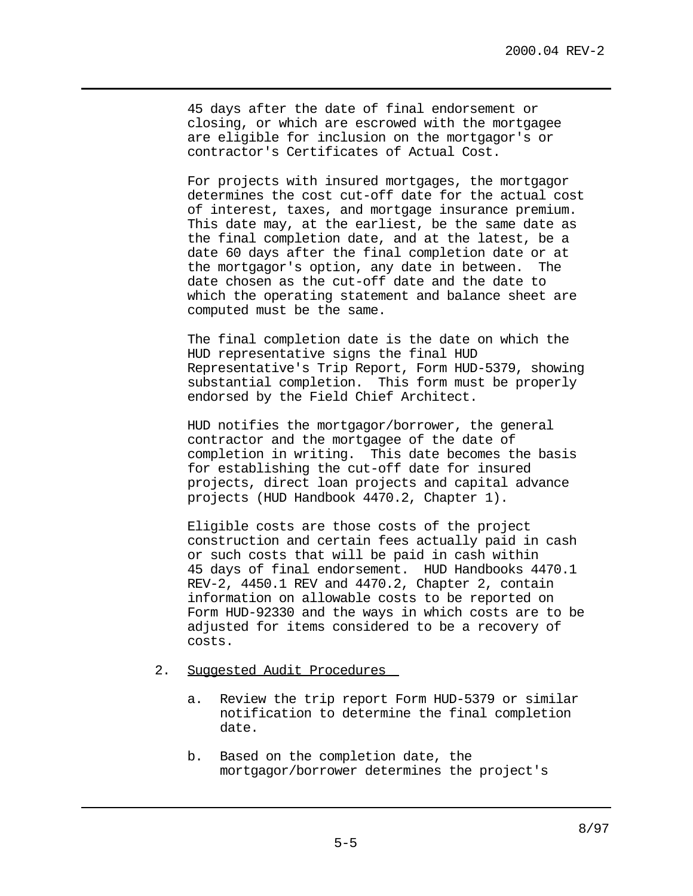45 days after the date of final endorsement or closing, or which are escrowed with the mortgagee are eligible for inclusion on the mortgagor's or contractor's Certificates of Actual Cost.

For projects with insured mortgages, the mortgagor determines the cost cut-off date for the actual cost of interest, taxes, and mortgage insurance premium. This date may, at the earliest, be the same date as the final completion date, and at the latest, be a date 60 days after the final completion date or at the mortgagor's option, any date in between. The date chosen as the cut-off date and the date to which the operating statement and balance sheet are computed must be the same.

The final completion date is the date on which the HUD representative signs the final HUD Representative's Trip Report, Form HUD-5379, showing substantial completion. This form must be properly endorsed by the Field Chief Architect.

HUD notifies the mortgagor/borrower, the general contractor and the mortgagee of the date of completion in writing. This date becomes the basis for establishing the cut-off date for insured projects, direct loan projects and capital advance projects (HUD Handbook 4470.2, Chapter 1).

Eligible costs are those costs of the project construction and certain fees actually paid in cash or such costs that will be paid in cash within 45 days of final endorsement. HUD Handbooks 4470.1 REV-2, 4450.1 REV and 4470.2, Chapter 2, contain information on allowable costs to be reported on Form HUD-92330 and the ways in which costs are to be adjusted for items considered to be a recovery of costs.

2. Suggested Audit Procedures

   a. Review the trip report Form HUD-5379 or similar notification to determine the final completion date.

   b. Based on the completion date, the mortgagor/borrower determines the project's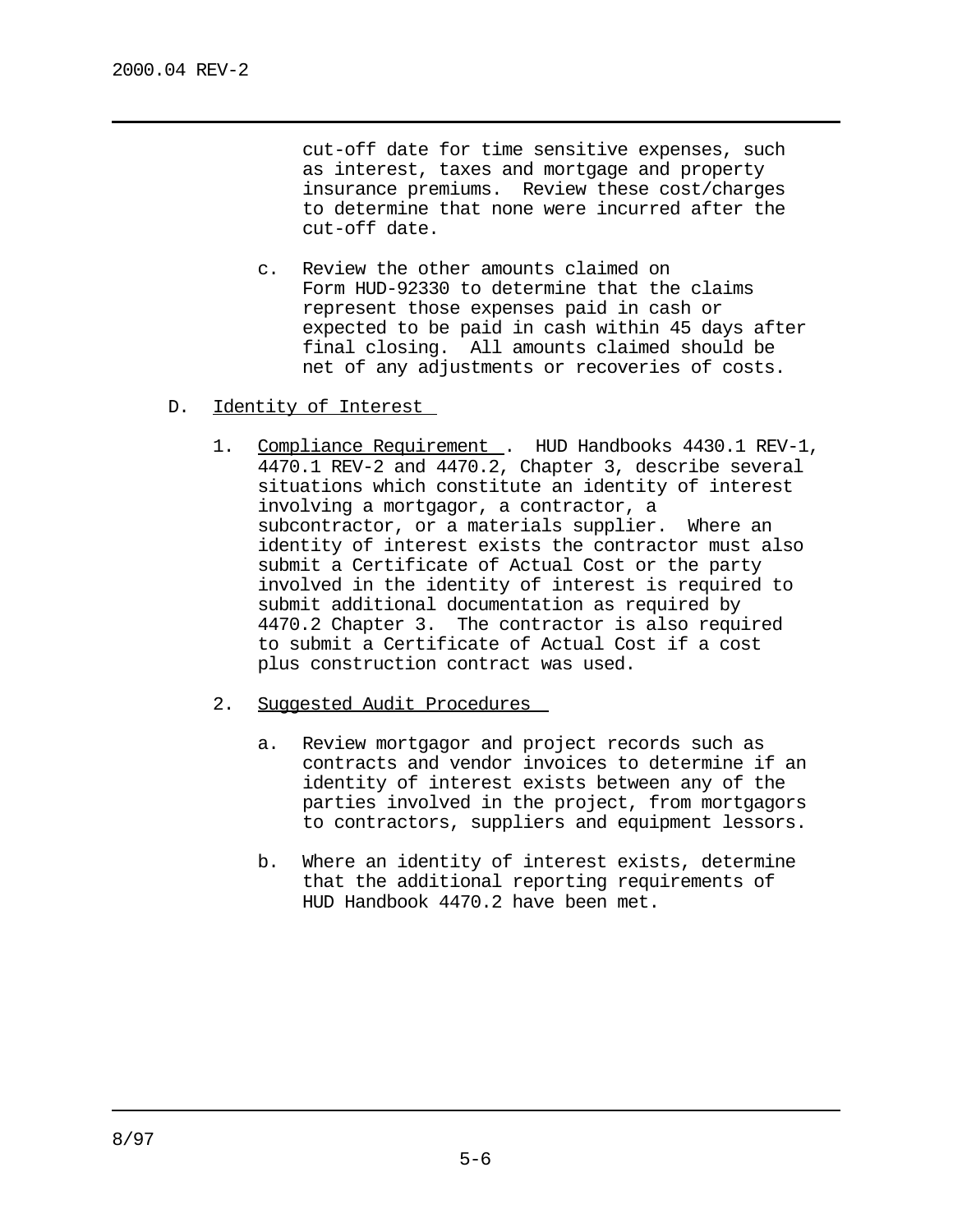cut-off date for time sensitive expenses, such as interest, taxes and mortgage and property insurance premiums. Review these cost/charges to determine that none were incurred after the cut-off date.

c. Review the other amounts claimed on Form HUD-92330 to determine that the claims represent those expenses paid in cash or expected to be paid in cash within 45 days after final closing. All amounts claimed should be net of any adjustments or recoveries of costs.

D. Identity of Interest

1. Compliance Requirement . HUD Handbooks 4430.1 REV-1, 4470.1 REV-2 and 4470.2, Chapter 3, describe several situations which constitute an identity of interest involving a mortgagor, a contractor, a subcontractor, or a materials supplier. Where an identity of interest exists the contractor must also submit a Certificate of Actual Cost or the party involved in the identity of interest is required to submit additional documentation as required by 4470.2 Chapter 3. The contractor is also required to submit a Certificate of Actual Cost if a cost plus construction contract was used.

2. Suggested Audit Procedures

a. Review mortgagor and project records such as contracts and vendor invoices to determine if an identity of interest exists between any of the parties involved in the project, from mortgagors to contractors, suppliers and equipment lessors.

b. Where an identity of interest exists, determine that the additional reporting requirements of HUD Handbook 4470.2 have been met.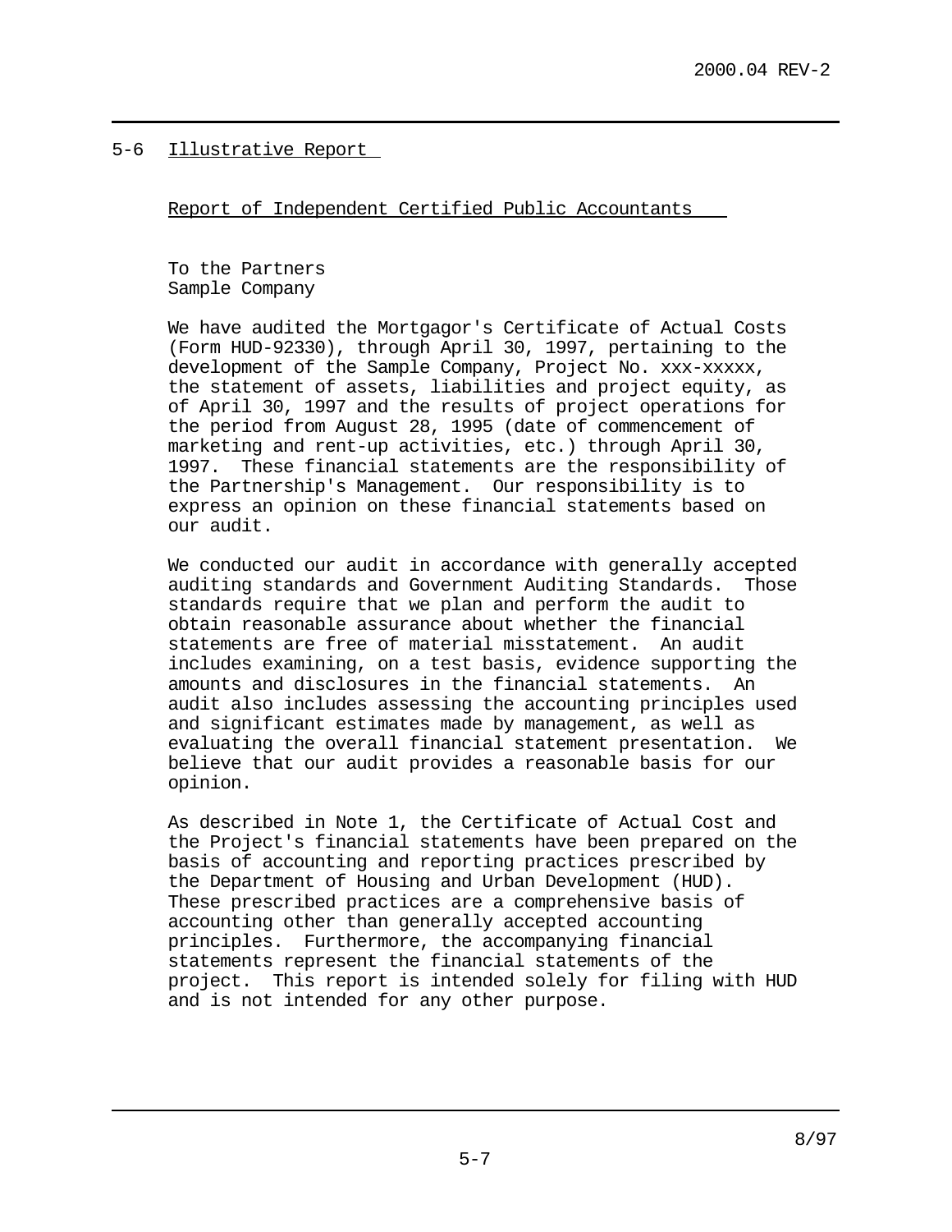## 5-6 Illustrative Report

Report of Independent Certified Public Accountants

To the Partners
Sample Company

We have audited the Mortgagor's Certificate of Actual Costs (Form HUD-92330), through April 30, 1997, pertaining to the development of the Sample Company, Project No. xxx-xxxxx, the statement of assets, liabilities and project equity, as of April 30, 1997 and the results of project operations for the period from August 28, 1995 (date of commencement of marketing and rent-up activities, etc.) through April 30, 1997. These financial statements are the responsibility of the Partnership's Management. Our responsibility is to express an opinion on these financial statements based on our audit.

We conducted our audit in accordance with generally accepted auditing standards and Government Auditing Standards. Those standards require that we plan and perform the audit to obtain reasonable assurance about whether the financial statements are free of material misstatement. An audit includes examining, on a test basis, evidence supporting the amounts and disclosures in the financial statements. An audit also includes assessing the accounting principles used and significant estimates made by management, as well as evaluating the overall financial statement presentation. We believe that our audit provides a reasonable basis for our opinion.

As described in Note 1, the Certificate of Actual Cost and the Project's financial statements have been prepared on the basis of accounting and reporting practices prescribed by the Department of Housing and Urban Development (HUD). These prescribed practices are a comprehensive basis of accounting other than generally accepted accounting principles. Furthermore, the accompanying financial statements represent the financial statements of the project. This report is intended solely for filing with HUD and is not intended for any other purpose.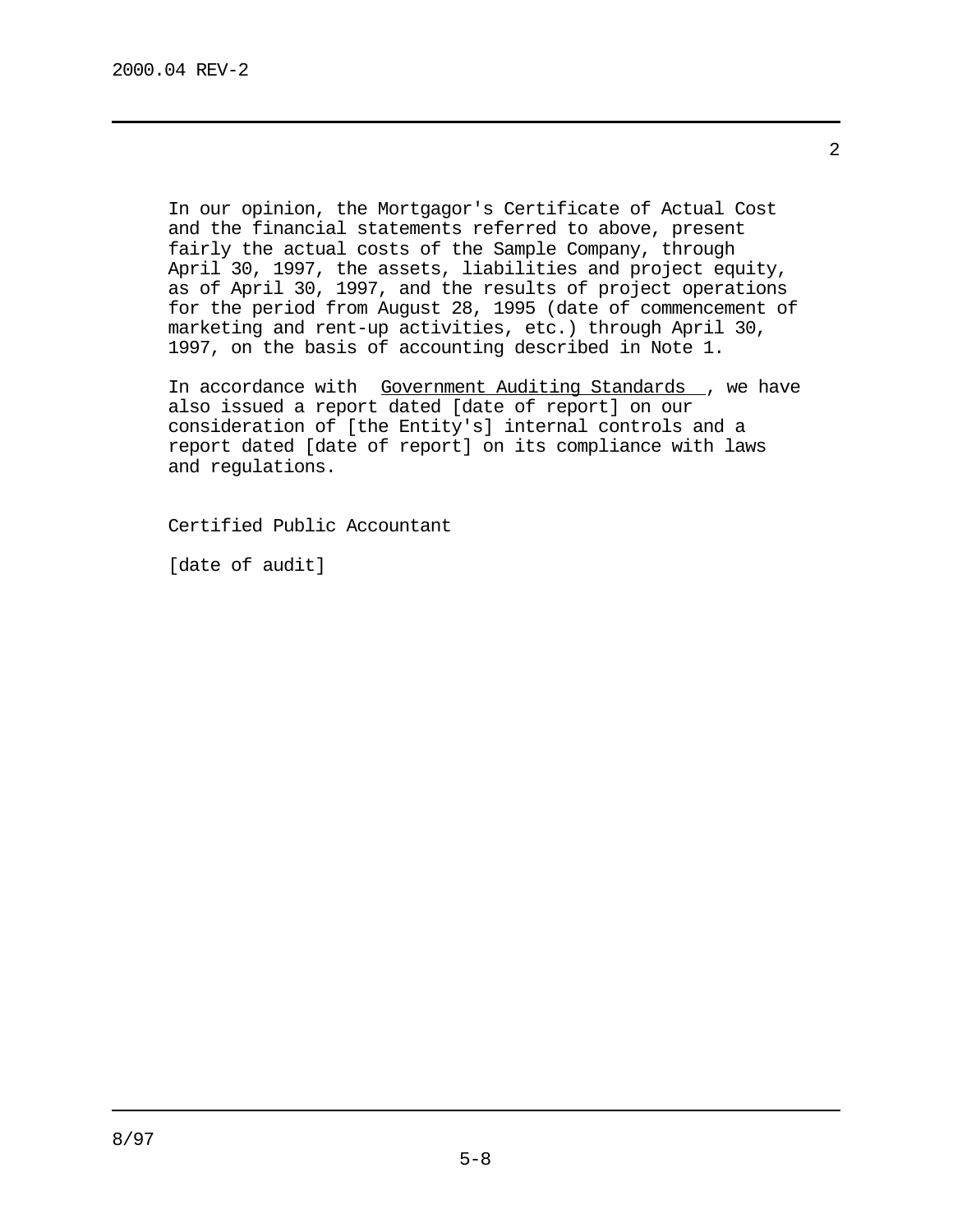In our opinion, the Mortgagor's Certificate of Actual Cost and the financial statements referred to above, present fairly the actual costs of the Sample Company, through April 30, 1997, the assets, liabilities and project equity, as of April 30, 1997, and the results of project operations for the period from August 28, 1995 (date of commencement of marketing and rent-up activities, etc.) through April 30, 1997, on the basis of accounting described in Note 1.

In accordance with Government Auditing Standards, we have also issued a report dated [date of report] on our consideration of [the Entity's] internal controls and a report dated [date of report] on its compliance with laws and regulations.

Certified Public Accountant

[date of audit]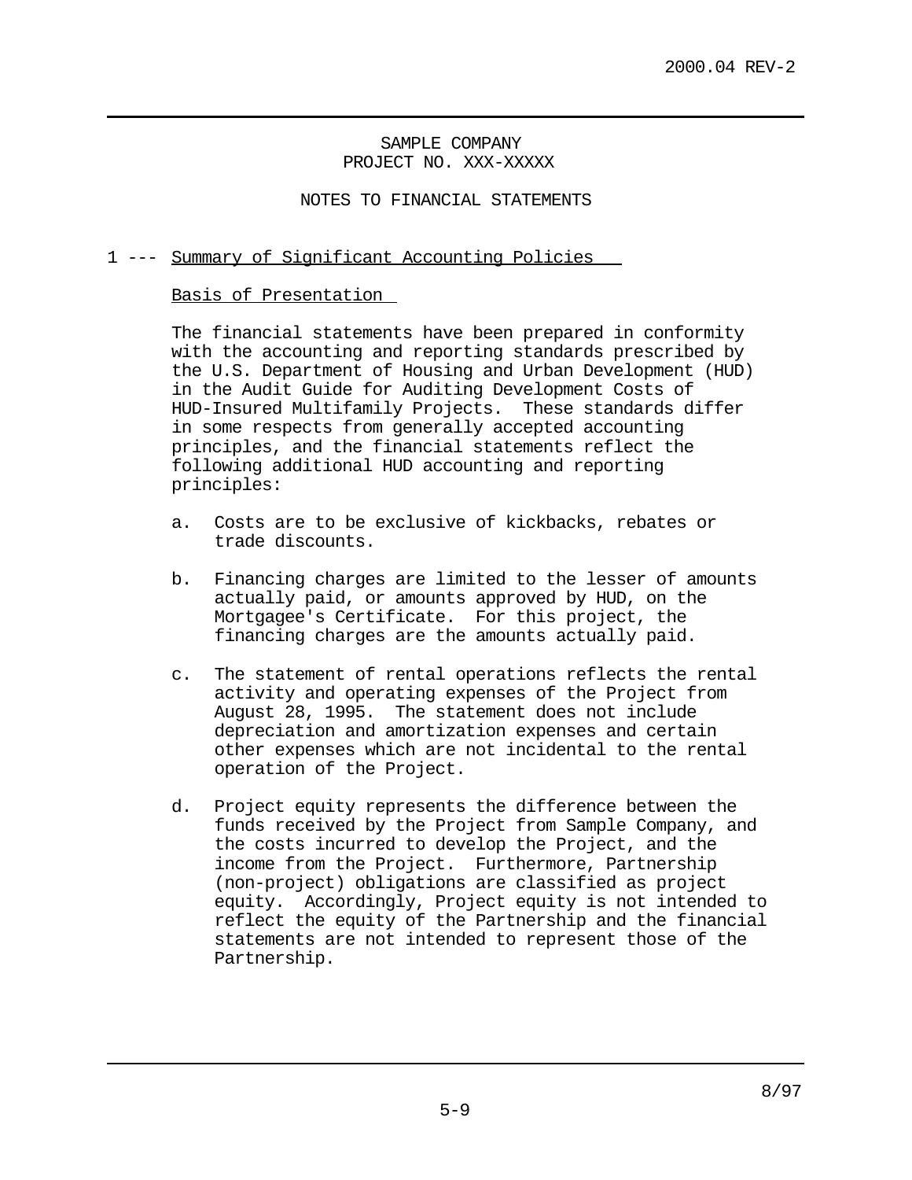SAMPLE COMPANY
PROJECT NO. XXX-XXXXX

NOTES TO FINANCIAL STATEMENTS

## 1 --- Summary of Significant Accounting Policies

### Basis of Presentation

The financial statements have been prepared in conformity with the accounting and reporting standards prescribed by the U.S. Department of Housing and Urban Development (HUD) in the Audit Guide for Auditing Development Costs of HUD-Insured Multifamily Projects. These standards differ in some respects from generally accepted accounting principles, and the financial statements reflect the following additional HUD accounting and reporting principles:

a. Costs are to be exclusive of kickbacks, rebates or trade discounts.

b. Financing charges are limited to the lesser of amounts actually paid, or amounts approved by HUD, on the Mortgagee's Certificate. For this project, the financing charges are the amounts actually paid.

c. The statement of rental operations reflects the rental activity and operating expenses of the Project from August 28, 1995. The statement does not include depreciation and amortization expenses and certain other expenses which are not incidental to the rental operation of the Project.

d. Project equity represents the difference between the funds received by the Project from Sample Company, and the costs incurred to develop the Project, and the income from the Project. Furthermore, Partnership (non-project) obligations are classified as project equity. Accordingly, Project equity is not intended to reflect the equity of the Partnership and the financial statements are not intended to represent those of the Partnership.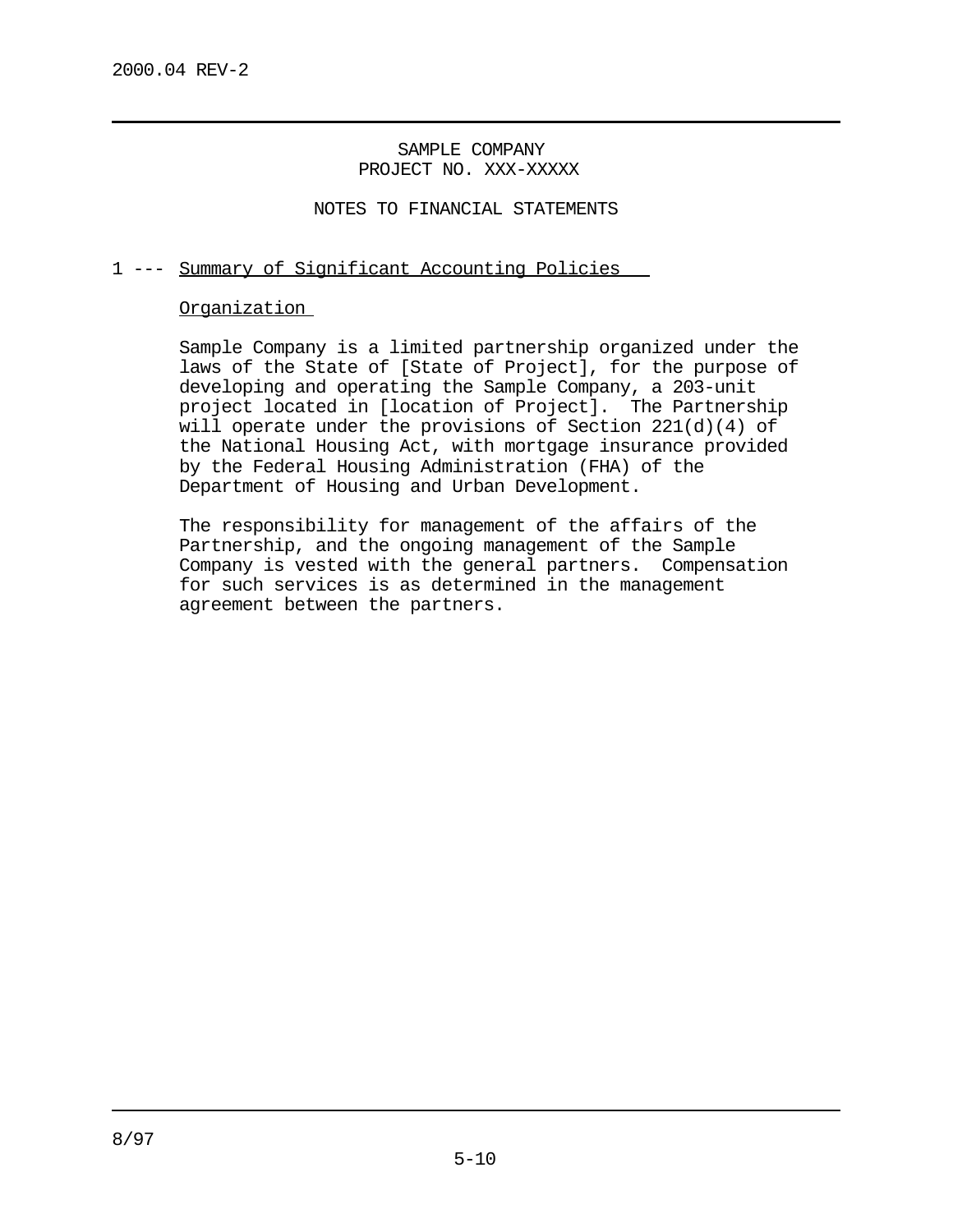SAMPLE COMPANY
PROJECT NO. XXX-XXXXX

NOTES TO FINANCIAL STATEMENTS

## 1 --- Summary of Significant Accounting Policies

### Organization

Sample Company is a limited partnership organized under the laws of the State of [State of Project], for the purpose of developing and operating the Sample Company, a 203-unit project located in [location of Project]. The Partnership will operate under the provisions of Section 221(d)(4) of the National Housing Act, with mortgage insurance provided by the Federal Housing Administration (FHA) of the Department of Housing and Urban Development.

The responsibility for management of the affairs of the Partnership, and the ongoing management of the Sample Company is vested with the general partners. Compensation for such services is as determined in the management agreement between the partners.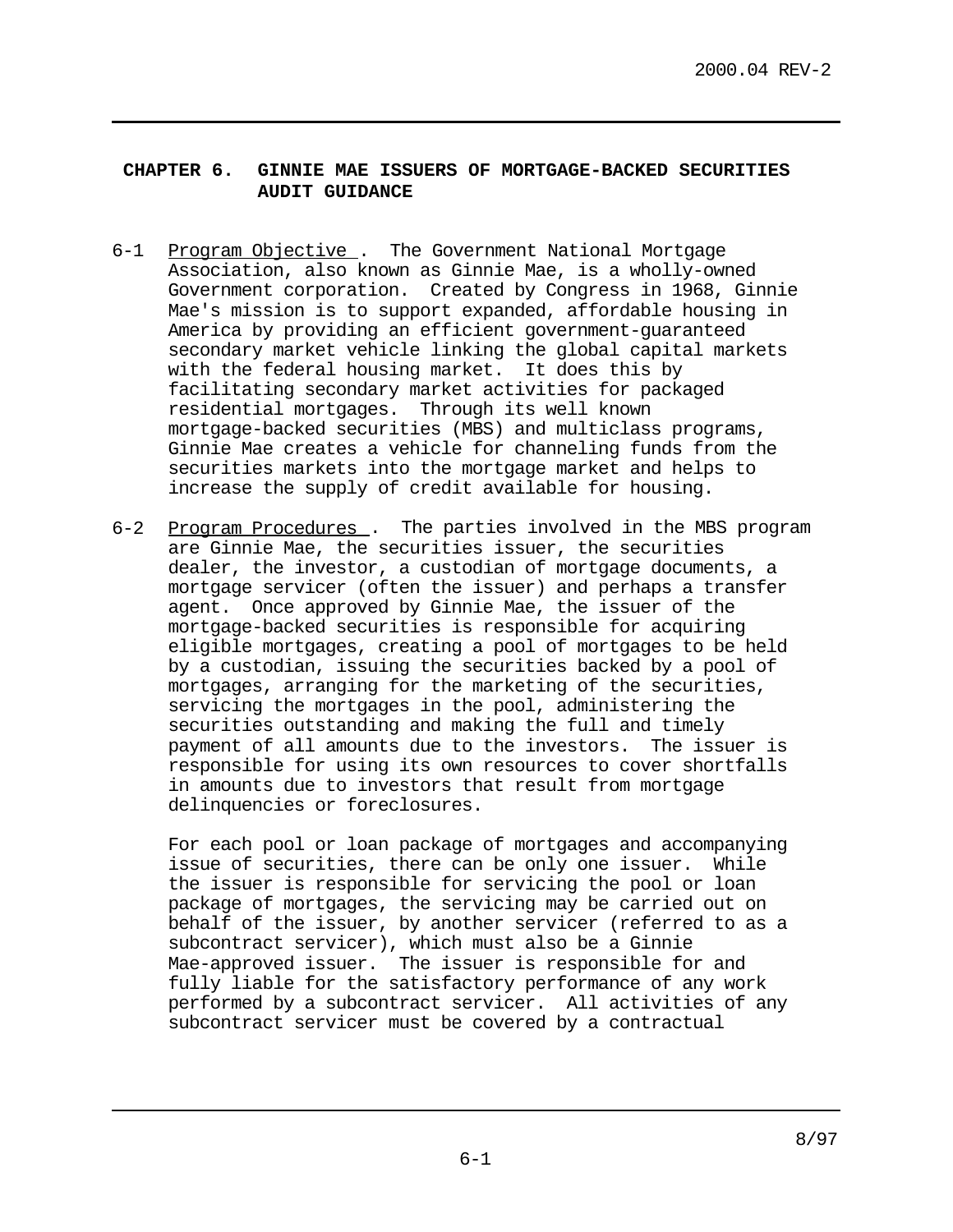## CHAPTER 6. GINNIE MAE ISSUERS OF MORTGAGE-BACKED SECURITIES AUDIT GUIDANCE

6-1 Program Objective. The Government National Mortgage Association, also known as Ginnie Mae, is a wholly-owned Government corporation. Created by Congress in 1968, Ginnie Mae's mission is to support expanded, affordable housing in America by providing an efficient government-guaranteed secondary market vehicle linking the global capital markets with the federal housing market. It does this by facilitating secondary market activities for packaged residential mortgages. Through its well known mortgage-backed securities (MBS) and multiclass programs, Ginnie Mae creates a vehicle for channeling funds from the securities markets into the mortgage market and helps to increase the supply of credit available for housing.

6-2 Program Procedures. The parties involved in the MBS program are Ginnie Mae, the securities issuer, the securities dealer, the investor, a custodian of mortgage documents, a mortgage servicer (often the issuer) and perhaps a transfer agent. Once approved by Ginnie Mae, the issuer of the mortgage-backed securities is responsible for acquiring eligible mortgages, creating a pool of mortgages to be held by a custodian, issuing the securities backed by a pool of mortgages, arranging for the marketing of the securities, servicing the mortgages in the pool, administering the securities outstanding and making the full and timely payment of all amounts due to the investors. The issuer is responsible for using its own resources to cover shortfalls in amounts due to investors that result from mortgage delinquencies or foreclosures.

For each pool or loan package of mortgages and accompanying issue of securities, there can be only one issuer. While the issuer is responsible for servicing the pool or loan package of mortgages, the servicing may be carried out on behalf of the issuer, by another servicer (referred to as a subcontract servicer), which must also be a Ginnie Mae-approved issuer. The issuer is responsible for and fully liable for the satisfactory performance of any work performed by a subcontract servicer. All activities of any subcontract servicer must be covered by a contractual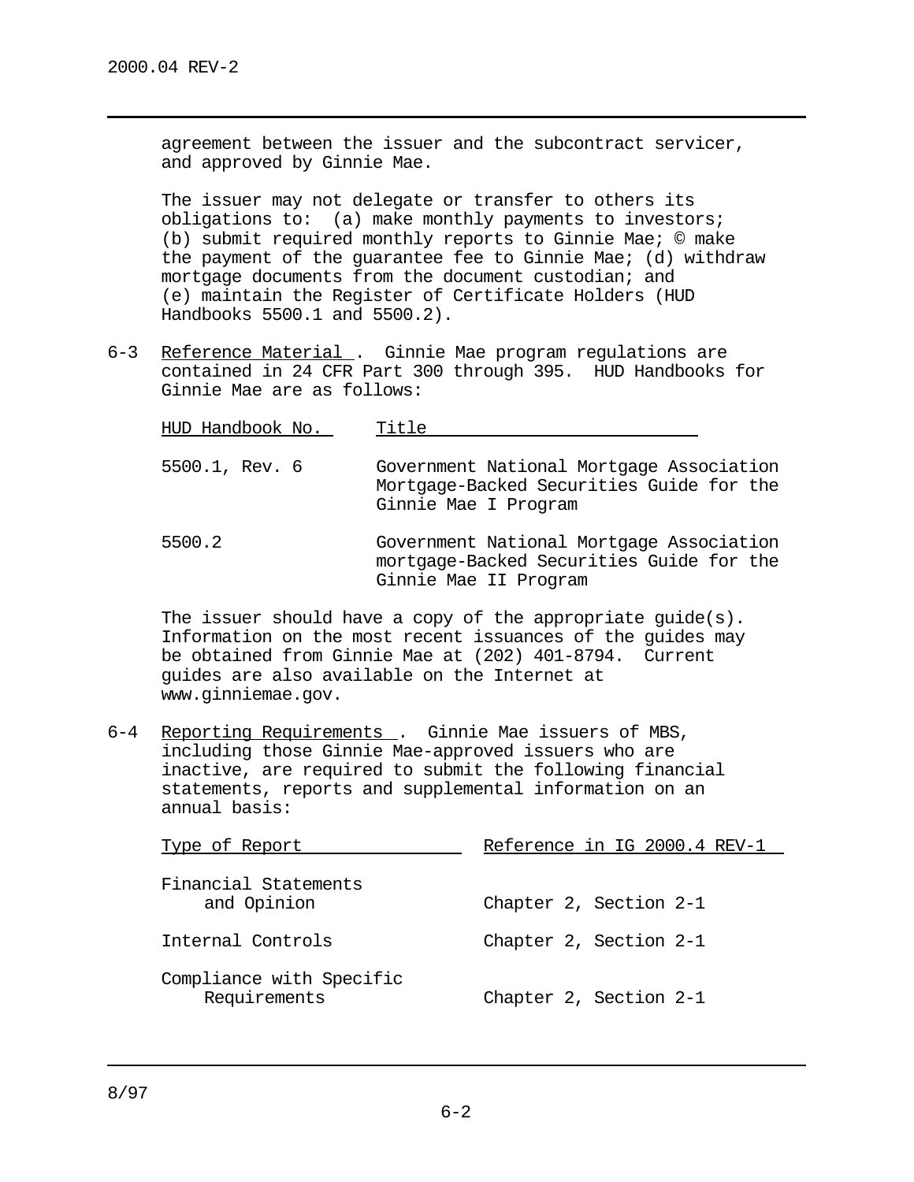agreement between the issuer and the subcontract servicer, and approved by Ginnie Mae.

The issuer may not delegate or transfer to others its obligations to: (a) make monthly payments to investors; (b) submit required monthly reports to Ginnie Mae; © make the payment of the guarantee fee to Ginnie Mae; (d) withdraw mortgage documents from the document custodian; and (e) maintain the Register of Certificate Holders (HUD Handbooks 5500.1 and 5500.2).

6-3 Reference Material . Ginnie Mae program regulations are contained in 24 CFR Part 300 through 395. HUD Handbooks for Ginnie Mae are as follows:

| HUD Handbook No. | Title |
|---|---|
| 5500.1, Rev. 6 | Government National Mortgage Association Mortgage-Backed Securities Guide for the Ginnie Mae I Program |
| 5500.2 | Government National Mortgage Association mortgage-Backed Securities Guide for the Ginnie Mae II Program |

The issuer should have a copy of the appropriate guide(s). Information on the most recent issuances of the guides may be obtained from Ginnie Mae at (202) 401-8794. Current guides are also available on the Internet at www.ginniemae.gov.

6-4 Reporting Requirements . Ginnie Mae issuers of MBS, including those Ginnie Mae-approved issuers who are inactive, are required to submit the following financial statements, reports and supplemental information on an annual basis:

| Type of Report | Reference in IG 2000.4 REV-1 |
|---|---|
| Financial Statements and Opinion | Chapter 2, Section 2-1 |
| Internal Controls | Chapter 2, Section 2-1 |
| Compliance with Specific Requirements | Chapter 2, Section 2-1 |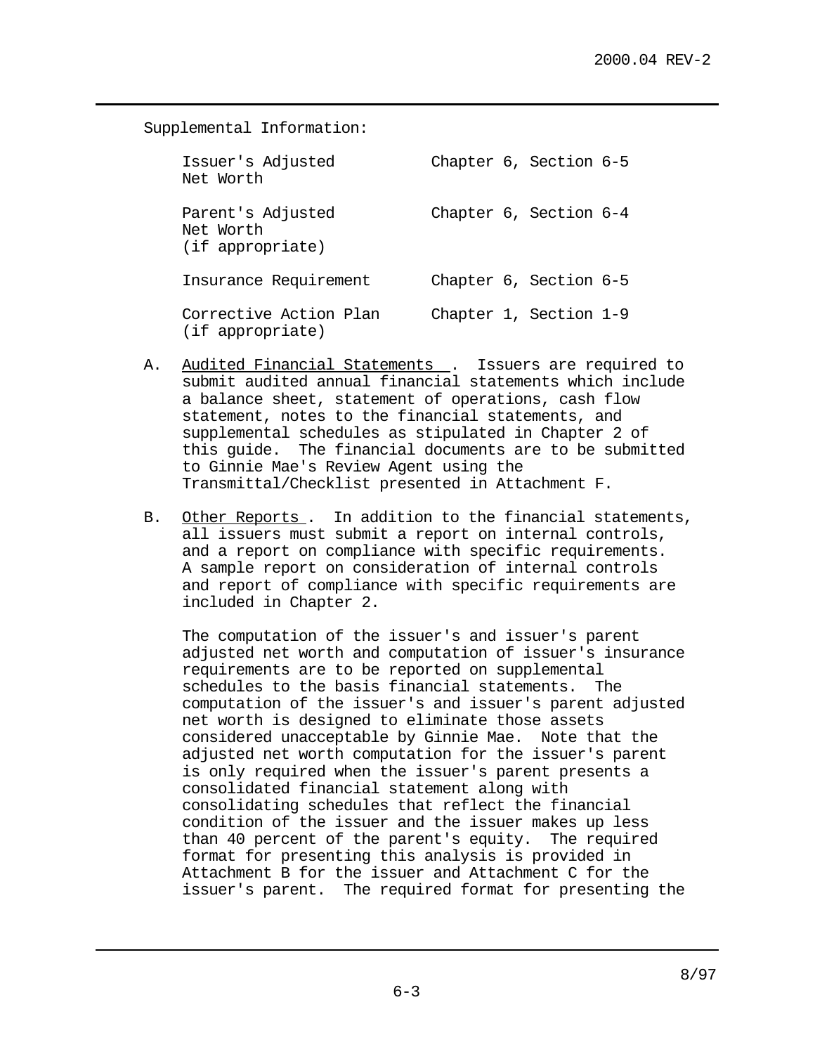Supplemental Information:

| | |
|---|---|
| Issuer's Adjusted Net Worth | Chapter 6, Section 6-5 |
| Parent's Adjusted Net Worth (if appropriate) | Chapter 6, Section 6-4 |
| Insurance Requirement | Chapter 6, Section 6-5 |
| Corrective Action Plan (if appropriate) | Chapter 1, Section 1-9 |

A. Audited Financial Statements . Issuers are required to submit audited annual financial statements which include a balance sheet, statement of operations, cash flow statement, notes to the financial statements, and supplemental schedules as stipulated in Chapter 2 of this guide. The financial documents are to be submitted to Ginnie Mae's Review Agent using the Transmittal/Checklist presented in Attachment F.

B. Other Reports . In addition to the financial statements, all issuers must submit a report on internal controls, and a report on compliance with specific requirements. A sample report on consideration of internal controls and report of compliance with specific requirements are included in Chapter 2.

The computation of the issuer's and issuer's parent adjusted net worth and computation of issuer's insurance requirements are to be reported on supplemental schedules to the basis financial statements. The computation of the issuer's and issuer's parent adjusted net worth is designed to eliminate those assets considered unacceptable by Ginnie Mae. Note that the adjusted net worth computation for the issuer's parent is only required when the issuer's parent presents a consolidated financial statement along with consolidating schedules that reflect the financial condition of the issuer and the issuer makes up less than 40 percent of the parent's equity. The required format for presenting this analysis is provided in Attachment B for the issuer and Attachment C for the issuer's parent. The required format for presenting the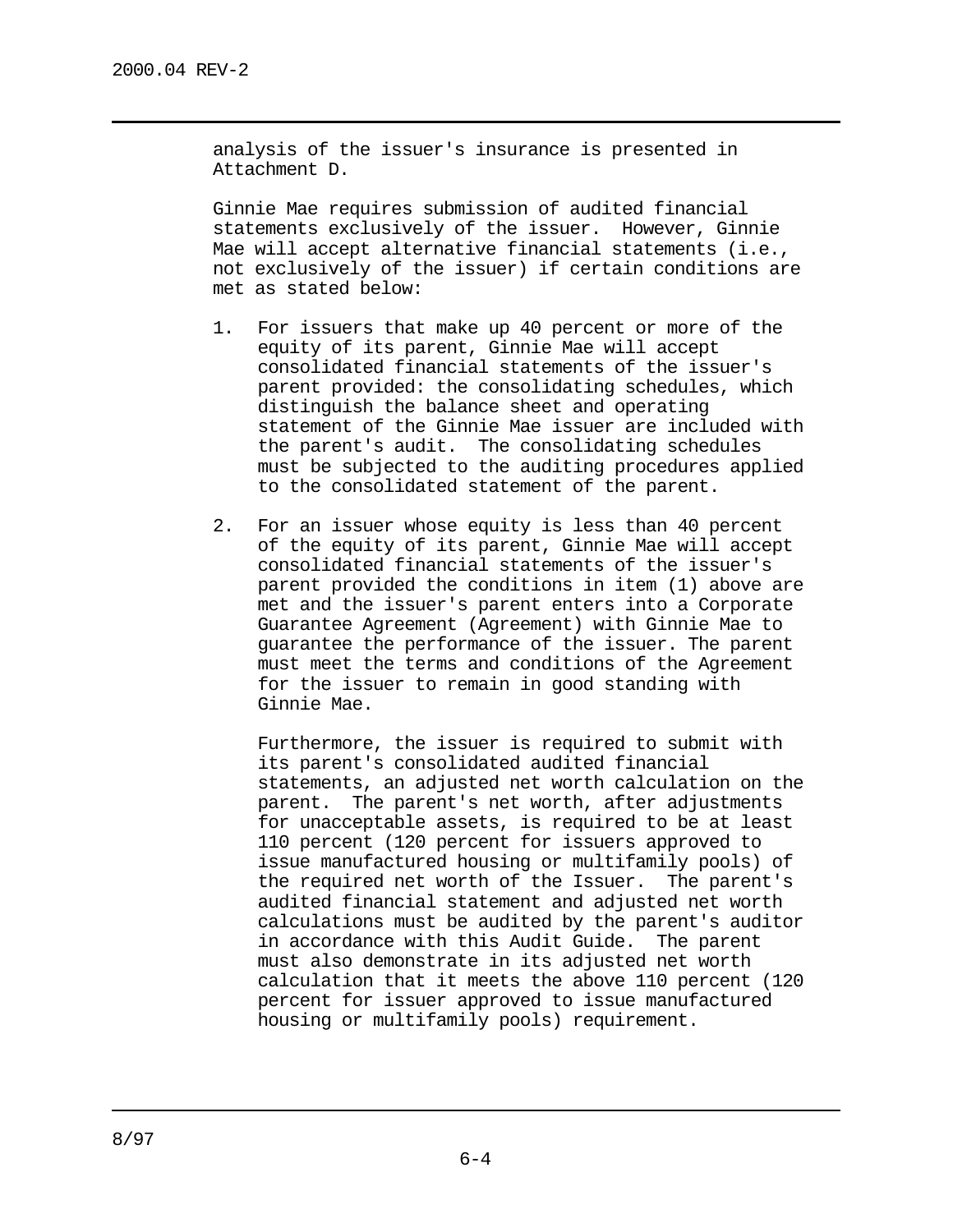analysis of the issuer's insurance is presented in Attachment D.

Ginnie Mae requires submission of audited financial statements exclusively of the issuer. However, Ginnie Mae will accept alternative financial statements (i.e., not exclusively of the issuer) if certain conditions are met as stated below:

1. For issuers that make up 40 percent or more of the equity of its parent, Ginnie Mae will accept consolidated financial statements of the issuer's parent provided: the consolidating schedules, which distinguish the balance sheet and operating statement of the Ginnie Mae issuer are included with the parent's audit. The consolidating schedules must be subjected to the auditing procedures applied to the consolidated statement of the parent.

2. For an issuer whose equity is less than 40 percent of the equity of its parent, Ginnie Mae will accept consolidated financial statements of the issuer's parent provided the conditions in item (1) above are met and the issuer's parent enters into a Corporate Guarantee Agreement (Agreement) with Ginnie Mae to guarantee the performance of the issuer. The parent must meet the terms and conditions of the Agreement for the issuer to remain in good standing with Ginnie Mae.

   Furthermore, the issuer is required to submit with its parent's consolidated audited financial statements, an adjusted net worth calculation on the parent. The parent's net worth, after adjustments for unacceptable assets, is required to be at least 110 percent (120 percent for issuers approved to issue manufactured housing or multifamily pools) of the required net worth of the Issuer. The parent's audited financial statement and adjusted net worth calculations must be audited by the parent's auditor in accordance with this Audit Guide. The parent must also demonstrate in its adjusted net worth calculation that it meets the above 110 percent (120 percent for issuer approved to issue manufactured housing or multifamily pools) requirement.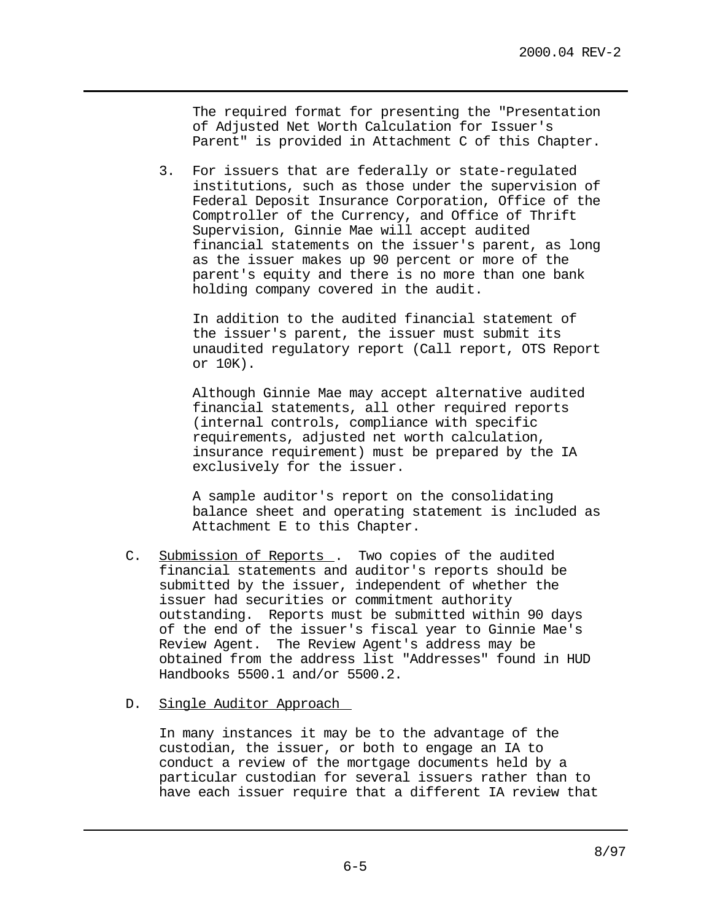The required format for presenting the "Presentation of Adjusted Net Worth Calculation for Issuer's Parent" is provided in Attachment C of this Chapter.

3. For issuers that are federally or state-regulated institutions, such as those under the supervision of Federal Deposit Insurance Corporation, Office of the Comptroller of the Currency, and Office of Thrift Supervision, Ginnie Mae will accept audited financial statements on the issuer's parent, as long as the issuer makes up 90 percent or more of the parent's equity and there is no more than one bank holding company covered in the audit.

   In addition to the audited financial statement of the issuer's parent, the issuer must submit its unaudited regulatory report (Call report, OTS Report or 10K).

   Although Ginnie Mae may accept alternative audited financial statements, all other required reports (internal controls, compliance with specific requirements, adjusted net worth calculation, insurance requirement) must be prepared by the IA exclusively for the issuer.

   A sample auditor's report on the consolidating balance sheet and operating statement is included as Attachment E to this Chapter.

C. Submission of Reports. Two copies of the audited financial statements and auditor's reports should be submitted by the issuer, independent of whether the issuer had securities or commitment authority outstanding. Reports must be submitted within 90 days of the end of the issuer's fiscal year to Ginnie Mae's Review Agent. The Review Agent's address may be obtained from the address list "Addresses" found in HUD Handbooks 5500.1 and/or 5500.2.

D. Single Auditor Approach

   In many instances it may be to the advantage of the custodian, the issuer, or both to engage an IA to conduct a review of the mortgage documents held by a particular custodian for several issuers rather than to have each issuer require that a different IA review that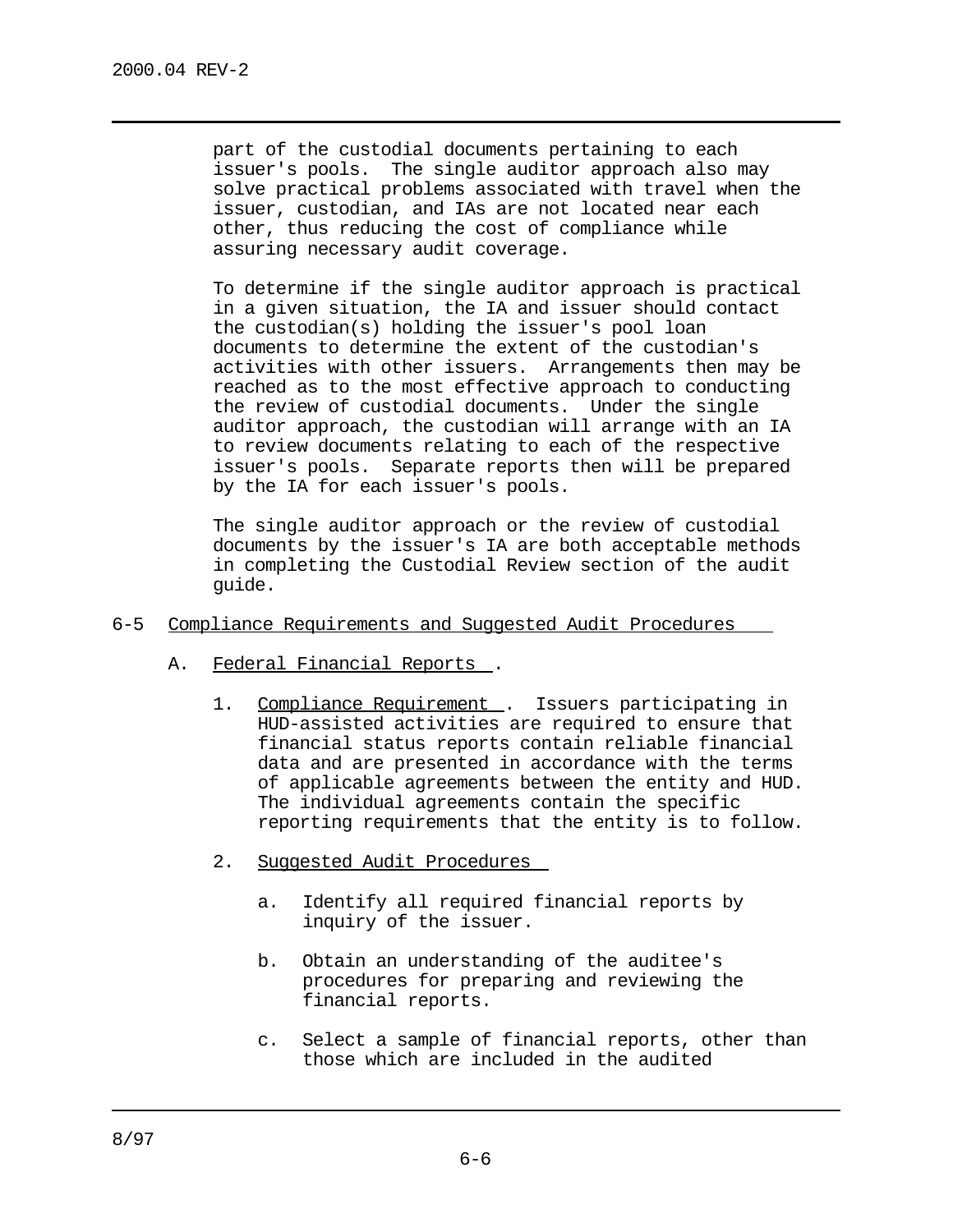part of the custodial documents pertaining to each issuer's pools. The single auditor approach also may solve practical problems associated with travel when the issuer, custodian, and IAs are not located near each other, thus reducing the cost of compliance while assuring necessary audit coverage.

To determine if the single auditor approach is practical in a given situation, the IA and issuer should contact the custodian(s) holding the issuer's pool loan documents to determine the extent of the custodian's activities with other issuers. Arrangements then may be reached as to the most effective approach to conducting the review of custodial documents. Under the single auditor approach, the custodian will arrange with an IA to review documents relating to each of the respective issuer's pools. Separate reports then will be prepared by the IA for each issuer's pools.

The single auditor approach or the review of custodial documents by the issuer's IA are both acceptable methods in completing the Custodial Review section of the audit guide.

## 6-5 Compliance Requirements and Suggested Audit Procedures

### A. Federal Financial Reports.

1. Compliance Requirement. Issuers participating in HUD-assisted activities are required to ensure that financial status reports contain reliable financial data and are presented in accordance with the terms of applicable agreements between the entity and HUD. The individual agreements contain the specific reporting requirements that the entity is to follow.

2. Suggested Audit Procedures

   a. Identify all required financial reports by inquiry of the issuer.

   b. Obtain an understanding of the auditee's procedures for preparing and reviewing the financial reports.

   c. Select a sample of financial reports, other than those which are included in the audited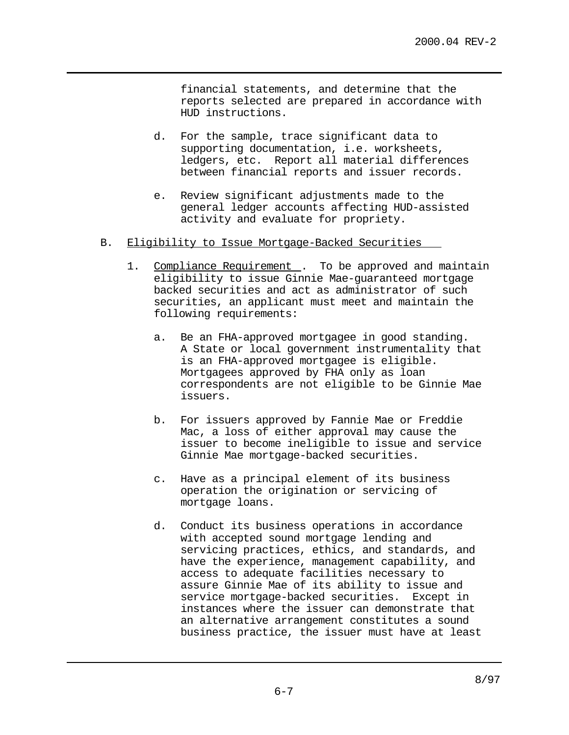financial statements, and determine that the reports selected are prepared in accordance with HUD instructions.

d. For the sample, trace significant data to supporting documentation, i.e. worksheets, ledgers, etc. Report all material differences between financial reports and issuer records.

e. Review significant adjustments made to the general ledger accounts affecting HUD-assisted activity and evaluate for propriety.

B. Eligibility to Issue Mortgage-Backed Securities

1. Compliance Requirement. To be approved and maintain eligibility to issue Ginnie Mae-guaranteed mortgage backed securities and act as administrator of such securities, an applicant must meet and maintain the following requirements:

   a. Be an FHA-approved mortgagee in good standing. A State or local government instrumentality that is an FHA-approved mortgagee is eligible. Mortgagees approved by FHA only as loan correspondents are not eligible to be Ginnie Mae issuers.

   b. For issuers approved by Fannie Mae or Freddie Mac, a loss of either approval may cause the issuer to become ineligible to issue and service Ginnie Mae mortgage-backed securities.

   c. Have as a principal element of its business operation the origination or servicing of mortgage loans.

   d. Conduct its business operations in accordance with accepted sound mortgage lending and servicing practices, ethics, and standards, and have the experience, management capability, and access to adequate facilities necessary to assure Ginnie Mae of its ability to issue and service mortgage-backed securities. Except in instances where the issuer can demonstrate that an alternative arrangement constitutes a sound business practice, the issuer must have at least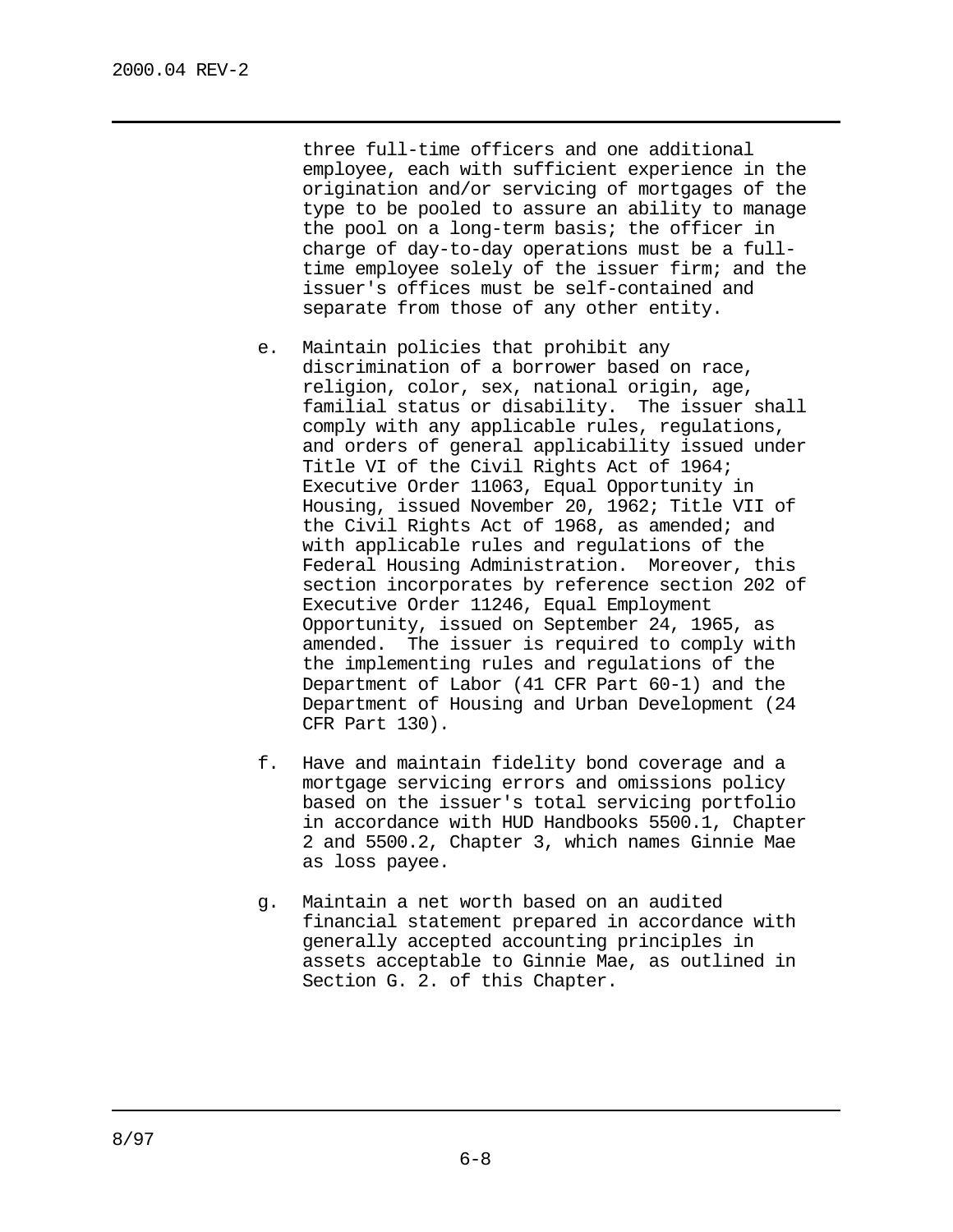three full-time officers and one additional employee, each with sufficient experience in the origination and/or servicing of mortgages of the type to be pooled to assure an ability to manage the pool on a long-term basis; the officer in charge of day-to-day operations must be a full-time employee solely of the issuer firm; and the issuer's offices must be self-contained and separate from those of any other entity.

e. Maintain policies that prohibit any discrimination of a borrower based on race, religion, color, sex, national origin, age, familial status or disability. The issuer shall comply with any applicable rules, regulations, and orders of general applicability issued under Title VI of the Civil Rights Act of 1964; Executive Order 11063, Equal Opportunity in Housing, issued November 20, 1962; Title VII of the Civil Rights Act of 1968, as amended; and with applicable rules and regulations of the Federal Housing Administration. Moreover, this section incorporates by reference section 202 of Executive Order 11246, Equal Employment Opportunity, issued on September 24, 1965, as amended. The issuer is required to comply with the implementing rules and regulations of the Department of Labor (41 CFR Part 60-1) and the Department of Housing and Urban Development (24 CFR Part 130).

f. Have and maintain fidelity bond coverage and a mortgage servicing errors and omissions policy based on the issuer's total servicing portfolio in accordance with HUD Handbooks 5500.1, Chapter 2 and 5500.2, Chapter 3, which names Ginnie Mae as loss payee.

g. Maintain a net worth based on an audited financial statement prepared in accordance with generally accepted accounting principles in assets acceptable to Ginnie Mae, as outlined in Section G. 2. of this Chapter.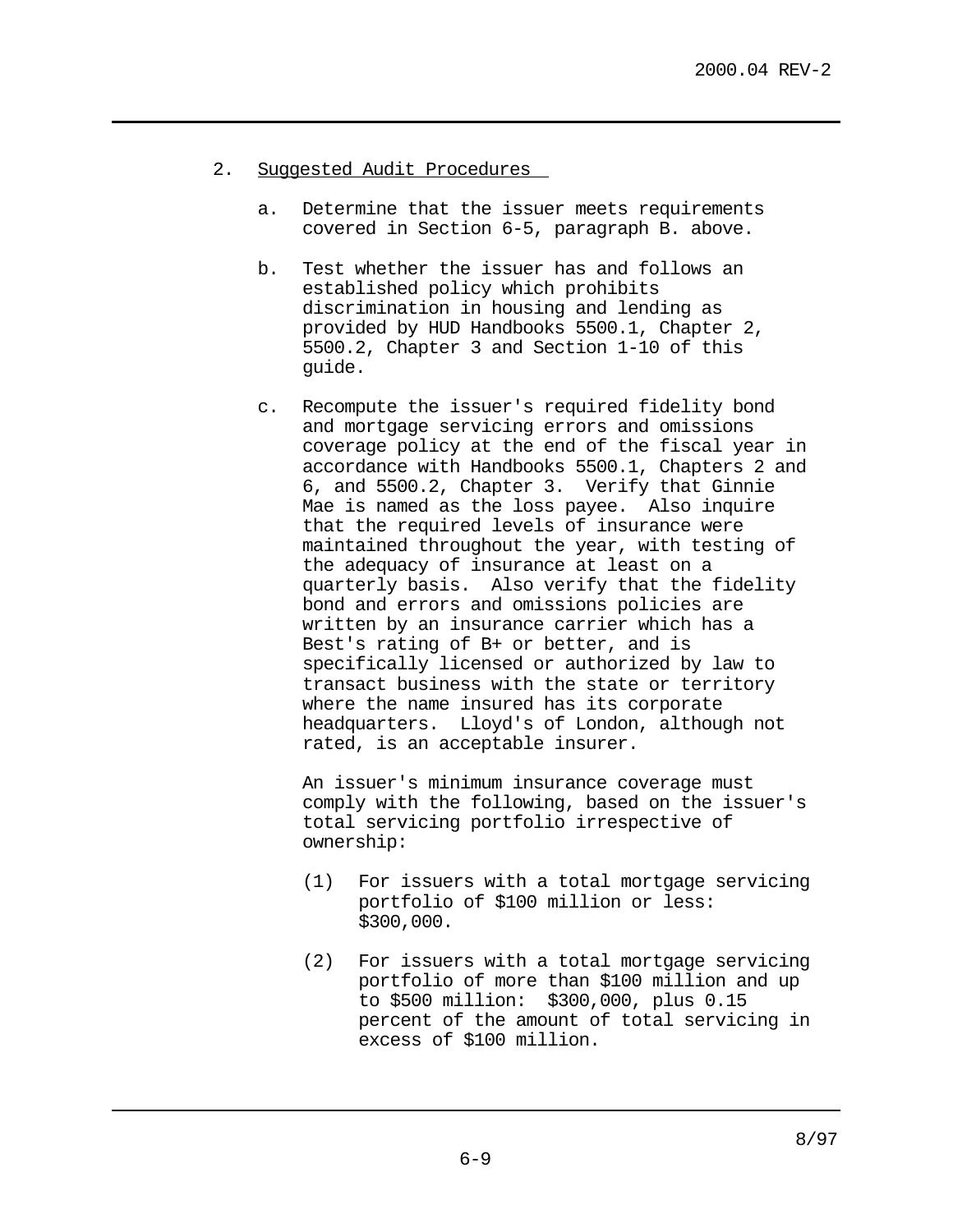2. Suggested Audit Procedures

   a. Determine that the issuer meets requirements covered in Section 6-5, paragraph B. above.

   b. Test whether the issuer has and follows an established policy which prohibits discrimination in housing and lending as provided by HUD Handbooks 5500.1, Chapter 2, 5500.2, Chapter 3 and Section 1-10 of this guide.

   c. Recompute the issuer's required fidelity bond and mortgage servicing errors and omissions coverage policy at the end of the fiscal year in accordance with Handbooks 5500.1, Chapters 2 and 6, and 5500.2, Chapter 3. Verify that Ginnie Mae is named as the loss payee. Also inquire that the required levels of insurance were maintained throughout the year, with testing of the adequacy of insurance at least on a quarterly basis. Also verify that the fidelity bond and errors and omissions policies are written by an insurance carrier which has a Best's rating of B+ or better, and is specifically licensed or authorized by law to transact business with the state or territory where the name insured has its corporate headquarters. Lloyd's of London, although not rated, is an acceptable insurer.

      An issuer's minimum insurance coverage must comply with the following, based on the issuer's total servicing portfolio irrespective of ownership:

      (1) For issuers with a total mortgage servicing portfolio of $100 million or less: $300,000.

      (2) For issuers with a total mortgage servicing portfolio of more than $100 million and up to $500 million: $300,000, plus 0.15 percent of the amount of total servicing in excess of $100 million.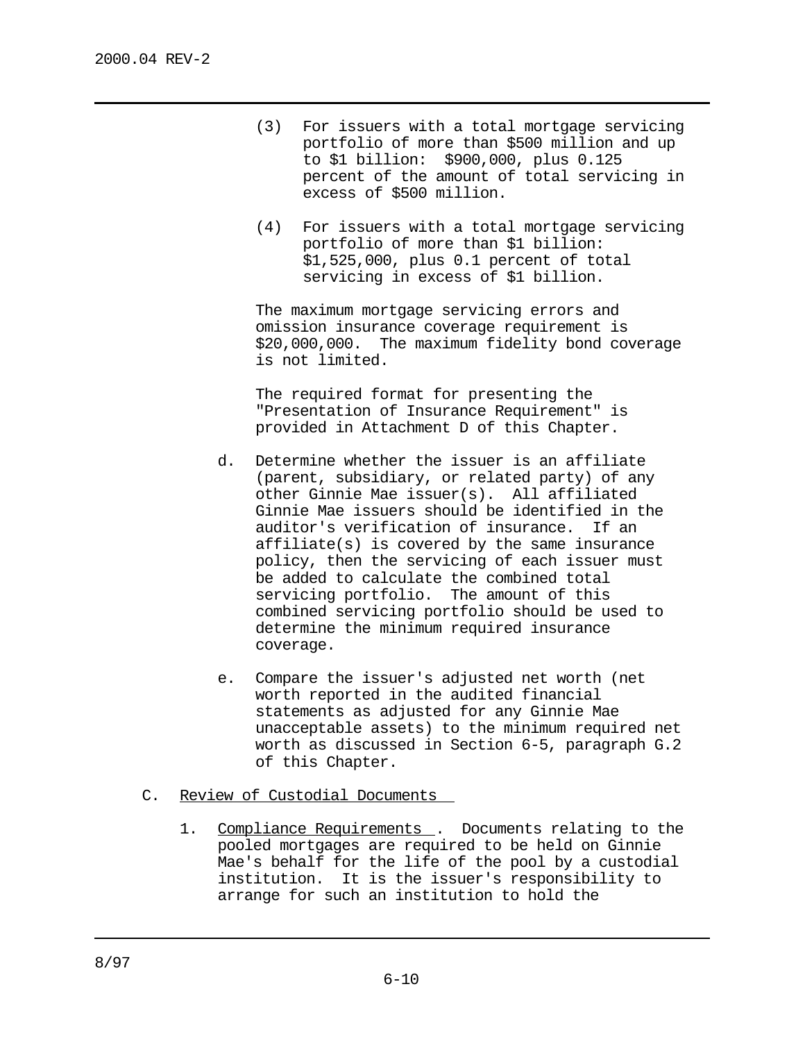(3) For issuers with a total mortgage servicing portfolio of more than $500 million and up to $1 billion: $900,000, plus 0.125 percent of the amount of total servicing in excess of $500 million.

(4) For issuers with a total mortgage servicing portfolio of more than $1 billion: $1,525,000, plus 0.1 percent of total servicing in excess of $1 billion.

The maximum mortgage servicing errors and omission insurance coverage requirement is $20,000,000. The maximum fidelity bond coverage is not limited.

The required format for presenting the "Presentation of Insurance Requirement" is provided in Attachment D of this Chapter.

d. Determine whether the issuer is an affiliate (parent, subsidiary, or related party) of any other Ginnie Mae issuer(s). All affiliated Ginnie Mae issuers should be identified in the auditor's verification of insurance. If an affiliate(s) is covered by the same insurance policy, then the servicing of each issuer must be added to calculate the combined total servicing portfolio. The amount of this combined servicing portfolio should be used to determine the minimum required insurance coverage.

e. Compare the issuer's adjusted net worth (net worth reported in the audited financial statements as adjusted for any Ginnie Mae unacceptable assets) to the minimum required net worth as discussed in Section 6-5, paragraph G.2 of this Chapter.

C. Review of Custodial Documents

1. Compliance Requirements. Documents relating to the pooled mortgages are required to be held on Ginnie Mae's behalf for the life of the pool by a custodial institution. It is the issuer's responsibility to arrange for such an institution to hold the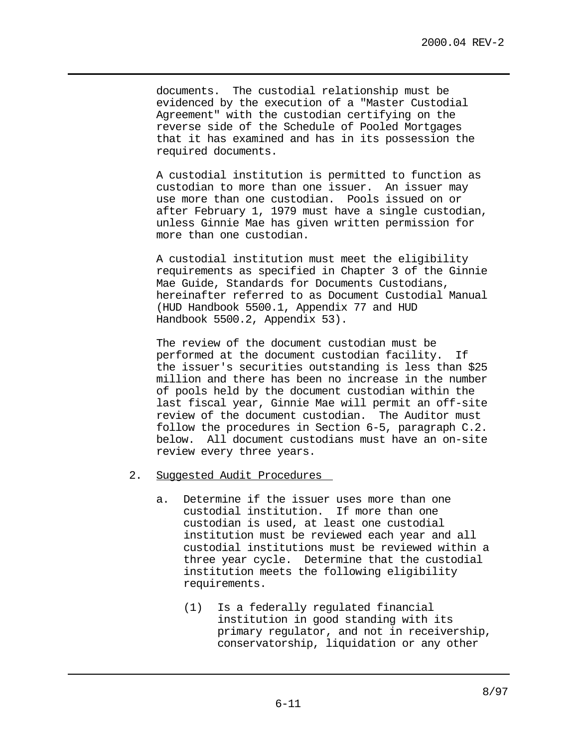documents. The custodial relationship must be evidenced by the execution of a "Master Custodial Agreement" with the custodian certifying on the reverse side of the Schedule of Pooled Mortgages that it has examined and has in its possession the required documents.

A custodial institution is permitted to function as custodian to more than one issuer. An issuer may use more than one custodian. Pools issued on or after February 1, 1979 must have a single custodian, unless Ginnie Mae has given written permission for more than one custodian.

A custodial institution must meet the eligibility requirements as specified in Chapter 3 of the Ginnie Mae Guide, Standards for Documents Custodians, hereinafter referred to as Document Custodial Manual (HUD Handbook 5500.1, Appendix 77 and HUD Handbook 5500.2, Appendix 53).

The review of the document custodian must be performed at the document custodian facility. If the issuer's securities outstanding is less than $25 million and there has been no increase in the number of pools held by the document custodian within the last fiscal year, Ginnie Mae will permit an off-site review of the document custodian. The Auditor must follow the procedures in Section 6-5, paragraph C.2. below. All document custodians must have an on-site review every three years.

2. Suggested Audit Procedures

   a. Determine if the issuer uses more than one custodial institution. If more than one custodian is used, at least one custodial institution must be reviewed each year and all custodial institutions must be reviewed within a three year cycle. Determine that the custodial institution meets the following eligibility requirements.

      (1) Is a federally regulated financial institution in good standing with its primary regulator, and not in receivership, conservatorship, liquidation or any other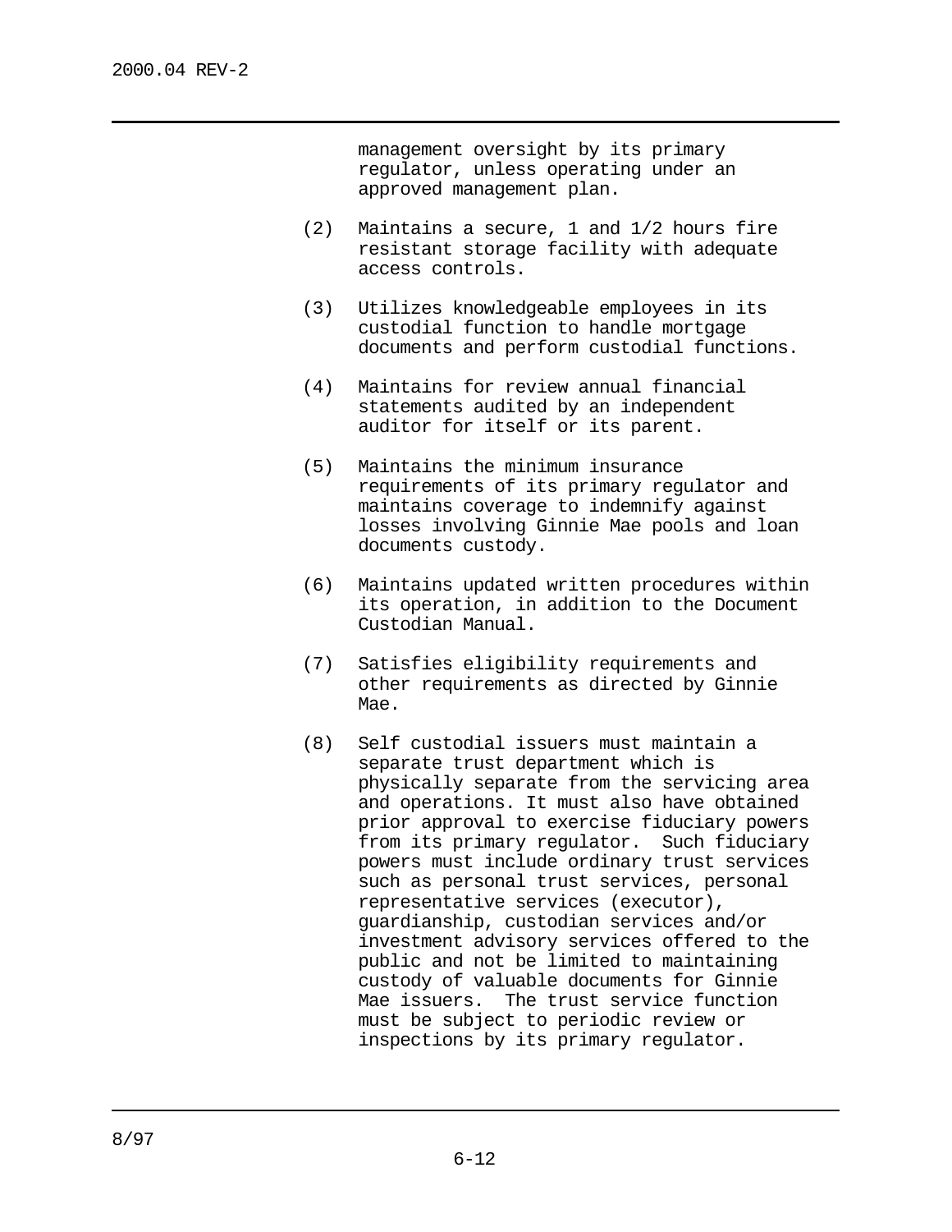management oversight by its primary regulator, unless operating under an approved management plan.

(2) Maintains a secure, 1 and 1/2 hours fire resistant storage facility with adequate access controls.

(3) Utilizes knowledgeable employees in its custodial function to handle mortgage documents and perform custodial functions.

(4) Maintains for review annual financial statements audited by an independent auditor for itself or its parent.

(5) Maintains the minimum insurance requirements of its primary regulator and maintains coverage to indemnify against losses involving Ginnie Mae pools and loan documents custody.

(6) Maintains updated written procedures within its operation, in addition to the Document Custodian Manual.

(7) Satisfies eligibility requirements and other requirements as directed by Ginnie Mae.

(8) Self custodial issuers must maintain a separate trust department which is physically separate from the servicing area and operations. It must also have obtained prior approval to exercise fiduciary powers from its primary regulator. Such fiduciary powers must include ordinary trust services such as personal trust services, personal representative services (executor), guardianship, custodian services and/or investment advisory services offered to the public and not be limited to maintaining custody of valuable documents for Ginnie Mae issuers. The trust service function must be subject to periodic review or inspections by its primary regulator.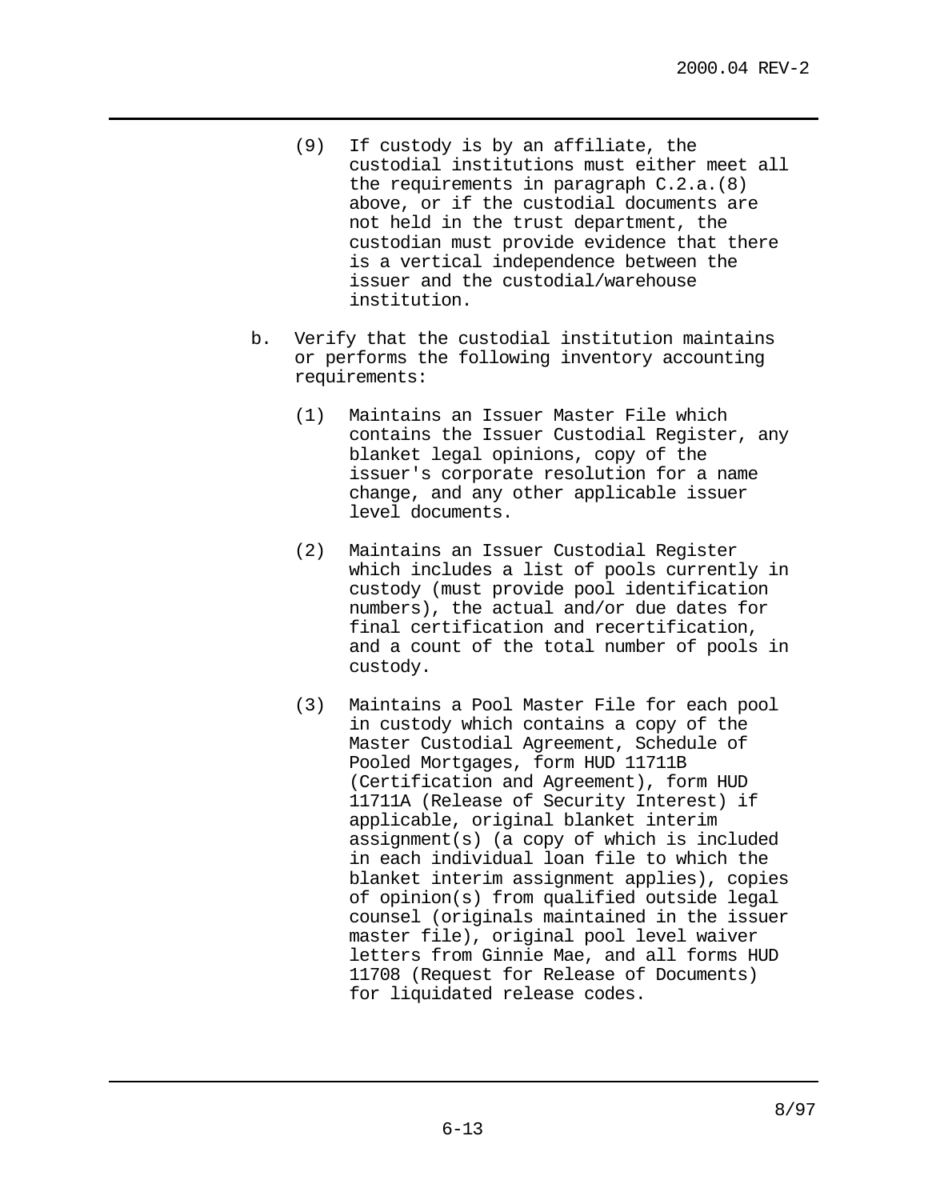(9) If custody is by an affiliate, the custodial institutions must either meet all the requirements in paragraph C.2.a.(8) above, or if the custodial documents are not held in the trust department, the custodian must provide evidence that there is a vertical independence between the issuer and the custodial/warehouse institution.

b. Verify that the custodial institution maintains or performs the following inventory accounting requirements:

   (1) Maintains an Issuer Master File which contains the Issuer Custodial Register, any blanket legal opinions, copy of the issuer's corporate resolution for a name change, and any other applicable issuer level documents.

   (2) Maintains an Issuer Custodial Register which includes a list of pools currently in custody (must provide pool identification numbers), the actual and/or due dates for final certification and recertification, and a count of the total number of pools in custody.

   (3) Maintains a Pool Master File for each pool in custody which contains a copy of the Master Custodial Agreement, Schedule of Pooled Mortgages, form HUD 11711B (Certification and Agreement), form HUD 11711A (Release of Security Interest) if applicable, original blanket interim assignment(s) (a copy of which is included in each individual loan file to which the blanket interim assignment applies), copies of opinion(s) from qualified outside legal counsel (originals maintained in the issuer master file), original pool level waiver letters from Ginnie Mae, and all forms HUD 11708 (Request for Release of Documents) for liquidated release codes.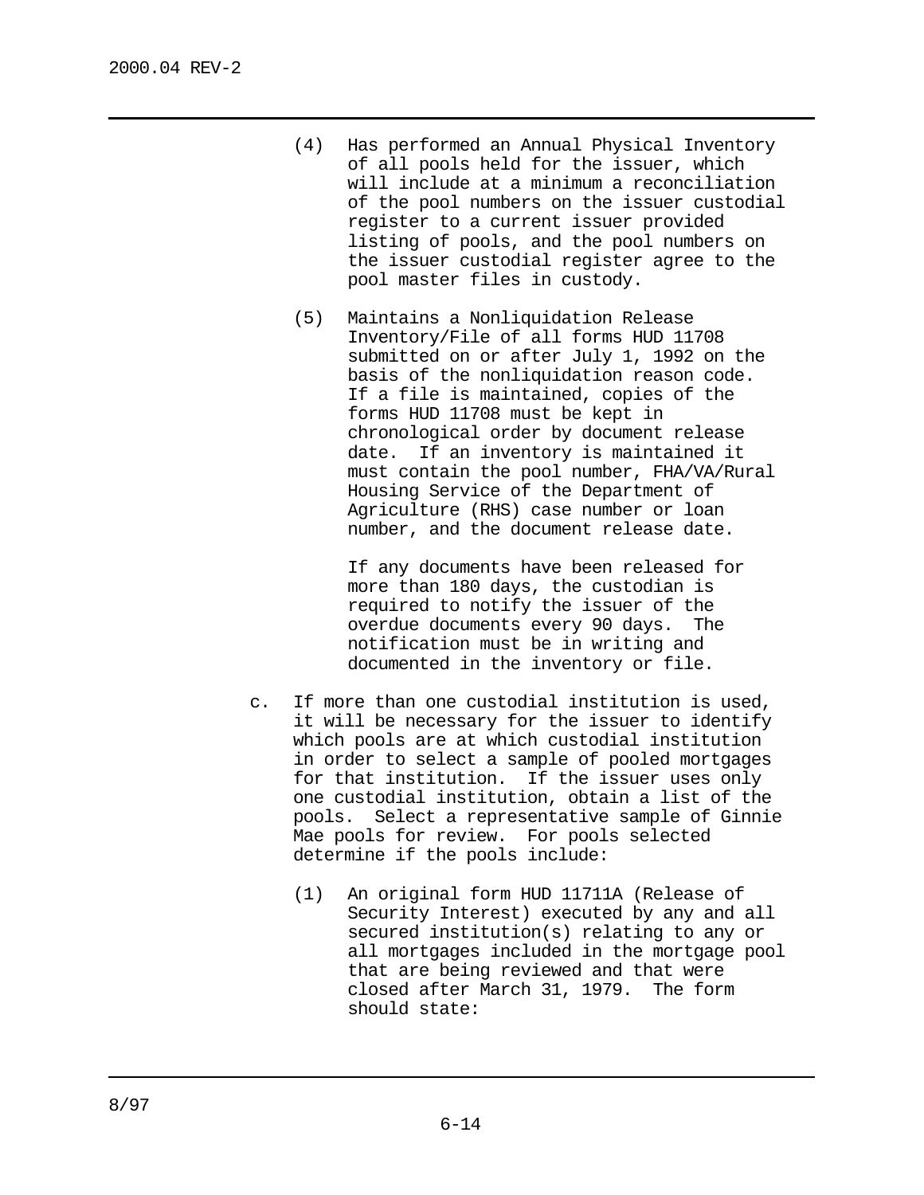(4) Has performed an Annual Physical Inventory of all pools held for the issuer, which will include at a minimum a reconciliation of the pool numbers on the issuer custodial register to a current issuer provided listing of pools, and the pool numbers on the issuer custodial register agree to the pool master files in custody.

(5) Maintains a Nonliquidation Release Inventory/File of all forms HUD 11708 submitted on or after July 1, 1992 on the basis of the nonliquidation reason code. If a file is maintained, copies of the forms HUD 11708 must be kept in chronological order by document release date. If an inventory is maintained it must contain the pool number, FHA/VA/Rural Housing Service of the Department of Agriculture (RHS) case number or loan number, and the document release date.

If any documents have been released for more than 180 days, the custodian is required to notify the issuer of the overdue documents every 90 days. The notification must be in writing and documented in the inventory or file.

c. If more than one custodial institution is used, it will be necessary for the issuer to identify which pools are at which custodial institution in order to select a sample of pooled mortgages for that institution. If the issuer uses only one custodial institution, obtain a list of the pools. Select a representative sample of Ginnie Mae pools for review. For pools selected determine if the pools include:

(1) An original form HUD 11711A (Release of Security Interest) executed by any and all secured institution(s) relating to any or all mortgages included in the mortgage pool that are being reviewed and that were closed after March 31, 1979. The form should state: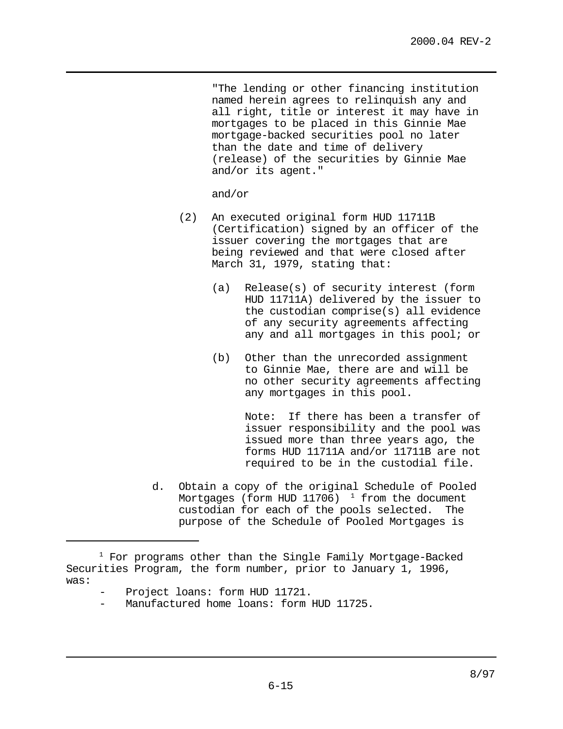"The lending or other financing institution named herein agrees to relinquish any and all right, title or interest it may have in mortgages to be placed in this Ginnie Mae mortgage-backed securities pool no later than the date and time of delivery (release) of the securities by Ginnie Mae and/or its agent."

and/or

(2) An executed original form HUD 11711B (Certification) signed by an officer of the issuer covering the mortgages that are being reviewed and that were closed after March 31, 1979, stating that:

   (a) Release(s) of security interest (form HUD 11711A) delivered by the issuer to the custodian comprise(s) all evidence of any security agreements affecting any and all mortgages in this pool; or

   (b) Other than the unrecorded assignment to Ginnie Mae, there are and will be no other security agreements affecting any mortgages in this pool.

   Note: If there has been a transfer of issuer responsibility and the pool was issued more than three years ago, the forms HUD 11711A and/or 11711B are not required to be in the custodial file.

d. Obtain a copy of the original Schedule of Pooled Mortgages (form HUD 11706) [1] from the document custodian for each of the pools selected. The purpose of the Schedule of Pooled Mortgages is

---

[1] For programs other than the Single Family Mortgage-Backed Securities Program, the form number, prior to January 1, 1996, was:

- Project loans: form HUD 11721.
- Manufactured home loans: form HUD 11725.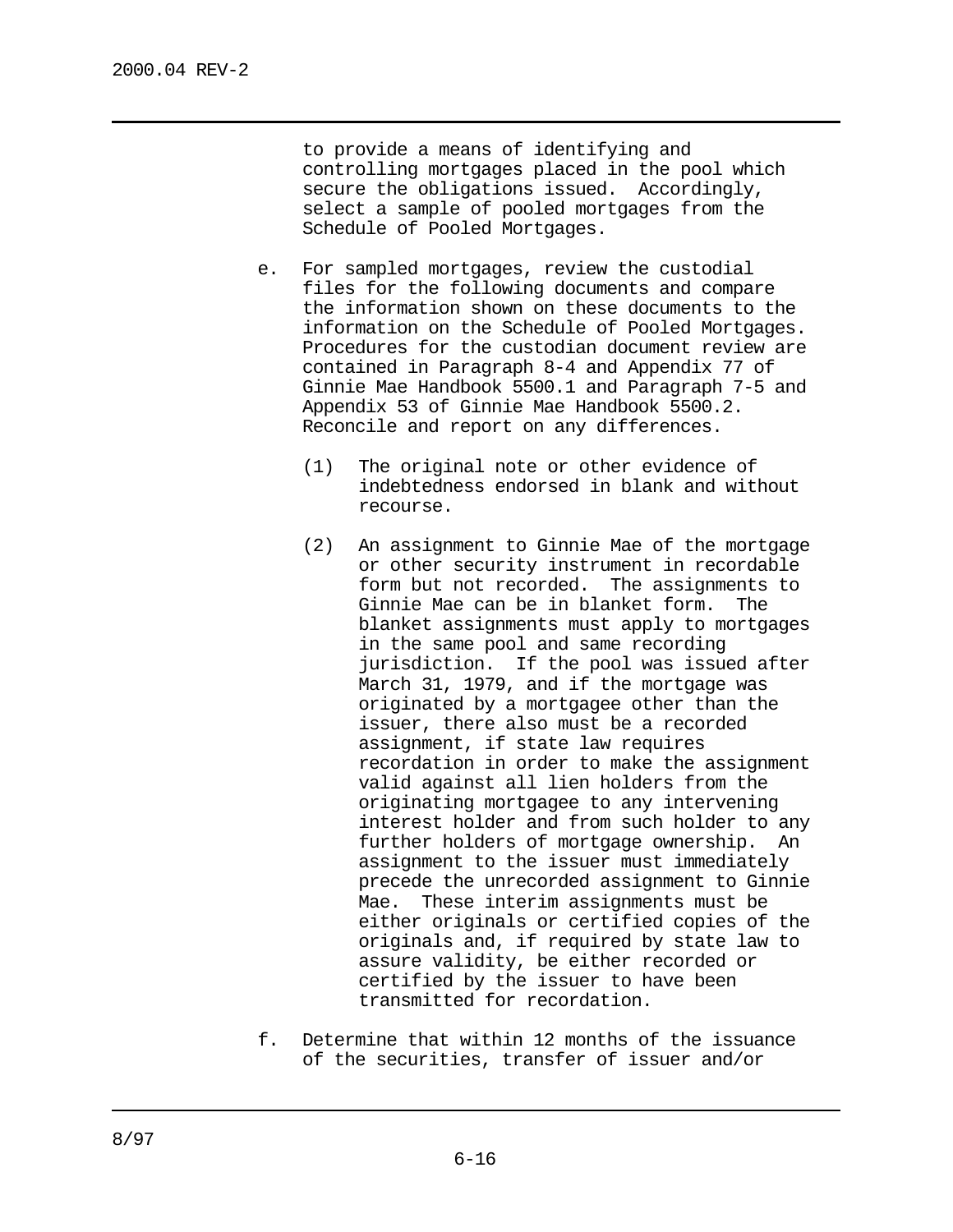to provide a means of identifying and controlling mortgages placed in the pool which secure the obligations issued. Accordingly, select a sample of pooled mortgages from the Schedule of Pooled Mortgages.

e. For sampled mortgages, review the custodial files for the following documents and compare the information shown on these documents to the information on the Schedule of Pooled Mortgages. Procedures for the custodian document review are contained in Paragraph 8-4 and Appendix 77 of Ginnie Mae Handbook 5500.1 and Paragraph 7-5 and Appendix 53 of Ginnie Mae Handbook 5500.2. Reconcile and report on any differences.

   (1) The original note or other evidence of indebtedness endorsed in blank and without recourse.

   (2) An assignment to Ginnie Mae of the mortgage or other security instrument in recordable form but not recorded. The assignments to Ginnie Mae can be in blanket form. The blanket assignments must apply to mortgages in the same pool and same recording jurisdiction. If the pool was issued after March 31, 1979, and if the mortgage was originated by a mortgagee other than the issuer, there also must be a recorded assignment, if state law requires recordation in order to make the assignment valid against all lien holders from the originating mortgagee to any intervening interest holder and from such holder to any further holders of mortgage ownership. An assignment to the issuer must immediately precede the unrecorded assignment to Ginnie Mae. These interim assignments must be either originals or certified copies of the originals and, if required by state law to assure validity, be either recorded or certified by the issuer to have been transmitted for recordation.

f. Determine that within 12 months of the issuance of the securities, transfer of issuer and/or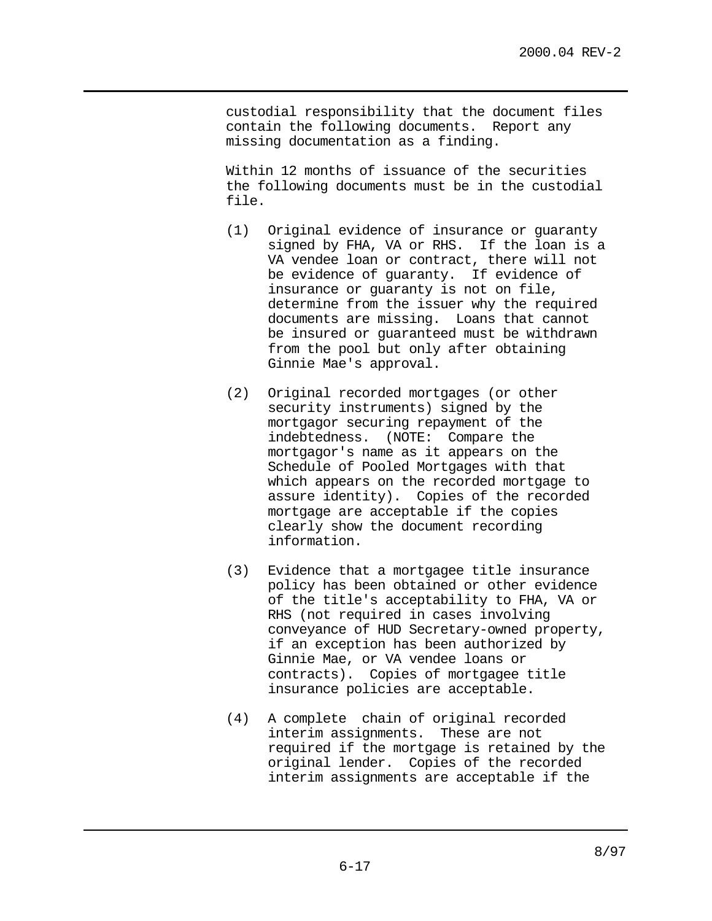custodial responsibility that the document files contain the following documents. Report any missing documentation as a finding.

Within 12 months of issuance of the securities the following documents must be in the custodial file.

(1) Original evidence of insurance or guaranty signed by FHA, VA or RHS. If the loan is a VA vendee loan or contract, there will not be evidence of guaranty. If evidence of insurance or guaranty is not on file, determine from the issuer why the required documents are missing. Loans that cannot be insured or guaranteed must be withdrawn from the pool but only after obtaining Ginnie Mae's approval.

(2) Original recorded mortgages (or other security instruments) signed by the mortgagor securing repayment of the indebtedness. (NOTE: Compare the mortgagor's name as it appears on the Schedule of Pooled Mortgages with that which appears on the recorded mortgage to assure identity). Copies of the recorded mortgage are acceptable if the copies clearly show the document recording information.

(3) Evidence that a mortgagee title insurance policy has been obtained or other evidence of the title's acceptability to FHA, VA or RHS (not required in cases involving conveyance of HUD Secretary-owned property, if an exception has been authorized by Ginnie Mae, or VA vendee loans or contracts). Copies of mortgagee title insurance policies are acceptable.

(4) A complete chain of original recorded interim assignments. These are not required if the mortgage is retained by the original lender. Copies of the recorded interim assignments are acceptable if the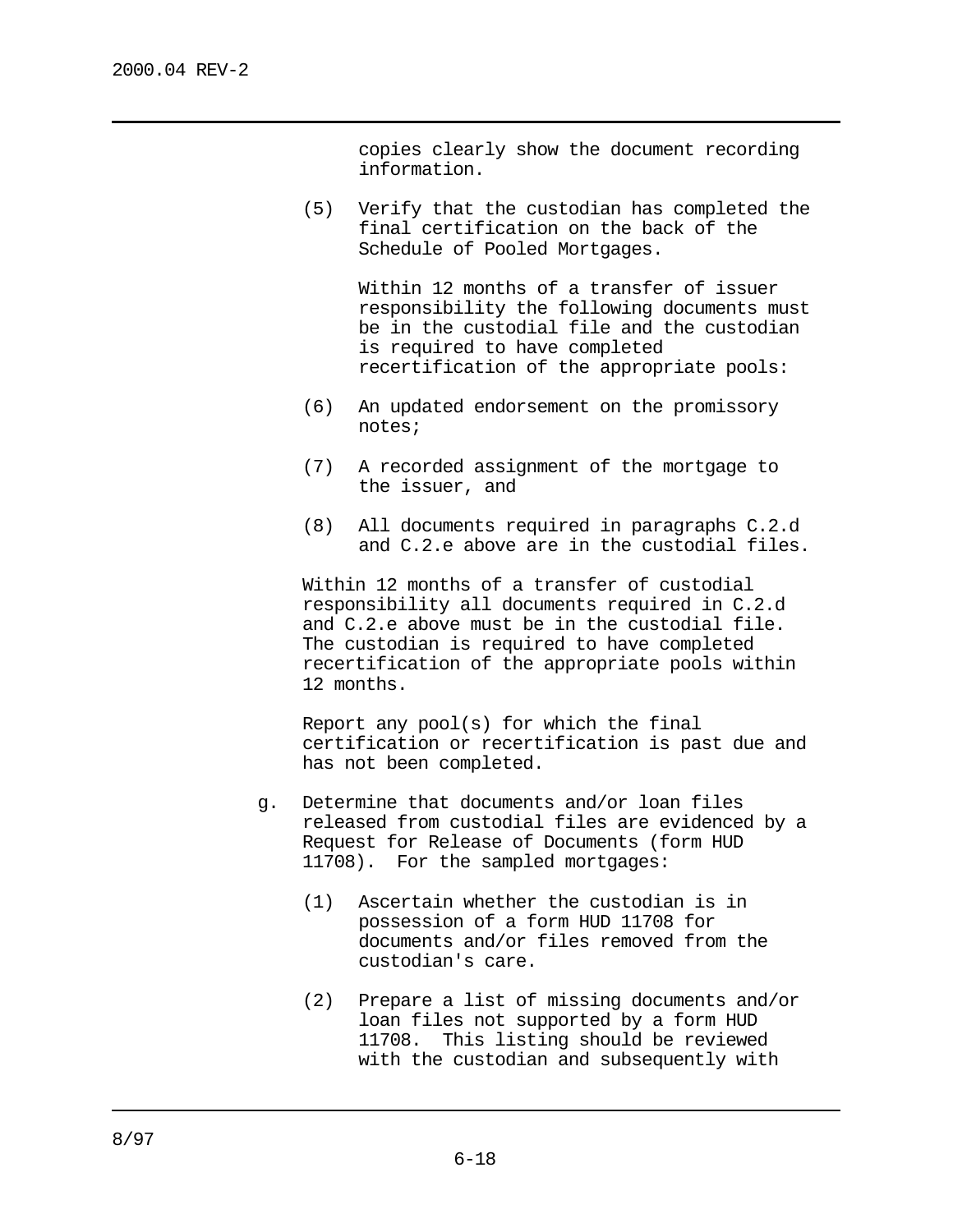copies clearly show the document recording information.

(5) Verify that the custodian has completed the final certification on the back of the Schedule of Pooled Mortgages.

Within 12 months of a transfer of issuer responsibility the following documents must be in the custodial file and the custodian is required to have completed recertification of the appropriate pools:

(6) An updated endorsement on the promissory notes;

(7) A recorded assignment of the mortgage to the issuer, and

(8) All documents required in paragraphs C.2.d and C.2.e above are in the custodial files.

Within 12 months of a transfer of custodial responsibility all documents required in C.2.d and C.2.e above must be in the custodial file. The custodian is required to have completed recertification of the appropriate pools within 12 months.

Report any pool(s) for which the final certification or recertification is past due and has not been completed.

g. Determine that documents and/or loan files released from custodial files are evidenced by a Request for Release of Documents (form HUD 11708). For the sampled mortgages:

(1) Ascertain whether the custodian is in possession of a form HUD 11708 for documents and/or files removed from the custodian's care.

(2) Prepare a list of missing documents and/or loan files not supported by a form HUD 11708. This listing should be reviewed with the custodian and subsequently with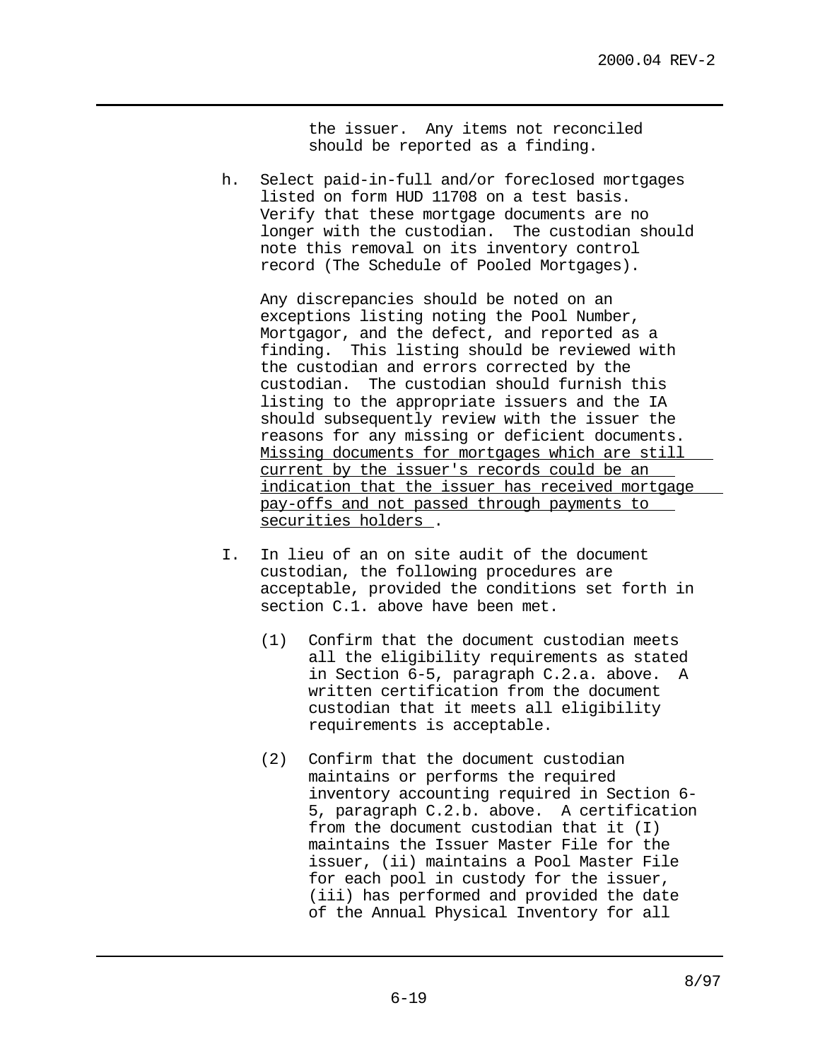the issuer. Any items not reconciled should be reported as a finding.

h. Select paid-in-full and/or foreclosed mortgages listed on form HUD 11708 on a test basis. Verify that these mortgage documents are no longer with the custodian. The custodian should note this removal on its inventory control record (The Schedule of Pooled Mortgages).

   Any discrepancies should be noted on an exceptions listing noting the Pool Number, Mortgagor, and the defect, and reported as a finding. This listing should be reviewed with the custodian and errors corrected by the custodian. The custodian should furnish this listing to the appropriate issuers and the IA should subsequently review with the issuer the reasons for any missing or deficient documents. <u>Missing documents for mortgages which are still current by the issuer's records could be an indication that the issuer has received mortgage pay-offs and not passed through payments to securities holders</u>.

I. In lieu of an on site audit of the document custodian, the following procedures are acceptable, provided the conditions set forth in section C.1. above have been met.

   (1) Confirm that the document custodian meets all the eligibility requirements as stated in Section 6-5, paragraph C.2.a. above. A written certification from the document custodian that it meets all eligibility requirements is acceptable.

   (2) Confirm that the document custodian maintains or performs the required inventory accounting required in Section 6-5, paragraph C.2.b. above. A certification from the document custodian that it (I) maintains the Issuer Master File for the issuer, (ii) maintains a Pool Master File for each pool in custody for the issuer, (iii) has performed and provided the date of the Annual Physical Inventory for all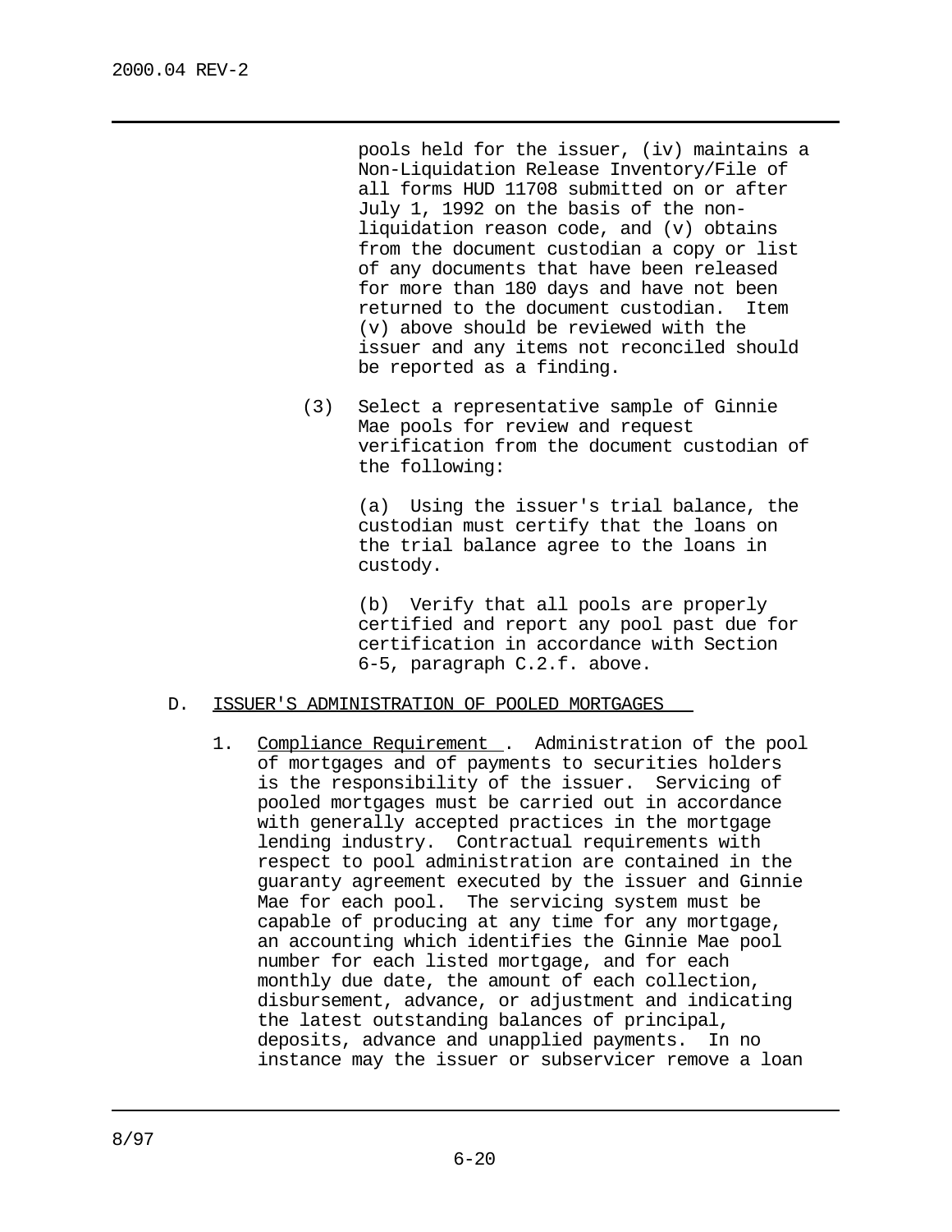pools held for the issuer, (iv) maintains a Non-Liquidation Release Inventory/File of all forms HUD 11708 submitted on or after July 1, 1992 on the basis of the non-liquidation reason code, and (v) obtains from the document custodian a copy or list of any documents that have been released for more than 180 days and have not been returned to the document custodian. Item (v) above should be reviewed with the issuer and any items not reconciled should be reported as a finding.

(3) Select a representative sample of Ginnie Mae pools for review and request verification from the document custodian of the following:

(a) Using the issuer's trial balance, the custodian must certify that the loans on the trial balance agree to the loans in custody.

(b) Verify that all pools are properly certified and report any pool past due for certification in accordance with Section 6-5, paragraph C.2.f. above.

D. <u>ISSUER'S ADMINISTRATION OF POOLED MORTGAGES</u>

1. <u>Compliance Requirement</u>. Administration of the pool of mortgages and of payments to securities holders is the responsibility of the issuer. Servicing of pooled mortgages must be carried out in accordance with generally accepted practices in the mortgage lending industry. Contractual requirements with respect to pool administration are contained in the guaranty agreement executed by the issuer and Ginnie Mae for each pool. The servicing system must be capable of producing at any time for any mortgage, an accounting which identifies the Ginnie Mae pool number for each listed mortgage, and for each monthly due date, the amount of each collection, disbursement, advance, or adjustment and indicating the latest outstanding balances of principal, deposits, advance and unapplied payments. In no instance may the issuer or subservicer remove a loan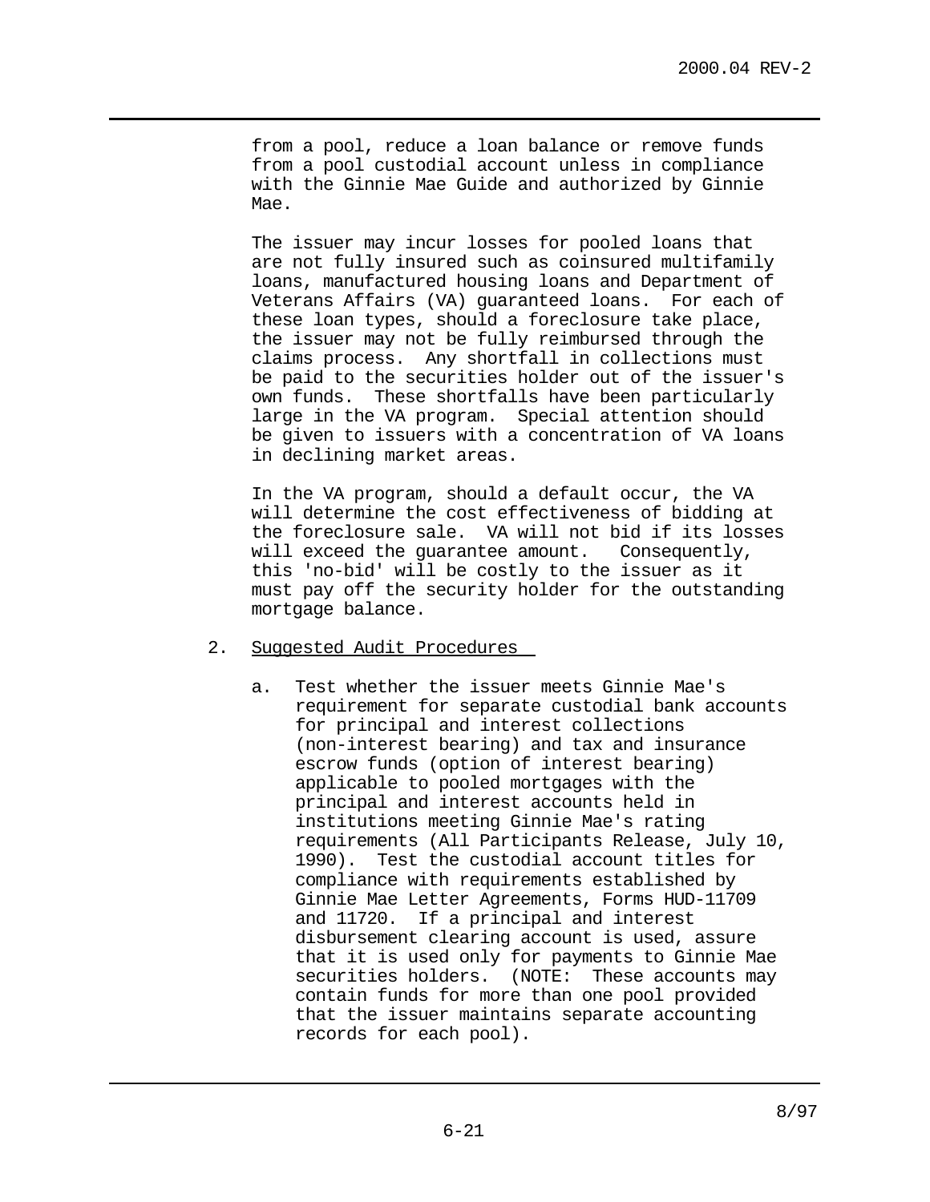from a pool, reduce a loan balance or remove funds from a pool custodial account unless in compliance with the Ginnie Mae Guide and authorized by Ginnie Mae.

The issuer may incur losses for pooled loans that are not fully insured such as coinsured multifamily loans, manufactured housing loans and Department of Veterans Affairs (VA) guaranteed loans. For each of these loan types, should a foreclosure take place, the issuer may not be fully reimbursed through the claims process. Any shortfall in collections must be paid to the securities holder out of the issuer's own funds. These shortfalls have been particularly large in the VA program. Special attention should be given to issuers with a concentration of VA loans in declining market areas.

In the VA program, should a default occur, the VA will determine the cost effectiveness of bidding at the foreclosure sale. VA will not bid if its losses will exceed the guarantee amount. Consequently, this 'no-bid' will be costly to the issuer as it must pay off the security holder for the outstanding mortgage balance.

2. Suggested Audit Procedures

   a. Test whether the issuer meets Ginnie Mae's requirement for separate custodial bank accounts for principal and interest collections (non-interest bearing) and tax and insurance escrow funds (option of interest bearing) applicable to pooled mortgages with the principal and interest accounts held in institutions meeting Ginnie Mae's rating requirements (All Participants Release, July 10, 1990). Test the custodial account titles for compliance with requirements established by Ginnie Mae Letter Agreements, Forms HUD-11709 and 11720. If a principal and interest disbursement clearing account is used, assure that it is used only for payments to Ginnie Mae securities holders. (NOTE: These accounts may contain funds for more than one pool provided that the issuer maintains separate accounting records for each pool).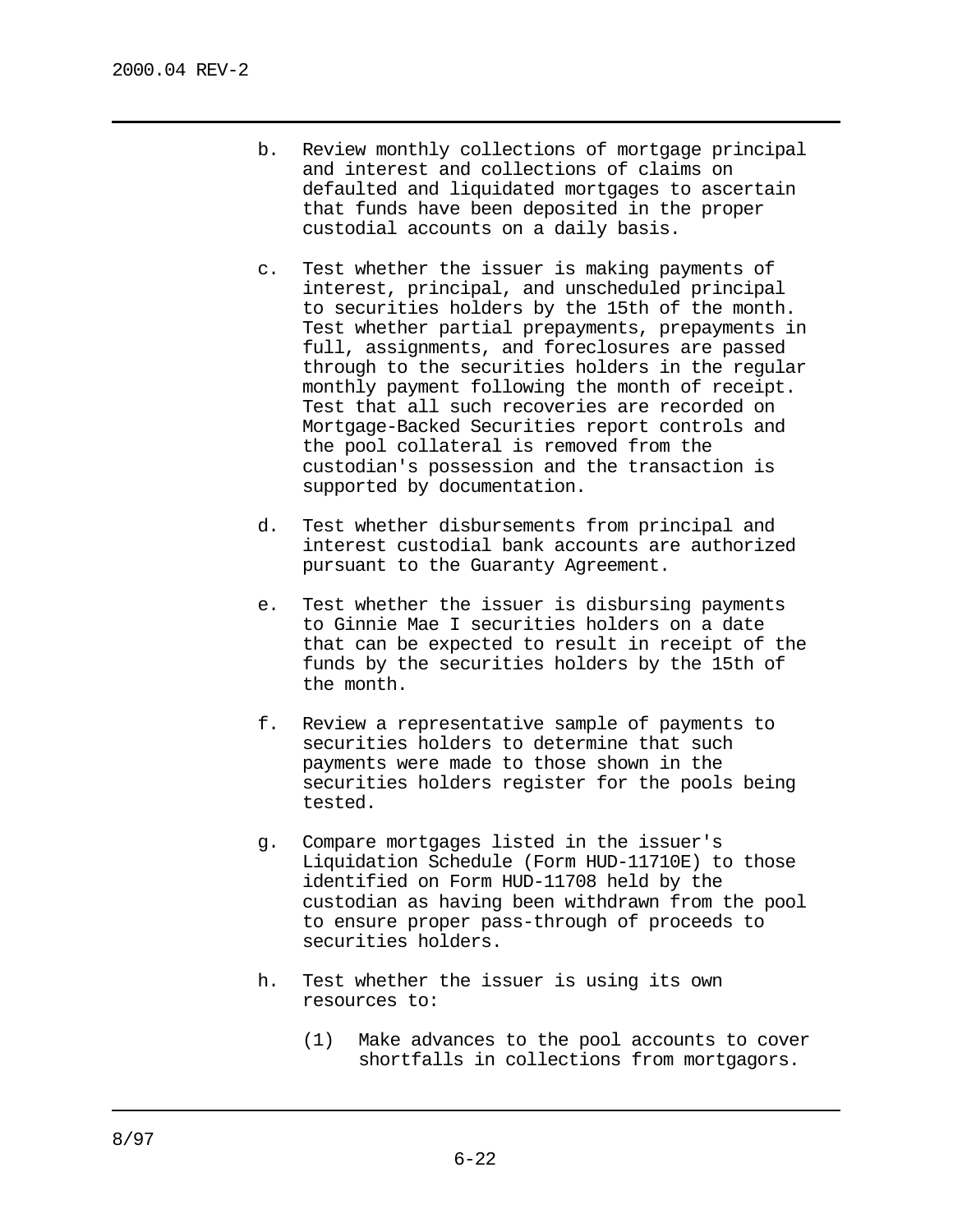b. Review monthly collections of mortgage principal and interest and collections of claims on defaulted and liquidated mortgages to ascertain that funds have been deposited in the proper custodial accounts on a daily basis.

c. Test whether the issuer is making payments of interest, principal, and unscheduled principal to securities holders by the 15th of the month. Test whether partial prepayments, prepayments in full, assignments, and foreclosures are passed through to the securities holders in the regular monthly payment following the month of receipt. Test that all such recoveries are recorded on Mortgage-Backed Securities report controls and the pool collateral is removed from the custodian's possession and the transaction is supported by documentation.

d. Test whether disbursements from principal and interest custodial bank accounts are authorized pursuant to the Guaranty Agreement.

e. Test whether the issuer is disbursing payments to Ginnie Mae I securities holders on a date that can be expected to result in receipt of the funds by the securities holders by the 15th of the month.

f. Review a representative sample of payments to securities holders to determine that such payments were made to those shown in the securities holders register for the pools being tested.

g. Compare mortgages listed in the issuer's Liquidation Schedule (Form HUD-11710E) to those identified on Form HUD-11708 held by the custodian as having been withdrawn from the pool to ensure proper pass-through of proceeds to securities holders.

h. Test whether the issuer is using its own resources to:

   (1) Make advances to the pool accounts to cover shortfalls in collections from mortgagors.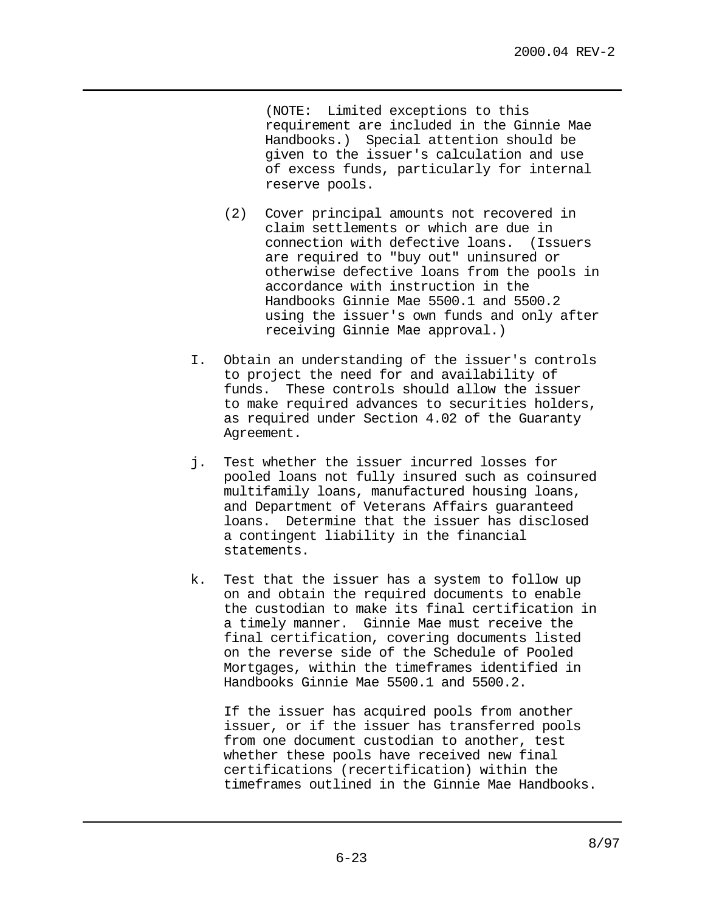(NOTE: Limited exceptions to this requirement are included in the Ginnie Mae Handbooks.) Special attention should be given to the issuer's calculation and use of excess funds, particularly for internal reserve pools.

(2) Cover principal amounts not recovered in claim settlements or which are due in connection with defective loans. (Issuers are required to "buy out" uninsured or otherwise defective loans from the pools in accordance with instruction in the Handbooks Ginnie Mae 5500.1 and 5500.2 using the issuer's own funds and only after receiving Ginnie Mae approval.)

I. Obtain an understanding of the issuer's controls to project the need for and availability of funds. These controls should allow the issuer to make required advances to securities holders, as required under Section 4.02 of the Guaranty Agreement.

j. Test whether the issuer incurred losses for pooled loans not fully insured such as coinsured multifamily loans, manufactured housing loans, and Department of Veterans Affairs guaranteed loans. Determine that the issuer has disclosed a contingent liability in the financial statements.

k. Test that the issuer has a system to follow up on and obtain the required documents to enable the custodian to make its final certification in a timely manner. Ginnie Mae must receive the final certification, covering documents listed on the reverse side of the Schedule of Pooled Mortgages, within the timeframes identified in Handbooks Ginnie Mae 5500.1 and 5500.2.

If the issuer has acquired pools from another issuer, or if the issuer has transferred pools from one document custodian to another, test whether these pools have received new final certifications (recertification) within the timeframes outlined in the Ginnie Mae Handbooks.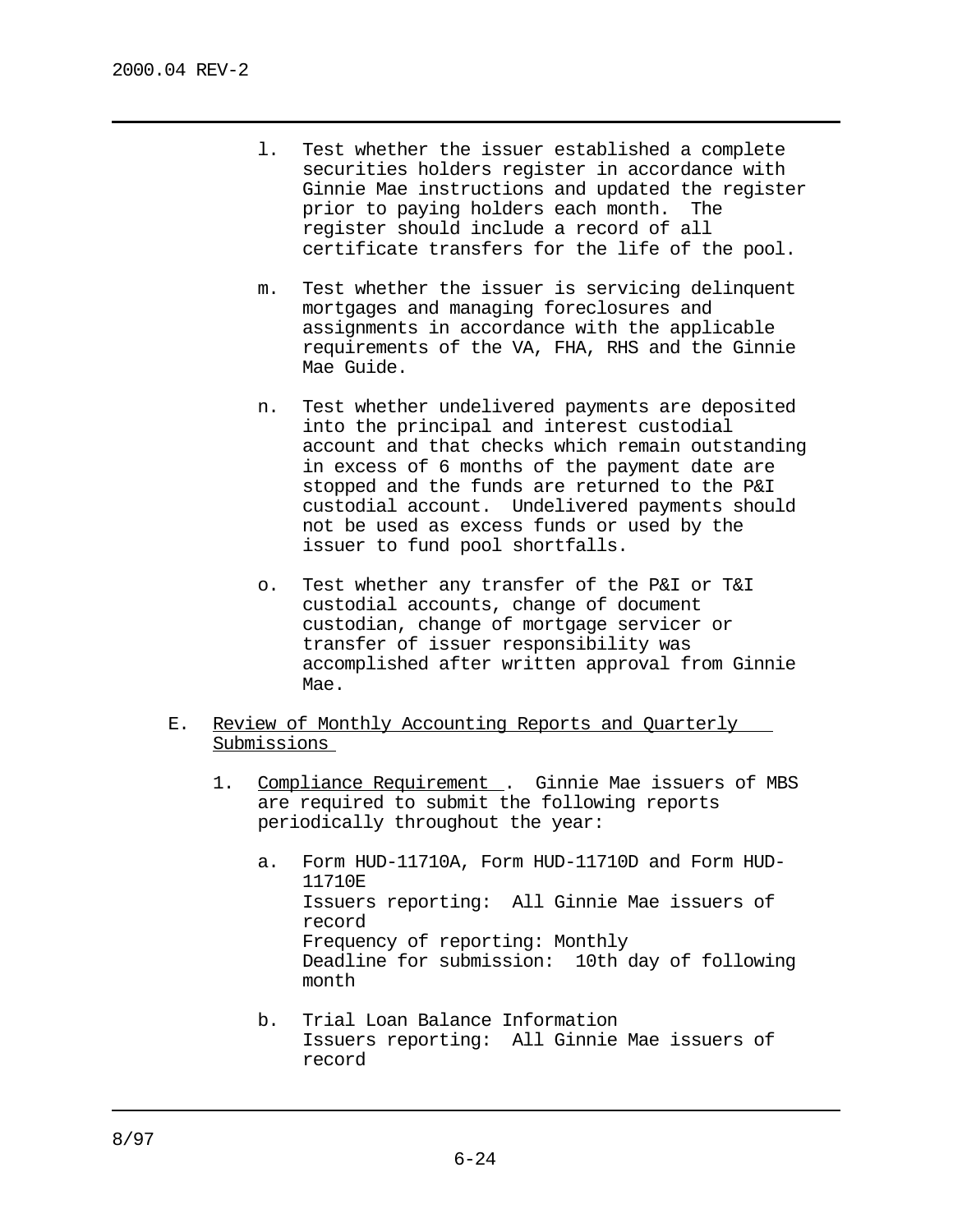l. Test whether the issuer established a complete securities holders register in accordance with Ginnie Mae instructions and updated the register prior to paying holders each month. The register should include a record of all certificate transfers for the life of the pool.

m. Test whether the issuer is servicing delinquent mortgages and managing foreclosures and assignments in accordance with the applicable requirements of the VA, FHA, RHS and the Ginnie Mae Guide.

n. Test whether undelivered payments are deposited into the principal and interest custodial account and that checks which remain outstanding in excess of 6 months of the payment date are stopped and the funds are returned to the P&I custodial account. Undelivered payments should not be used as excess funds or used by the issuer to fund pool shortfalls.

o. Test whether any transfer of the P&I or T&I custodial accounts, change of document custodian, change of mortgage servicer or transfer of issuer responsibility was accomplished after written approval from Ginnie Mae.

E. Review of Monthly Accounting Reports and Quarterly Submissions

1. Compliance Requirement. Ginnie Mae issuers of MBS are required to submit the following reports periodically throughout the year:

a. Form HUD-11710A, Form HUD-11710D and Form HUD-11710E
   Issuers reporting: All Ginnie Mae issuers of record
   Frequency of reporting: Monthly
   Deadline for submission: 10th day of following month

b. Trial Loan Balance Information
   Issuers reporting: All Ginnie Mae issuers of record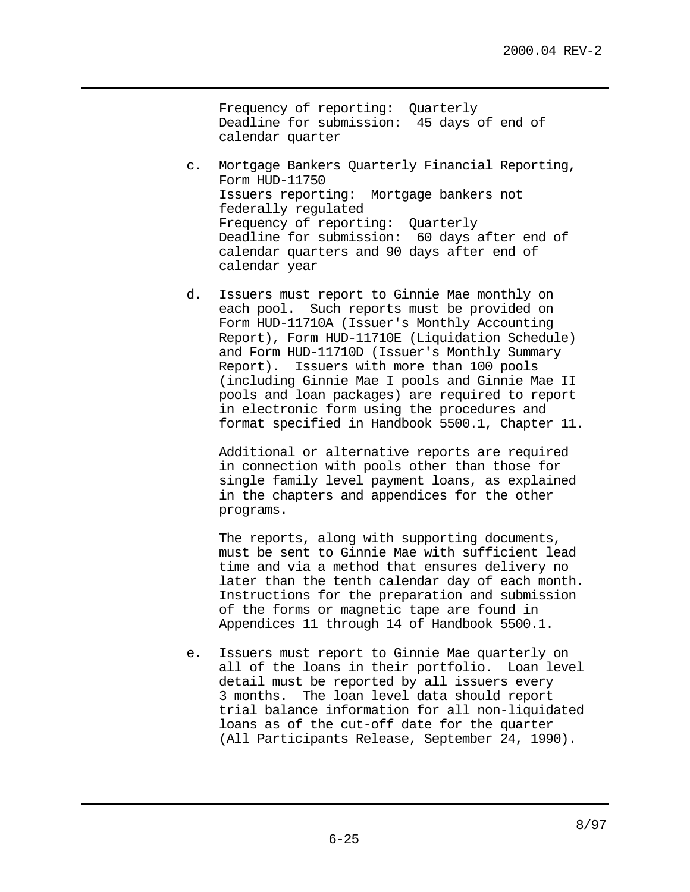Frequency of reporting: Quarterly
Deadline for submission: 45 days of end of calendar quarter

c. Mortgage Bankers Quarterly Financial Reporting, Form HUD-11750
Issuers reporting: Mortgage bankers not federally regulated
Frequency of reporting: Quarterly
Deadline for submission: 60 days after end of calendar quarters and 90 days after end of calendar year

d. Issuers must report to Ginnie Mae monthly on each pool. Such reports must be provided on Form HUD-11710A (Issuer's Monthly Accounting Report), Form HUD-11710E (Liquidation Schedule) and Form HUD-11710D (Issuer's Monthly Summary Report). Issuers with more than 100 pools (including Ginnie Mae I pools and Ginnie Mae II pools and loan packages) are required to report in electronic form using the procedures and format specified in Handbook 5500.1, Chapter 11.

   Additional or alternative reports are required in connection with pools other than those for single family level payment loans, as explained in the chapters and appendices for the other programs.

   The reports, along with supporting documents, must be sent to Ginnie Mae with sufficient lead time and via a method that ensures delivery no later than the tenth calendar day of each month. Instructions for the preparation and submission of the forms or magnetic tape are found in Appendices 11 through 14 of Handbook 5500.1.

e. Issuers must report to Ginnie Mae quarterly on all of the loans in their portfolio. Loan level detail must be reported by all issuers every 3 months. The loan level data should report trial balance information for all non-liquidated loans as of the cut-off date for the quarter (All Participants Release, September 24, 1990).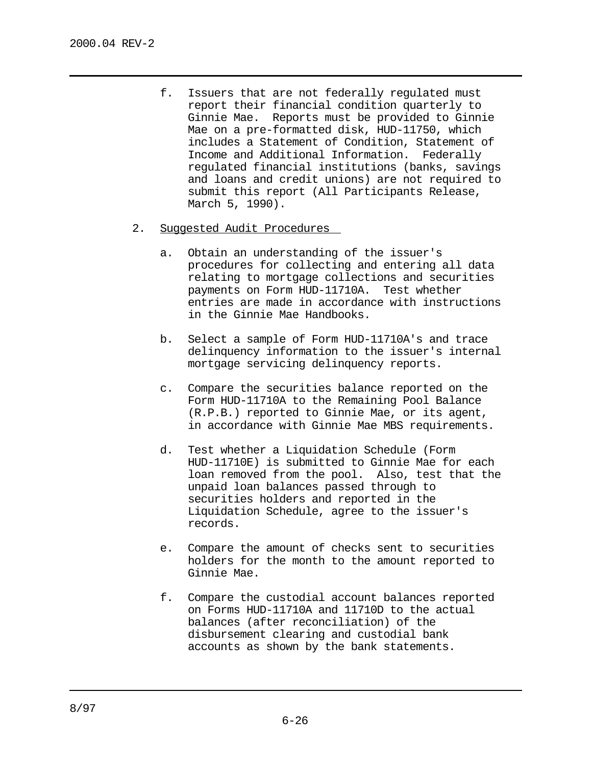f. Issuers that are not federally regulated must report their financial condition quarterly to Ginnie Mae. Reports must be provided to Ginnie Mae on a pre-formatted disk, HUD-11750, which includes a Statement of Condition, Statement of Income and Additional Information. Federally regulated financial institutions (banks, savings and loans and credit unions) are not required to submit this report (All Participants Release, March 5, 1990).

2. Suggested Audit Procedures

   a. Obtain an understanding of the issuer's procedures for collecting and entering all data relating to mortgage collections and securities payments on Form HUD-11710A. Test whether entries are made in accordance with instructions in the Ginnie Mae Handbooks.

   b. Select a sample of Form HUD-11710A's and trace delinquency information to the issuer's internal mortgage servicing delinquency reports.

   c. Compare the securities balance reported on the Form HUD-11710A to the Remaining Pool Balance (R.P.B.) reported to Ginnie Mae, or its agent, in accordance with Ginnie Mae MBS requirements.

   d. Test whether a Liquidation Schedule (Form HUD-11710E) is submitted to Ginnie Mae for each loan removed from the pool. Also, test that the unpaid loan balances passed through to securities holders and reported in the Liquidation Schedule, agree to the issuer's records.

   e. Compare the amount of checks sent to securities holders for the month to the amount reported to Ginnie Mae.

   f. Compare the custodial account balances reported on Forms HUD-11710A and 11710D to the actual balances (after reconciliation) of the disbursement clearing and custodial bank accounts as shown by the bank statements.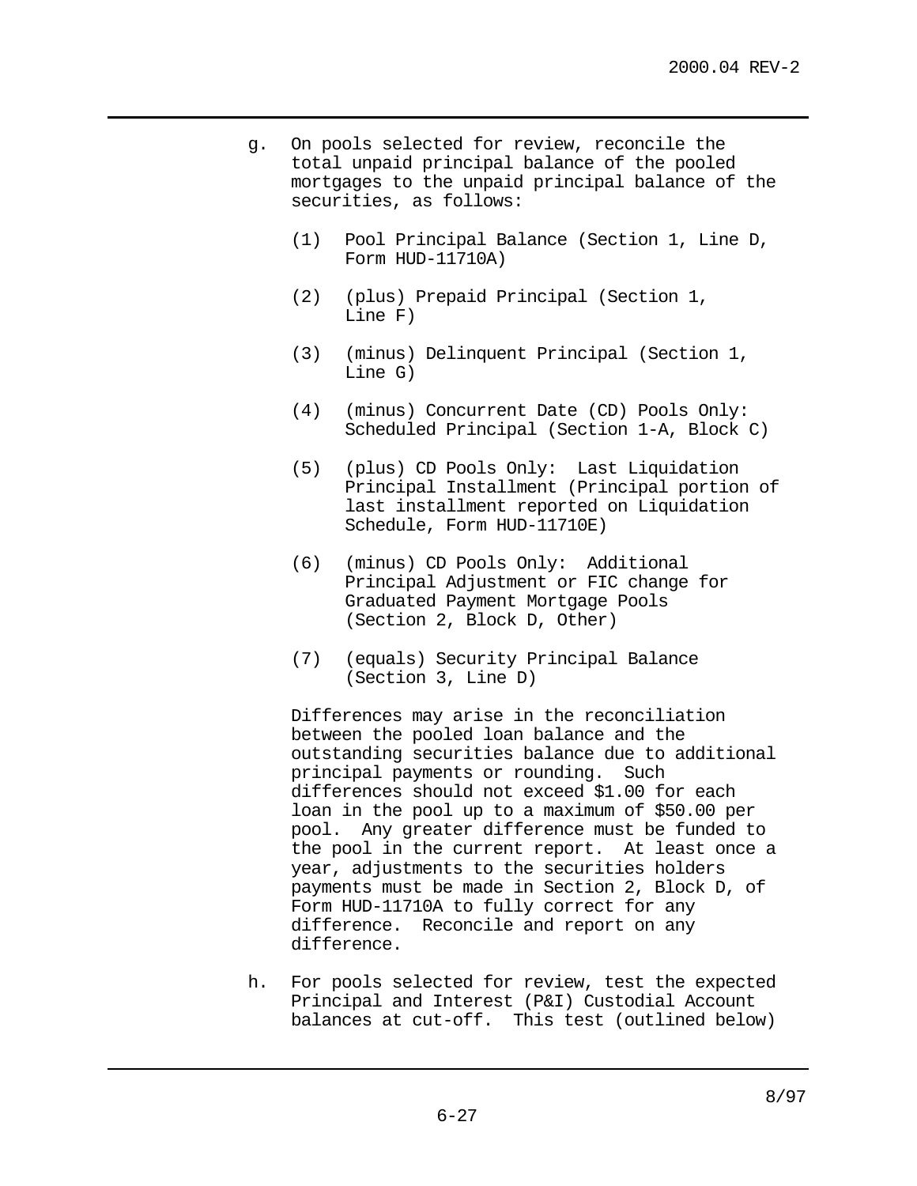g. On pools selected for review, reconcile the total unpaid principal balance of the pooled mortgages to the unpaid principal balance of the securities, as follows:

   (1) Pool Principal Balance (Section 1, Line D, Form HUD-11710A)

   (2) (plus) Prepaid Principal (Section 1, Line F)

   (3) (minus) Delinquent Principal (Section 1, Line G)

   (4) (minus) Concurrent Date (CD) Pools Only: Scheduled Principal (Section 1-A, Block C)

   (5) (plus) CD Pools Only: Last Liquidation Principal Installment (Principal portion of last installment reported on Liquidation Schedule, Form HUD-11710E)

   (6) (minus) CD Pools Only: Additional Principal Adjustment or FIC change for Graduated Payment Mortgage Pools (Section 2, Block D, Other)

   (7) (equals) Security Principal Balance (Section 3, Line D)

   Differences may arise in the reconciliation between the pooled loan balance and the outstanding securities balance due to additional principal payments or rounding. Such differences should not exceed $1.00 for each loan in the pool up to a maximum of $50.00 per pool. Any greater difference must be funded to the pool in the current report. At least once a year, adjustments to the securities holders payments must be made in Section 2, Block D, of Form HUD-11710A to fully correct for any difference. Reconcile and report on any difference.

h. For pools selected for review, test the expected Principal and Interest (P&I) Custodial Account balances at cut-off. This test (outlined below)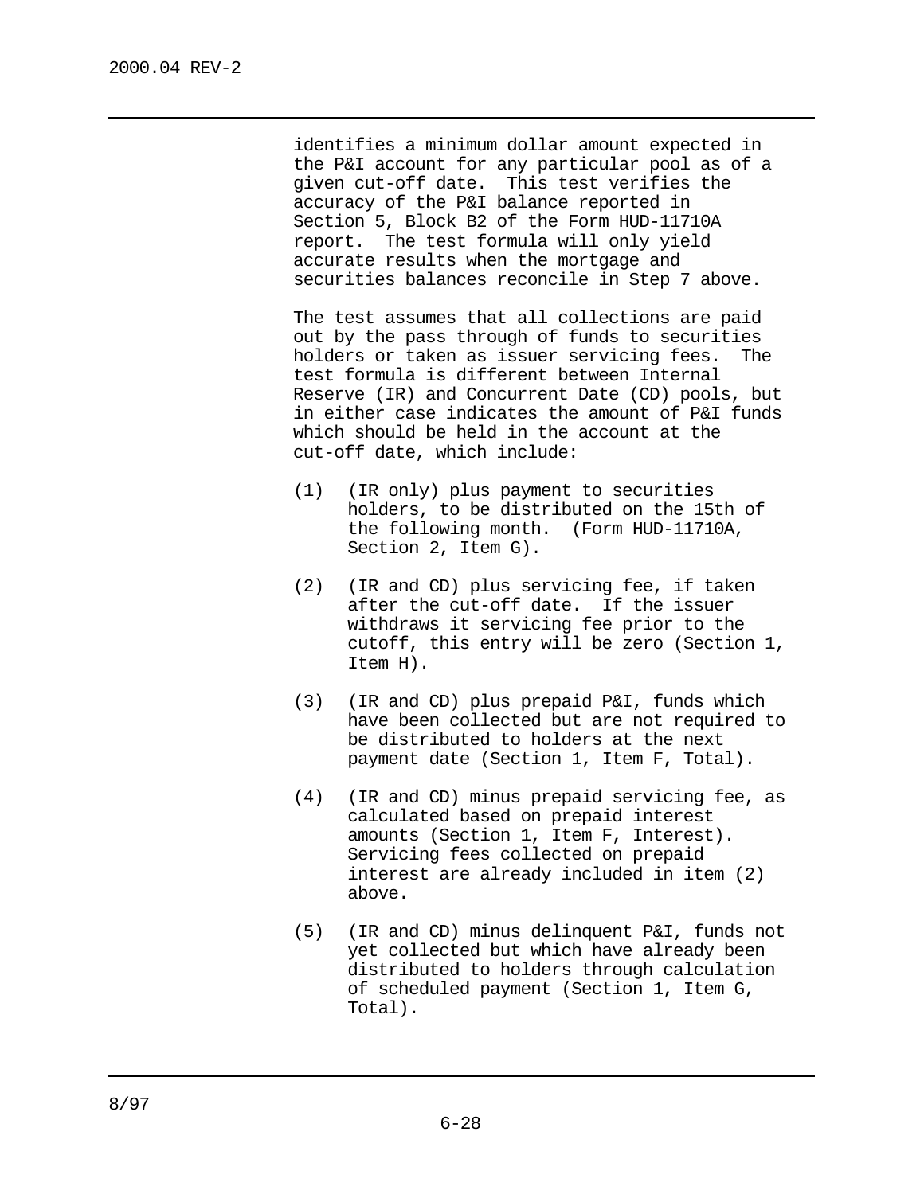identifies a minimum dollar amount expected in the P&I account for any particular pool as of a given cut-off date. This test verifies the accuracy of the P&I balance reported in Section 5, Block B2 of the Form HUD-11710A report. The test formula will only yield accurate results when the mortgage and securities balances reconcile in Step 7 above.

The test assumes that all collections are paid out by the pass through of funds to securities holders or taken as issuer servicing fees. The test formula is different between Internal Reserve (IR) and Concurrent Date (CD) pools, but in either case indicates the amount of P&I funds which should be held in the account at the cut-off date, which include:

(1) (IR only) plus payment to securities holders, to be distributed on the 15th of the following month. (Form HUD-11710A, Section 2, Item G).

(2) (IR and CD) plus servicing fee, if taken after the cut-off date. If the issuer withdraws it servicing fee prior to the cutoff, this entry will be zero (Section 1, Item H).

(3) (IR and CD) plus prepaid P&I, funds which have been collected but are not required to be distributed to holders at the next payment date (Section 1, Item F, Total).

(4) (IR and CD) minus prepaid servicing fee, as calculated based on prepaid interest amounts (Section 1, Item F, Interest). Servicing fees collected on prepaid interest are already included in item (2) above.

(5) (IR and CD) minus delinquent P&I, funds not yet collected but which have already been distributed to holders through calculation of scheduled payment (Section 1, Item G, Total).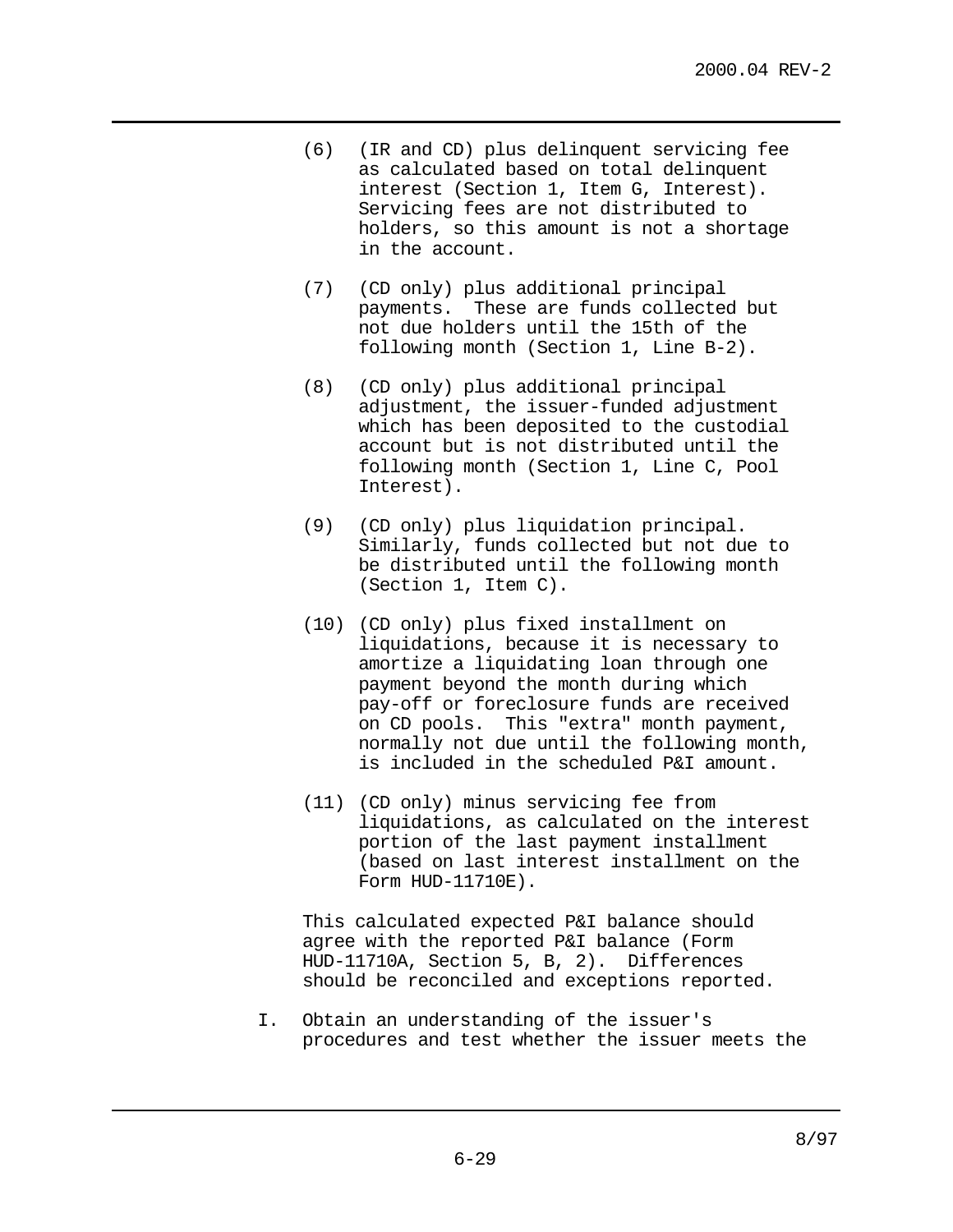(6) (IR and CD) plus delinquent servicing fee as calculated based on total delinquent interest (Section 1, Item G, Interest). Servicing fees are not distributed to holders, so this amount is not a shortage in the account.

(7) (CD only) plus additional principal payments. These are funds collected but not due holders until the 15th of the following month (Section 1, Line B-2).

(8) (CD only) plus additional principal adjustment, the issuer-funded adjustment which has been deposited to the custodial account but is not distributed until the following month (Section 1, Line C, Pool Interest).

(9) (CD only) plus liquidation principal. Similarly, funds collected but not due to be distributed until the following month (Section 1, Item C).

(10) (CD only) plus fixed installment on liquidations, because it is necessary to amortize a liquidating loan through one payment beyond the month during which pay-off or foreclosure funds are received on CD pools. This "extra" month payment, normally not due until the following month, is included in the scheduled P&I amount.

(11) (CD only) minus servicing fee from liquidations, as calculated on the interest portion of the last payment installment (based on last interest installment on the Form HUD-11710E).

This calculated expected P&I balance should agree with the reported P&I balance (Form HUD-11710A, Section 5, B, 2). Differences should be reconciled and exceptions reported.

I. Obtain an understanding of the issuer's procedures and test whether the issuer meets the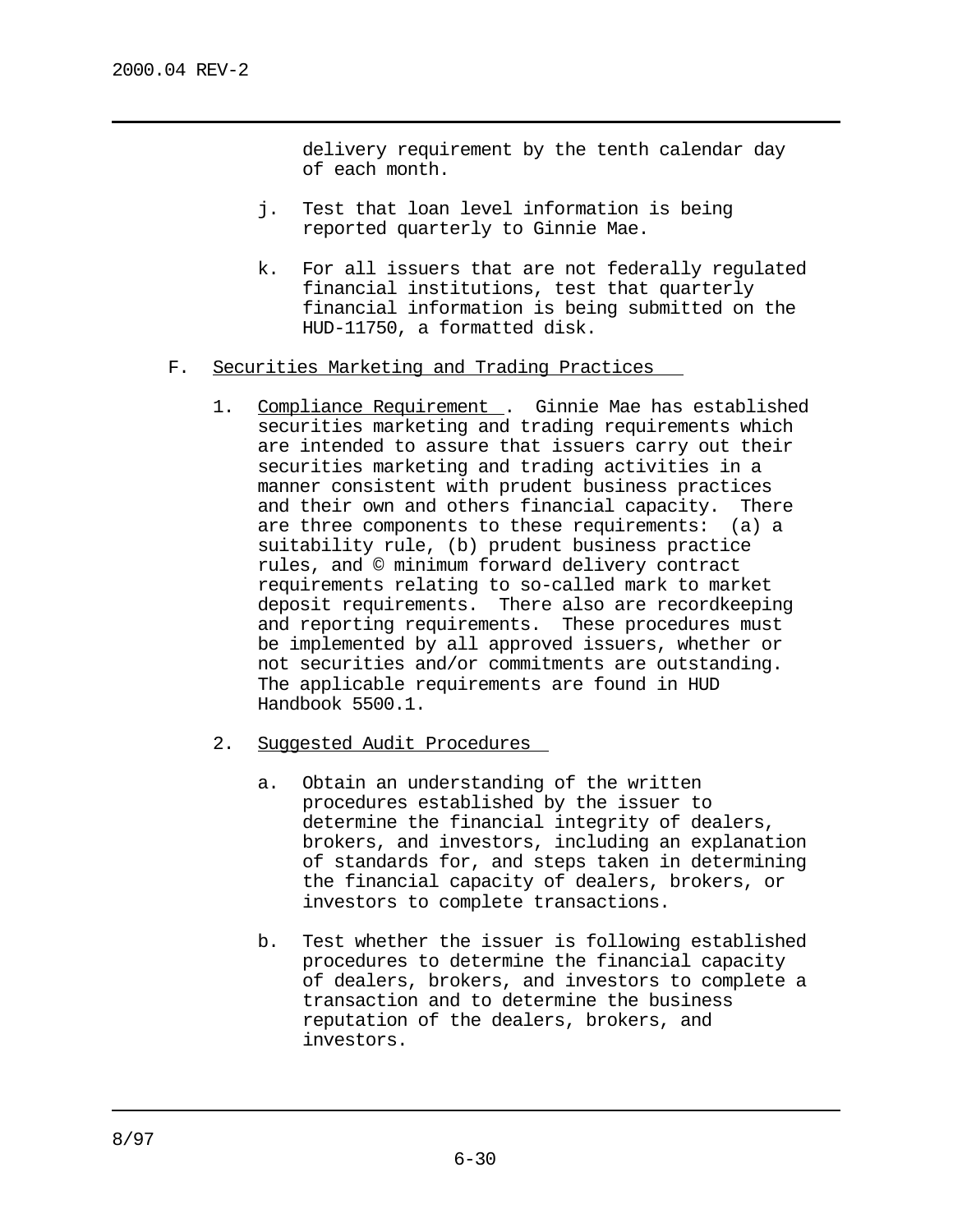delivery requirement by the tenth calendar day of each month.

j. Test that loan level information is being reported quarterly to Ginnie Mae.

k. For all issuers that are not federally regulated financial institutions, test that quarterly financial information is being submitted on the HUD-11750, a formatted disk.

F. Securities Marketing and Trading Practices

1. Compliance Requirement. Ginnie Mae has established securities marketing and trading requirements which are intended to assure that issuers carry out their securities marketing and trading activities in a manner consistent with prudent business practices and their own and others financial capacity. There are three components to these requirements: (a) a suitability rule, (b) prudent business practice rules, and © minimum forward delivery contract requirements relating to so-called mark to market deposit requirements. There also are recordkeeping and reporting requirements. These procedures must be implemented by all approved issuers, whether or not securities and/or commitments are outstanding. The applicable requirements are found in HUD Handbook 5500.1.

2. Suggested Audit Procedures

   a. Obtain an understanding of the written procedures established by the issuer to determine the financial integrity of dealers, brokers, and investors, including an explanation of standards for, and steps taken in determining the financial capacity of dealers, brokers, or investors to complete transactions.

   b. Test whether the issuer is following established procedures to determine the financial capacity of dealers, brokers, and investors to complete a transaction and to determine the business reputation of the dealers, brokers, and investors.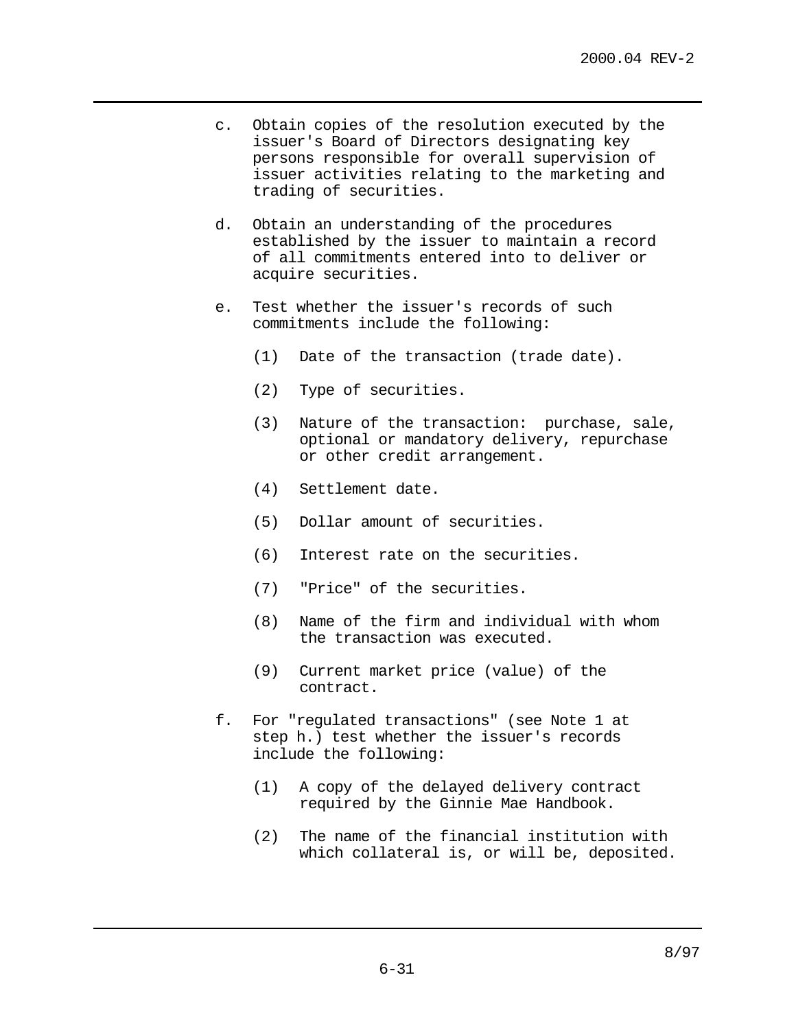c. Obtain copies of the resolution executed by the issuer's Board of Directors designating key persons responsible for overall supervision of issuer activities relating to the marketing and trading of securities.

d. Obtain an understanding of the procedures established by the issuer to maintain a record of all commitments entered into to deliver or acquire securities.

e. Test whether the issuer's records of such commitments include the following:

   (1) Date of the transaction (trade date).

   (2) Type of securities.

   (3) Nature of the transaction: purchase, sale, optional or mandatory delivery, repurchase or other credit arrangement.

   (4) Settlement date.

   (5) Dollar amount of securities.

   (6) Interest rate on the securities.

   (7) "Price" of the securities.

   (8) Name of the firm and individual with whom the transaction was executed.

   (9) Current market price (value) of the contract.

f. For "regulated transactions" (see Note 1 at step h.) test whether the issuer's records include the following:

   (1) A copy of the delayed delivery contract required by the Ginnie Mae Handbook.

   (2) The name of the financial institution with which collateral is, or will be, deposited.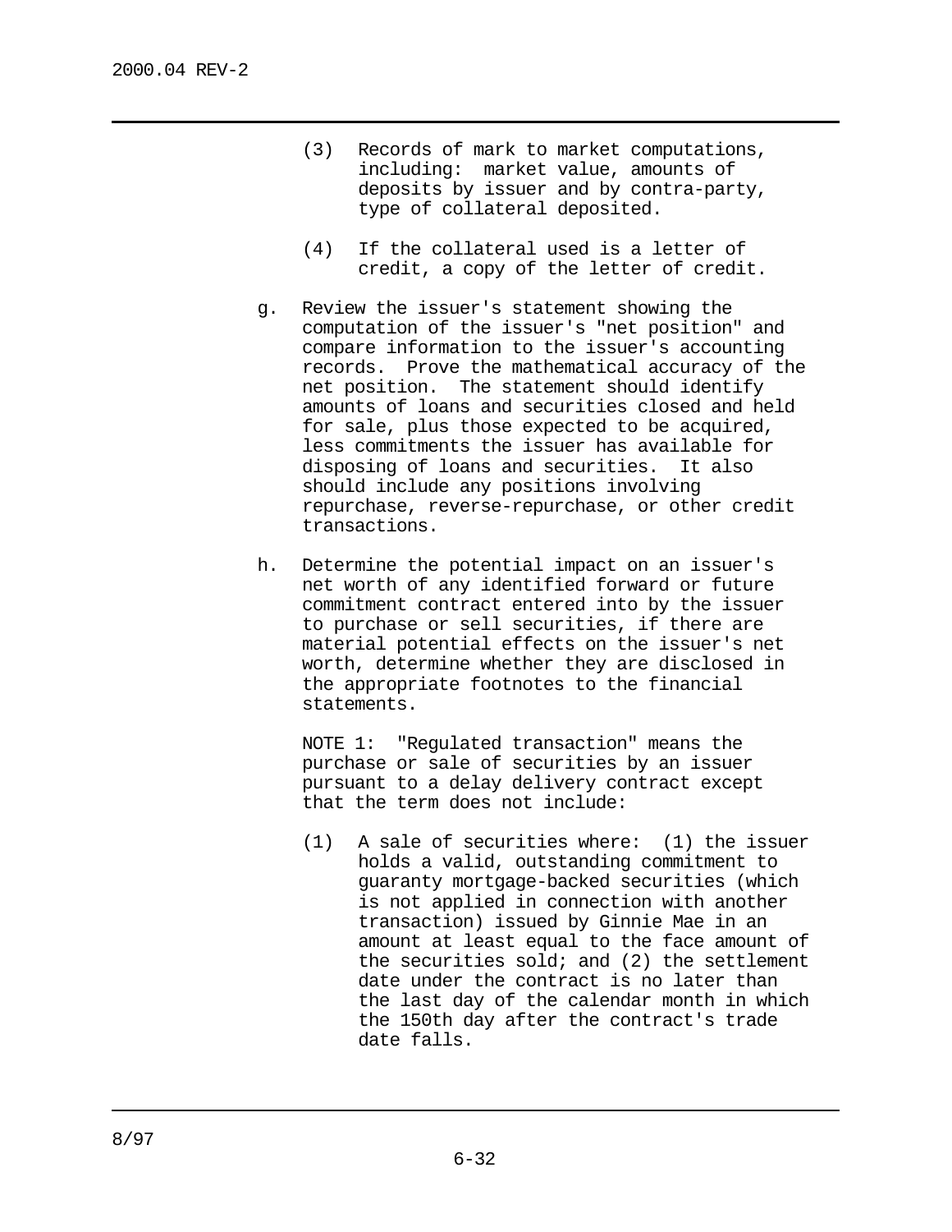(3) Records of mark to market computations, including: market value, amounts of deposits by issuer and by contra-party, type of collateral deposited.

(4) If the collateral used is a letter of credit, a copy of the letter of credit.

g. Review the issuer's statement showing the computation of the issuer's "net position" and compare information to the issuer's accounting records. Prove the mathematical accuracy of the net position. The statement should identify amounts of loans and securities closed and held for sale, plus those expected to be acquired, less commitments the issuer has available for disposing of loans and securities. It also should include any positions involving repurchase, reverse-repurchase, or other credit transactions.

h. Determine the potential impact on an issuer's net worth of any identified forward or future commitment contract entered into by the issuer to purchase or sell securities, if there are material potential effects on the issuer's net worth, determine whether they are disclosed in the appropriate footnotes to the financial statements.

NOTE 1: "Regulated transaction" means the purchase or sale of securities by an issuer pursuant to a delay delivery contract except that the term does not include:

(1) A sale of securities where: (1) the issuer holds a valid, outstanding commitment to guaranty mortgage-backed securities (which is not applied in connection with another transaction) issued by Ginnie Mae in an amount at least equal to the face amount of the securities sold; and (2) the settlement date under the contract is no later than the last day of the calendar month in which the 150th day after the contract's trade date falls.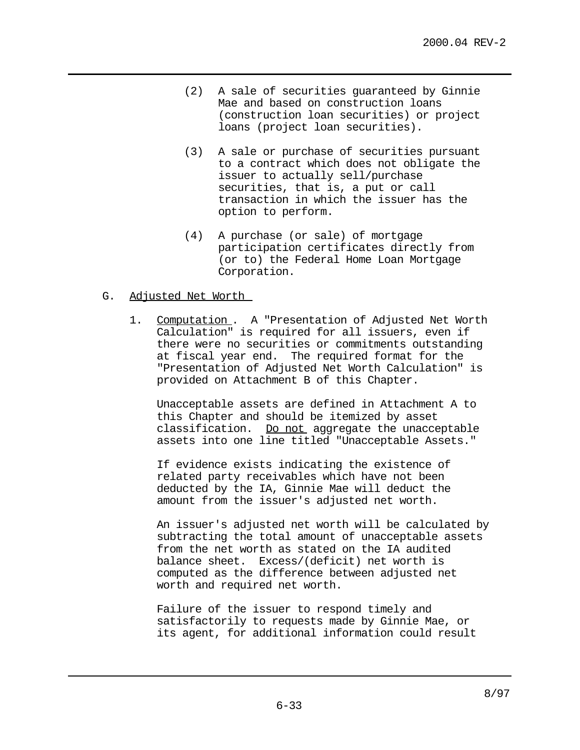(2) A sale of securities guaranteed by Ginnie Mae and based on construction loans (construction loan securities) or project loans (project loan securities).

(3) A sale or purchase of securities pursuant to a contract which does not obligate the issuer to actually sell/purchase securities, that is, a put or call transaction in which the issuer has the option to perform.

(4) A purchase (or sale) of mortgage participation certificates directly from (or to) the Federal Home Loan Mortgage Corporation.

G. <u>Adjusted Net Worth</u>

1. <u>Computation</u>. A "Presentation of Adjusted Net Worth Calculation" is required for all issuers, even if there were no securities or commitments outstanding at fiscal year end. The required format for the "Presentation of Adjusted Net Worth Calculation" is provided on Attachment B of this Chapter.

   Unacceptable assets are defined in Attachment A to this Chapter and should be itemized by asset classification. <u>Do not</u> aggregate the unacceptable assets into one line titled "Unacceptable Assets."

   If evidence exists indicating the existence of related party receivables which have not been deducted by the IA, Ginnie Mae will deduct the amount from the issuer's adjusted net worth.

   An issuer's adjusted net worth will be calculated by subtracting the total amount of unacceptable assets from the net worth as stated on the IA audited balance sheet. Excess/(deficit) net worth is computed as the difference between adjusted net worth and required net worth.

   Failure of the issuer to respond timely and satisfactorily to requests made by Ginnie Mae, or its agent, for additional information could result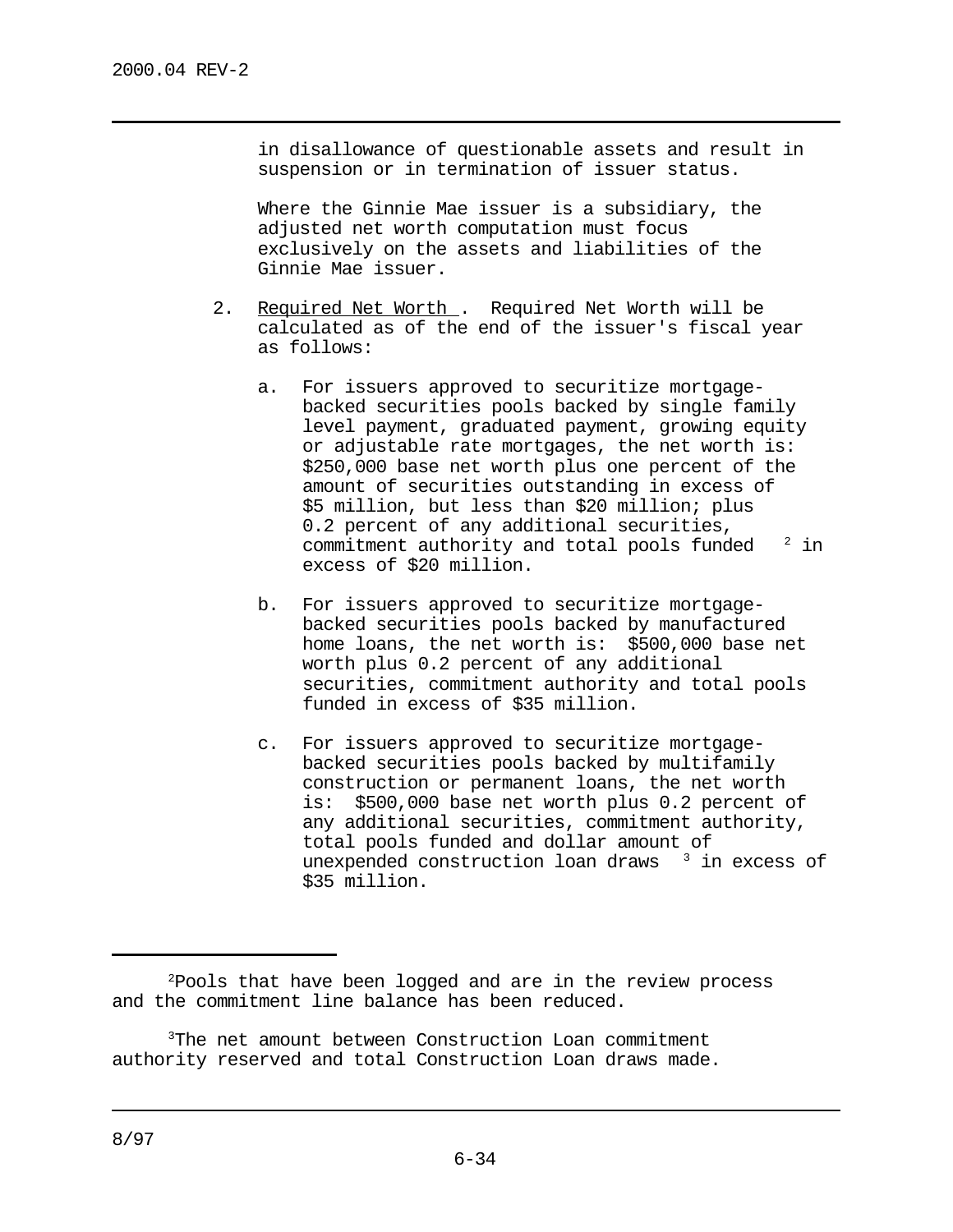in disallowance of questionable assets and result in suspension or in termination of issuer status.

Where the Ginnie Mae issuer is a subsidiary, the adjusted net worth computation must focus exclusively on the assets and liabilities of the Ginnie Mae issuer.

2. Required Net Worth. Required Net Worth will be calculated as of the end of the issuer's fiscal year as follows:

   a. For issuers approved to securitize mortgage-backed securities pools backed by single family level payment, graduated payment, growing equity or adjustable rate mortgages, the net worth is: $250,000 base net worth plus one percent of the amount of securities outstanding in excess of $5 million, but less than $20 million; plus 0.2 percent of any additional securities, commitment authority and total pools funded [2] in excess of $20 million.

   b. For issuers approved to securitize mortgage-backed securities pools backed by manufactured home loans, the net worth is: $500,000 base net worth plus 0.2 percent of any additional securities, commitment authority and total pools funded in excess of $35 million.

   c. For issuers approved to securitize mortgage-backed securities pools backed by multifamily construction or permanent loans, the net worth is: $500,000 base net worth plus 0.2 percent of any additional securities, commitment authority, total pools funded and dollar amount of unexpended construction loan draws [3] in excess of $35 million.

---

[2] Pools that have been logged and are in the review process and the commitment line balance has been reduced.

[3] The net amount between Construction Loan commitment authority reserved and total Construction Loan draws made.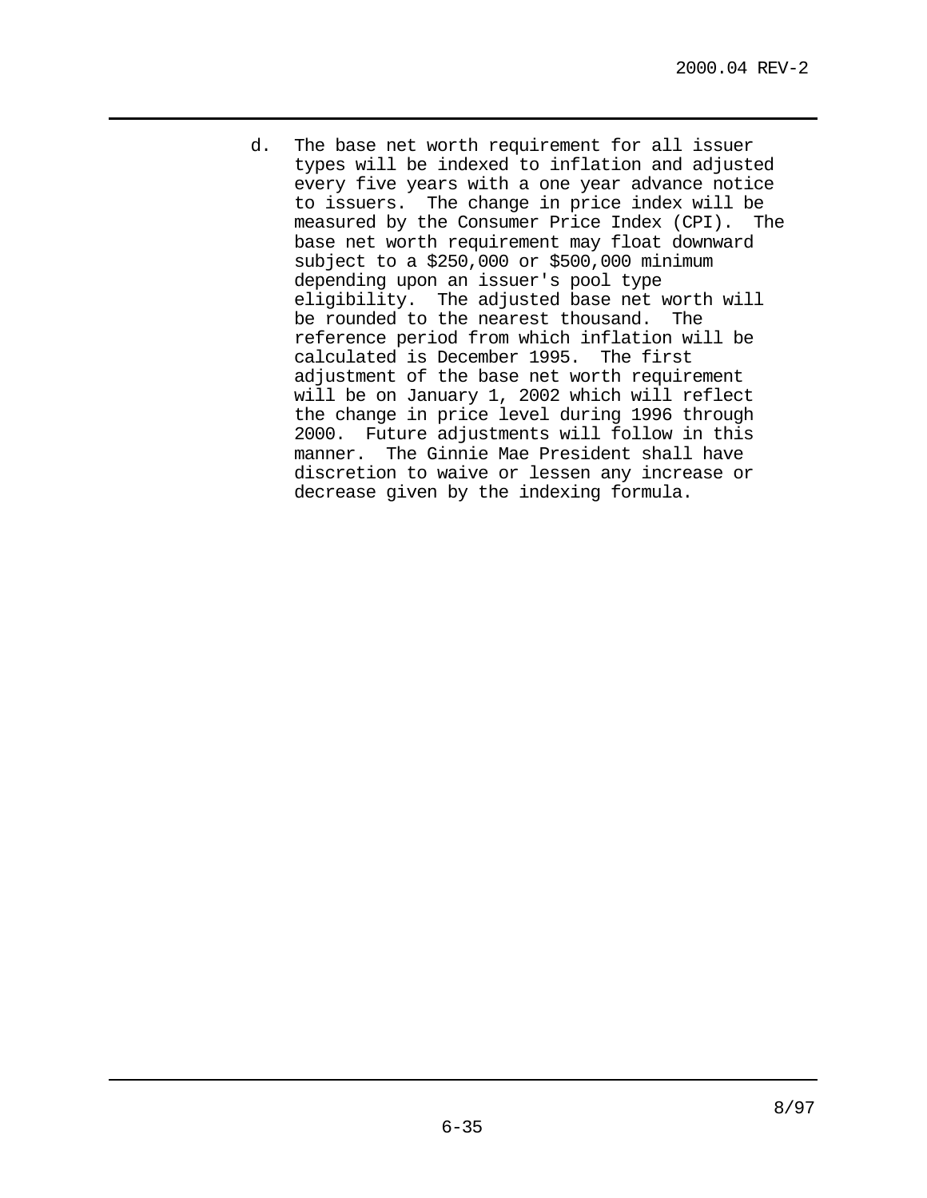d. The base net worth requirement for all issuer types will be indexed to inflation and adjusted every five years with a one year advance notice to issuers. The change in price index will be measured by the Consumer Price Index (CPI). The base net worth requirement may float downward subject to a $250,000 or $500,000 minimum depending upon an issuer's pool type eligibility. The adjusted base net worth will be rounded to the nearest thousand. The reference period from which inflation will be calculated is December 1995. The first adjustment of the base net worth requirement will be on January 1, 2002 which will reflect the change in price level during 1996 through 2000. Future adjustments will follow in this manner. The Ginnie Mae President shall have discretion to waive or lessen any increase or decrease given by the indexing formula.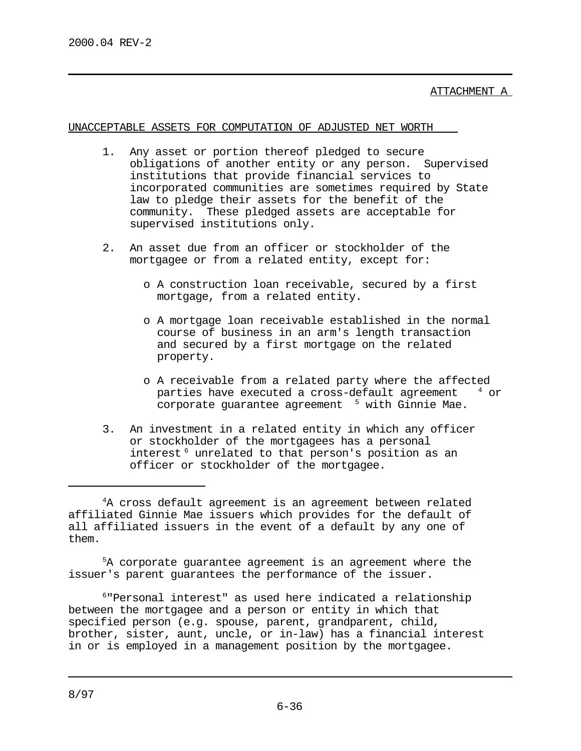ATTACHMENT A

## UNACCEPTABLE ASSETS FOR COMPUTATION OF ADJUSTED NET WORTH

1. Any asset or portion thereof pledged to secure obligations of another entity or any person. Supervised institutions that provide financial services to incorporated communities are sometimes required by State law to pledge their assets for the benefit of the community. These pledged assets are acceptable for supervised institutions only.

2. An asset due from an officer or stockholder of the mortgagee or from a related entity, except for:

   - A construction loan receivable, secured by a first mortgage, from a related entity.

   - A mortgage loan receivable established in the normal course of business in an arm's length transaction and secured by a first mortgage on the related property.

   - A receivable from a related party where the affected parties have executed a cross-default agreement [4] or corporate guarantee agreement [5] with Ginnie Mae.

3. An investment in a related entity in which any officer or stockholder of the mortgagees has a personal interest [6] unrelated to that person's position as an officer or stockholder of the mortgagee.

---

[4] A cross default agreement is an agreement between related affiliated Ginnie Mae issuers which provides for the default of all affiliated issuers in the event of a default by any one of them.

[5] A corporate guarantee agreement is an agreement where the issuer's parent guarantees the performance of the issuer.

[6] "Personal interest" as used here indicated a relationship between the mortgagee and a person or entity in which that specified person (e.g. spouse, parent, grandparent, child, brother, sister, aunt, uncle, or in-law) has a financial interest in or is employed in a management position by the mortgagee.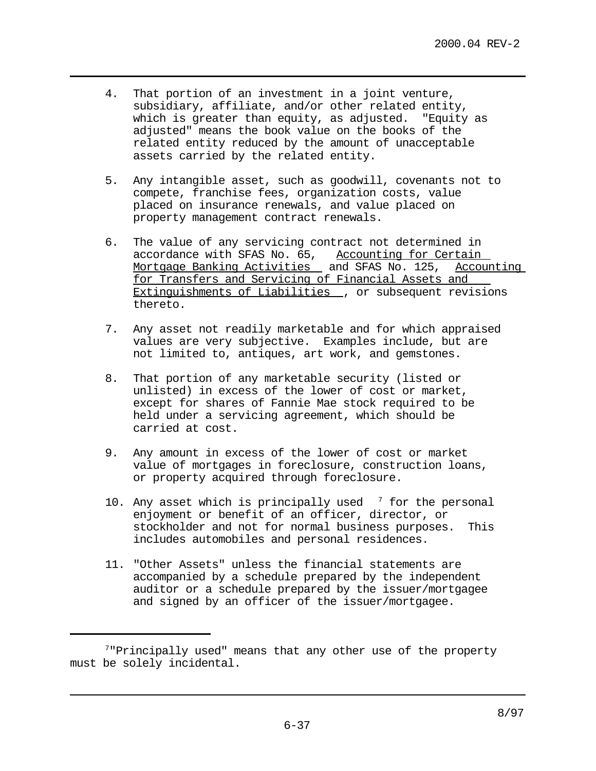4. That portion of an investment in a joint venture, subsidiary, affiliate, and/or other related entity, which is greater than equity, as adjusted. "Equity as adjusted" means the book value on the books of the related entity reduced by the amount of unacceptable assets carried by the related entity.

5. Any intangible asset, such as goodwill, covenants not to compete, franchise fees, organization costs, value placed on insurance renewals, and value placed on property management contract renewals.

6. The value of any servicing contract not determined in accordance with SFAS No. 65, Accounting for Certain Mortgage Banking Activities and SFAS No. 125, Accounting for Transfers and Servicing of Financial Assets and Extinguishments of Liabilities, or subsequent revisions thereto.

7. Any asset not readily marketable and for which appraised values are very subjective. Examples include, but are not limited to, antiques, art work, and gemstones.

8. That portion of any marketable security (listed or unlisted) in excess of the lower of cost or market, except for shares of Fannie Mae stock required to be held under a servicing agreement, which should be carried at cost.

9. Any amount in excess of the lower of cost or market value of mortgages in foreclosure, construction loans, or property acquired through foreclosure.

10. Any asset which is principally used [7] for the personal enjoyment or benefit of an officer, director, or stockholder and not for normal business purposes. This includes automobiles and personal residences.

11. "Other Assets" unless the financial statements are accompanied by a schedule prepared by the independent auditor or a schedule prepared by the issuer/mortgagee and signed by an officer of the issuer/mortgagee.

---

[7] "Principally used" means that any other use of the property must be solely incidental.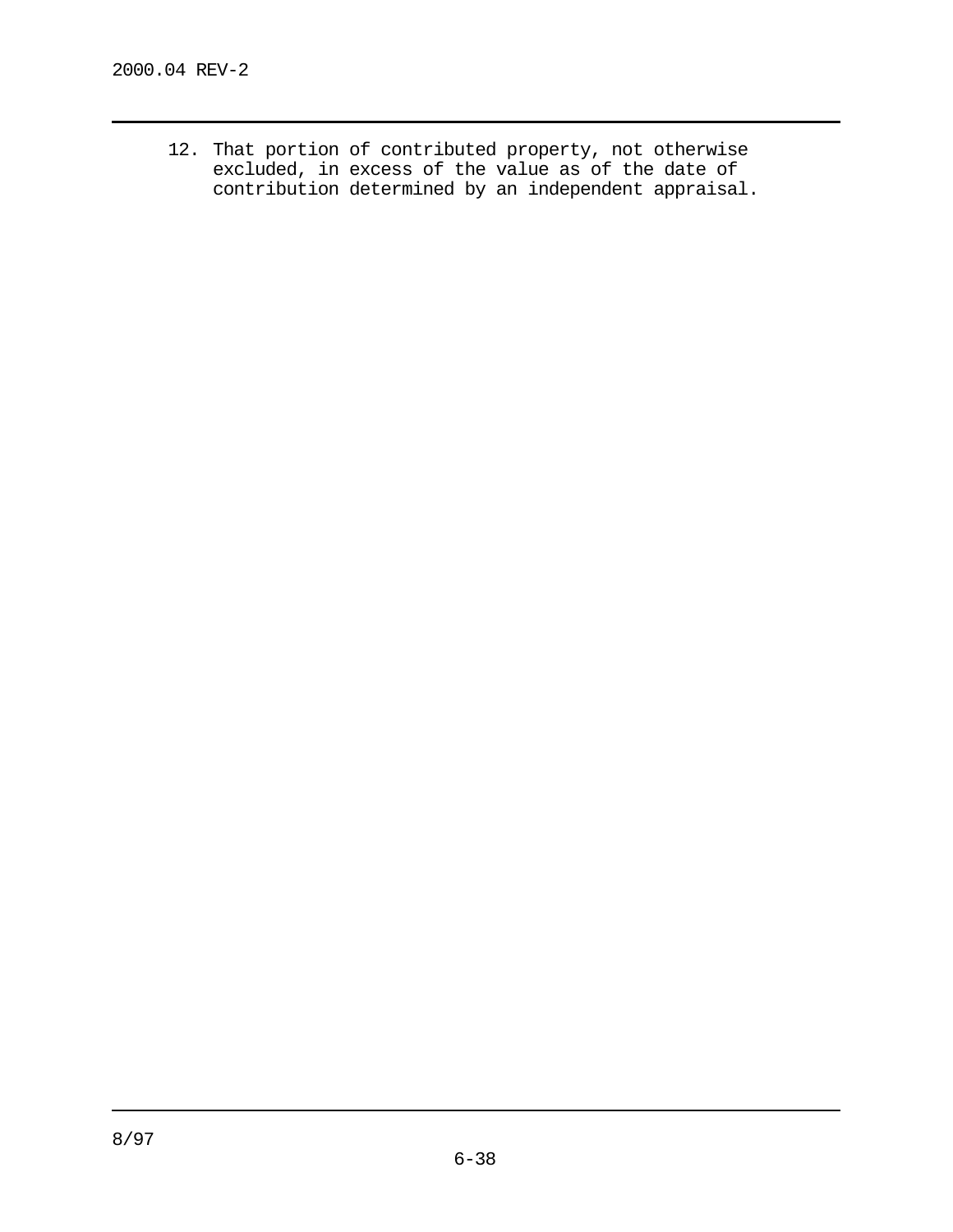12. That portion of contributed property, not otherwise excluded, in excess of the value as of the date of contribution determined by an independent appraisal.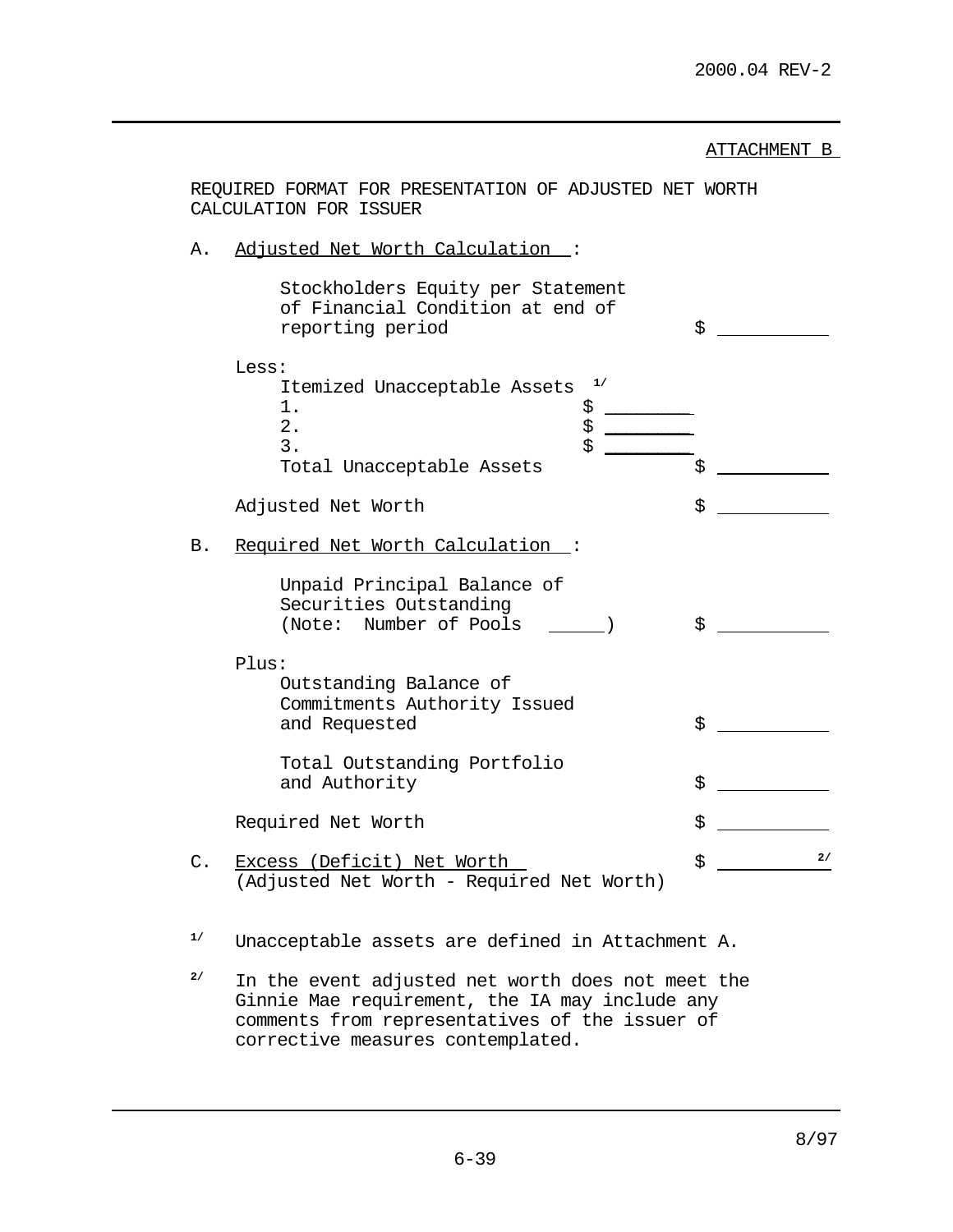ATTACHMENT B

REQUIRED FORMAT FOR PRESENTATION OF ADJUSTED NET WORTH CALCULATION FOR ISSUER

A. Adjusted Net Worth Calculation :

| | | |
|---|---|---|
| Stockholders Equity per Statement of Financial Condition at end of reporting period | | $ ________ |
| Less: | | |
| Itemized Unacceptable Assets [1/] | | |
| 1. | $ ________ | |
| 2. | $ ________ | |
| 3. | $ ________ | |
| Total Unacceptable Assets | | $ ________ |
| Adjusted Net Worth | | $ ________ |

B. Required Net Worth Calculation :

| | |
|---|---|
| Unpaid Principal Balance of Securities Outstanding (Note: Number of Pools _____) | $ ________ |
| Plus: | |
| Outstanding Balance of Commitments Authority Issued and Requested | $ ________ |
| Total Outstanding Portfolio and Authority | $ ________ |
| Required Net Worth | $ ________ |

C. Excess (Deficit) Net Worth (Adjusted Net Worth - Required Net Worth) $ ________ [2/]

[1/] Unacceptable assets are defined in Attachment A.

[2/] In the event adjusted net worth does not meet the Ginnie Mae requirement, the IA may include any comments from representatives of the issuer of corrective measures contemplated.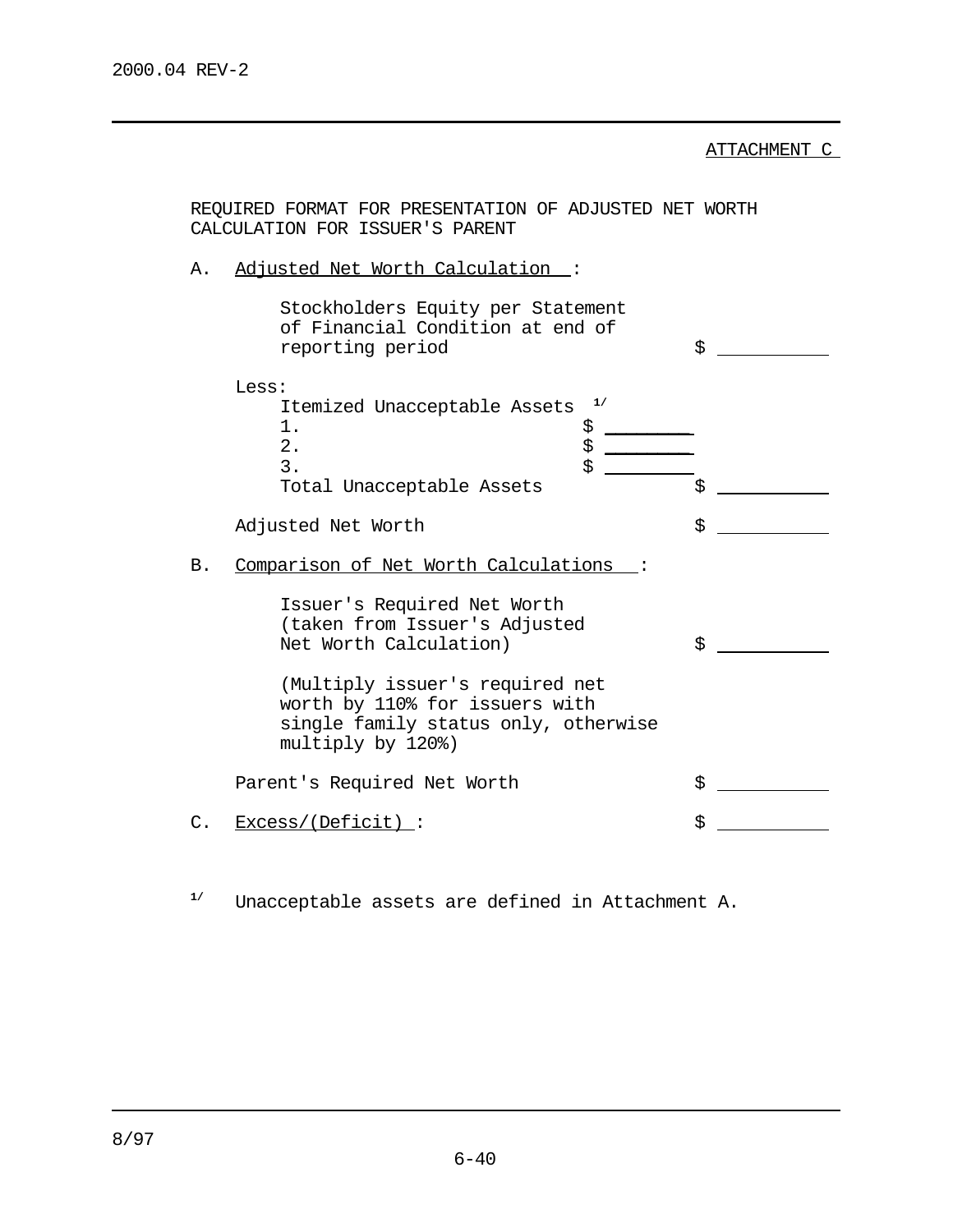ATTACHMENT C

REQUIRED FORMAT FOR PRESENTATION OF ADJUSTED NET WORTH CALCULATION FOR ISSUER'S PARENT

A. Adjusted Net Worth Calculation:

| | | |
|---|---|---|
| Stockholders Equity per Statement of Financial Condition at end of reporting period | | $ ________ |
| Less: | | |
| Itemized Unacceptable Assets [1/] | | |
| 1. | $ ________ | |
| 2. | $ ________ | |
| 3. | $ ________ | |
| Total Unacceptable Assets | | $ ________ |
| Adjusted Net Worth | | $ ________ |

B. Comparison of Net Worth Calculations:

| | |
|---|---|
| Issuer's Required Net Worth (taken from Issuer's Adjusted Net Worth Calculation) | $ ________ |
| (Multiply issuer's required net worth by 110% for issuers with single family status only, otherwise multiply by 120%) | |
| Parent's Required Net Worth | $ ________ |

C. Excess/(Deficit): $ ________

[1/] Unacceptable assets are defined in Attachment A.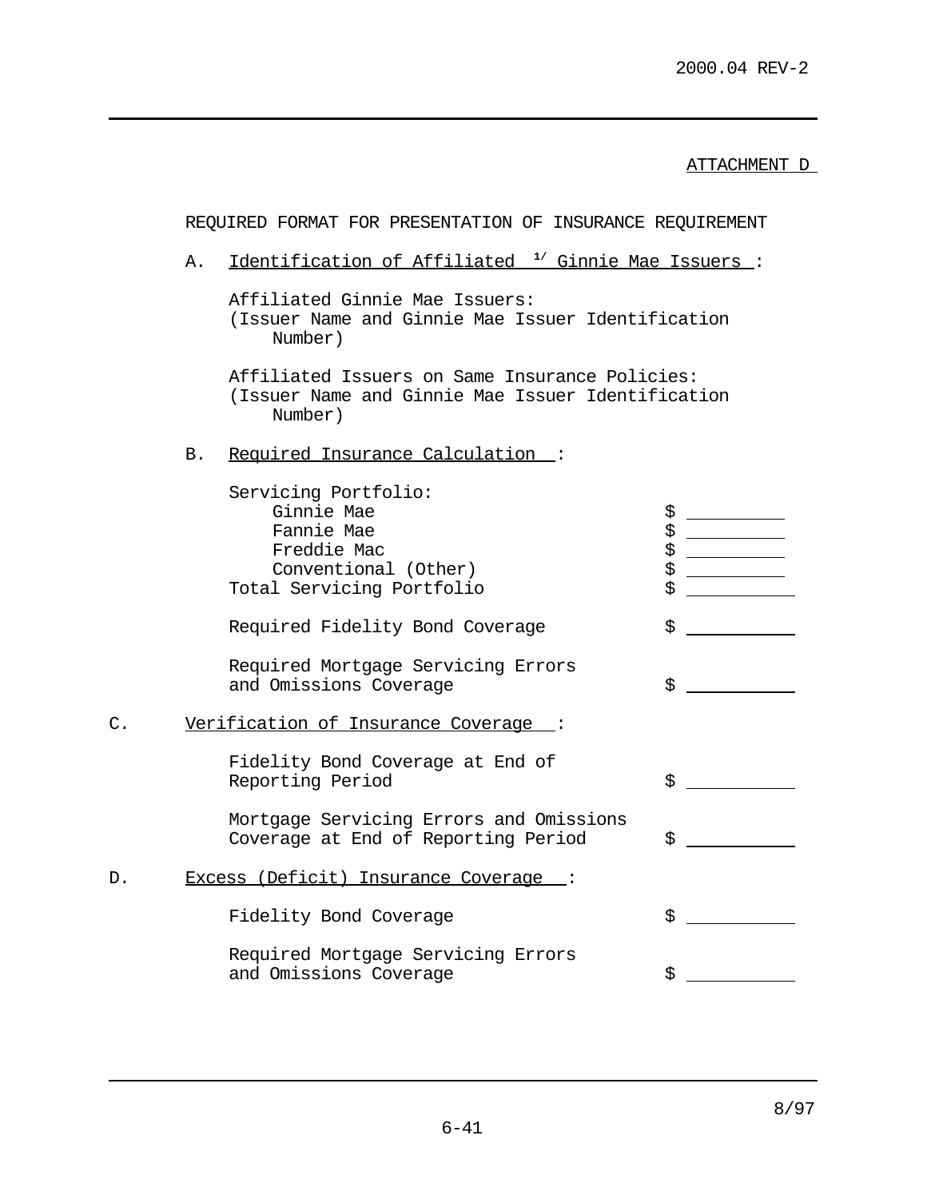ATTACHMENT D

REQUIRED FORMAT FOR PRESENTATION OF INSURANCE REQUIREMENT

A. Identification of Affiliated [1/] Ginnie Mae Issuers :

Affiliated Ginnie Mae Issuers:
(Issuer Name and Ginnie Mae Issuer Identification Number)

Affiliated Issuers on Same Insurance Policies:
(Issuer Name and Ginnie Mae Issuer Identification Number)

B. Required Insurance Calculation :

| | |
|---|---|
| Servicing Portfolio: | |
| Ginnie Mae | $ ________ |
| Fannie Mae | $ ________ |
| Freddie Mac | $ ________ |
| Conventional (Other) | $ ________ |
| Total Servicing Portfolio | $ ________ |
| Required Fidelity Bond Coverage | $ ________ |
| Required Mortgage Servicing Errors and Omissions Coverage | $ ________ |

C. Verification of Insurance Coverage :

| | |
|---|---|
| Fidelity Bond Coverage at End of Reporting Period | $ ________ |
| Mortgage Servicing Errors and Omissions Coverage at End of Reporting Period | $ ________ |

D. Excess (Deficit) Insurance Coverage :

| | |
|---|---|
| Fidelity Bond Coverage | $ ________ |
| Required Mortgage Servicing Errors and Omissions Coverage | $ ________ |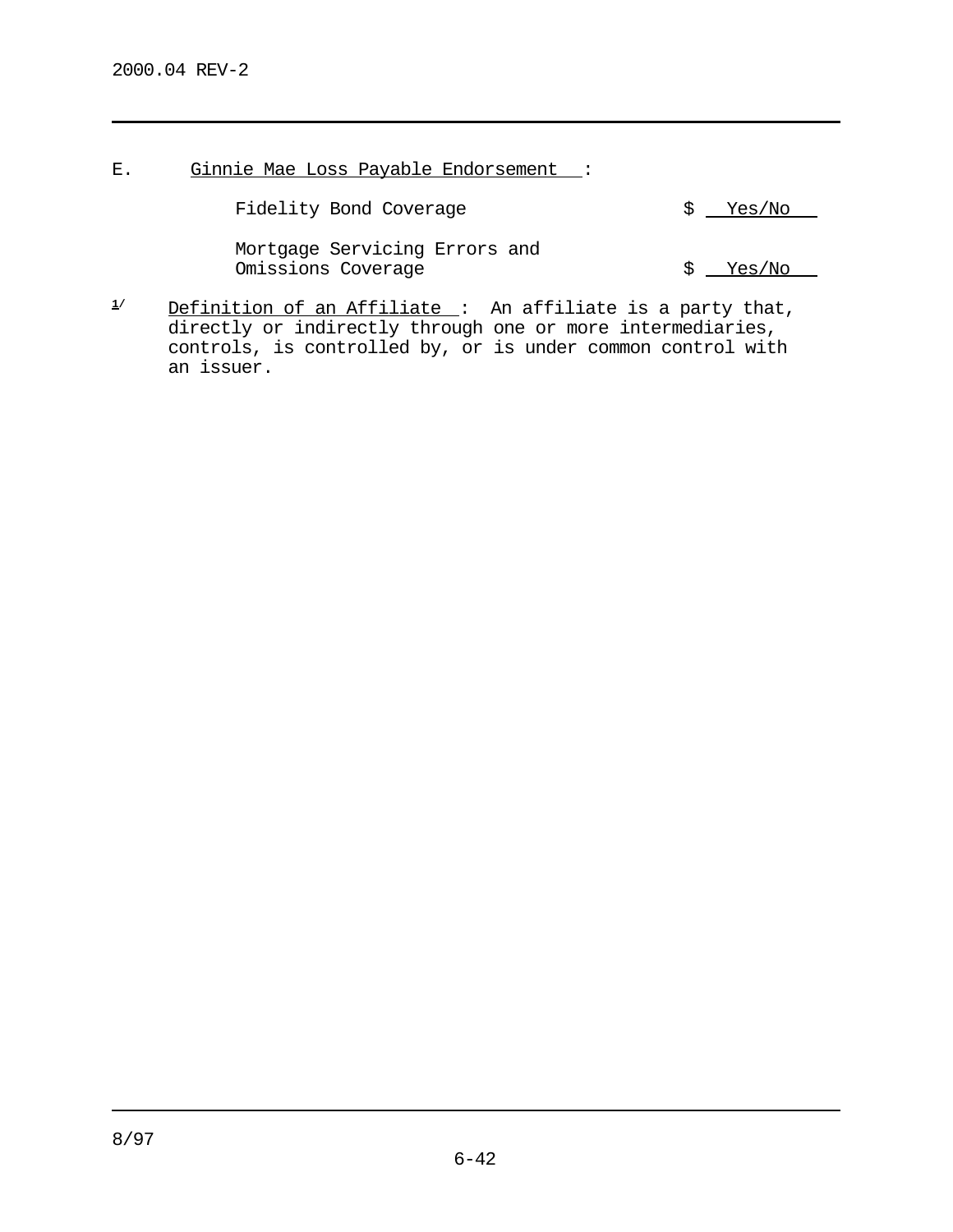E. Ginnie Mae Loss Payable Endorsement:

| | |
|---|---|
| Fidelity Bond Coverage | $ Yes/No |
| Mortgage Servicing Errors and Omissions Coverage | $ Yes/No |

[1] Definition of an Affiliate: An affiliate is a party that, directly or indirectly through one or more intermediaries, controls, is controlled by, or is under common control with an issuer.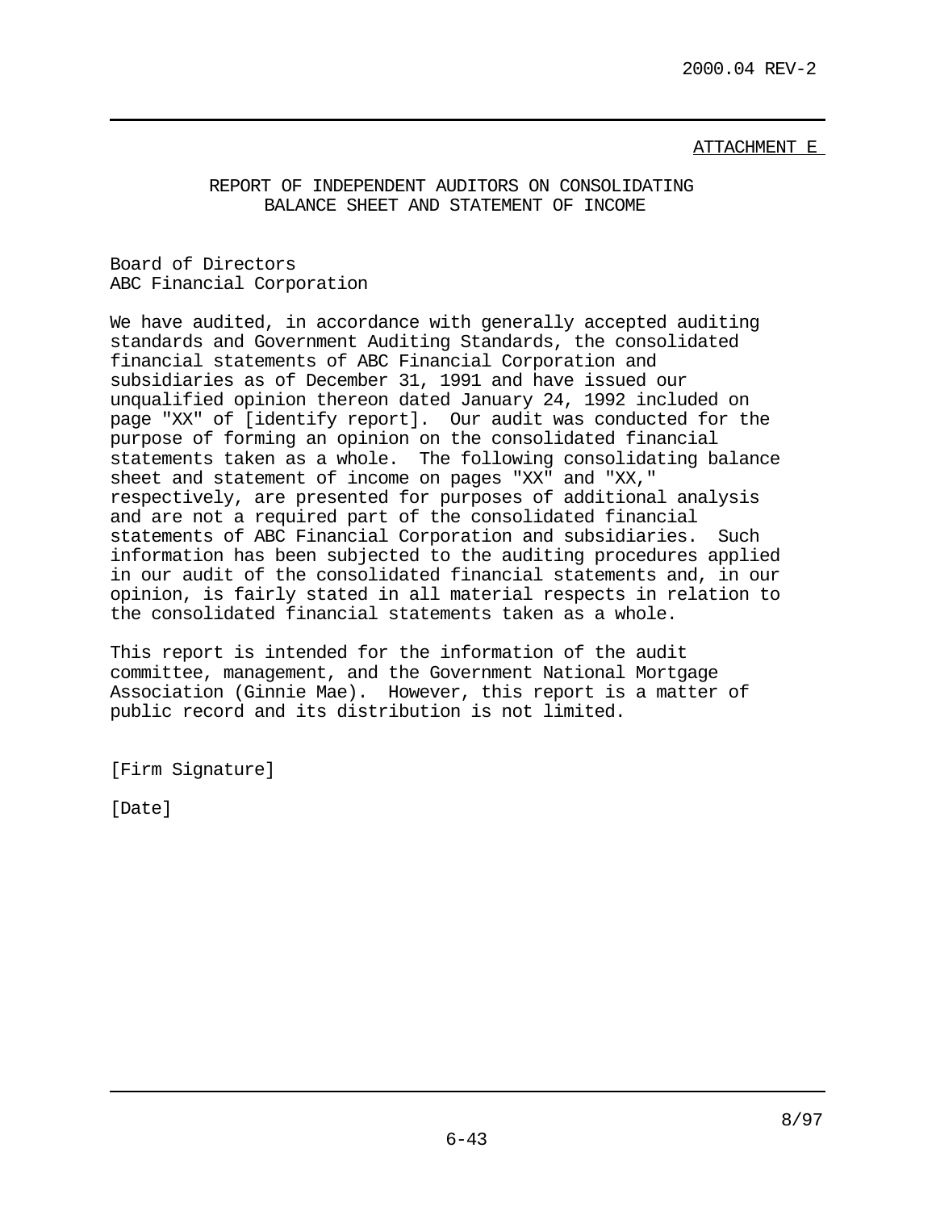ATTACHMENT E

## REPORT OF INDEPENDENT AUDITORS ON CONSOLIDATING BALANCE SHEET AND STATEMENT OF INCOME

Board of Directors
ABC Financial Corporation

We have audited, in accordance with generally accepted auditing standards and Government Auditing Standards, the consolidated financial statements of ABC Financial Corporation and subsidiaries as of December 31, 1991 and have issued our unqualified opinion thereon dated January 24, 1992 included on page "XX" of [identify report]. Our audit was conducted for the purpose of forming an opinion on the consolidated financial statements taken as a whole. The following consolidating balance sheet and statement of income on pages "XX" and "XX," respectively, are presented for purposes of additional analysis and are not a required part of the consolidated financial statements of ABC Financial Corporation and subsidiaries. Such information has been subjected to the auditing procedures applied in our audit of the consolidated financial statements and, in our opinion, is fairly stated in all material respects in relation to the consolidated financial statements taken as a whole.

This report is intended for the information of the audit committee, management, and the Government National Mortgage Association (Ginnie Mae). However, this report is a matter of public record and its distribution is not limited.

[Firm Signature]

[Date]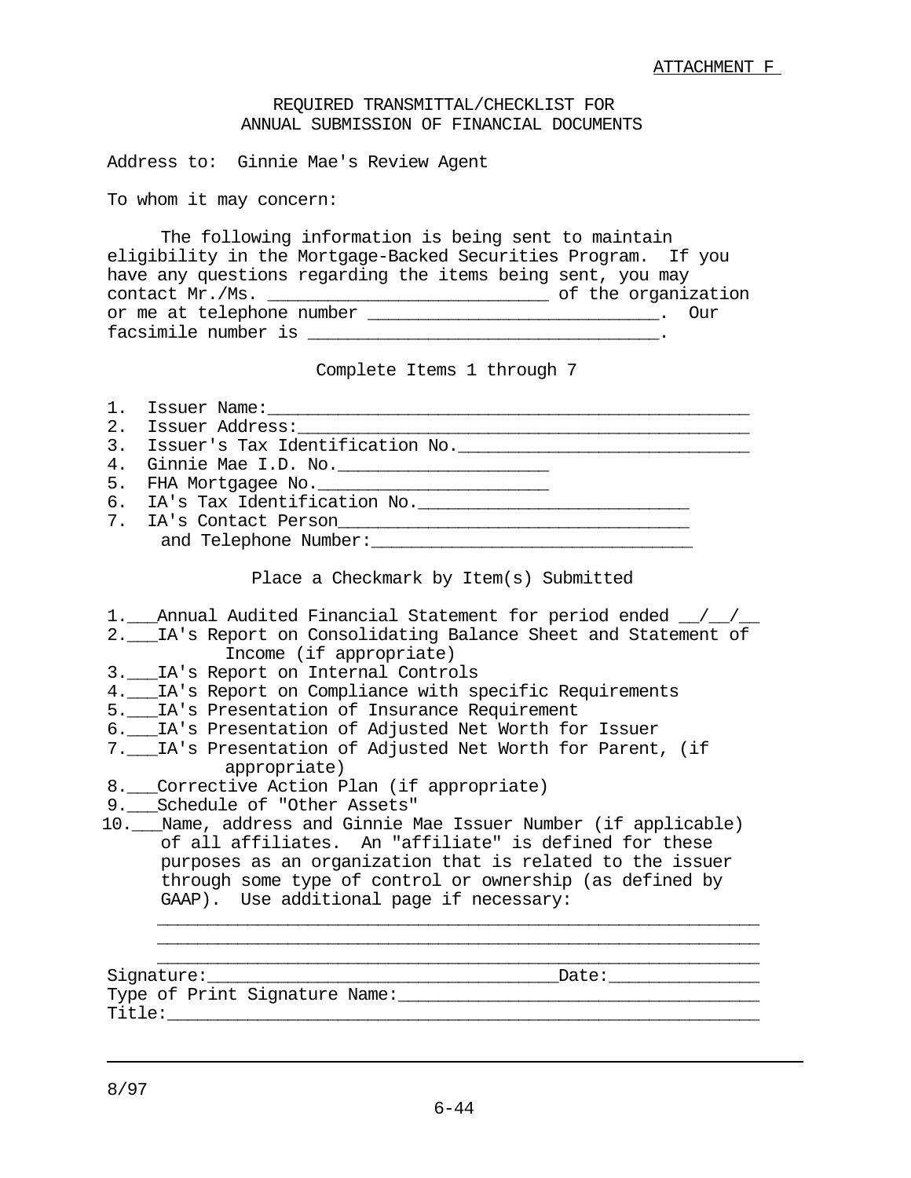ATTACHMENT F

## REQUIRED TRANSMITTAL/CHECKLIST FOR ANNUAL SUBMISSION OF FINANCIAL DOCUMENTS

Address to: Ginnie Mae's Review Agent

To whom it may concern:

The following information is being sent to maintain eligibility in the Mortgage-Backed Securities Program. If you have any questions regarding the items being sent, you may contact Mr./Ms. ___________________________ of the organization or me at telephone number ____________________________. Our facsimile number is __________________________________.

Complete Items 1 through 7

1. Issuer Name:______________________________________________
2. Issuer Address:___________________________________________
3. Issuer's Tax Identification No.____________________________
4. Ginnie Mae I.D. No.____________________
5. FHA Mortgagee No._____________________
6. IA's Tax Identification No.___________________________
7. IA's Contact Person__________________________________
   and Telephone Number:________________________________

Place a Checkmark by Item(s) Submitted

1.___Annual Audited Financial Statement for period ended __/__/__
2.___IA's Report on Consolidating Balance Sheet and Statement of Income (if appropriate)
3.___IA's Report on Internal Controls
4.___IA's Report on Compliance with specific Requirements
5.___IA's Presentation of Insurance Requirement
6.___IA's Presentation of Adjusted Net Worth for Issuer
7.___IA's Presentation of Adjusted Net Worth for Parent, (if appropriate)
8.___Corrective Action Plan (if appropriate)
9.___Schedule of "Other Assets"
10.___Name, address and Ginnie Mae Issuer Number (if applicable) of all affiliates. An "affiliate" is defined for these purposes as an organization that is related to the issuer through some type of control or ownership (as defined by GAAP). Use additional page if necessary:
   ____________________________________________________________
   ____________________________________________________________
   ____________________________________________________________

Signature:__________________________________Date:______________
Type of Print Signature Name:___________________________________
Title:__________________________________________________________

8/97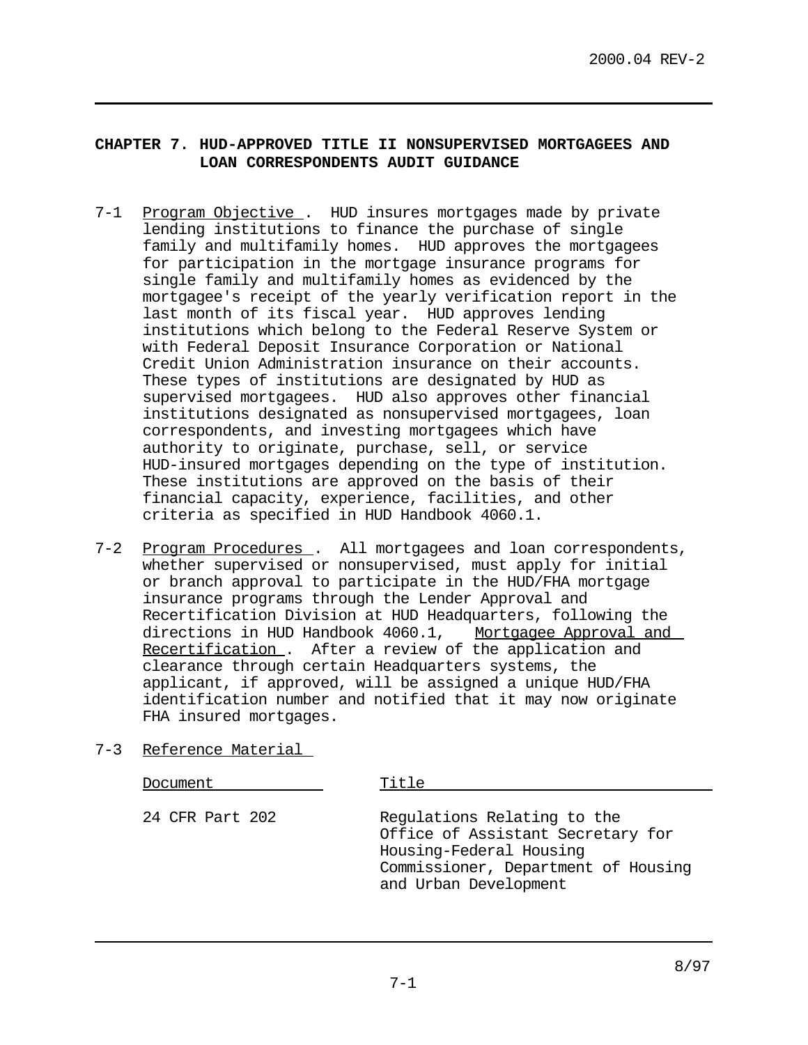## CHAPTER 7. HUD-APPROVED TITLE II NONSUPERVISED MORTGAGEES AND LOAN CORRESPONDENTS AUDIT GUIDANCE

7-1 Program Objective. HUD insures mortgages made by private lending institutions to finance the purchase of single family and multifamily homes. HUD approves the mortgagees for participation in the mortgage insurance programs for single family and multifamily homes as evidenced by the mortgagee's receipt of the yearly verification report in the last month of its fiscal year. HUD approves lending institutions which belong to the Federal Reserve System or with Federal Deposit Insurance Corporation or National Credit Union Administration insurance on their accounts. These types of institutions are designated by HUD as supervised mortgagees. HUD also approves other financial institutions designated as nonsupervised mortgagees, loan correspondents, and investing mortgagees which have authority to originate, purchase, sell, or service HUD-insured mortgages depending on the type of institution. These institutions are approved on the basis of their financial capacity, experience, facilities, and other criteria as specified in HUD Handbook 4060.1.

7-2 Program Procedures. All mortgagees and loan correspondents, whether supervised or nonsupervised, must apply for initial or branch approval to participate in the HUD/FHA mortgage insurance programs through the Lender Approval and Recertification Division at HUD Headquarters, following the directions in HUD Handbook 4060.1, Mortgagee Approval and Recertification. After a review of the application and clearance through certain Headquarters systems, the applicant, if approved, will be assigned a unique HUD/FHA identification number and notified that it may now originate FHA insured mortgages.

7-3 Reference Material

| Document | Title |
|---|---|
| 24 CFR Part 202 | Regulations Relating to the Office of Assistant Secretary for Housing-Federal Housing Commissioner, Department of Housing and Urban Development |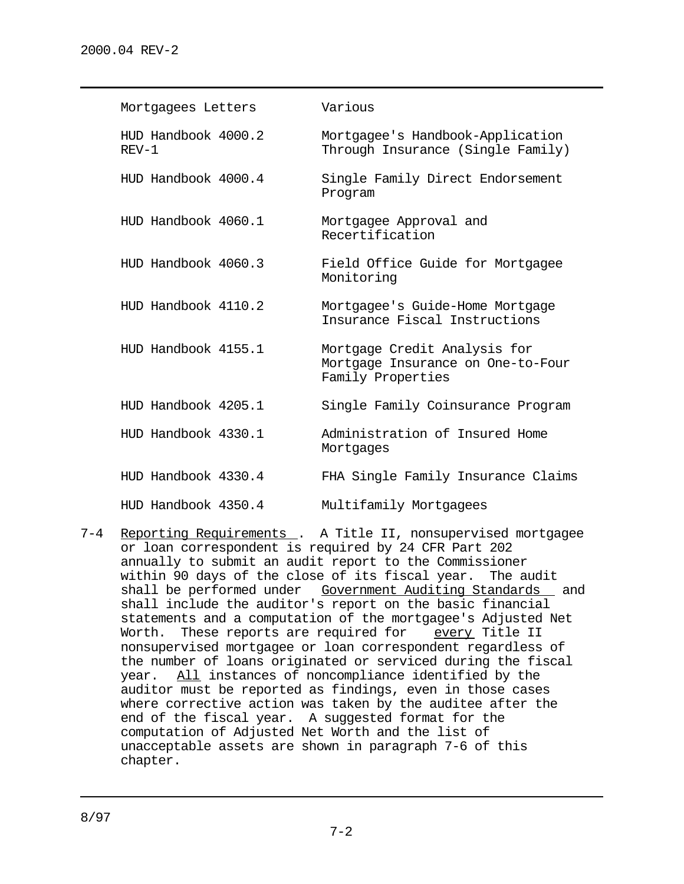| | |
|---|---|
| Mortgagees Letters | Various |
| HUD Handbook 4000.2 REV-1 | Mortgagee's Handbook-Application Through Insurance (Single Family) |
| HUD Handbook 4000.4 | Single Family Direct Endorsement Program |
| HUD Handbook 4060.1 | Mortgagee Approval and Recertification |
| HUD Handbook 4060.3 | Field Office Guide for Mortgagee Monitoring |
| HUD Handbook 4110.2 | Mortgagee's Guide-Home Mortgage Insurance Fiscal Instructions |
| HUD Handbook 4155.1 | Mortgage Credit Analysis for Mortgage Insurance on One-to-Four Family Properties |
| HUD Handbook 4205.1 | Single Family Coinsurance Program |
| HUD Handbook 4330.1 | Administration of Insured Home Mortgages |
| HUD Handbook 4330.4 | FHA Single Family Insurance Claims |
| HUD Handbook 4350.4 | Multifamily Mortgagees |

7-4 Reporting Requirements. A Title II, nonsupervised mortgagee or loan correspondent is required by 24 CFR Part 202 annually to submit an audit report to the Commissioner within 90 days of the close of its fiscal year. The audit shall be performed under *Government Auditing Standards* and shall include the auditor's report on the basic financial statements and a computation of the mortgagee's Adjusted Net Worth. These reports are required for *every* Title II nonsupervised mortgagee or loan correspondent regardless of the number of loans originated or serviced during the fiscal year. *All* instances of noncompliance identified by the auditor must be reported as findings, even in those cases where corrective action was taken by the auditee after the end of the fiscal year. A suggested format for the computation of Adjusted Net Worth and the list of unacceptable assets are shown in paragraph 7-6 of this chapter.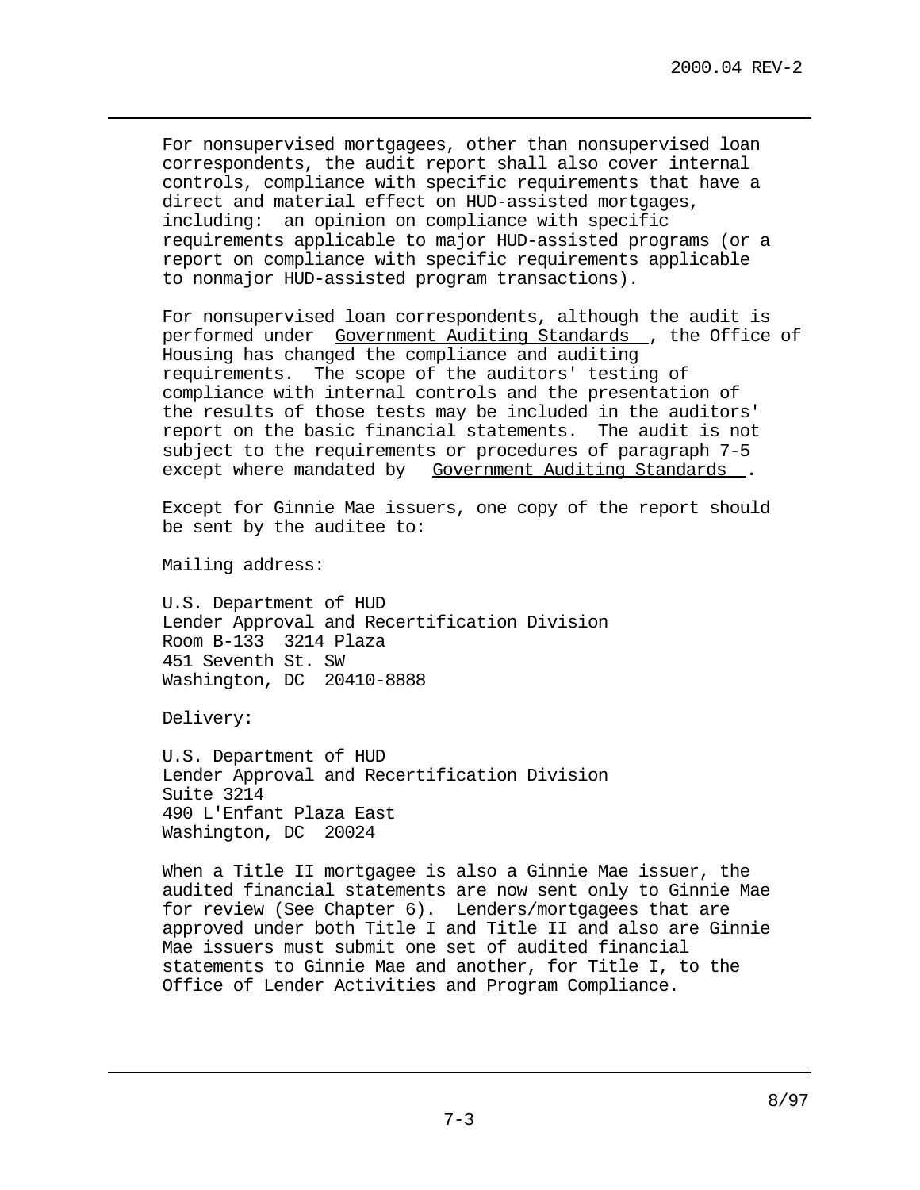For nonsupervised mortgagees, other than nonsupervised loan correspondents, the audit report shall also cover internal controls, compliance with specific requirements that have a direct and material effect on HUD-assisted mortgages, including: an opinion on compliance with specific requirements applicable to major HUD-assisted programs (or a report on compliance with specific requirements applicable to nonmajor HUD-assisted program transactions).

For nonsupervised loan correspondents, although the audit is performed under Government Auditing Standards, the Office of Housing has changed the compliance and auditing requirements. The scope of the auditors' testing of compliance with internal controls and the presentation of the results of those tests may be included in the auditors' report on the basic financial statements. The audit is not subject to the requirements or procedures of paragraph 7-5 except where mandated by Government Auditing Standards.

Except for Ginnie Mae issuers, one copy of the report should be sent by the auditee to:

Mailing address:

U.S. Department of HUD
Lender Approval and Recertification Division
Room B-133 3214 Plaza
451 Seventh St. SW
Washington, DC 20410-8888

Delivery:

U.S. Department of HUD
Lender Approval and Recertification Division
Suite 3214
490 L'Enfant Plaza East
Washington, DC 20024

When a Title II mortgagee is also a Ginnie Mae issuer, the audited financial statements are now sent only to Ginnie Mae for review (See Chapter 6). Lenders/mortgagees that are approved under both Title I and Title II and also are Ginnie Mae issuers must submit one set of audited financial statements to Ginnie Mae and another, for Title I, to the Office of Lender Activities and Program Compliance.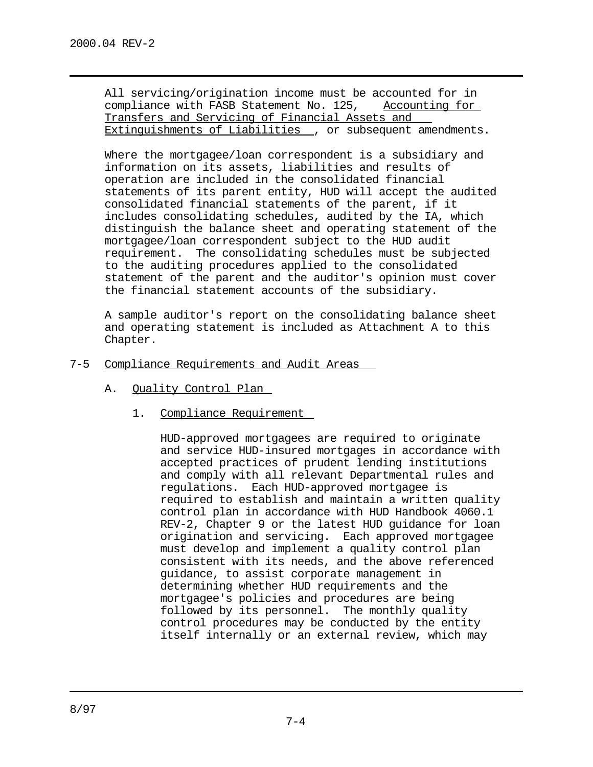All servicing/origination income must be accounted for in compliance with FASB Statement No. 125, Accounting for Transfers and Servicing of Financial Assets and Extinguishments of Liabilities, or subsequent amendments.

Where the mortgagee/loan correspondent is a subsidiary and information on its assets, liabilities and results of operation are included in the consolidated financial statements of its parent entity, HUD will accept the audited consolidated financial statements of the parent, if it includes consolidating schedules, audited by the IA, which distinguish the balance sheet and operating statement of the mortgagee/loan correspondent subject to the HUD audit requirement. The consolidating schedules must be subjected to the auditing procedures applied to the consolidated statement of the parent and the auditor's opinion must cover the financial statement accounts of the subsidiary.

A sample auditor's report on the consolidating balance sheet and operating statement is included as Attachment A to this Chapter.

## 7-5 Compliance Requirements and Audit Areas

### A. Quality Control Plan

#### 1. Compliance Requirement

HUD-approved mortgagees are required to originate and service HUD-insured mortgages in accordance with accepted practices of prudent lending institutions and comply with all relevant Departmental rules and regulations. Each HUD-approved mortgagee is required to establish and maintain a written quality control plan in accordance with HUD Handbook 4060.1 REV-2, Chapter 9 or the latest HUD guidance for loan origination and servicing. Each approved mortgagee must develop and implement a quality control plan consistent with its needs, and the above referenced guidance, to assist corporate management in determining whether HUD requirements and the mortgagee's policies and procedures are being followed by its personnel. The monthly quality control procedures may be conducted by the entity itself internally or an external review, which may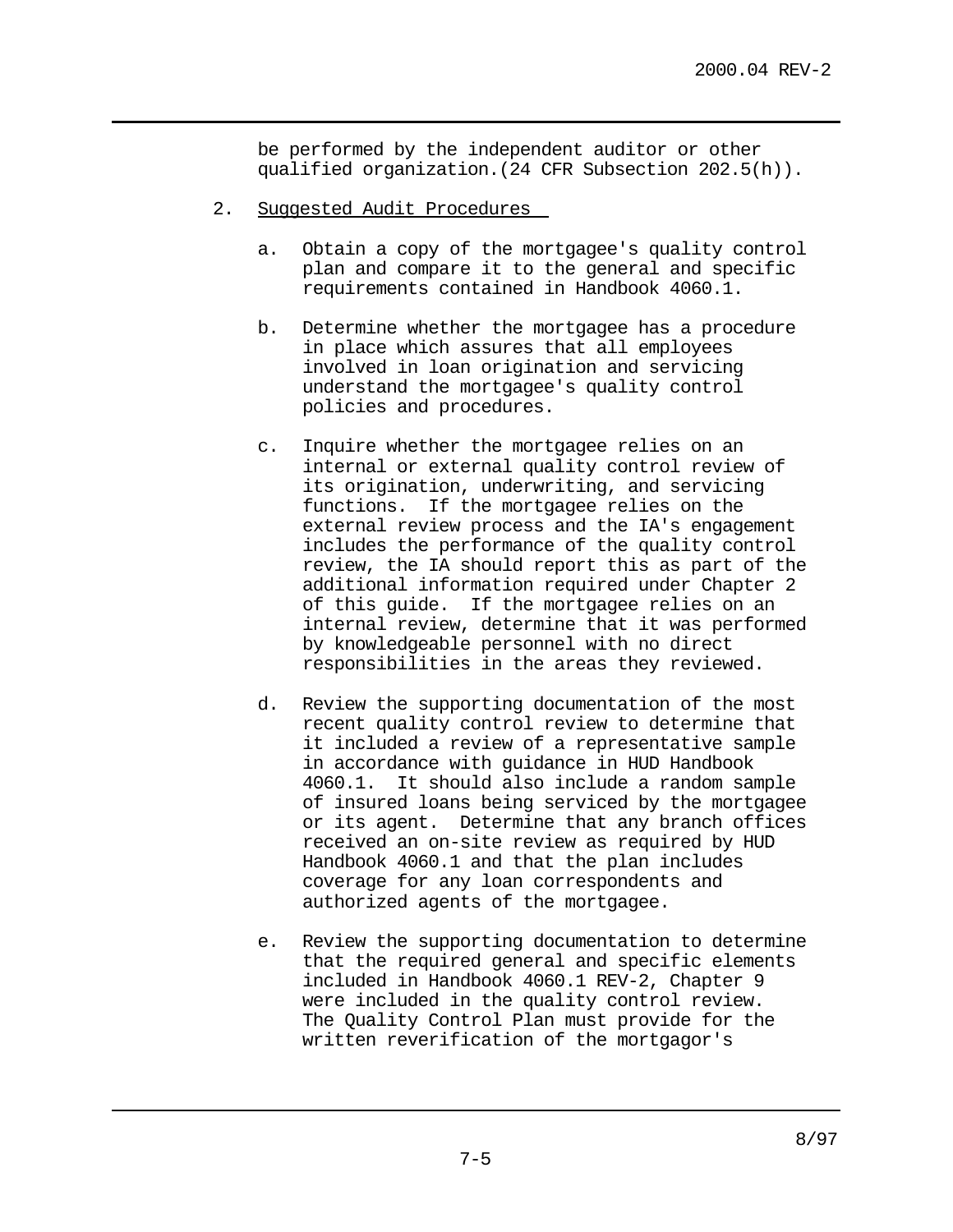be performed by the independent auditor or other qualified organization.(24 CFR Subsection 202.5(h)).

2. Suggested Audit Procedures

   a. Obtain a copy of the mortgagee's quality control plan and compare it to the general and specific requirements contained in Handbook 4060.1.

   b. Determine whether the mortgagee has a procedure in place which assures that all employees involved in loan origination and servicing understand the mortgagee's quality control policies and procedures.

   c. Inquire whether the mortgagee relies on an internal or external quality control review of its origination, underwriting, and servicing functions. If the mortgagee relies on the external review process and the IA's engagement includes the performance of the quality control review, the IA should report this as part of the additional information required under Chapter 2 of this guide. If the mortgagee relies on an internal review, determine that it was performed by knowledgeable personnel with no direct responsibilities in the areas they reviewed.

   d. Review the supporting documentation of the most recent quality control review to determine that it included a review of a representative sample in accordance with guidance in HUD Handbook 4060.1. It should also include a random sample of insured loans being serviced by the mortgagee or its agent. Determine that any branch offices received an on-site review as required by HUD Handbook 4060.1 and that the plan includes coverage for any loan correspondents and authorized agents of the mortgagee.

   e. Review the supporting documentation to determine that the required general and specific elements included in Handbook 4060.1 REV-2, Chapter 9 were included in the quality control review. The Quality Control Plan must provide for the written reverification of the mortgagor's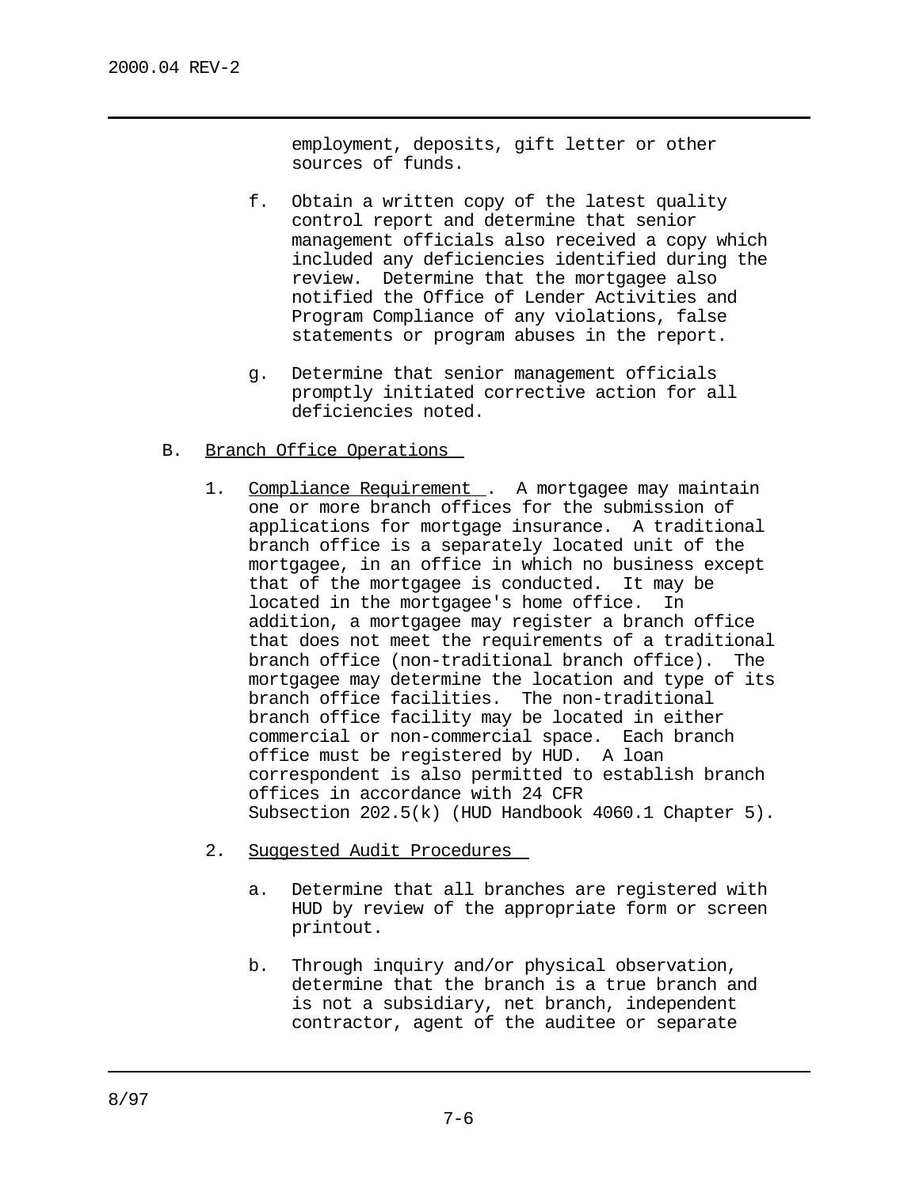employment, deposits, gift letter or other sources of funds.

f. Obtain a written copy of the latest quality control report and determine that senior management officials also received a copy which included any deficiencies identified during the review. Determine that the mortgagee also notified the Office of Lender Activities and Program Compliance of any violations, false statements or program abuses in the report.

g. Determine that senior management officials promptly initiated corrective action for all deficiencies noted.

B. Branch Office Operations

1. Compliance Requirement. A mortgagee may maintain one or more branch offices for the submission of applications for mortgage insurance. A traditional branch office is a separately located unit of the mortgagee, in an office in which no business except that of the mortgagee is conducted. It may be located in the mortgagee's home office. In addition, a mortgagee may register a branch office that does not meet the requirements of a traditional branch office (non-traditional branch office). The mortgagee may determine the location and type of its branch office facilities. The non-traditional branch office facility may be located in either commercial or non-commercial space. Each branch office must be registered by HUD. A loan correspondent is also permitted to establish branch offices in accordance with 24 CFR Subsection 202.5(k) (HUD Handbook 4060.1 Chapter 5).

2. Suggested Audit Procedures

a. Determine that all branches are registered with HUD by review of the appropriate form or screen printout.

b. Through inquiry and/or physical observation, determine that the branch is a true branch and is not a subsidiary, net branch, independent contractor, agent of the auditee or separate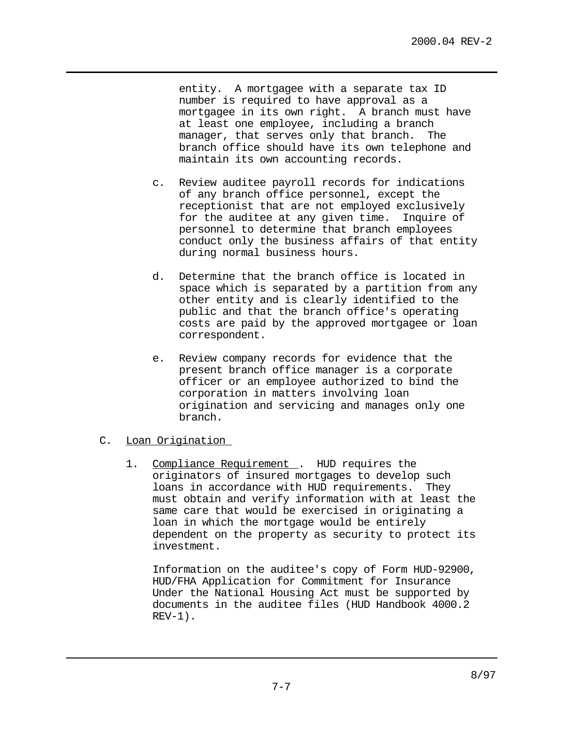entity. A mortgagee with a separate tax ID number is required to have approval as a mortgagee in its own right. A branch must have at least one employee, including a branch manager, that serves only that branch. The branch office should have its own telephone and maintain its own accounting records.

c. Review auditee payroll records for indications of any branch office personnel, except the receptionist that are not employed exclusively for the auditee at any given time. Inquire of personnel to determine that branch employees conduct only the business affairs of that entity during normal business hours.

d. Determine that the branch office is located in space which is separated by a partition from any other entity and is clearly identified to the public and that the branch office's operating costs are paid by the approved mortgagee or loan correspondent.

e. Review company records for evidence that the present branch office manager is a corporate officer or an employee authorized to bind the corporation in matters involving loan origination and servicing and manages only one branch.

C. Loan Origination

1. Compliance Requirement. HUD requires the originators of insured mortgages to develop such loans in accordance with HUD requirements. They must obtain and verify information with at least the same care that would be exercised in originating a loan in which the mortgage would be entirely dependent on the property as security to protect its investment.

   Information on the auditee's copy of Form HUD-92900, HUD/FHA Application for Commitment for Insurance Under the National Housing Act must be supported by documents in the auditee files (HUD Handbook 4000.2 REV-1).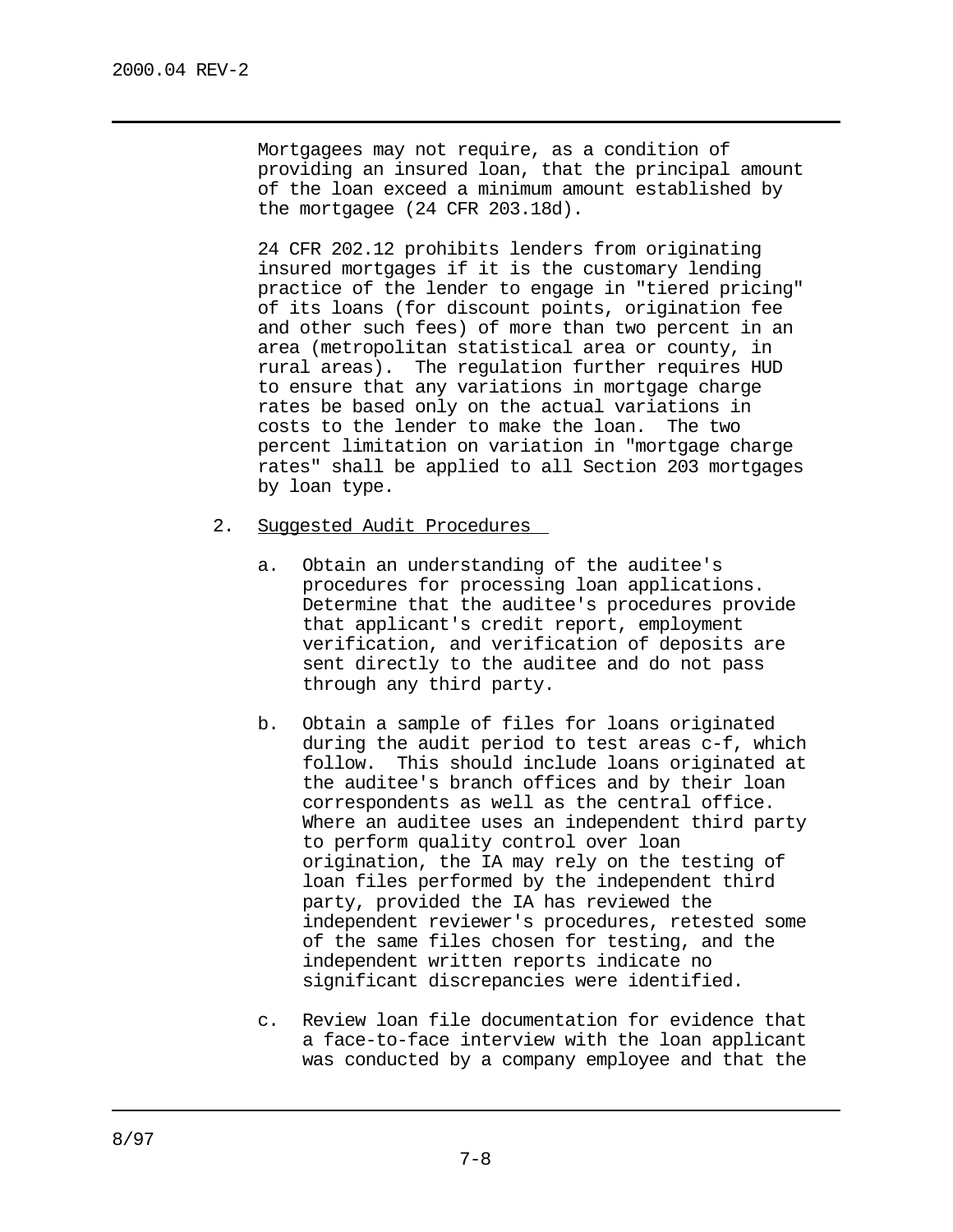Mortgagees may not require, as a condition of providing an insured loan, that the principal amount of the loan exceed a minimum amount established by the mortgagee (24 CFR 203.18d).

24 CFR 202.12 prohibits lenders from originating insured mortgages if it is the customary lending practice of the lender to engage in "tiered pricing" of its loans (for discount points, origination fee and other such fees) of more than two percent in an area (metropolitan statistical area or county, in rural areas). The regulation further requires HUD to ensure that any variations in mortgage charge rates be based only on the actual variations in costs to the lender to make the loan. The two percent limitation on variation in "mortgage charge rates" shall be applied to all Section 203 mortgages by loan type.

2. Suggested Audit Procedures

   a. Obtain an understanding of the auditee's procedures for processing loan applications. Determine that the auditee's procedures provide that applicant's credit report, employment verification, and verification of deposits are sent directly to the auditee and do not pass through any third party.

   b. Obtain a sample of files for loans originated during the audit period to test areas c-f, which follow. This should include loans originated at the auditee's branch offices and by their loan correspondents as well as the central office. Where an auditee uses an independent third party to perform quality control over loan origination, the IA may rely on the testing of loan files performed by the independent third party, provided the IA has reviewed the independent reviewer's procedures, retested some of the same files chosen for testing, and the independent written reports indicate no significant discrepancies were identified.

   c. Review loan file documentation for evidence that a face-to-face interview with the loan applicant was conducted by a company employee and that the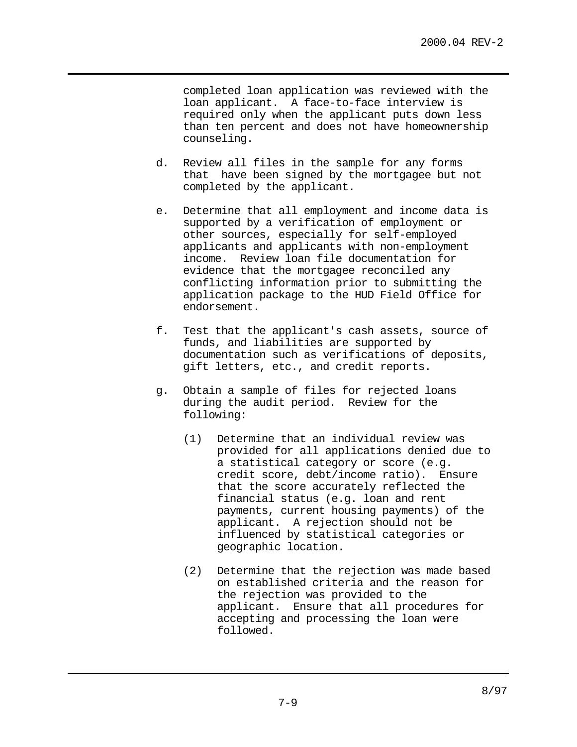completed loan application was reviewed with the loan applicant. A face-to-face interview is required only when the applicant puts down less than ten percent and does not have homeownership counseling.

d. Review all files in the sample for any forms that have been signed by the mortgagee but not completed by the applicant.

e. Determine that all employment and income data is supported by a verification of employment or other sources, especially for self-employed applicants and applicants with non-employment income. Review loan file documentation for evidence that the mortgagee reconciled any conflicting information prior to submitting the application package to the HUD Field Office for endorsement.

f. Test that the applicant's cash assets, source of funds, and liabilities are supported by documentation such as verifications of deposits, gift letters, etc., and credit reports.

g. Obtain a sample of files for rejected loans during the audit period. Review for the following:

   (1) Determine that an individual review was provided for all applications denied due to a statistical category or score (e.g. credit score, debt/income ratio). Ensure that the score accurately reflected the financial status (e.g. loan and rent payments, current housing payments) of the applicant. A rejection should not be influenced by statistical categories or geographic location.

   (2) Determine that the rejection was made based on established criteria and the reason for the rejection was provided to the applicant. Ensure that all procedures for accepting and processing the loan were followed.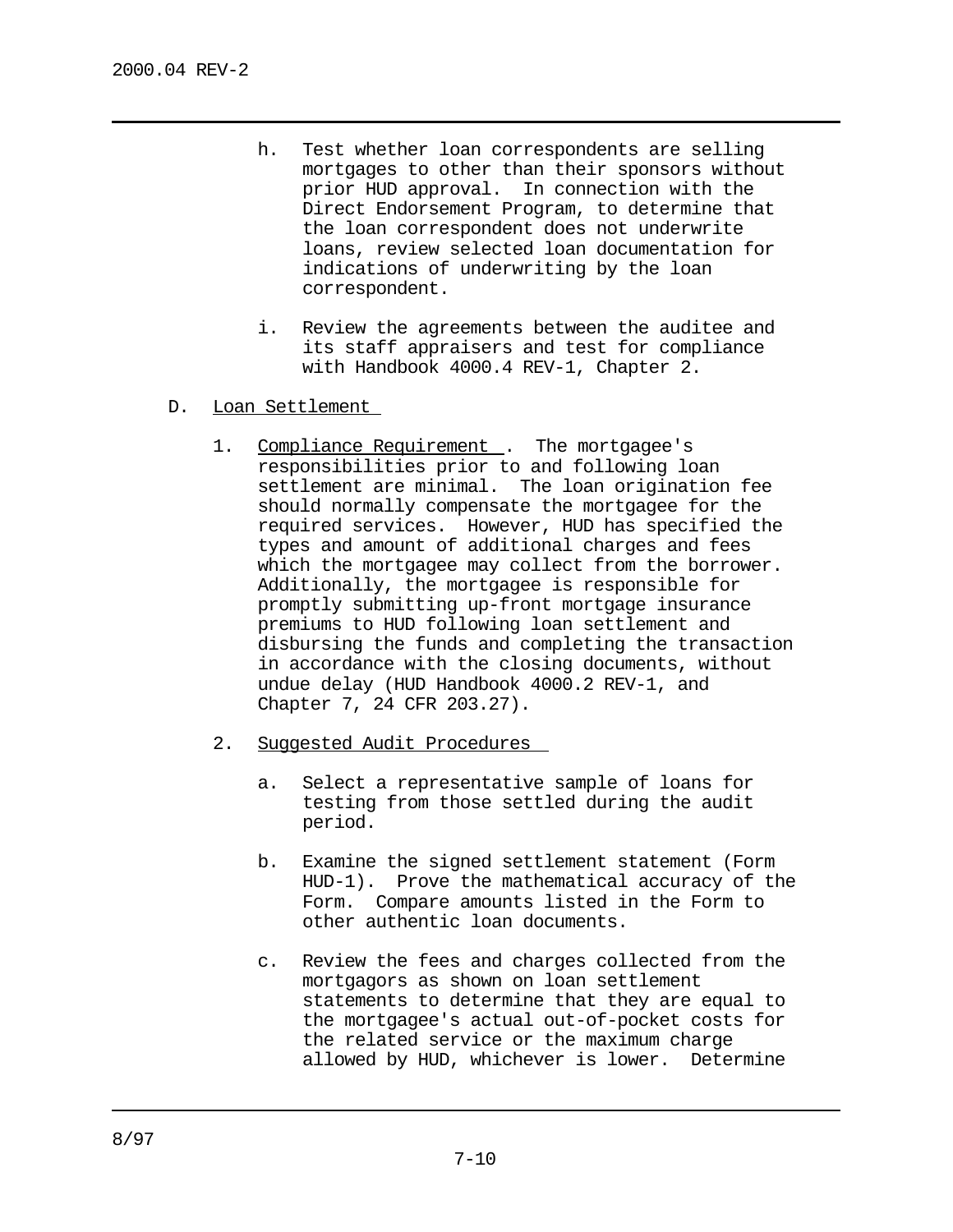h. Test whether loan correspondents are selling mortgages to other than their sponsors without prior HUD approval. In connection with the Direct Endorsement Program, to determine that the loan correspondent does not underwrite loans, review selected loan documentation for indications of underwriting by the loan correspondent.

i. Review the agreements between the auditee and its staff appraisers and test for compliance with Handbook 4000.4 REV-1, Chapter 2.

D. Loan Settlement

1. Compliance Requirement. The mortgagee's responsibilities prior to and following loan settlement are minimal. The loan origination fee should normally compensate the mortgagee for the required services. However, HUD has specified the types and amount of additional charges and fees which the mortgagee may collect from the borrower. Additionally, the mortgagee is responsible for promptly submitting up-front mortgage insurance premiums to HUD following loan settlement and disbursing the funds and completing the transaction in accordance with the closing documents, without undue delay (HUD Handbook 4000.2 REV-1, and Chapter 7, 24 CFR 203.27).

2. Suggested Audit Procedures

a. Select a representative sample of loans for testing from those settled during the audit period.

b. Examine the signed settlement statement (Form HUD-1). Prove the mathematical accuracy of the Form. Compare amounts listed in the Form to other authentic loan documents.

c. Review the fees and charges collected from the mortgagors as shown on loan settlement statements to determine that they are equal to the mortgagee's actual out-of-pocket costs for the related service or the maximum charge allowed by HUD, whichever is lower. Determine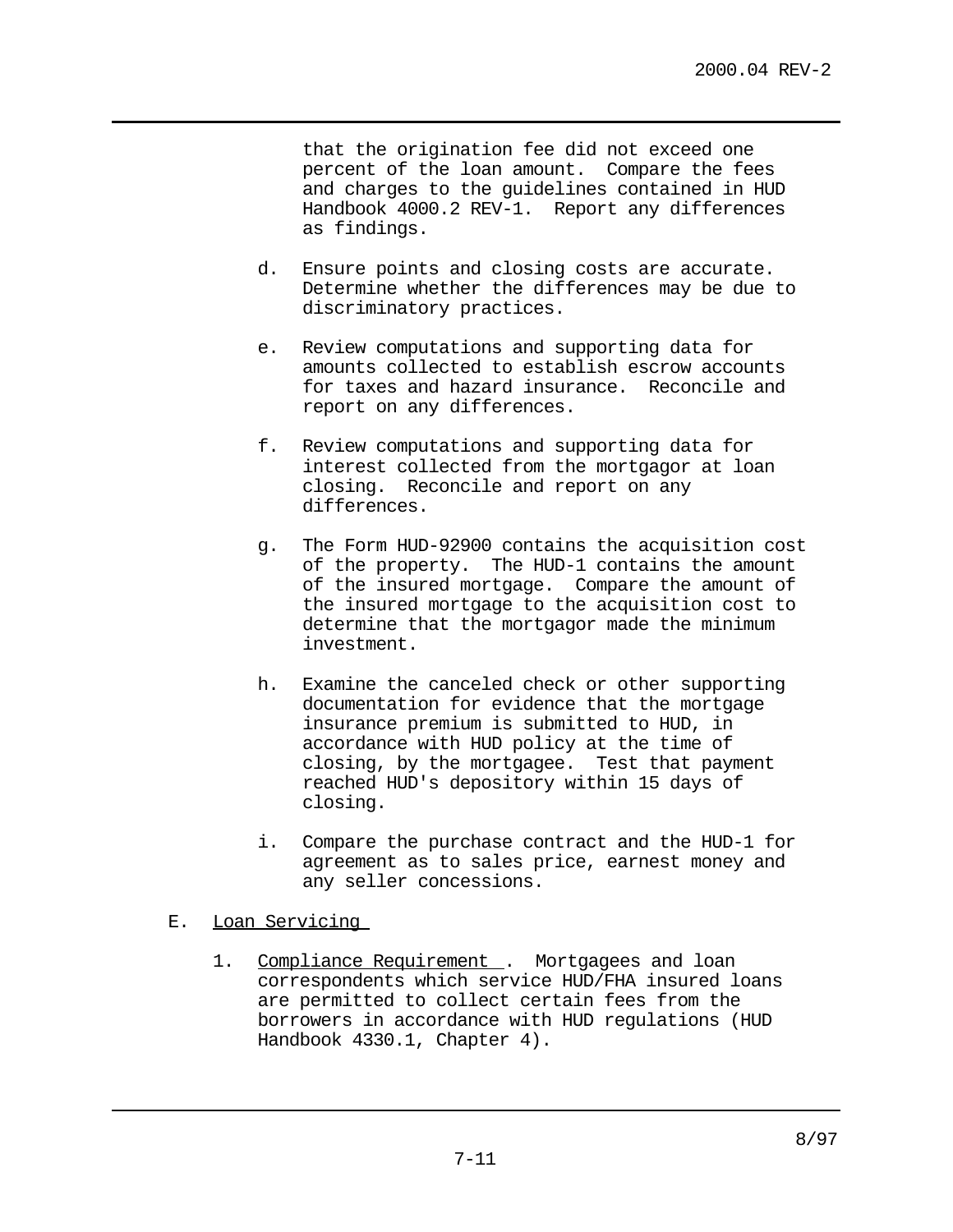that the origination fee did not exceed one percent of the loan amount. Compare the fees and charges to the guidelines contained in HUD Handbook 4000.2 REV-1. Report any differences as findings.

d. Ensure points and closing costs are accurate. Determine whether the differences may be due to discriminatory practices.

e. Review computations and supporting data for amounts collected to establish escrow accounts for taxes and hazard insurance. Reconcile and report on any differences.

f. Review computations and supporting data for interest collected from the mortgagor at loan closing. Reconcile and report on any differences.

g. The Form HUD-92900 contains the acquisition cost of the property. The HUD-1 contains the amount of the insured mortgage. Compare the amount of the insured mortgage to the acquisition cost to determine that the mortgagor made the minimum investment.

h. Examine the canceled check or other supporting documentation for evidence that the mortgage insurance premium is submitted to HUD, in accordance with HUD policy at the time of closing, by the mortgagee. Test that payment reached HUD's depository within 15 days of closing.

i. Compare the purchase contract and the HUD-1 for agreement as to sales price, earnest money and any seller concessions.

E. Loan Servicing

1. Compliance Requirement. Mortgagees and loan correspondents which service HUD/FHA insured loans are permitted to collect certain fees from the borrowers in accordance with HUD regulations (HUD Handbook 4330.1, Chapter 4).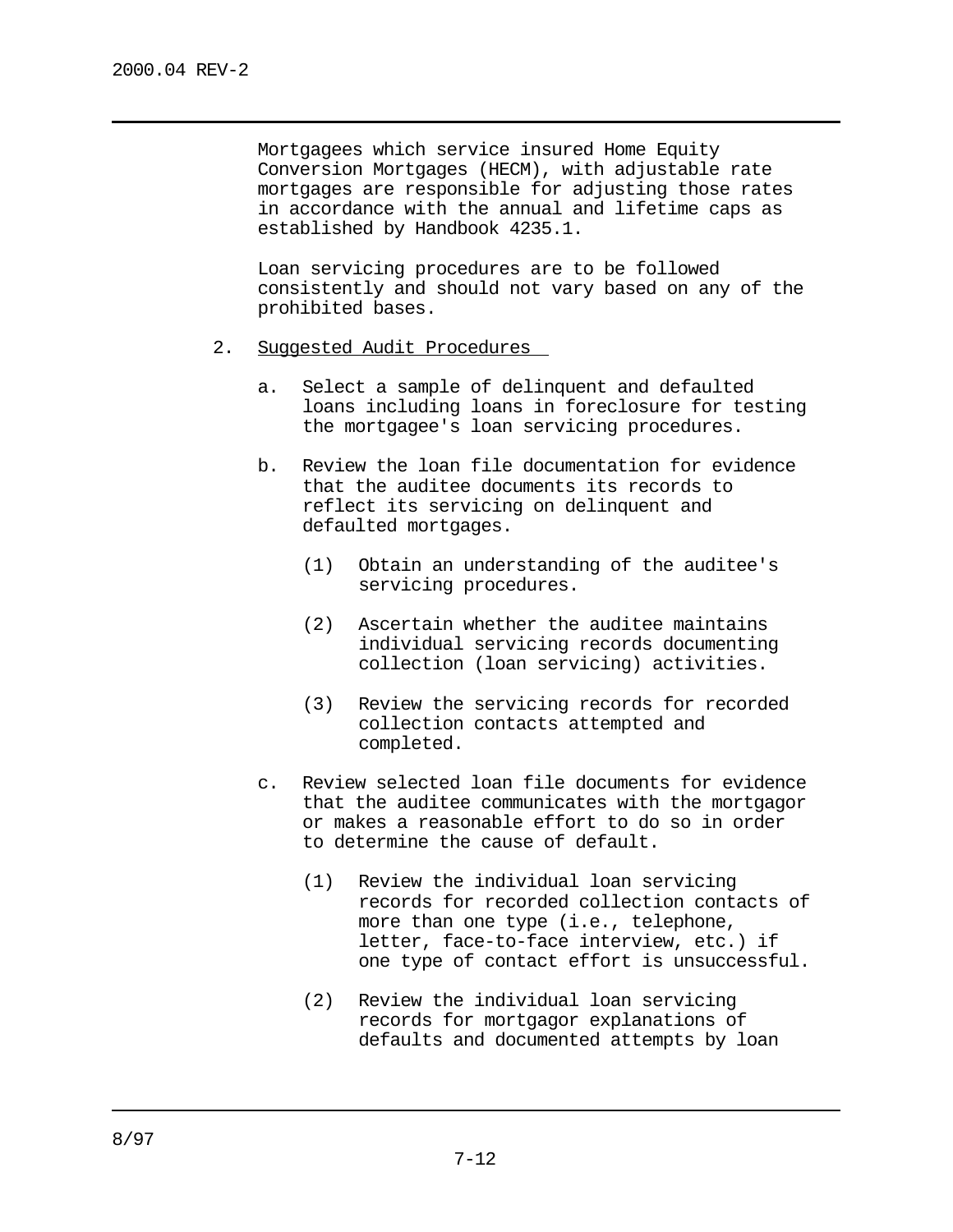Mortgagees which service insured Home Equity Conversion Mortgages (HECM), with adjustable rate mortgages are responsible for adjusting those rates in accordance with the annual and lifetime caps as established by Handbook 4235.1.

Loan servicing procedures are to be followed consistently and should not vary based on any of the prohibited bases.

2. Suggested Audit Procedures

   a. Select a sample of delinquent and defaulted loans including loans in foreclosure for testing the mortgagee's loan servicing procedures.

   b. Review the loan file documentation for evidence that the auditee documents its records to reflect its servicing on delinquent and defaulted mortgages.

      (1) Obtain an understanding of the auditee's servicing procedures.

      (2) Ascertain whether the auditee maintains individual servicing records documenting collection (loan servicing) activities.

      (3) Review the servicing records for recorded collection contacts attempted and completed.

   c. Review selected loan file documents for evidence that the auditee communicates with the mortgagor or makes a reasonable effort to do so in order to determine the cause of default.

      (1) Review the individual loan servicing records for recorded collection contacts of more than one type (i.e., telephone, letter, face-to-face interview, etc.) if one type of contact effort is unsuccessful.

      (2) Review the individual loan servicing records for mortgagor explanations of defaults and documented attempts by loan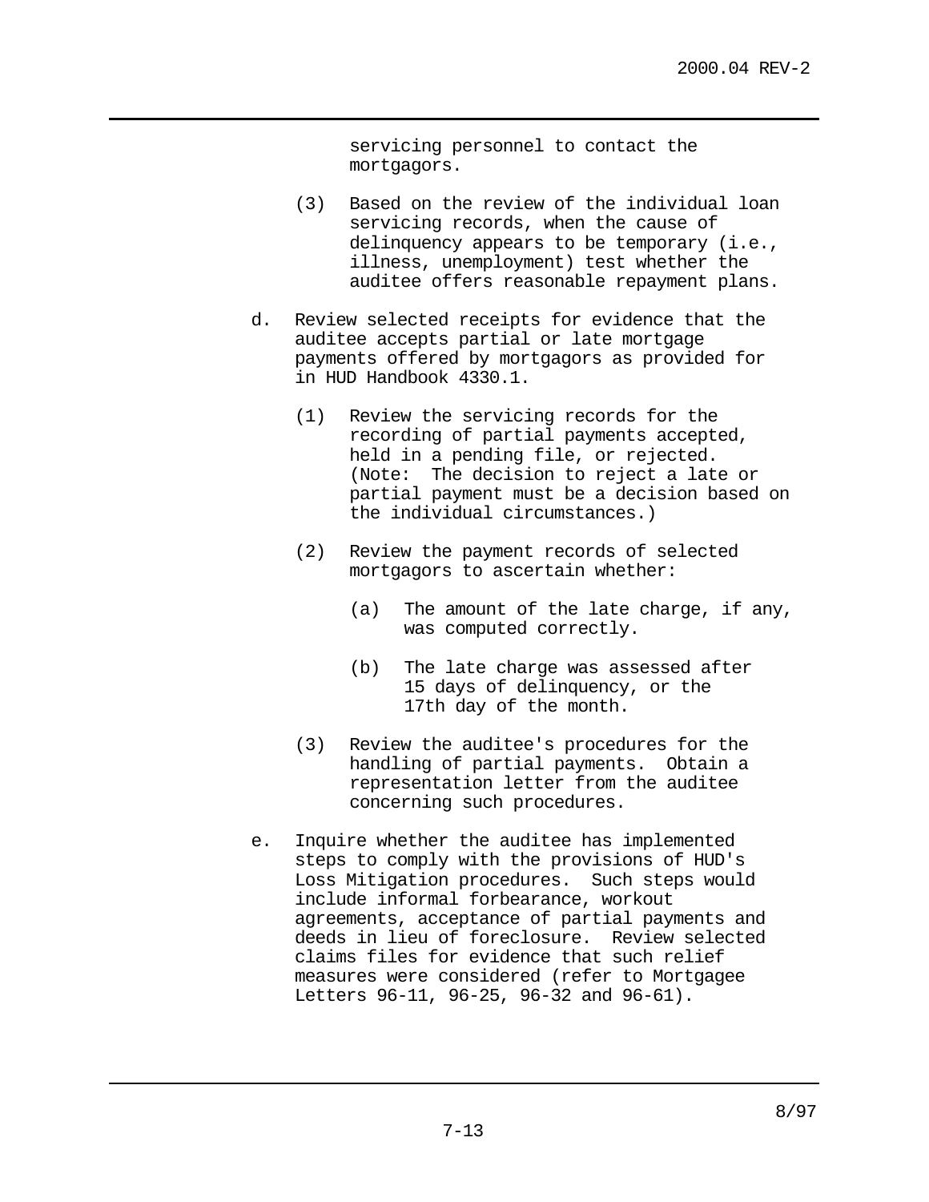servicing personnel to contact the mortgagors.

(3) Based on the review of the individual loan servicing records, when the cause of delinquency appears to be temporary (i.e., illness, unemployment) test whether the auditee offers reasonable repayment plans.

d. Review selected receipts for evidence that the auditee accepts partial or late mortgage payments offered by mortgagors as provided for in HUD Handbook 4330.1.

   (1) Review the servicing records for the recording of partial payments accepted, held in a pending file, or rejected. (Note: The decision to reject a late or partial payment must be a decision based on the individual circumstances.)

   (2) Review the payment records of selected mortgagors to ascertain whether:

      (a) The amount of the late charge, if any, was computed correctly.

      (b) The late charge was assessed after 15 days of delinquency, or the 17th day of the month.

   (3) Review the auditee's procedures for the handling of partial payments. Obtain a representation letter from the auditee concerning such procedures.

e. Inquire whether the auditee has implemented steps to comply with the provisions of HUD's Loss Mitigation procedures. Such steps would include informal forbearance, workout agreements, acceptance of partial payments and deeds in lieu of foreclosure. Review selected claims files for evidence that such relief measures were considered (refer to Mortgagee Letters 96-11, 96-25, 96-32 and 96-61).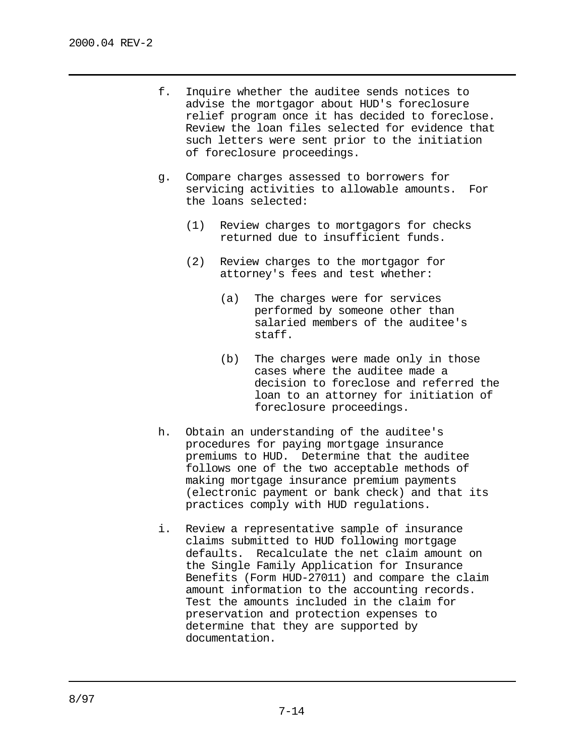f. Inquire whether the auditee sends notices to advise the mortgagor about HUD's foreclosure relief program once it has decided to foreclose. Review the loan files selected for evidence that such letters were sent prior to the initiation of foreclosure proceedings.

g. Compare charges assessed to borrowers for servicing activities to allowable amounts. For the loans selected:

   (1) Review charges to mortgagors for checks returned due to insufficient funds.

   (2) Review charges to the mortgagor for attorney's fees and test whether:

      (a) The charges were for services performed by someone other than salaried members of the auditee's staff.

      (b) The charges were made only in those cases where the auditee made a decision to foreclose and referred the loan to an attorney for initiation of foreclosure proceedings.

h. Obtain an understanding of the auditee's procedures for paying mortgage insurance premiums to HUD. Determine that the auditee follows one of the two acceptable methods of making mortgage insurance premium payments (electronic payment or bank check) and that its practices comply with HUD regulations.

i. Review a representative sample of insurance claims submitted to HUD following mortgage defaults. Recalculate the net claim amount on the Single Family Application for Insurance Benefits (Form HUD-27011) and compare the claim amount information to the accounting records. Test the amounts included in the claim for preservation and protection expenses to determine that they are supported by documentation.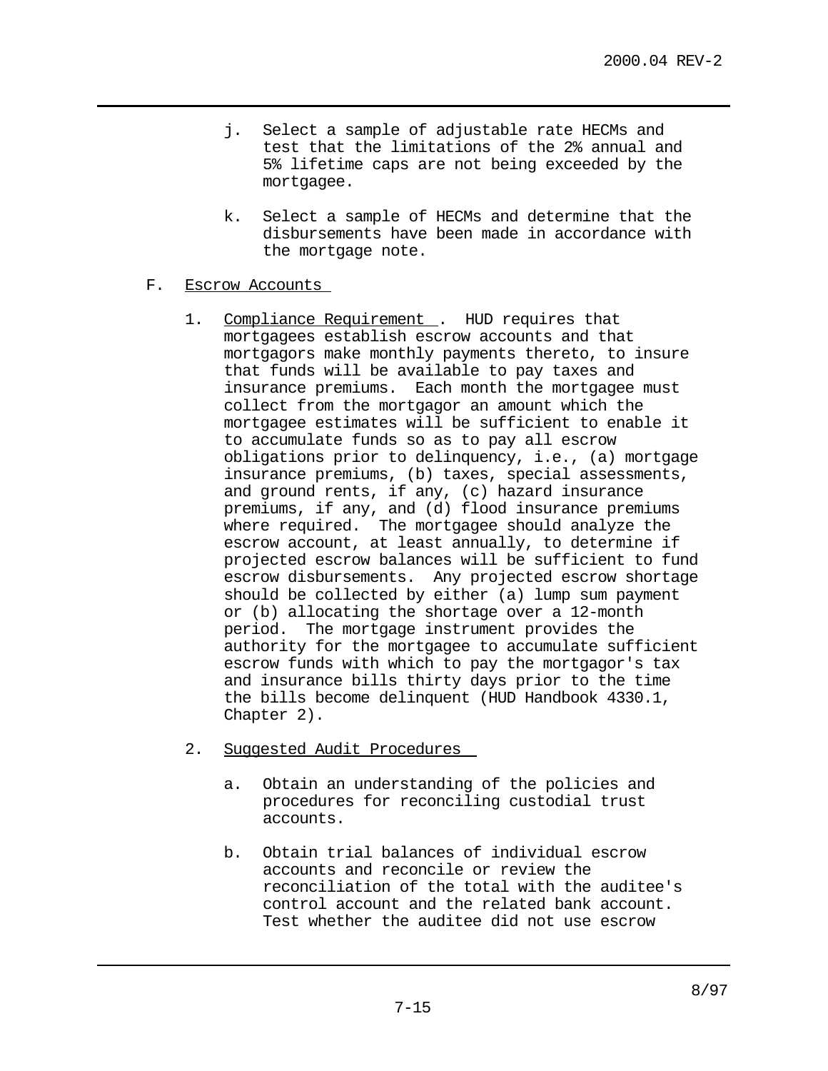j. Select a sample of adjustable rate HECMs and test that the limitations of the 2% annual and 5% lifetime caps are not being exceeded by the mortgagee.

k. Select a sample of HECMs and determine that the disbursements have been made in accordance with the mortgage note.

F. Escrow Accounts

1. Compliance Requirement. HUD requires that mortgagees establish escrow accounts and that mortgagors make monthly payments thereto, to insure that funds will be available to pay taxes and insurance premiums. Each month the mortgagee must collect from the mortgagor an amount which the mortgagee estimates will be sufficient to enable it to accumulate funds so as to pay all escrow obligations prior to delinquency, i.e., (a) mortgage insurance premiums, (b) taxes, special assessments, and ground rents, if any, (c) hazard insurance premiums, if any, and (d) flood insurance premiums where required. The mortgagee should analyze the escrow account, at least annually, to determine if projected escrow balances will be sufficient to fund escrow disbursements. Any projected escrow shortage should be collected by either (a) lump sum payment or (b) allocating the shortage over a 12-month period. The mortgage instrument provides the authority for the mortgagee to accumulate sufficient escrow funds with which to pay the mortgagor's tax and insurance bills thirty days prior to the time the bills become delinquent (HUD Handbook 4330.1, Chapter 2).

2. Suggested Audit Procedures

   a. Obtain an understanding of the policies and procedures for reconciling custodial trust accounts.

   b. Obtain trial balances of individual escrow accounts and reconcile or review the reconciliation of the total with the auditee's control account and the related bank account. Test whether the auditee did not use escrow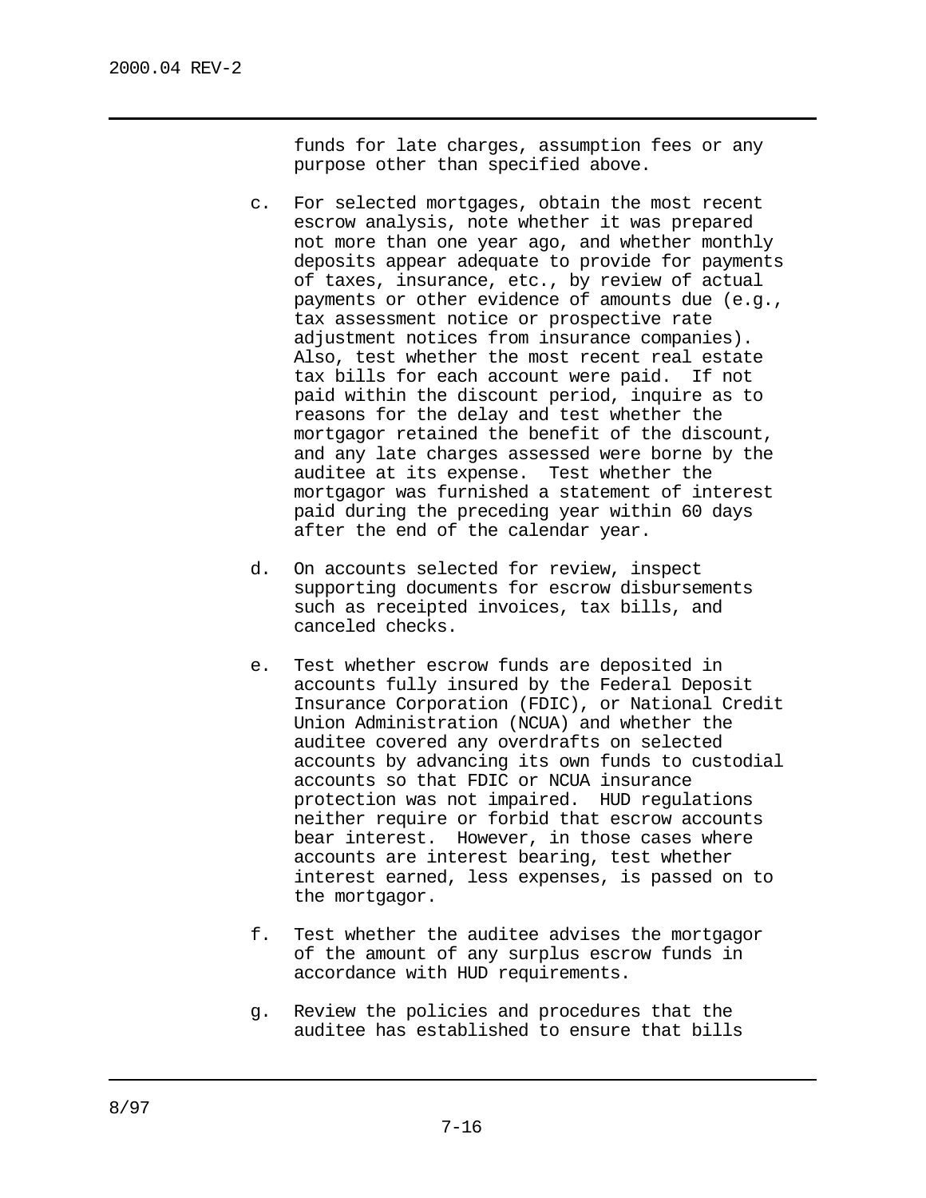funds for late charges, assumption fees or any purpose other than specified above.

c. For selected mortgages, obtain the most recent escrow analysis, note whether it was prepared not more than one year ago, and whether monthly deposits appear adequate to provide for payments of taxes, insurance, etc., by review of actual payments or other evidence of amounts due (e.g., tax assessment notice or prospective rate adjustment notices from insurance companies). Also, test whether the most recent real estate tax bills for each account were paid. If not paid within the discount period, inquire as to reasons for the delay and test whether the mortgagor retained the benefit of the discount, and any late charges assessed were borne by the auditee at its expense. Test whether the mortgagor was furnished a statement of interest paid during the preceding year within 60 days after the end of the calendar year.

d. On accounts selected for review, inspect supporting documents for escrow disbursements such as receipted invoices, tax bills, and canceled checks.

e. Test whether escrow funds are deposited in accounts fully insured by the Federal Deposit Insurance Corporation (FDIC), or National Credit Union Administration (NCUA) and whether the auditee covered any overdrafts on selected accounts by advancing its own funds to custodial accounts so that FDIC or NCUA insurance protection was not impaired. HUD regulations neither require or forbid that escrow accounts bear interest. However, in those cases where accounts are interest bearing, test whether interest earned, less expenses, is passed on to the mortgagor.

f. Test whether the auditee advises the mortgagor of the amount of any surplus escrow funds in accordance with HUD requirements.

g. Review the policies and procedures that the auditee has established to ensure that bills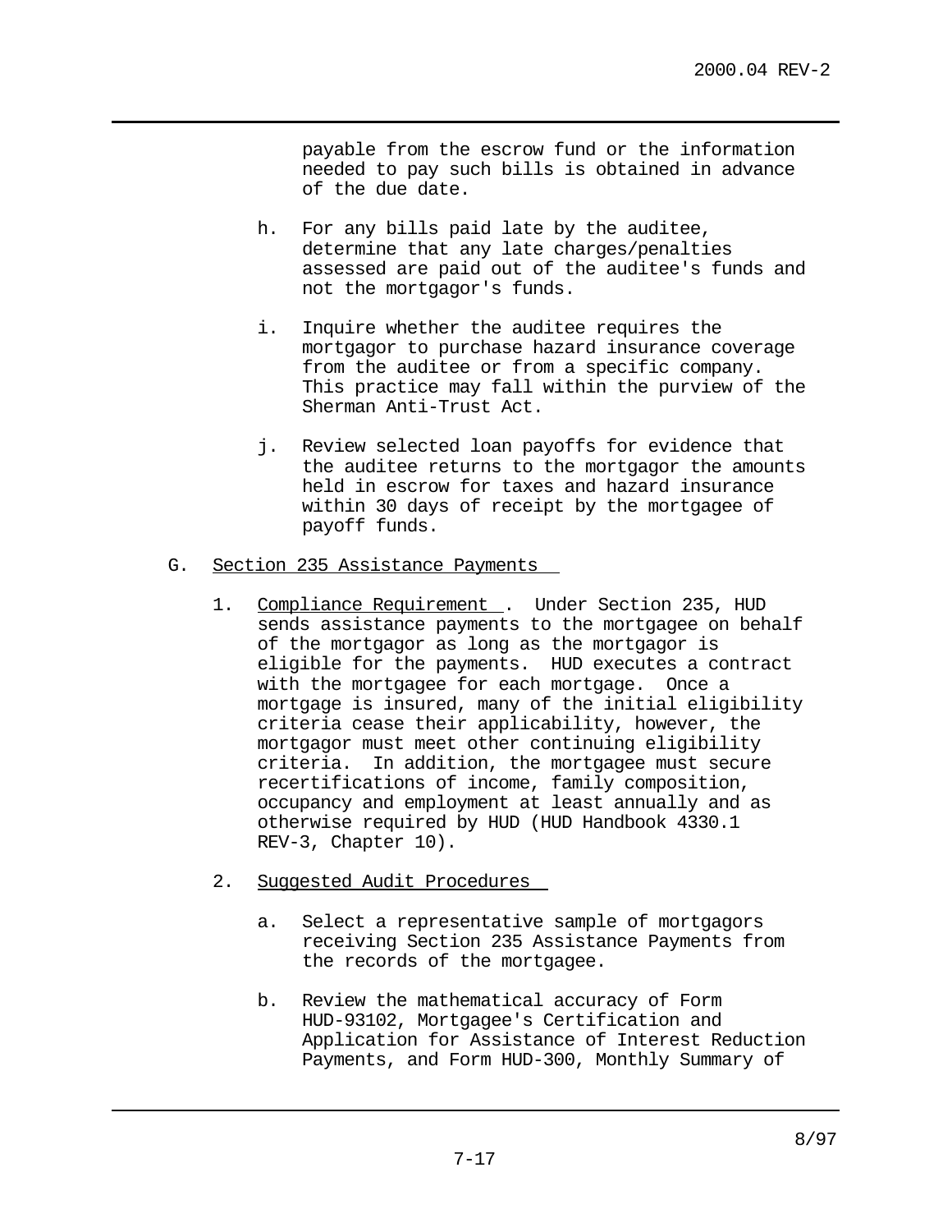payable from the escrow fund or the information needed to pay such bills is obtained in advance of the due date.

h. For any bills paid late by the auditee, determine that any late charges/penalties assessed are paid out of the auditee's funds and not the mortgagor's funds.

i. Inquire whether the auditee requires the mortgagor to purchase hazard insurance coverage from the auditee or from a specific company. This practice may fall within the purview of the Sherman Anti-Trust Act.

j. Review selected loan payoffs for evidence that the auditee returns to the mortgagor the amounts held in escrow for taxes and hazard insurance within 30 days of receipt by the mortgagee of payoff funds.

G. Section 235 Assistance Payments

1. Compliance Requirement. Under Section 235, HUD sends assistance payments to the mortgagee on behalf of the mortgagor as long as the mortgagor is eligible for the payments. HUD executes a contract with the mortgagee for each mortgage. Once a mortgage is insured, many of the initial eligibility criteria cease their applicability, however, the mortgagor must meet other continuing eligibility criteria. In addition, the mortgagee must secure recertifications of income, family composition, occupancy and employment at least annually and as otherwise required by HUD (HUD Handbook 4330.1 REV-3, Chapter 10).

2. Suggested Audit Procedures

a. Select a representative sample of mortgagors receiving Section 235 Assistance Payments from the records of the mortgagee.

b. Review the mathematical accuracy of Form HUD-93102, Mortgagee's Certification and Application for Assistance of Interest Reduction Payments, and Form HUD-300, Monthly Summary of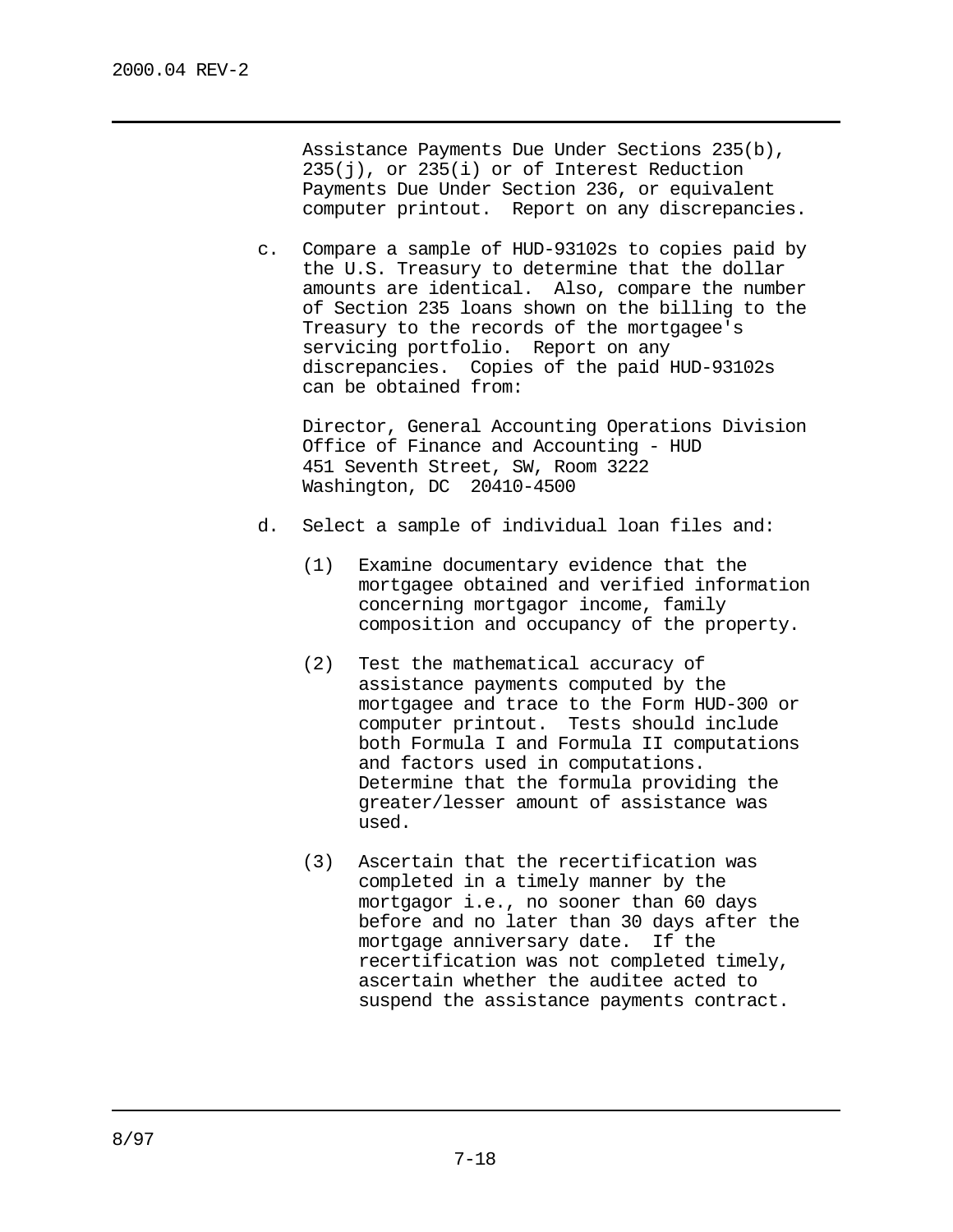Assistance Payments Due Under Sections 235(b), 235(j), or 235(i) or of Interest Reduction Payments Due Under Section 236, or equivalent computer printout. Report on any discrepancies.

c. Compare a sample of HUD-93102s to copies paid by the U.S. Treasury to determine that the dollar amounts are identical. Also, compare the number of Section 235 loans shown on the billing to the Treasury to the records of the mortgagee's servicing portfolio. Report on any discrepancies. Copies of the paid HUD-93102s can be obtained from:

   Director, General Accounting Operations Division
   Office of Finance and Accounting - HUD
   451 Seventh Street, SW, Room 3222
   Washington, DC 20410-4500

d. Select a sample of individual loan files and:

   (1) Examine documentary evidence that the mortgagee obtained and verified information concerning mortgagor income, family composition and occupancy of the property.

   (2) Test the mathematical accuracy of assistance payments computed by the mortgagee and trace to the Form HUD-300 or computer printout. Tests should include both Formula I and Formula II computations and factors used in computations. Determine that the formula providing the greater/lesser amount of assistance was used.

   (3) Ascertain that the recertification was completed in a timely manner by the mortgagor i.e., no sooner than 60 days before and no later than 30 days after the mortgage anniversary date. If the recertification was not completed timely, ascertain whether the auditee acted to suspend the assistance payments contract.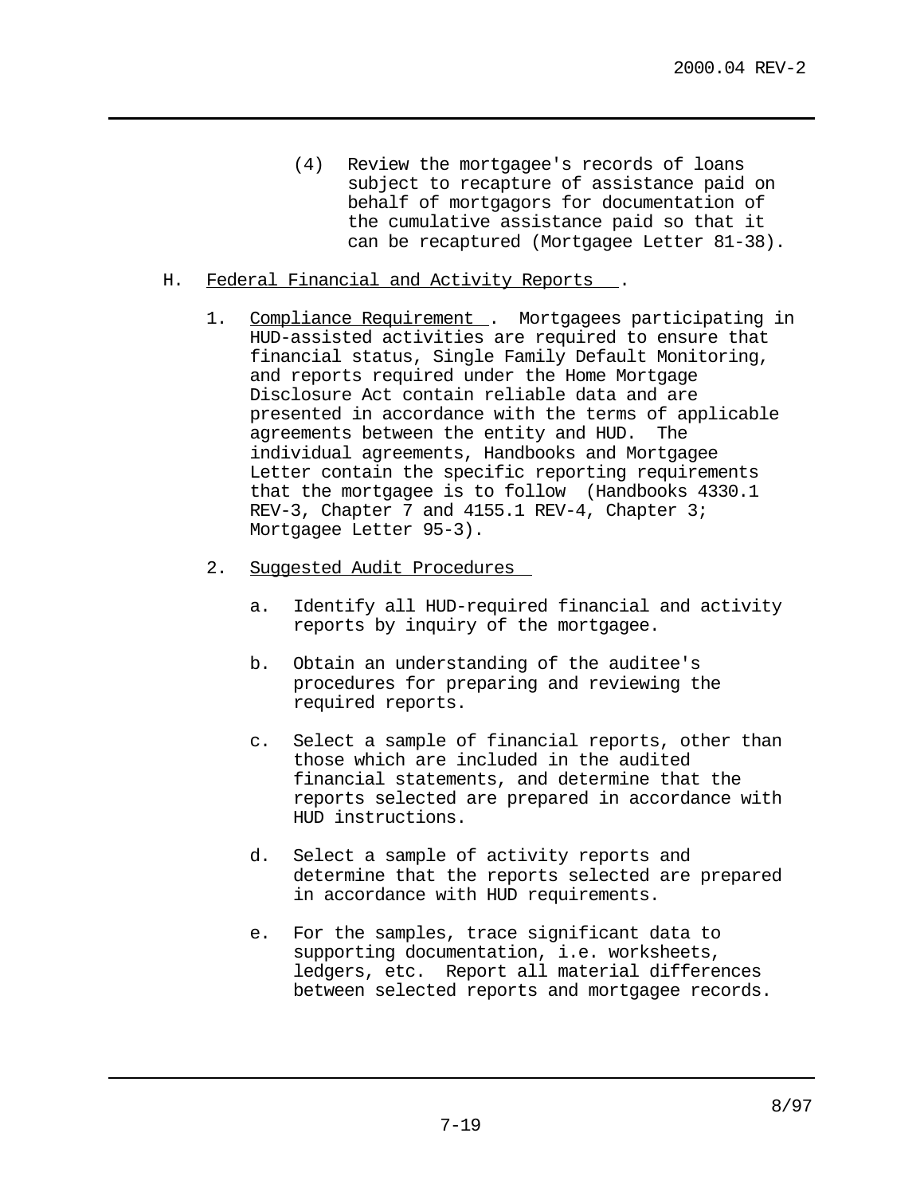(4) Review the mortgagee's records of loans subject to recapture of assistance paid on behalf of mortgagors for documentation of the cumulative assistance paid so that it can be recaptured (Mortgagee Letter 81-38).

H. Federal Financial and Activity Reports.

1. Compliance Requirement. Mortgagees participating in HUD-assisted activities are required to ensure that financial status, Single Family Default Monitoring, and reports required under the Home Mortgage Disclosure Act contain reliable data and are presented in accordance with the terms of applicable agreements between the entity and HUD. The individual agreements, Handbooks and Mortgagee Letter contain the specific reporting requirements that the mortgagee is to follow (Handbooks 4330.1 REV-3, Chapter 7 and 4155.1 REV-4, Chapter 3; Mortgagee Letter 95-3).

2. Suggested Audit Procedures

   a. Identify all HUD-required financial and activity reports by inquiry of the mortgagee.

   b. Obtain an understanding of the auditee's procedures for preparing and reviewing the required reports.

   c. Select a sample of financial reports, other than those which are included in the audited financial statements, and determine that the reports selected are prepared in accordance with HUD instructions.

   d. Select a sample of activity reports and determine that the reports selected are prepared in accordance with HUD requirements.

   e. For the samples, trace significant data to supporting documentation, i.e. worksheets, ledgers, etc. Report all material differences between selected reports and mortgagee records.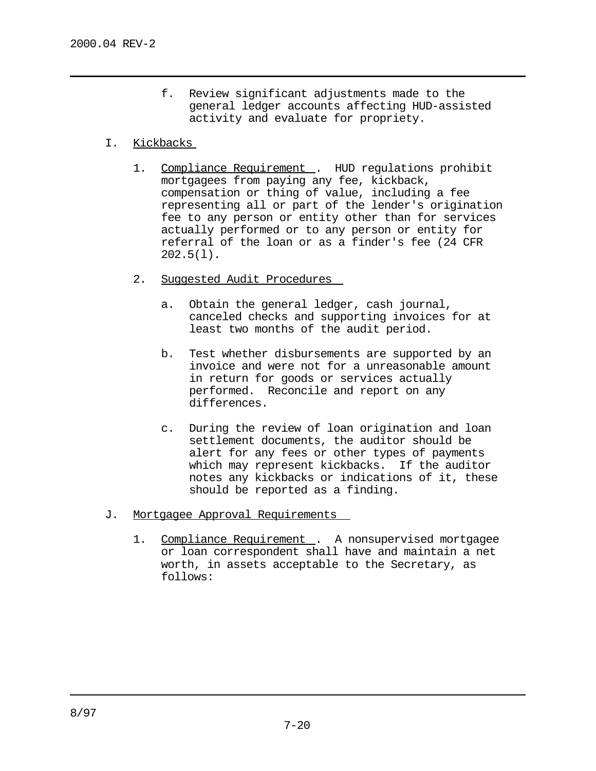f. Review significant adjustments made to the general ledger accounts affecting HUD-assisted activity and evaluate for propriety.

I. Kickbacks

1. Compliance Requirement. HUD regulations prohibit mortgagees from paying any fee, kickback, compensation or thing of value, including a fee representing all or part of the lender's origination fee to any person or entity other than for services actually performed or to any person or entity for referral of the loan or as a finder's fee (24 CFR 202.5(l).

2. Suggested Audit Procedures

   a. Obtain the general ledger, cash journal, canceled checks and supporting invoices for at least two months of the audit period.

   b. Test whether disbursements are supported by an invoice and were not for a unreasonable amount in return for goods or services actually performed. Reconcile and report on any differences.

   c. During the review of loan origination and loan settlement documents, the auditor should be alert for any fees or other types of payments which may represent kickbacks. If the auditor notes any kickbacks or indications of it, these should be reported as a finding.

J. Mortgagee Approval Requirements

1. Compliance Requirement. A nonsupervised mortgagee or loan correspondent shall have and maintain a net worth, in assets acceptable to the Secretary, as follows: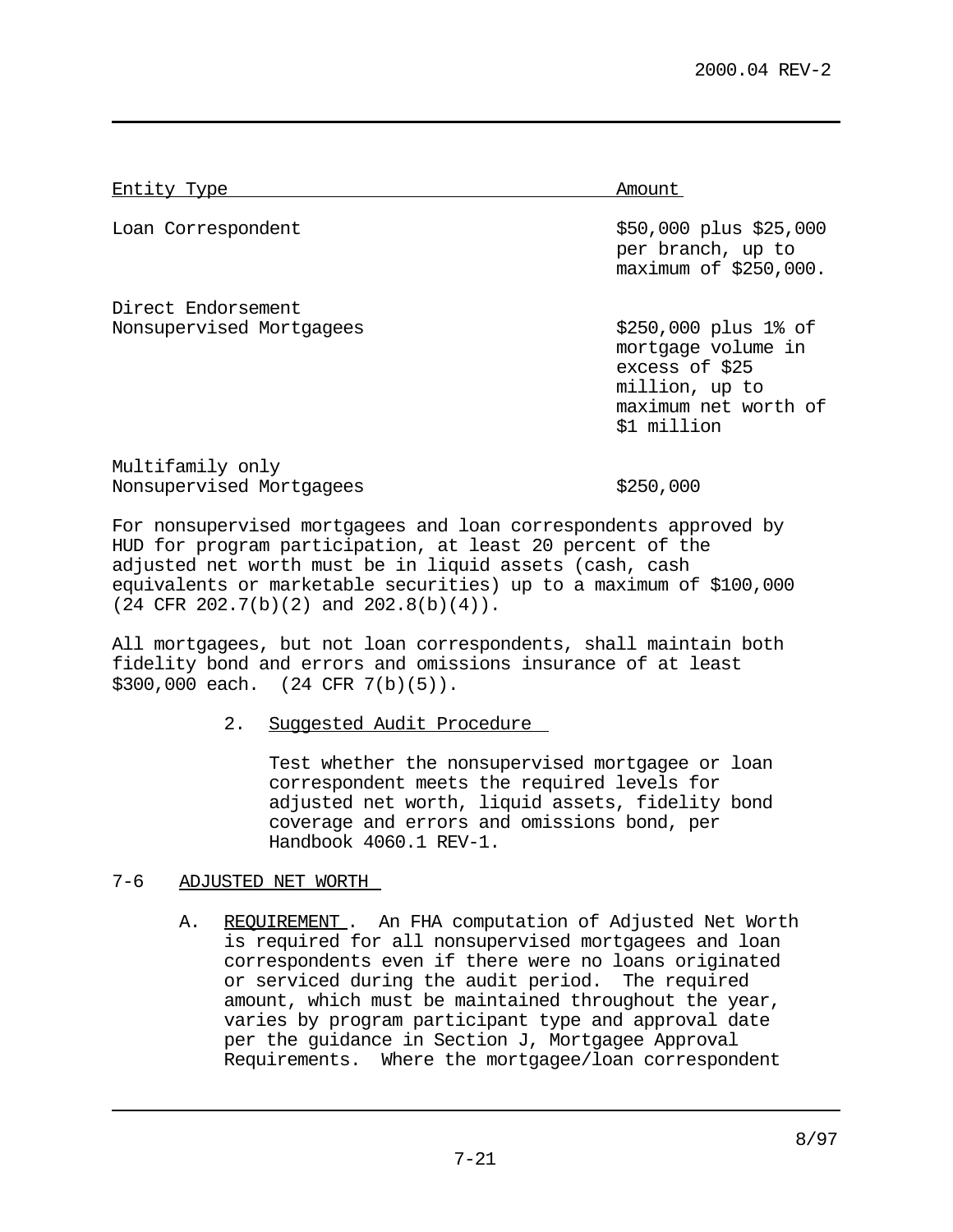| Entity Type | Amount |
|---|---|
| Loan Correspondent | $50,000 plus $25,000 per branch, up to maximum of $250,000. |
| Direct Endorsement Nonsupervised Mortgagees | $250,000 plus 1% of mortgage volume in excess of $25 million, up to maximum net worth of $1 million |
| Multifamily only Nonsupervised Mortgagees | $250,000 |

For nonsupervised mortgagees and loan correspondents approved by HUD for program participation, at least 20 percent of the adjusted net worth must be in liquid assets (cash, cash equivalents or marketable securities) up to a maximum of $100,000 (24 CFR 202.7(b)(2) and 202.8(b)(4)).

All mortgagees, but not loan correspondents, shall maintain both fidelity bond and errors and omissions insurance of at least $300,000 each. (24 CFR 7(b)(5)).

2. Suggested Audit Procedure

Test whether the nonsupervised mortgagee or loan correspondent meets the required levels for adjusted net worth, liquid assets, fidelity bond coverage and errors and omissions bond, per Handbook 4060.1 REV-1.

## 7-6 ADJUSTED NET WORTH

A. REQUIREMENT. An FHA computation of Adjusted Net Worth is required for all nonsupervised mortgagees and loan correspondents even if there were no loans originated or serviced during the audit period. The required amount, which must be maintained throughout the year, varies by program participant type and approval date per the guidance in Section J, Mortgagee Approval Requirements. Where the mortgagee/loan correspondent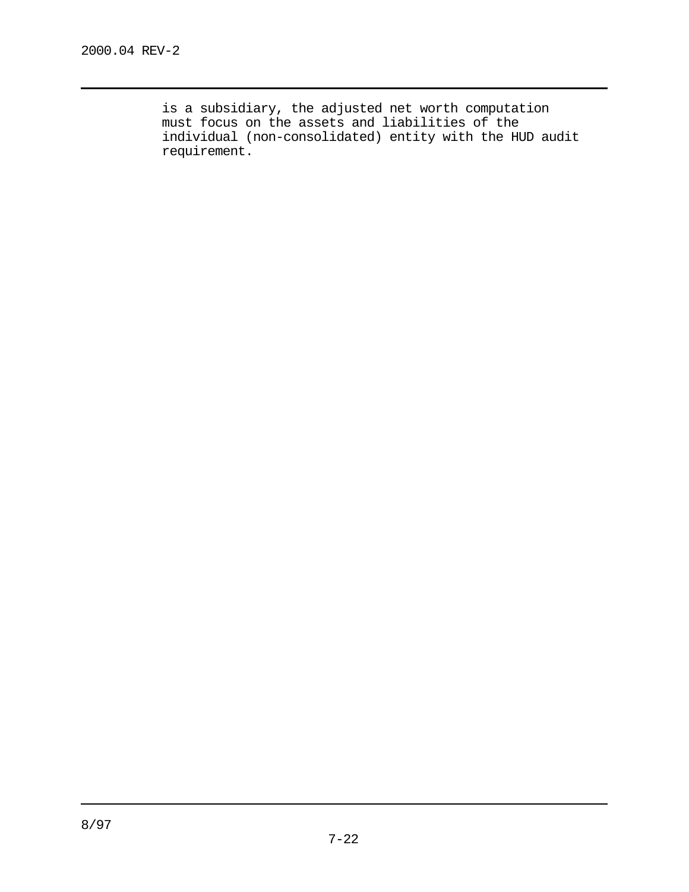is a subsidiary, the adjusted net worth computation must focus on the assets and liabilities of the individual (non-consolidated) entity with the HUD audit requirement.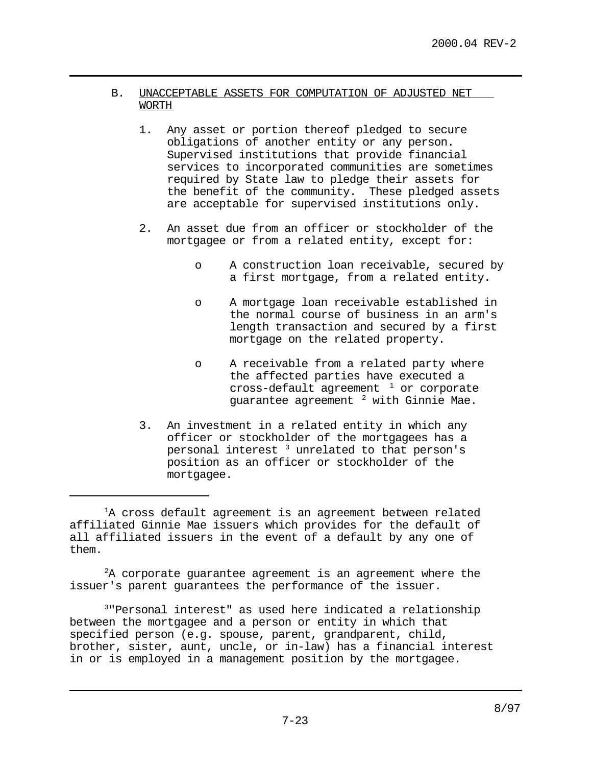## B. UNACCEPTABLE ASSETS FOR COMPUTATION OF ADJUSTED NET WORTH

1. Any asset or portion thereof pledged to secure obligations of another entity or any person. Supervised institutions that provide financial services to incorporated communities are sometimes required by State law to pledge their assets for the benefit of the community. These pledged assets are acceptable for supervised institutions only.

2. An asset due from an officer or stockholder of the mortgagee or from a related entity, except for:

   - A construction loan receivable, secured by a first mortgage, from a related entity.

   - A mortgage loan receivable established in the normal course of business in an arm's length transaction and secured by a first mortgage on the related property.

   - A receivable from a related party where the affected parties have executed a cross-default agreement [1] or corporate guarantee agreement [2] with Ginnie Mae.

3. An investment in a related entity in which any officer or stockholder of the mortgagees has a personal interest [3] unrelated to that person's position as an officer or stockholder of the mortgagee.

---

[1] A cross default agreement is an agreement between related affiliated Ginnie Mae issuers which provides for the default of all affiliated issuers in the event of a default by any one of them.

[2] A corporate guarantee agreement is an agreement where the issuer's parent guarantees the performance of the issuer.

[3] "Personal interest" as used here indicated a relationship between the mortgagee and a person or entity in which that specified person (e.g. spouse, parent, grandparent, child, brother, sister, aunt, uncle, or in-law) has a financial interest in or is employed in a management position by the mortgagee.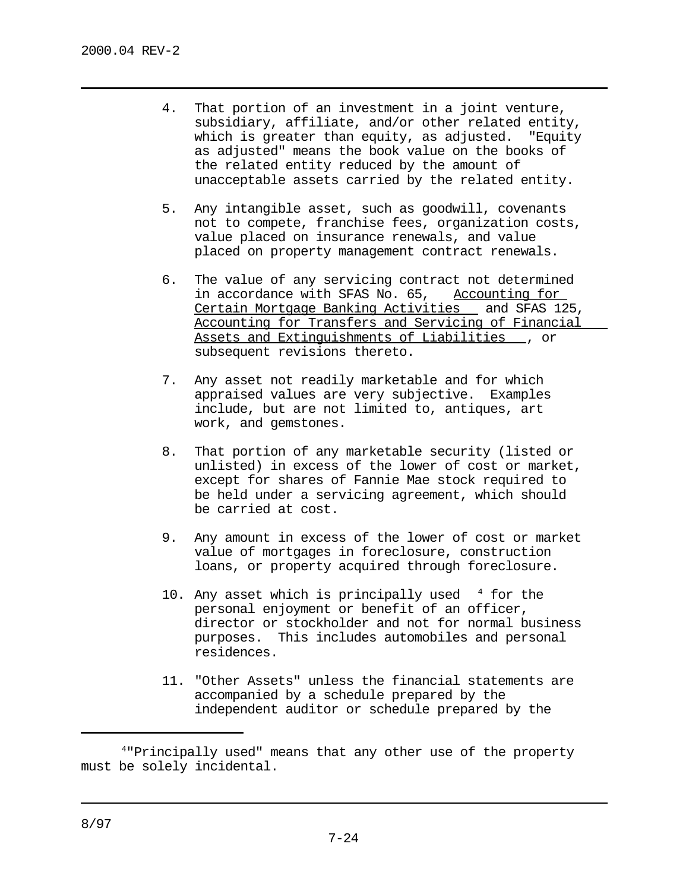4. That portion of an investment in a joint venture, subsidiary, affiliate, and/or other related entity, which is greater than equity, as adjusted. "Equity as adjusted" means the book value on the books of the related entity reduced by the amount of unacceptable assets carried by the related entity.

5. Any intangible asset, such as goodwill, covenants not to compete, franchise fees, organization costs, value placed on insurance renewals, and value placed on property management contract renewals.

6. The value of any servicing contract not determined in accordance with SFAS No. 65, Accounting for Certain Mortgage Banking Activities and SFAS 125, Accounting for Transfers and Servicing of Financial Assets and Extinguishments of Liabilities, or subsequent revisions thereto.

7. Any asset not readily marketable and for which appraised values are very subjective. Examples include, but are not limited to, antiques, art work, and gemstones.

8. That portion of any marketable security (listed or unlisted) in excess of the lower of cost or market, except for shares of Fannie Mae stock required to be held under a servicing agreement, which should be carried at cost.

9. Any amount in excess of the lower of cost or market value of mortgages in foreclosure, construction loans, or property acquired through foreclosure.

10. Any asset which is principally used [4] for the personal enjoyment or benefit of an officer, director or stockholder and not for normal business purposes. This includes automobiles and personal residences.

11. "Other Assets" unless the financial statements are accompanied by a schedule prepared by the independent auditor or schedule prepared by the

---

[4] "Principally used" means that any other use of the property must be solely incidental.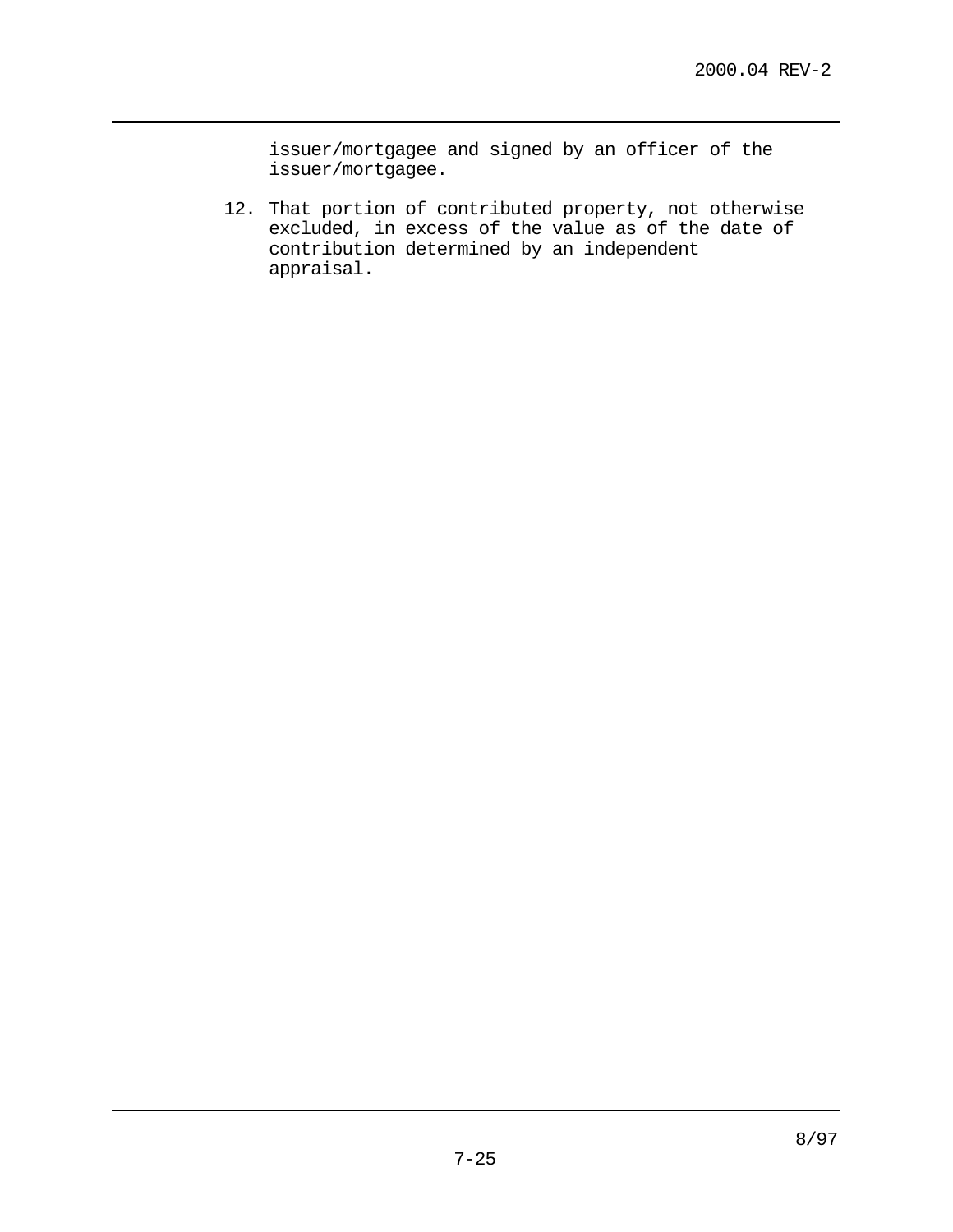issuer/mortgagee and signed by an officer of the issuer/mortgagee.

12. That portion of contributed property, not otherwise excluded, in excess of the value as of the date of contribution determined by an independent appraisal.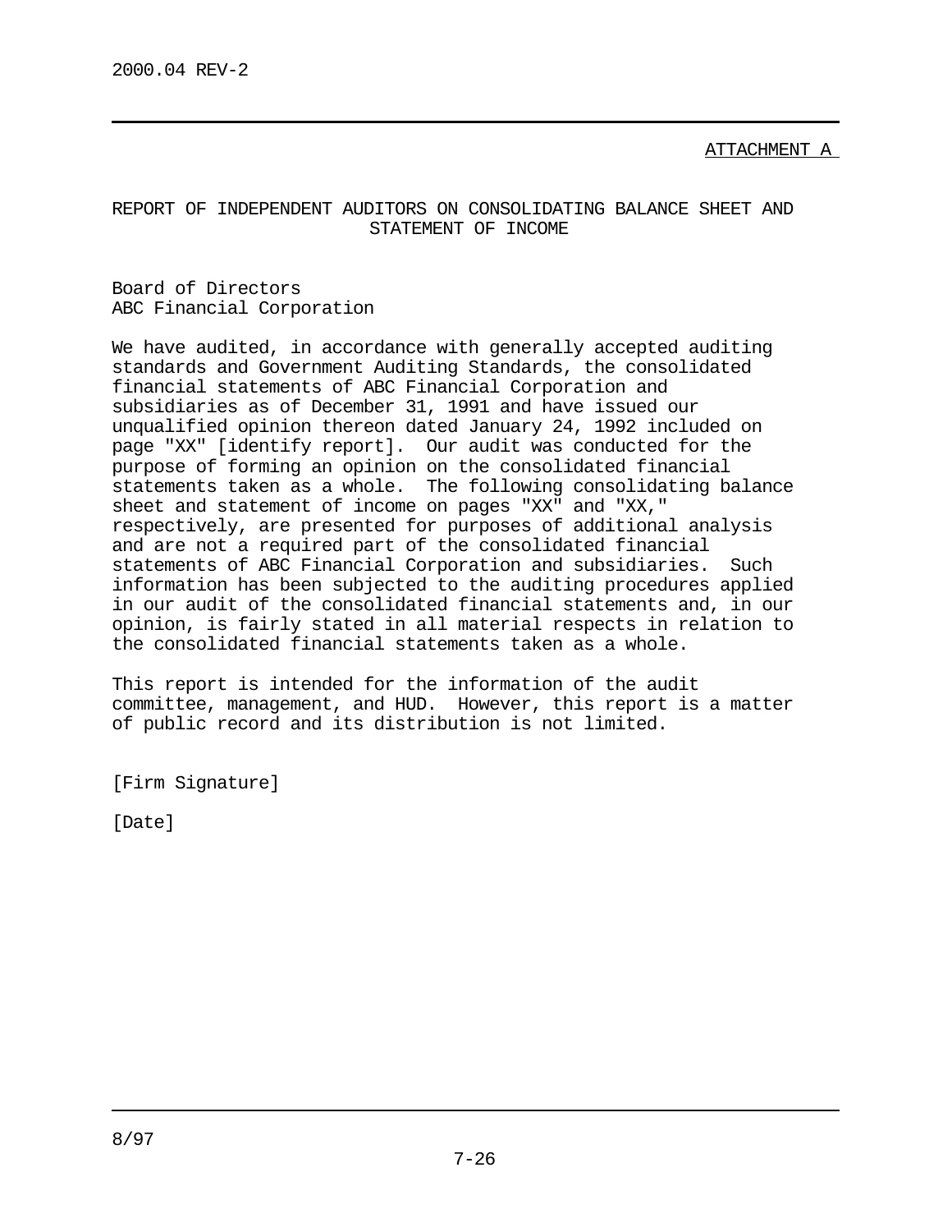ATTACHMENT A

## REPORT OF INDEPENDENT AUDITORS ON CONSOLIDATING BALANCE SHEET AND STATEMENT OF INCOME

Board of Directors
ABC Financial Corporation

We have audited, in accordance with generally accepted auditing standards and Government Auditing Standards, the consolidated financial statements of ABC Financial Corporation and subsidiaries as of December 31, 1991 and have issued our unqualified opinion thereon dated January 24, 1992 included on page "XX" [identify report]. Our audit was conducted for the purpose of forming an opinion on the consolidated financial statements taken as a whole. The following consolidating balance sheet and statement of income on pages "XX" and "XX," respectively, are presented for purposes of additional analysis and are not a required part of the consolidated financial statements of ABC Financial Corporation and subsidiaries. Such information has been subjected to the auditing procedures applied in our audit of the consolidated financial statements and, in our opinion, is fairly stated in all material respects in relation to the consolidated financial statements taken as a whole.

This report is intended for the information of the audit committee, management, and HUD. However, this report is a matter of public record and its distribution is not limited.

[Firm Signature]

[Date]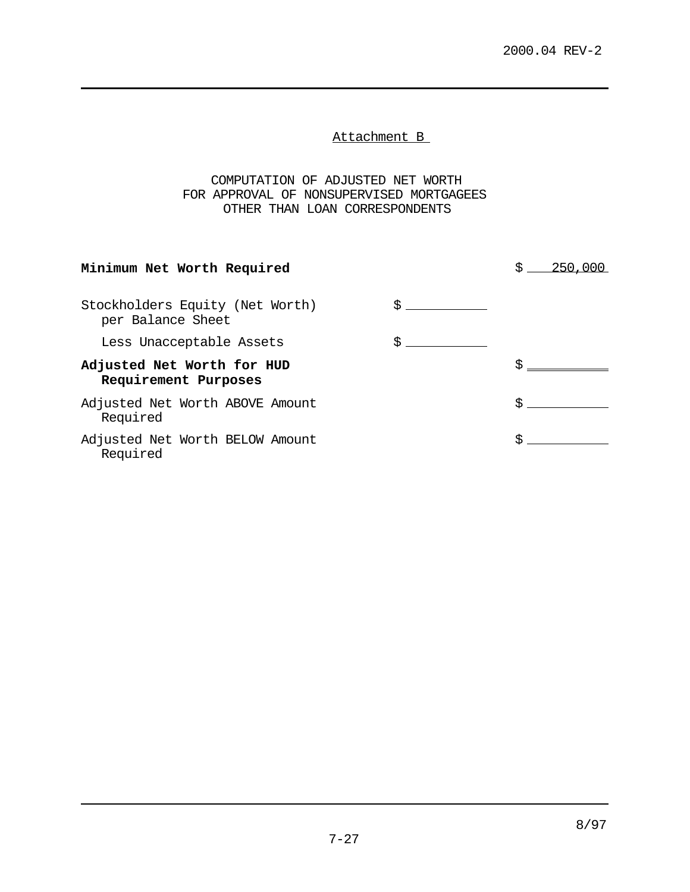Attachment B

## COMPUTATION OF ADJUSTED NET WORTH FOR APPROVAL OF NONSUPERVISED MORTGAGEES OTHER THAN LOAN CORRESPONDENTS

| | | |
|---|---|---|
| **Minimum Net Worth Required** | | $ 250,000 |
| Stockholders Equity (Net Worth) per Balance Sheet | $ ________ | |
| Less Unacceptable Assets | $ ________ | |
| **Adjusted Net Worth for HUD Requirement Purposes** | | $ ________ |
| Adjusted Net Worth ABOVE Amount Required | | $ ________ |
| Adjusted Net Worth BELOW Amount Required | | $ ________ |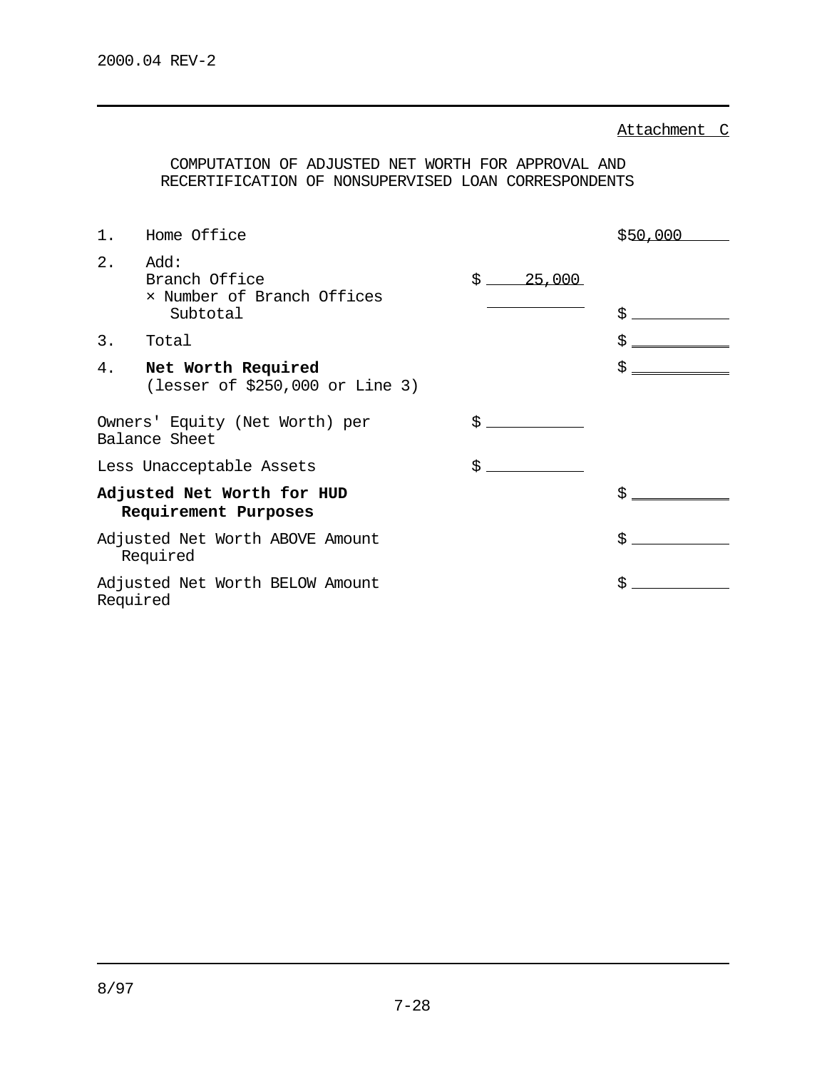Attachment C

## COMPUTATION OF ADJUSTED NET WORTH FOR APPROVAL AND RECERTIFICATION OF NONSUPERVISED LOAN CORRESPONDENTS

| | | | |
|---|---|---|---|
| 1. | Home Office | | $50,000 |
| 2. | Add:<br>Branch Office<br>× Number of Branch Offices<br>Subtotal | $ 25,000<br>______ | <br><br><br>$ ______ |
| 3. | Total | | $ ______ |
| 4. | **Net Worth Required**<br>(lesser of $250,000 or Line 3) | | $ ______ |
| | Owners' Equity (Net Worth) per Balance Sheet | $ ______ | |
| | Less Unacceptable Assets | $ ______ | |
| | **Adjusted Net Worth for HUD Requirement Purposes** | | $ ______ |
| | Adjusted Net Worth ABOVE Amount Required | | $ ______ |
| | Adjusted Net Worth BELOW Amount Required | | $ ______ |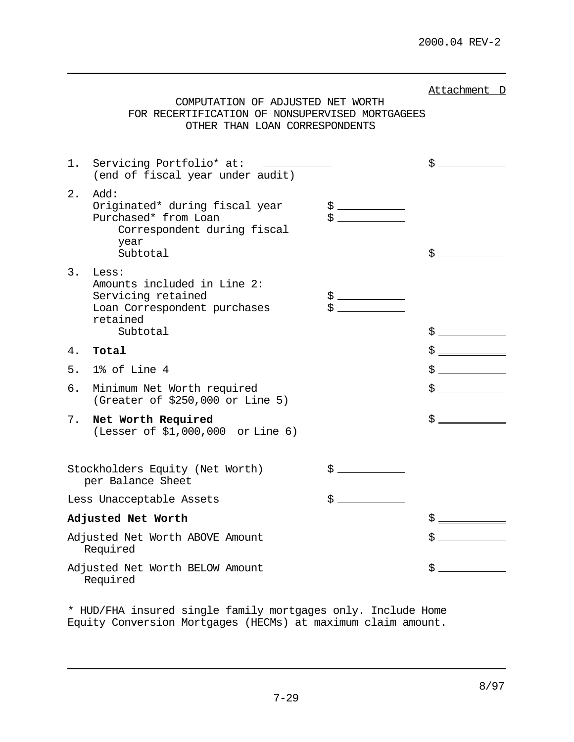Attachment D

## COMPUTATION OF ADJUSTED NET WORTH FOR RECERTIFICATION OF NONSUPERVISED MORTGAGEES OTHER THAN LOAN CORRESPONDENTS

| | | | |
|---|---|---|---|
| 1. | Servicing Portfolio* at: ____________ (end of fiscal year under audit) | | $ ____________ |
| 2. | Add: | | |
| | Originated* during fiscal year | $ ____________ | |
| | Purchased* from Loan Correspondent during fiscal year | $ ____________ | |
| | Subtotal | | $ ____________ |
| 3. | Less: | | |
| | Amounts included in Line 2: | | |
| | Servicing retained | $ ____________ | |
| | Loan Correspondent purchases retained | $ ____________ | |
| | Subtotal | | $ ____________ |
| 4. | **Total** | | $ ____________ |
| 5. | 1% of Line 4 | | $ ____________ |
| 6. | Minimum Net Worth required (Greater of $250,000 or Line 5) | | $ ____________ |
| 7. | **Net Worth Required** (Lesser of $1,000,000 or Line 6) | | $ ____________ |

| | | |
|---|---|---|
| Stockholders Equity (Net Worth) per Balance Sheet | $ ____________ | |
| Less Unacceptable Assets | $ ____________ | |
| **Adjusted Net Worth** | | $ ____________ |
| Adjusted Net Worth ABOVE Amount Required | | $ ____________ |
| Adjusted Net Worth BELOW Amount Required | | $ ____________ |

* HUD/FHA insured single family mortgages only. Include Home Equity Conversion Mortgages (HECMs) at maximum claim amount.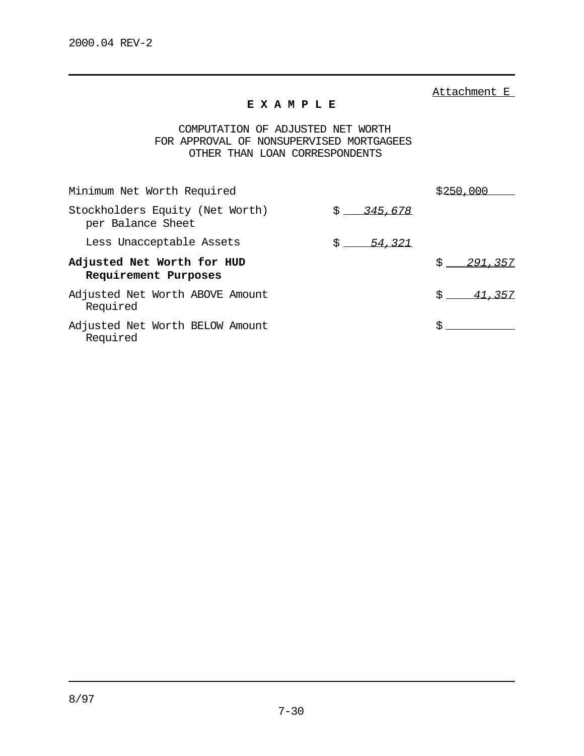Attachment E

# E X A M P L E

## COMPUTATION OF ADJUSTED NET WORTH FOR APPROVAL OF NONSUPERVISED MORTGAGEES OTHER THAN LOAN CORRESPONDENTS

| | | |
|---|---|---|
| Minimum Net Worth Required | | $250,000 |
| Stockholders Equity (Net Worth) per Balance Sheet | $ *345,678* | |
| Less Unacceptable Assets | $ *54,321* | |
| **Adjusted Net Worth for HUD Requirement Purposes** | | $ *291,357* |
| Adjusted Net Worth ABOVE Amount Required | | $ *41,357* |
| Adjusted Net Worth BELOW Amount Required | | $ |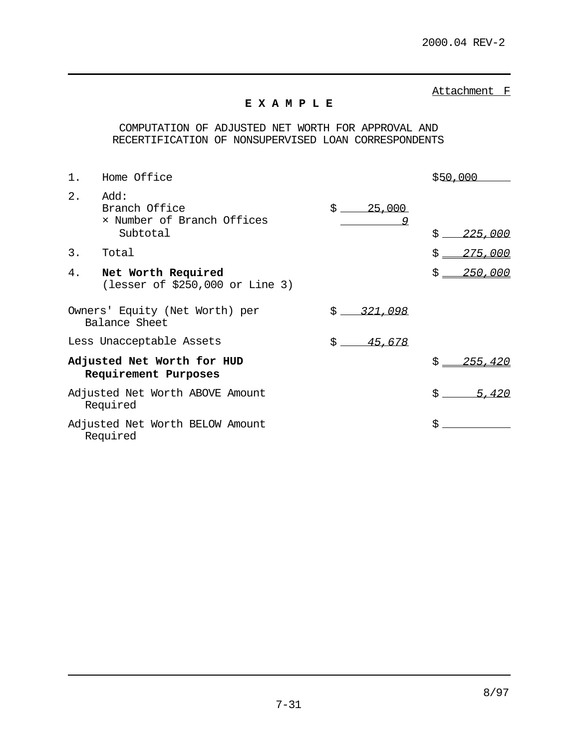Attachment F

**E X A M P L E**

COMPUTATION OF ADJUSTED NET WORTH FOR APPROVAL AND RECERTIFICATION OF NONSUPERVISED LOAN CORRESPONDENTS

| | | | |
|---|---|---|---|
| 1. | Home Office | | $50,000 |
| 2. | Add: Branch Office | $ 25,000 | |
| | × Number of Branch Offices | *9* | |
| | Subtotal | | $ *225,000* |
| 3. | Total | | $ *275,000* |
| 4. | **Net Worth Required** (lesser of $250,000 or Line 3) | | $ *250,000* |
| | Owners' Equity (Net Worth) per Balance Sheet | $ *321,098* | |
| | Less Unacceptable Assets | $ *45,678* | |
| | **Adjusted Net Worth for HUD Requirement Purposes** | | $ *255,420* |
| | Adjusted Net Worth ABOVE Amount Required | | $ *5,420* |
| | Adjusted Net Worth BELOW Amount Required | | $ |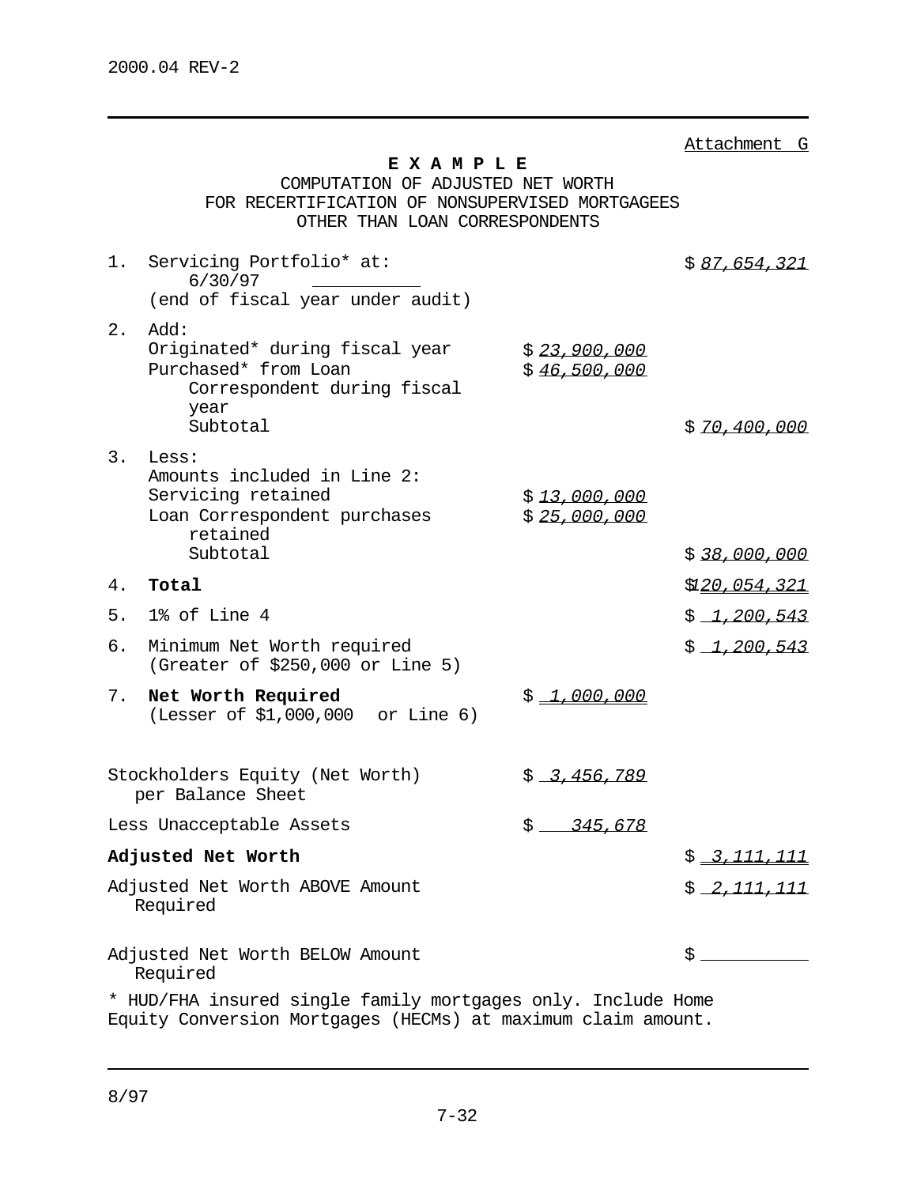Attachment G

**E X A M P L E**

COMPUTATION OF ADJUSTED NET WORTH
FOR RECERTIFICATION OF NONSUPERVISED MORTGAGEES
OTHER THAN LOAN CORRESPONDENTS

| | | | |
|---|---|---|---|
| 1. | Servicing Portfolio* at: 6/30/97 (end of fiscal year under audit) | | $ 87,654,321 |
| 2. | Add: | | |
| | Originated* during fiscal year | $ 23,900,000 | |
| | Purchased* from Loan Correspondent during fiscal year | $ 46,500,000 | |
| | Subtotal | | $ 70,400,000 |
| 3. | Less: Amounts included in Line 2: | | |
| | Servicing retained | $ 13,000,000 | |
| | Loan Correspondent purchases retained | $ 25,000,000 | |
| | Subtotal | | $ 38,000,000 |
| 4. | **Total** | | $120,054,321 |
| 5. | 1% of Line 4 | | $ 1,200,543 |
| 6. | Minimum Net Worth required (Greater of $250,000 or Line 5) | | $ 1,200,543 |
| 7. | **Net Worth Required** (Lesser of $1,000,000 or Line 6) | $ 1,000,000 | |
| | Stockholders Equity (Net Worth) per Balance Sheet | $ 3,456,789 | |
| | Less Unacceptable Assets | $ 345,678 | |
| | **Adjusted Net Worth** | | $ 3,111,111 |
| | Adjusted Net Worth ABOVE Amount Required | | $ 2,111,111 |
| | Adjusted Net Worth BELOW Amount Required | | $ |

* HUD/FHA insured single family mortgages only. Include Home Equity Conversion Mortgages (HECMs) at maximum claim amount.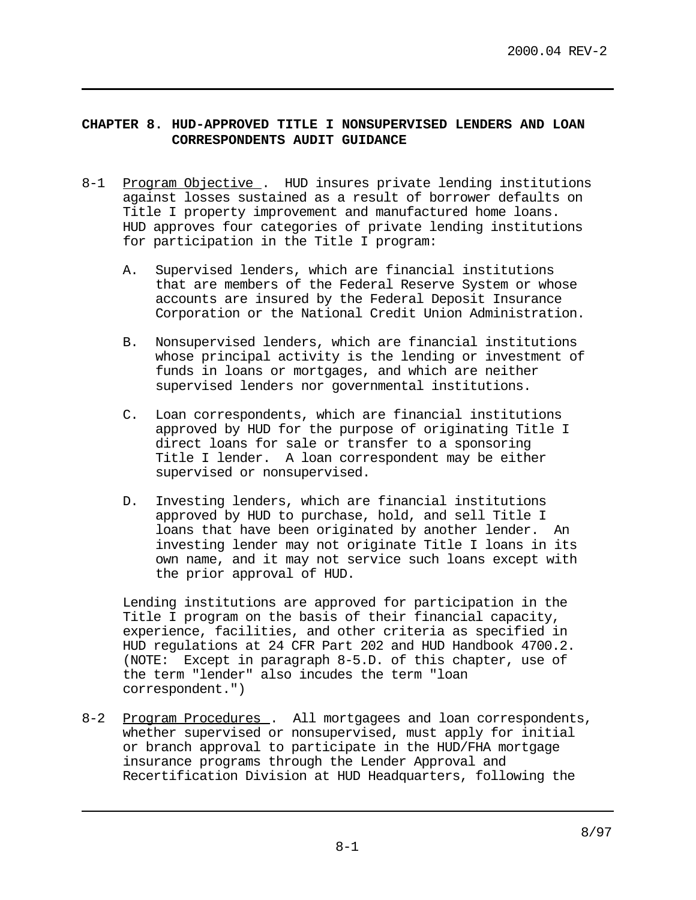# CHAPTER 8. HUD-APPROVED TITLE I NONSUPERVISED LENDERS AND LOAN CORRESPONDENTS AUDIT GUIDANCE

8-1 Program Objective. HUD insures private lending institutions against losses sustained as a result of borrower defaults on Title I property improvement and manufactured home loans. HUD approves four categories of private lending institutions for participation in the Title I program:

A. Supervised lenders, which are financial institutions that are members of the Federal Reserve System or whose accounts are insured by the Federal Deposit Insurance Corporation or the National Credit Union Administration.

B. Nonsupervised lenders, which are financial institutions whose principal activity is the lending or investment of funds in loans or mortgages, and which are neither supervised lenders nor governmental institutions.

C. Loan correspondents, which are financial institutions approved by HUD for the purpose of originating Title I direct loans for sale or transfer to a sponsoring Title I lender. A loan correspondent may be either supervised or nonsupervised.

D. Investing lenders, which are financial institutions approved by HUD to purchase, hold, and sell Title I loans that have been originated by another lender. An investing lender may not originate Title I loans in its own name, and it may not service such loans except with the prior approval of HUD.

Lending institutions are approved for participation in the Title I program on the basis of their financial capacity, experience, facilities, and other criteria as specified in HUD regulations at 24 CFR Part 202 and HUD Handbook 4700.2. (NOTE: Except in paragraph 8-5.D. of this chapter, use of the term "lender" also incudes the term "loan correspondent.")

8-2 Program Procedures. All mortgagees and loan correspondents, whether supervised or nonsupervised, must apply for initial or branch approval to participate in the HUD/FHA mortgage insurance programs through the Lender Approval and Recertification Division at HUD Headquarters, following the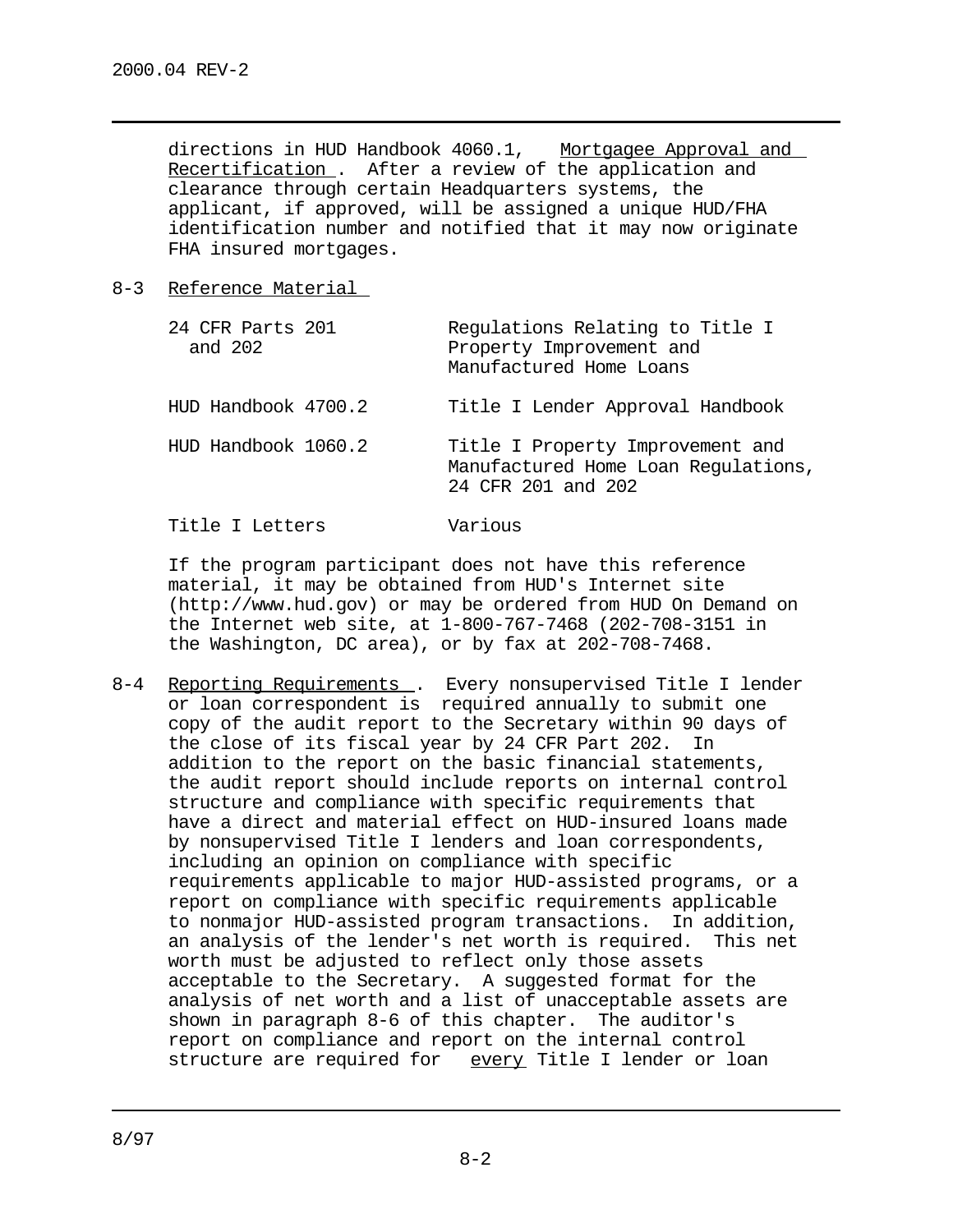directions in HUD Handbook 4060.1, Mortgagee Approval and Recertification. After a review of the application and clearance through certain Headquarters systems, the applicant, if approved, will be assigned a unique HUD/FHA identification number and notified that it may now originate FHA insured mortgages.

8-3 Reference Material

| | |
|---|---|
| 24 CFR Parts 201 and 202 | Regulations Relating to Title I Property Improvement and Manufactured Home Loans |
| HUD Handbook 4700.2 | Title I Lender Approval Handbook |
| HUD Handbook 1060.2 | Title I Property Improvement and Manufactured Home Loan Regulations, 24 CFR 201 and 202 |
| Title I Letters | Various |

If the program participant does not have this reference material, it may be obtained from HUD's Internet site (http://www.hud.gov) or may be ordered from HUD On Demand on the Internet web site, at 1-800-767-7468 (202-708-3151 in the Washington, DC area), or by fax at 202-708-7468.

8-4 Reporting Requirements. Every nonsupervised Title I lender or loan correspondent is required annually to submit one copy of the audit report to the Secretary within 90 days of the close of its fiscal year by 24 CFR Part 202. In addition to the report on the basic financial statements, the audit report should include reports on internal control structure and compliance with specific requirements that have a direct and material effect on HUD-insured loans made by nonsupervised Title I lenders and loan correspondents, including an opinion on compliance with specific requirements applicable to major HUD-assisted programs, or a report on compliance with specific requirements applicable to nonmajor HUD-assisted program transactions. In addition, an analysis of the lender's net worth is required. This net worth must be adjusted to reflect only those assets acceptable to the Secretary. A suggested format for the analysis of net worth and a list of unacceptable assets are shown in paragraph 8-6 of this chapter. The auditor's report on compliance and report on the internal control structure are required for every Title I lender or loan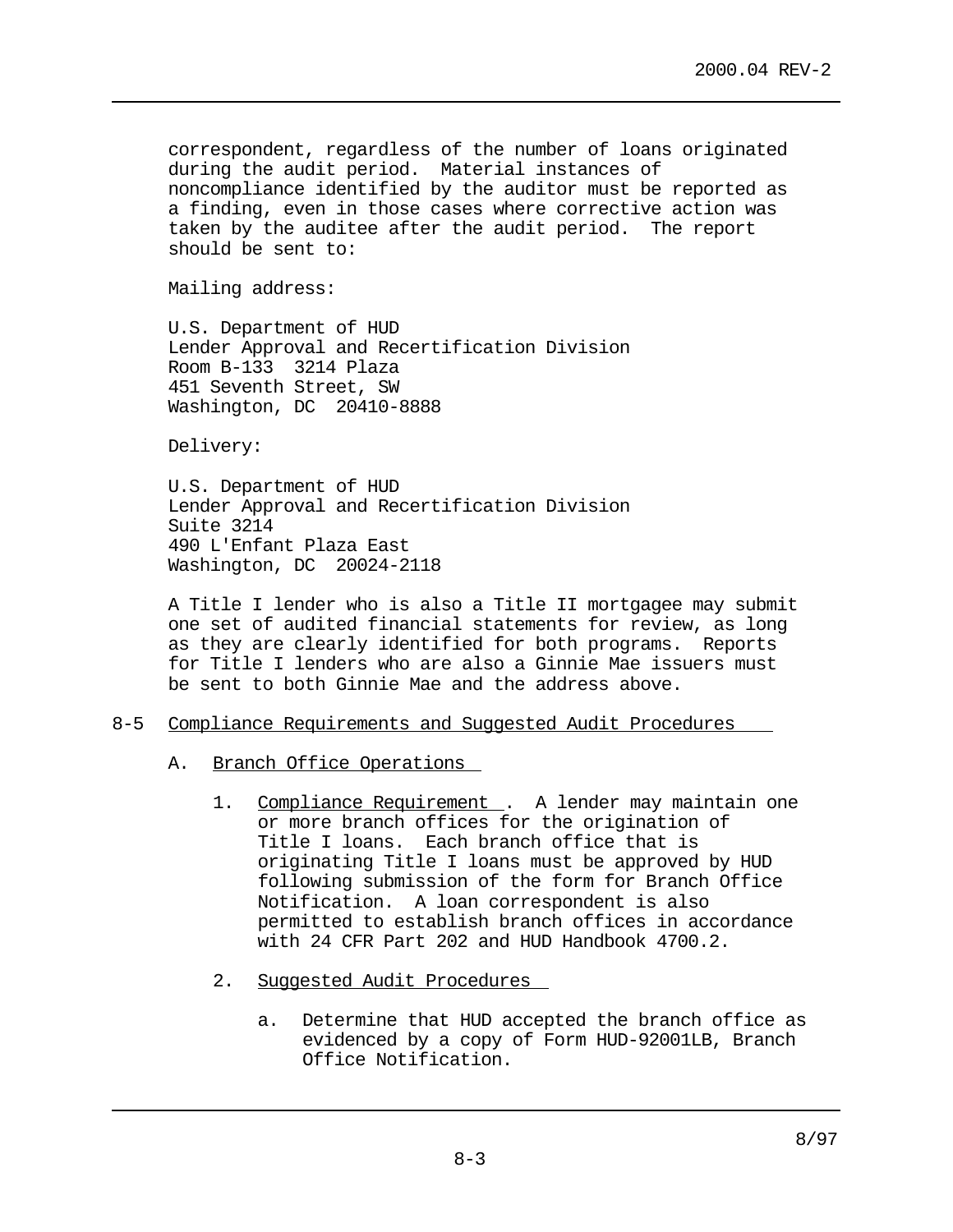correspondent, regardless of the number of loans originated during the audit period. Material instances of noncompliance identified by the auditor must be reported as a finding, even in those cases where corrective action was taken by the auditee after the audit period. The report should be sent to:

Mailing address:

U.S. Department of HUD  
Lender Approval and Recertification Division  
Room B-133 3214 Plaza  
451 Seventh Street, SW  
Washington, DC 20410-8888

Delivery:

U.S. Department of HUD  
Lender Approval and Recertification Division  
Suite 3214  
490 L'Enfant Plaza East  
Washington, DC 20024-2118

A Title I lender who is also a Title II mortgagee may submit one set of audited financial statements for review, as long as they are clearly identified for both programs. Reports for Title I lenders who are also a Ginnie Mae issuers must be sent to both Ginnie Mae and the address above.

## 8-5 Compliance Requirements and Suggested Audit Procedures

### A. Branch Office Operations

1. Compliance Requirement. A lender may maintain one or more branch offices for the origination of Title I loans. Each branch office that is originating Title I loans must be approved by HUD following submission of the form for Branch Office Notification. A loan correspondent is also permitted to establish branch offices in accordance with 24 CFR Part 202 and HUD Handbook 4700.2.

2. Suggested Audit Procedures

   a. Determine that HUD accepted the branch office as evidenced by a copy of Form HUD-92001LB, Branch Office Notification.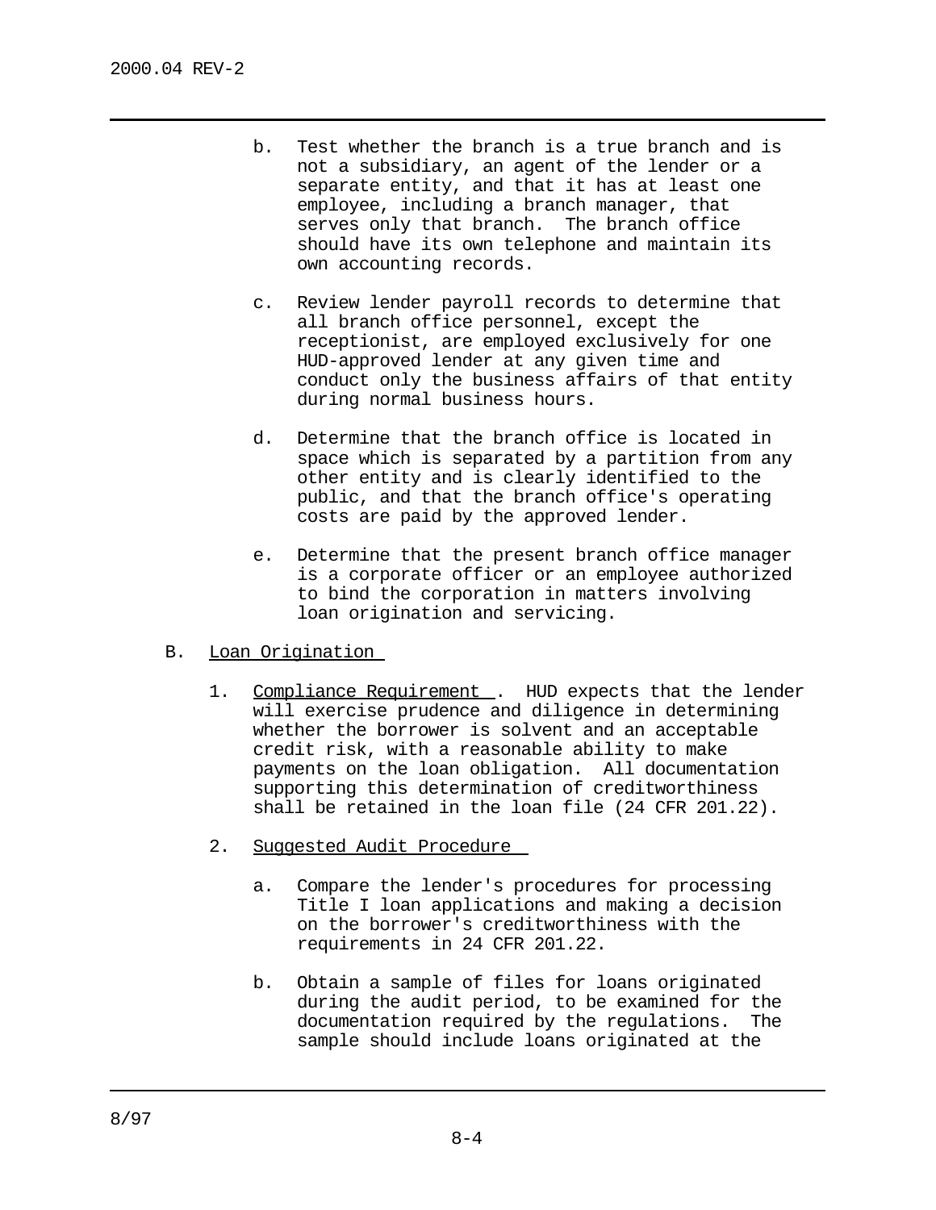b. Test whether the branch is a true branch and is not a subsidiary, an agent of the lender or a separate entity, and that it has at least one employee, including a branch manager, that serves only that branch. The branch office should have its own telephone and maintain its own accounting records.

c. Review lender payroll records to determine that all branch office personnel, except the receptionist, are employed exclusively for one HUD-approved lender at any given time and conduct only the business affairs of that entity during normal business hours.

d. Determine that the branch office is located in space which is separated by a partition from any other entity and is clearly identified to the public, and that the branch office's operating costs are paid by the approved lender.

e. Determine that the present branch office manager is a corporate officer or an employee authorized to bind the corporation in matters involving loan origination and servicing.

B. Loan Origination

1. Compliance Requirement. HUD expects that the lender will exercise prudence and diligence in determining whether the borrower is solvent and an acceptable credit risk, with a reasonable ability to make payments on the loan obligation. All documentation supporting this determination of creditworthiness shall be retained in the loan file (24 CFR 201.22).

2. Suggested Audit Procedure

   a. Compare the lender's procedures for processing Title I loan applications and making a decision on the borrower's creditworthiness with the requirements in 24 CFR 201.22.

   b. Obtain a sample of files for loans originated during the audit period, to be examined for the documentation required by the regulations. The sample should include loans originated at the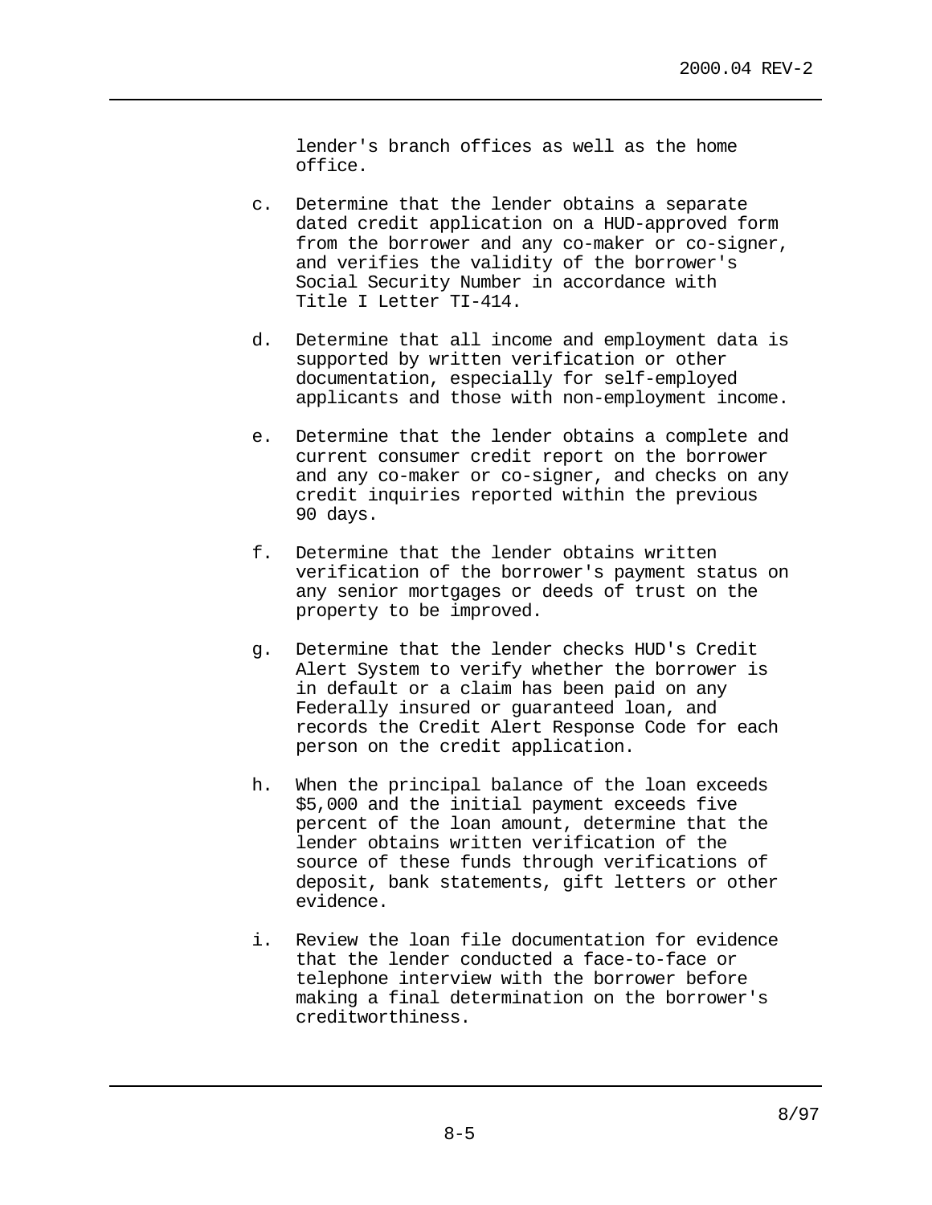lender's branch offices as well as the home office.

c. Determine that the lender obtains a separate dated credit application on a HUD-approved form from the borrower and any co-maker or co-signer, and verifies the validity of the borrower's Social Security Number in accordance with Title I Letter TI-414.

d. Determine that all income and employment data is supported by written verification or other documentation, especially for self-employed applicants and those with non-employment income.

e. Determine that the lender obtains a complete and current consumer credit report on the borrower and any co-maker or co-signer, and checks on any credit inquiries reported within the previous 90 days.

f. Determine that the lender obtains written verification of the borrower's payment status on any senior mortgages or deeds of trust on the property to be improved.

g. Determine that the lender checks HUD's Credit Alert System to verify whether the borrower is in default or a claim has been paid on any Federally insured or guaranteed loan, and records the Credit Alert Response Code for each person on the credit application.

h. When the principal balance of the loan exceeds $5,000 and the initial payment exceeds five percent of the loan amount, determine that the lender obtains written verification of the source of these funds through verifications of deposit, bank statements, gift letters or other evidence.

i. Review the loan file documentation for evidence that the lender conducted a face-to-face or telephone interview with the borrower before making a final determination on the borrower's creditworthiness.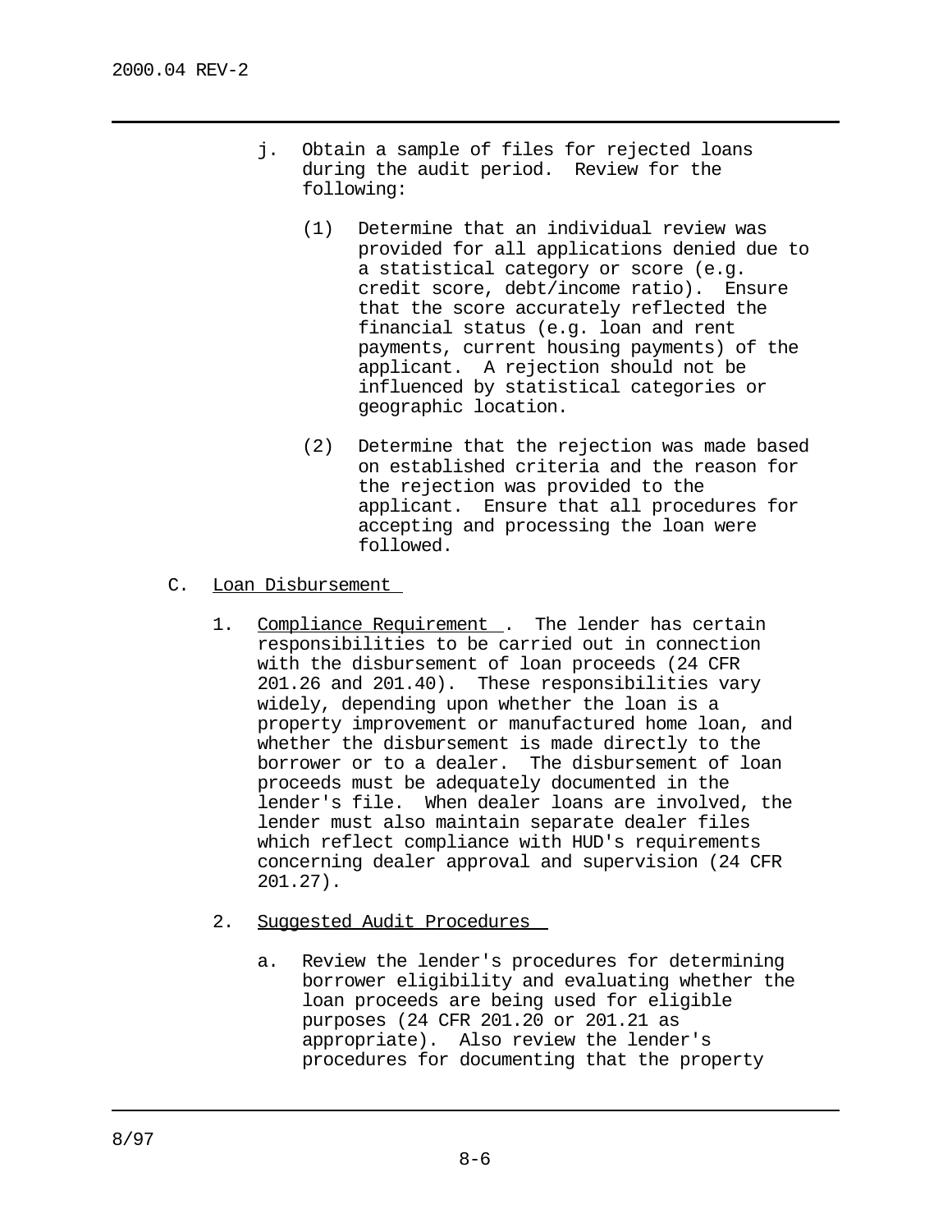j. Obtain a sample of files for rejected loans during the audit period. Review for the following:

   (1) Determine that an individual review was provided for all applications denied due to a statistical category or score (e.g. credit score, debt/income ratio). Ensure that the score accurately reflected the financial status (e.g. loan and rent payments, current housing payments) of the applicant. A rejection should not be influenced by statistical categories or geographic location.

   (2) Determine that the rejection was made based on established criteria and the reason for the rejection was provided to the applicant. Ensure that all procedures for accepting and processing the loan were followed.

C. <u>Loan Disbursement</u>

   1. <u>Compliance Requirement</u>. The lender has certain responsibilities to be carried out in connection with the disbursement of loan proceeds (24 CFR 201.26 and 201.40). These responsibilities vary widely, depending upon whether the loan is a property improvement or manufactured home loan, and whether the disbursement is made directly to the borrower or to a dealer. The disbursement of loan proceeds must be adequately documented in the lender's file. When dealer loans are involved, the lender must also maintain separate dealer files which reflect compliance with HUD's requirements concerning dealer approval and supervision (24 CFR 201.27).

   2. <u>Suggested Audit Procedures</u>

      a. Review the lender's procedures for determining borrower eligibility and evaluating whether the loan proceeds are being used for eligible purposes (24 CFR 201.20 or 201.21 as appropriate). Also review the lender's procedures for documenting that the property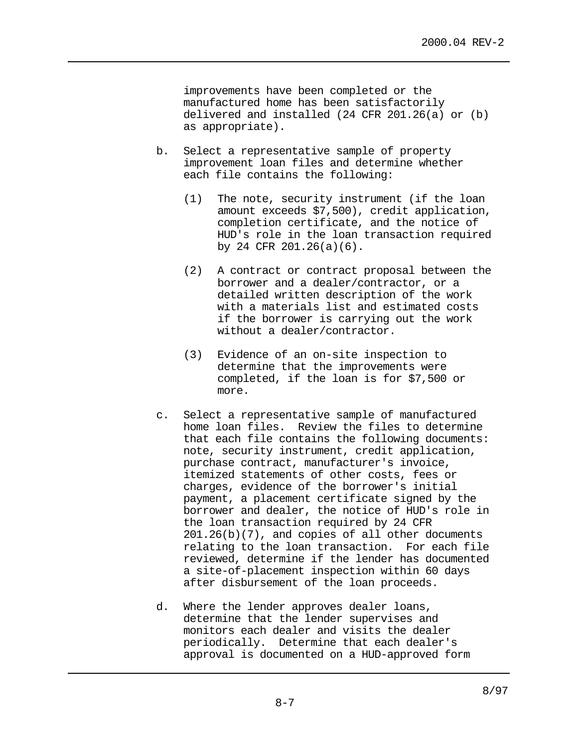improvements have been completed or the manufactured home has been satisfactorily delivered and installed (24 CFR 201.26(a) or (b) as appropriate).

b. Select a representative sample of property improvement loan files and determine whether each file contains the following:

   (1) The note, security instrument (if the loan amount exceeds $7,500), credit application, completion certificate, and the notice of HUD's role in the loan transaction required by 24 CFR 201.26(a)(6).

   (2) A contract or contract proposal between the borrower and a dealer/contractor, or a detailed written description of the work with a materials list and estimated costs if the borrower is carrying out the work without a dealer/contractor.

   (3) Evidence of an on-site inspection to determine that the improvements were completed, if the loan is for $7,500 or more.

c. Select a representative sample of manufactured home loan files. Review the files to determine that each file contains the following documents: note, security instrument, credit application, purchase contract, manufacturer's invoice, itemized statements of other costs, fees or charges, evidence of the borrower's initial payment, a placement certificate signed by the borrower and dealer, the notice of HUD's role in the loan transaction required by 24 CFR 201.26(b)(7), and copies of all other documents relating to the loan transaction. For each file reviewed, determine if the lender has documented a site-of-placement inspection within 60 days after disbursement of the loan proceeds.

d. Where the lender approves dealer loans, determine that the lender supervises and monitors each dealer and visits the dealer periodically. Determine that each dealer's approval is documented on a HUD-approved form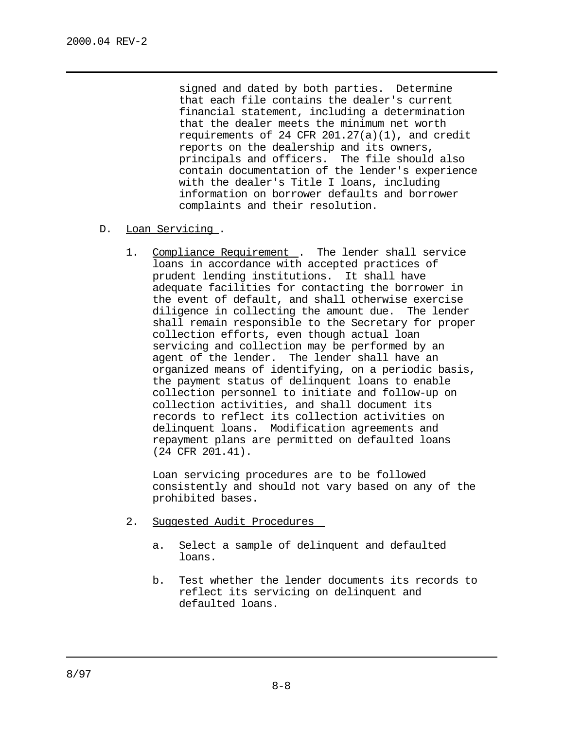signed and dated by both parties. Determine that each file contains the dealer's current financial statement, including a determination that the dealer meets the minimum net worth requirements of 24 CFR 201.27(a)(1), and credit reports on the dealership and its owners, principals and officers. The file should also contain documentation of the lender's experience with the dealer's Title I loans, including information on borrower defaults and borrower complaints and their resolution.

D. Loan Servicing.

1. Compliance Requirement. The lender shall service loans in accordance with accepted practices of prudent lending institutions. It shall have adequate facilities for contacting the borrower in the event of default, and shall otherwise exercise diligence in collecting the amount due. The lender shall remain responsible to the Secretary for proper collection efforts, even though actual loan servicing and collection may be performed by an agent of the lender. The lender shall have an organized means of identifying, on a periodic basis, the payment status of delinquent loans to enable collection personnel to initiate and follow-up on collection activities, and shall document its records to reflect its collection activities on delinquent loans. Modification agreements and repayment plans are permitted on defaulted loans (24 CFR 201.41).

   Loan servicing procedures are to be followed consistently and should not vary based on any of the prohibited bases.

2. Suggested Audit Procedures

   a. Select a sample of delinquent and defaulted loans.

   b. Test whether the lender documents its records to reflect its servicing on delinquent and defaulted loans.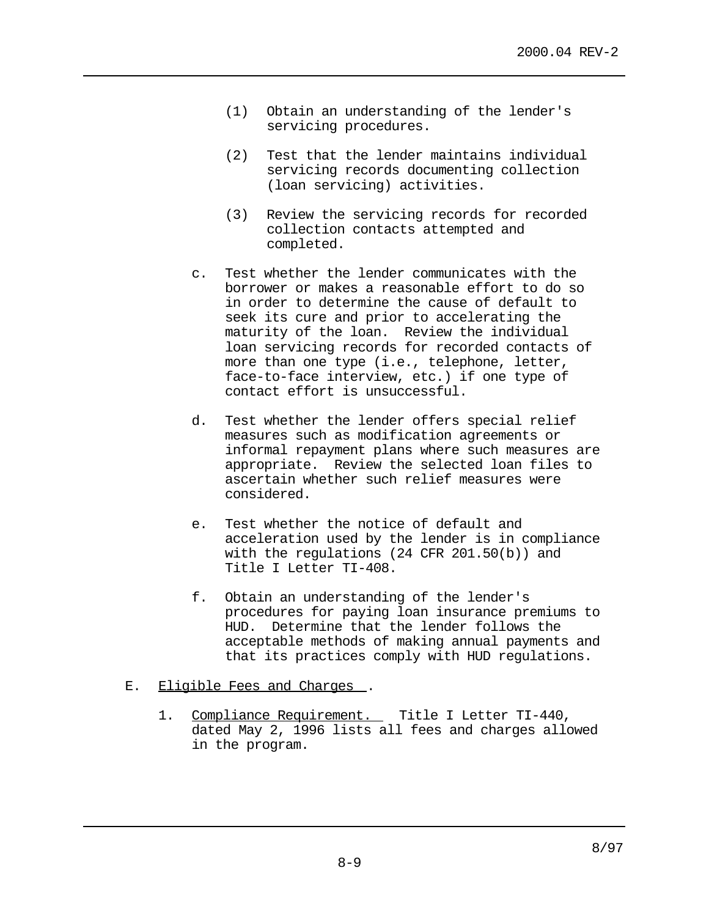(1) Obtain an understanding of the lender's servicing procedures.

(2) Test that the lender maintains individual servicing records documenting collection (loan servicing) activities.

(3) Review the servicing records for recorded collection contacts attempted and completed.

c. Test whether the lender communicates with the borrower or makes a reasonable effort to do so in order to determine the cause of default to seek its cure and prior to accelerating the maturity of the loan. Review the individual loan servicing records for recorded contacts of more than one type (i.e., telephone, letter, face-to-face interview, etc.) if one type of contact effort is unsuccessful.

d. Test whether the lender offers special relief measures such as modification agreements or informal repayment plans where such measures are appropriate. Review the selected loan files to ascertain whether such relief measures were considered.

e. Test whether the notice of default and acceleration used by the lender is in compliance with the regulations (24 CFR 201.50(b)) and Title I Letter TI-408.

f. Obtain an understanding of the lender's procedures for paying loan insurance premiums to HUD. Determine that the lender follows the acceptable methods of making annual payments and that its practices comply with HUD regulations.

E. Eligible Fees and Charges.

1. Compliance Requirement. Title I Letter TI-440, dated May 2, 1996 lists all fees and charges allowed in the program.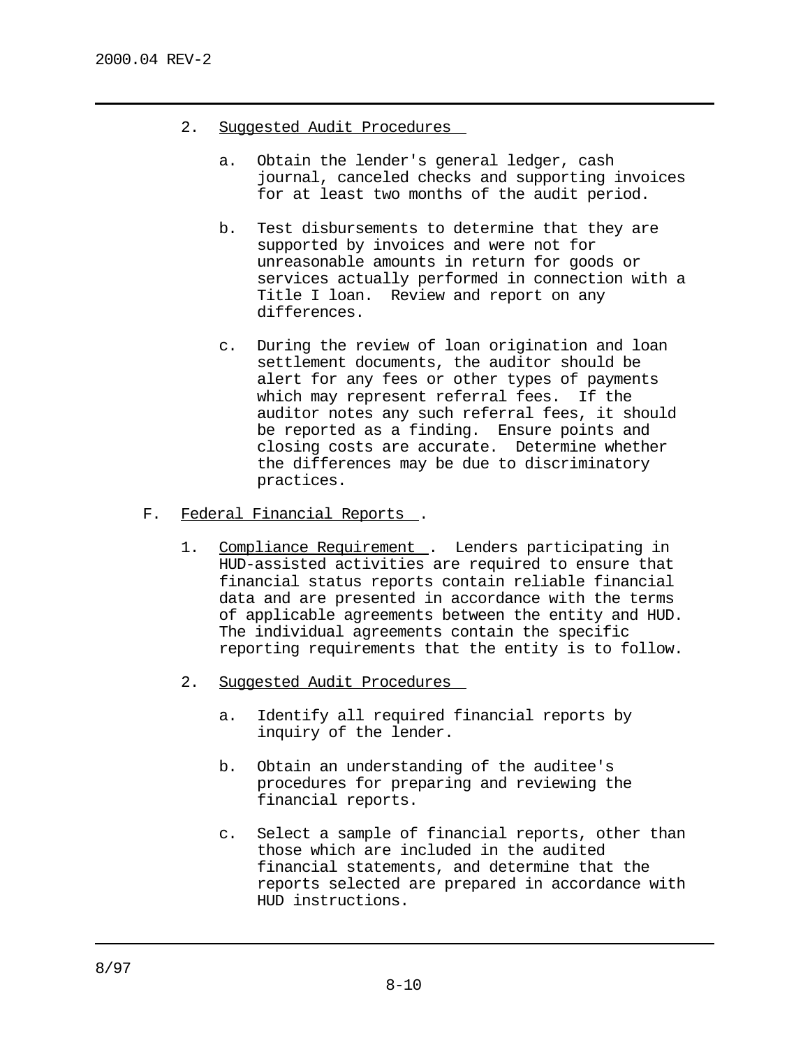2. Suggested Audit Procedures

    a. Obtain the lender's general ledger, cash journal, canceled checks and supporting invoices for at least two months of the audit period.

    b. Test disbursements to determine that they are supported by invoices and were not for unreasonable amounts in return for goods or services actually performed in connection with a Title I loan. Review and report on any differences.

    c. During the review of loan origination and loan settlement documents, the auditor should be alert for any fees or other types of payments which may represent referral fees. If the auditor notes any such referral fees, it should be reported as a finding. Ensure points and closing costs are accurate. Determine whether the differences may be due to discriminatory practices.

F. Federal Financial Reports.

1. Compliance Requirement. Lenders participating in HUD-assisted activities are required to ensure that financial status reports contain reliable financial data and are presented in accordance with the terms of applicable agreements between the entity and HUD. The individual agreements contain the specific reporting requirements that the entity is to follow.

2. Suggested Audit Procedures

    a. Identify all required financial reports by inquiry of the lender.

    b. Obtain an understanding of the auditee's procedures for preparing and reviewing the financial reports.

    c. Select a sample of financial reports, other than those which are included in the audited financial statements, and determine that the reports selected are prepared in accordance with HUD instructions.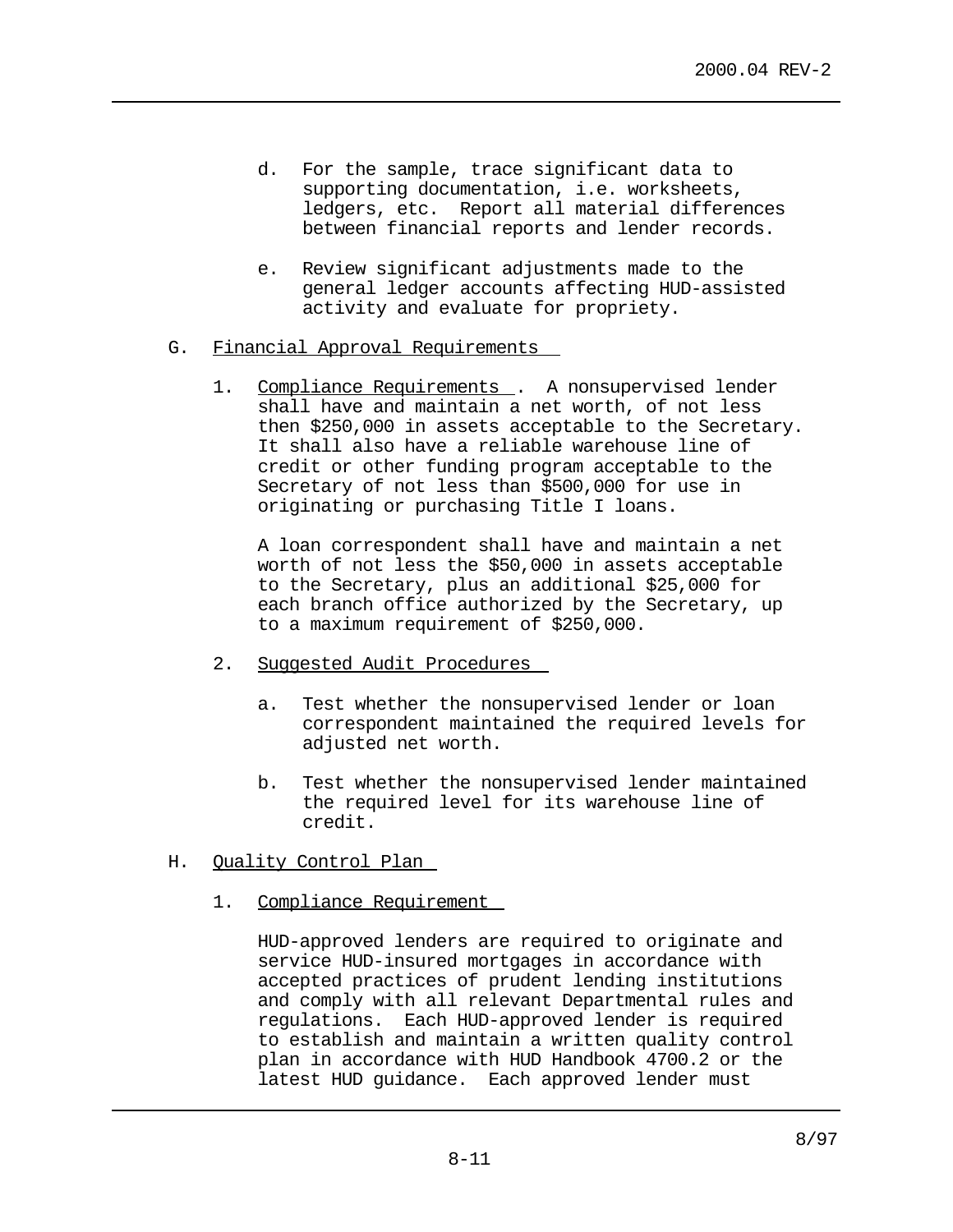d. For the sample, trace significant data to supporting documentation, i.e. worksheets, ledgers, etc. Report all material differences between financial reports and lender records.

e. Review significant adjustments made to the general ledger accounts affecting HUD-assisted activity and evaluate for propriety.

G. Financial Approval Requirements

1. Compliance Requirements. A nonsupervised lender shall have and maintain a net worth, of not less then $250,000 in assets acceptable to the Secretary. It shall also have a reliable warehouse line of credit or other funding program acceptable to the Secretary of not less than $500,000 for use in originating or purchasing Title I loans.

   A loan correspondent shall have and maintain a net worth of not less the $50,000 in assets acceptable to the Secretary, plus an additional $25,000 for each branch office authorized by the Secretary, up to a maximum requirement of $250,000.

2. Suggested Audit Procedures

   a. Test whether the nonsupervised lender or loan correspondent maintained the required levels for adjusted net worth.

   b. Test whether the nonsupervised lender maintained the required level for its warehouse line of credit.

H. Quality Control Plan

1. Compliance Requirement

   HUD-approved lenders are required to originate and service HUD-insured mortgages in accordance with accepted practices of prudent lending institutions and comply with all relevant Departmental rules and regulations. Each HUD-approved lender is required to establish and maintain a written quality control plan in accordance with HUD Handbook 4700.2 or the latest HUD guidance. Each approved lender must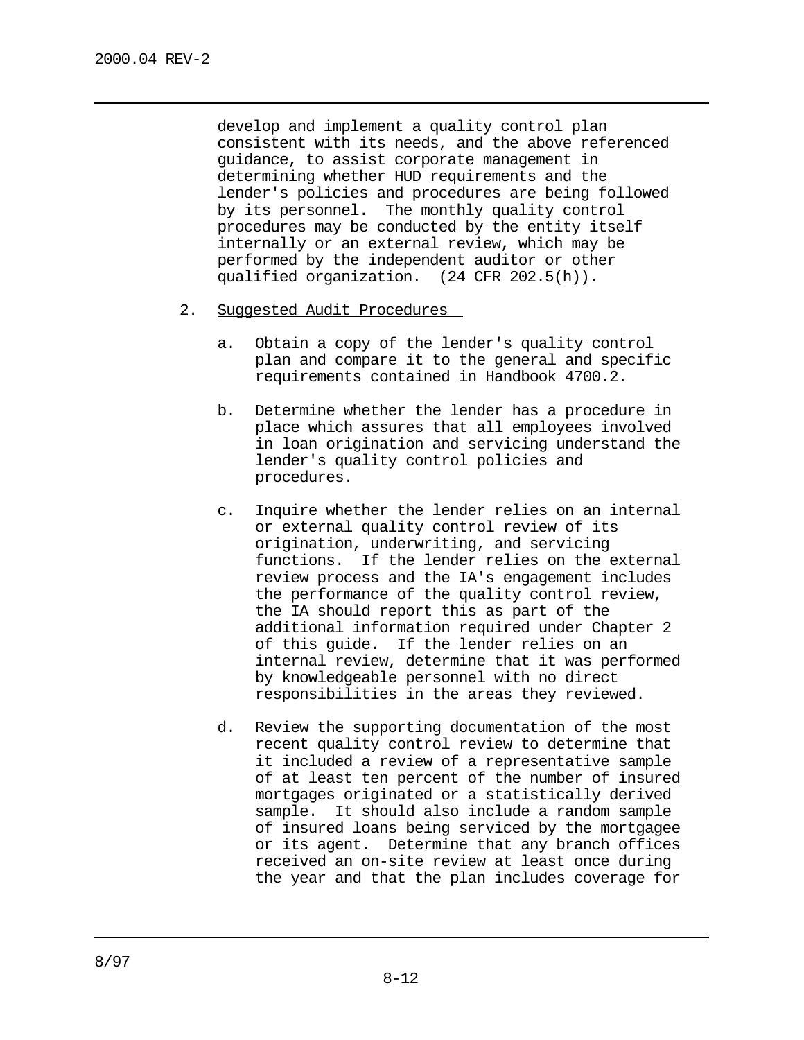develop and implement a quality control plan consistent with its needs, and the above referenced guidance, to assist corporate management in determining whether HUD requirements and the lender's policies and procedures are being followed by its personnel. The monthly quality control procedures may be conducted by the entity itself internally or an external review, which may be performed by the independent auditor or other qualified organization. (24 CFR 202.5(h)).

2. Suggested Audit Procedures

   a. Obtain a copy of the lender's quality control plan and compare it to the general and specific requirements contained in Handbook 4700.2.

   b. Determine whether the lender has a procedure in place which assures that all employees involved in loan origination and servicing understand the lender's quality control policies and procedures.

   c. Inquire whether the lender relies on an internal or external quality control review of its origination, underwriting, and servicing functions. If the lender relies on the external review process and the IA's engagement includes the performance of the quality control review, the IA should report this as part of the additional information required under Chapter 2 of this guide. If the lender relies on an internal review, determine that it was performed by knowledgeable personnel with no direct responsibilities in the areas they reviewed.

   d. Review the supporting documentation of the most recent quality control review to determine that it included a review of a representative sample of at least ten percent of the number of insured mortgages originated or a statistically derived sample. It should also include a random sample of insured loans being serviced by the mortgagee or its agent. Determine that any branch offices received an on-site review at least once during the year and that the plan includes coverage for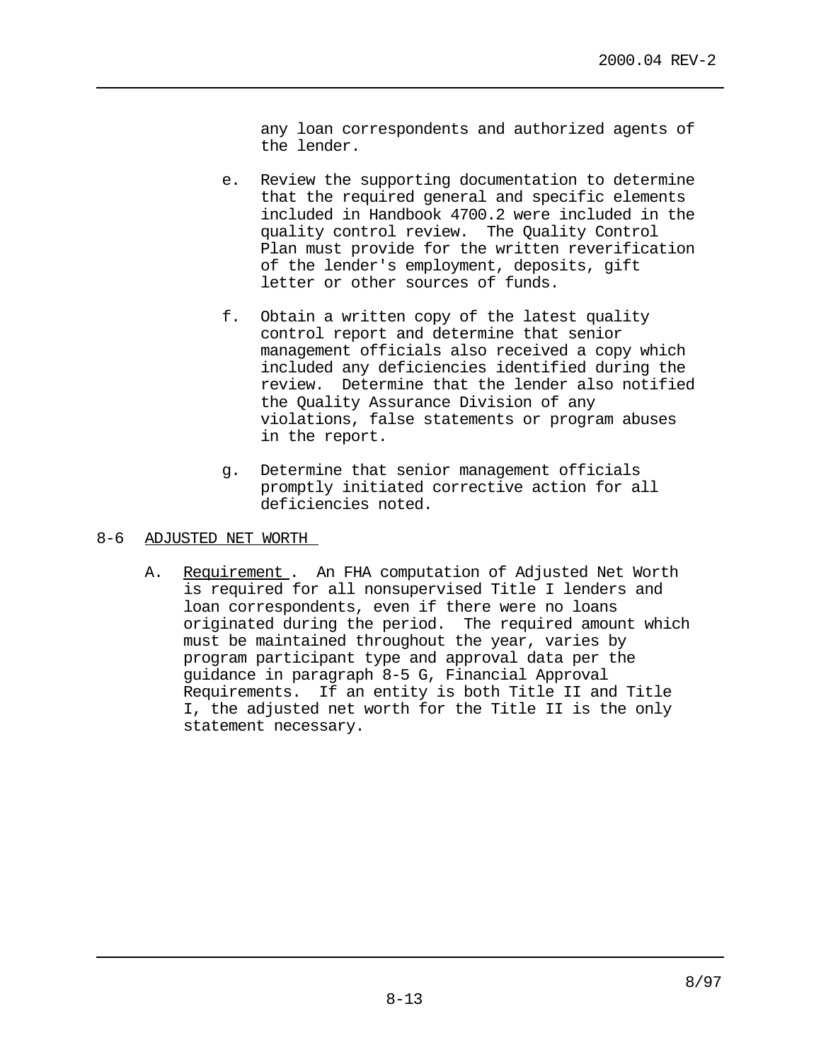any loan correspondents and authorized agents of the lender.

e. Review the supporting documentation to determine that the required general and specific elements included in Handbook 4700.2 were included in the quality control review. The Quality Control Plan must provide for the written reverification of the lender's employment, deposits, gift letter or other sources of funds.

f. Obtain a written copy of the latest quality control report and determine that senior management officials also received a copy which included any deficiencies identified during the review. Determine that the lender also notified the Quality Assurance Division of any violations, false statements or program abuses in the report.

g. Determine that senior management officials promptly initiated corrective action for all deficiencies noted.

## 8-6 ADJUSTED NET WORTH

A. Requirement . An FHA computation of Adjusted Net Worth is required for all nonsupervised Title I lenders and loan correspondents, even if there were no loans originated during the period. The required amount which must be maintained throughout the year, varies by program participant type and approval data per the guidance in paragraph 8-5 G, Financial Approval Requirements. If an entity is both Title II and Title I, the adjusted net worth for the Title II is the only statement necessary.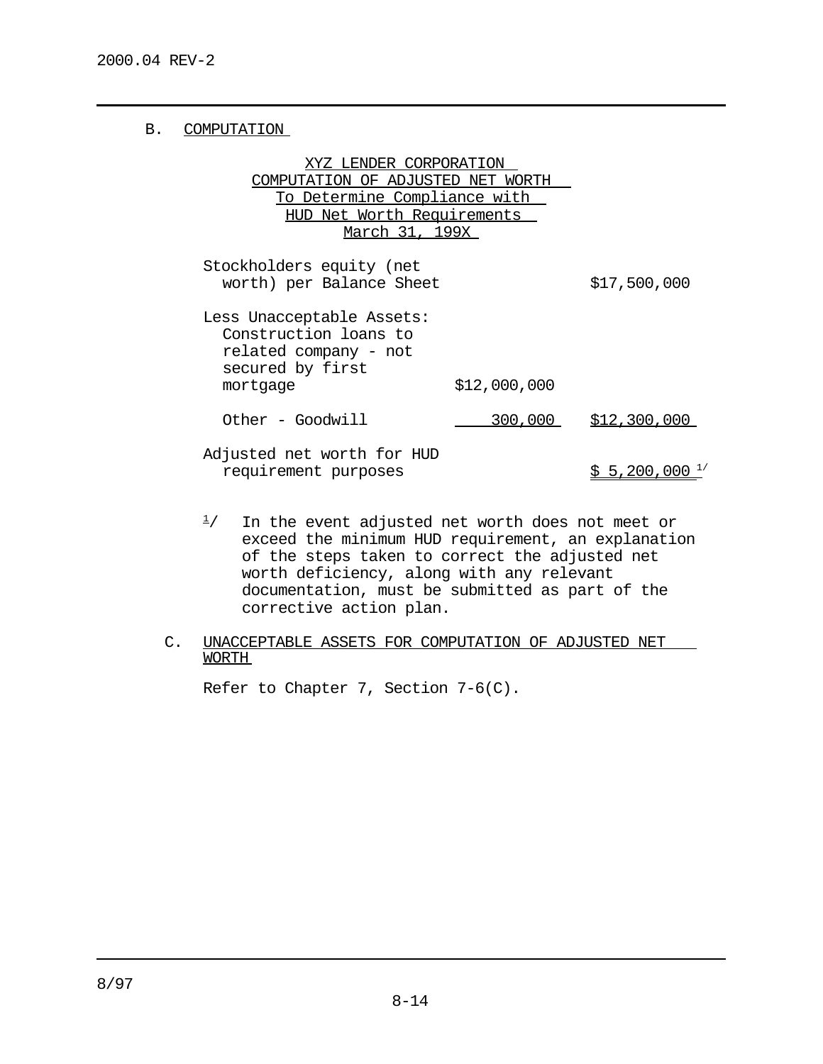## B. COMPUTATION

**XYZ LENDER CORPORATION**
**COMPUTATION OF ADJUSTED NET WORTH**
**To Determine Compliance with**
**HUD Net Worth Requirements**
**March 31, 199X**

| | | |
|---|---|---|
| Stockholders equity (net worth) per Balance Sheet | | \$17,500,000 |
| Less Unacceptable Assets: | | |
| Construction loans to related company - not secured by first mortgage | \$12,000,000 | |
| Other - Goodwill | 300,000 | \$12,300,000 |
| Adjusted net worth for HUD requirement purposes | | \$ 5,200,000 [1/] |

[1/] In the event adjusted net worth does not meet or exceed the minimum HUD requirement, an explanation of the steps taken to correct the adjusted net worth deficiency, along with any relevant documentation, must be submitted as part of the corrective action plan.

## C. UNACCEPTABLE ASSETS FOR COMPUTATION OF ADJUSTED NET WORTH

Refer to Chapter 7, Section 7-6(C).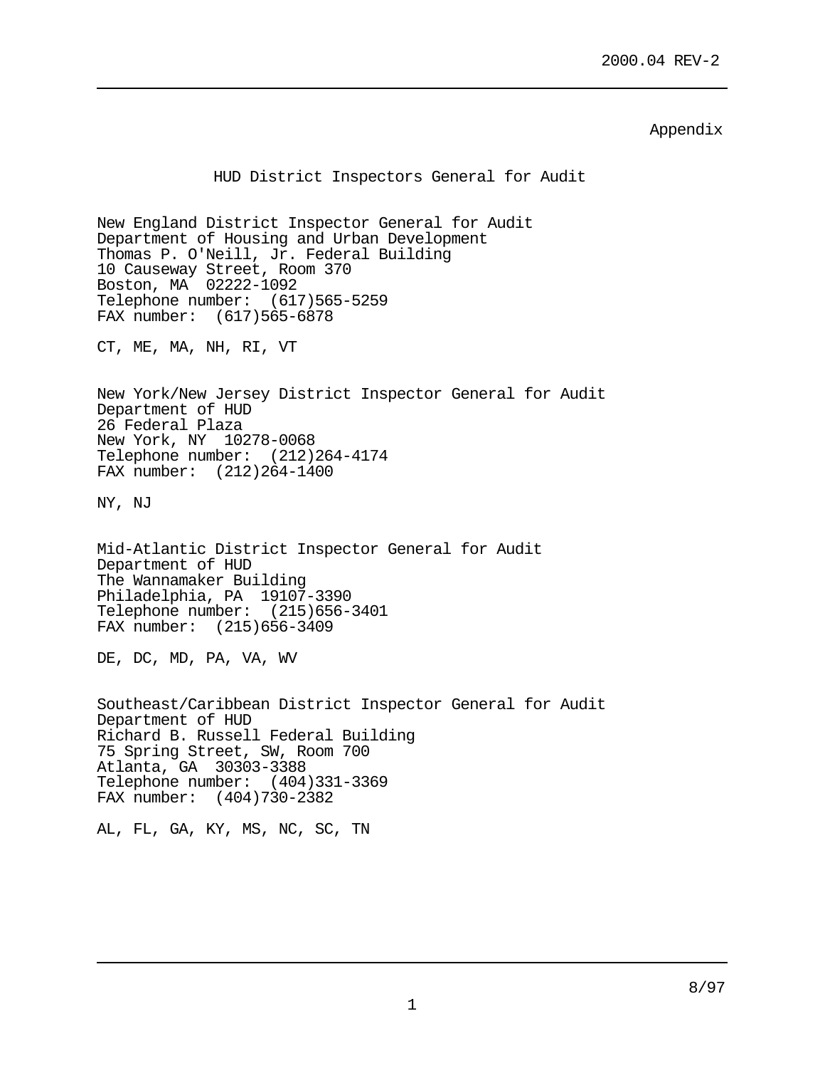Appendix

## HUD District Inspectors General for Audit

New England District Inspector General for Audit
Department of Housing and Urban Development
Thomas P. O'Neill, Jr. Federal Building
10 Causeway Street, Room 370
Boston, MA 02222-1092
Telephone number: (617)565-5259
FAX number: (617)565-6878

CT, ME, MA, NH, RI, VT

New York/New Jersey District Inspector General for Audit
Department of HUD
26 Federal Plaza
New York, NY 10278-0068
Telephone number: (212)264-4174
FAX number: (212)264-1400

NY, NJ

Mid-Atlantic District Inspector General for Audit
Department of HUD
The Wannamaker Building
Philadelphia, PA 19107-3390
Telephone number: (215)656-3401
FAX number: (215)656-3409

DE, DC, MD, PA, VA, WV

Southeast/Caribbean District Inspector General for Audit
Department of HUD
Richard B. Russell Federal Building
75 Spring Street, SW, Room 700
Atlanta, GA 30303-3388
Telephone number: (404)331-3369
FAX number: (404)730-2382

AL, FL, GA, KY, MS, NC, SC, TN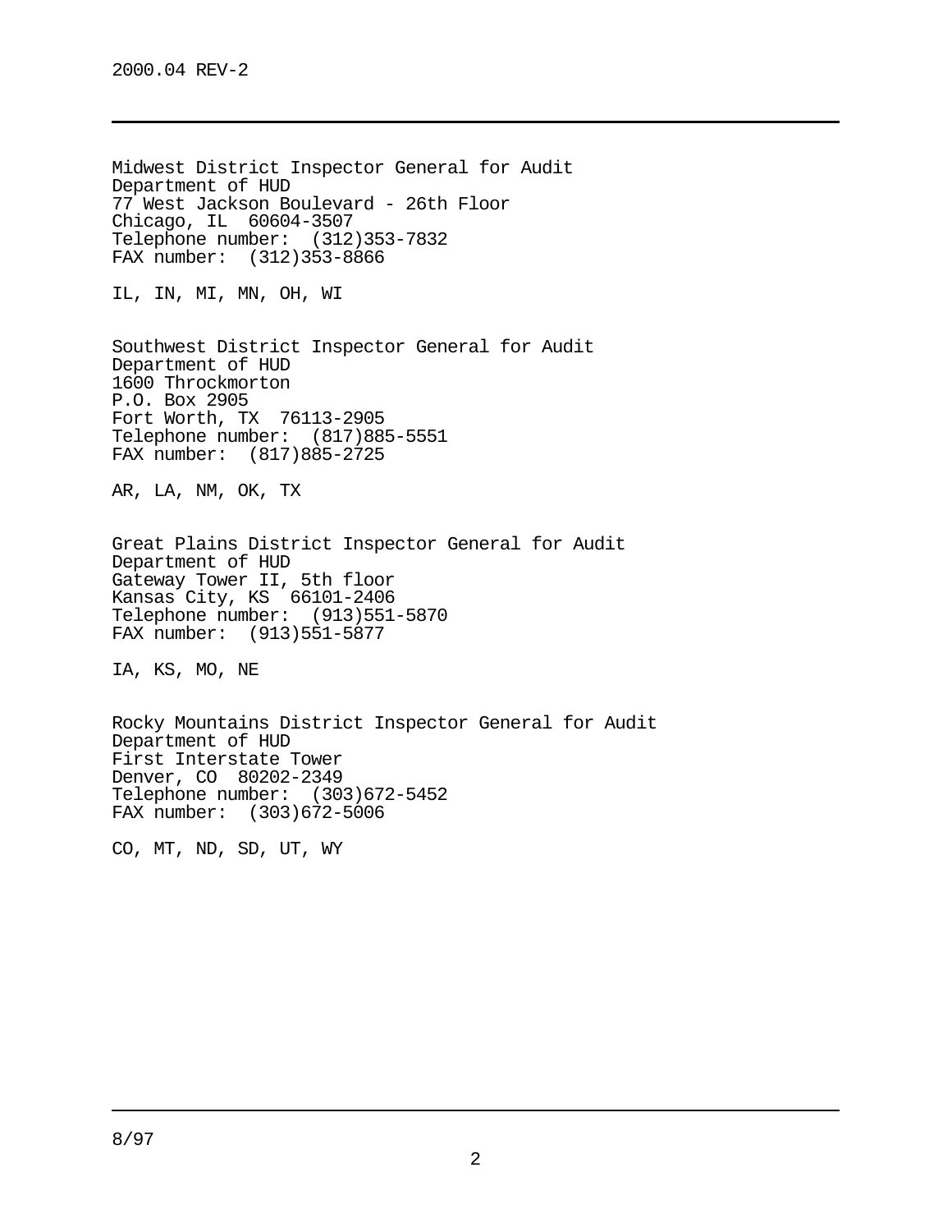Midwest District Inspector General for Audit
Department of HUD
77 West Jackson Boulevard - 26th Floor
Chicago, IL  60604-3507
Telephone number:  (312)353-7832
FAX number:  (312)353-8866

IL, IN, MI, MN, OH, WI

Southwest District Inspector General for Audit
Department of HUD
1600 Throckmorton
P.O. Box 2905
Fort Worth, TX  76113-2905
Telephone number:  (817)885-5551
FAX number:  (817)885-2725

AR, LA, NM, OK, TX

Great Plains District Inspector General for Audit
Department of HUD
Gateway Tower II, 5th floor
Kansas City, KS  66101-2406
Telephone number:  (913)551-5870
FAX number:  (913)551-5877

IA, KS, MO, NE

Rocky Mountains District Inspector General for Audit
Department of HUD
First Interstate Tower
Denver, CO  80202-2349
Telephone number:  (303)672-5452
FAX number:  (303)672-5006

CO, MT, ND, SD, UT, WY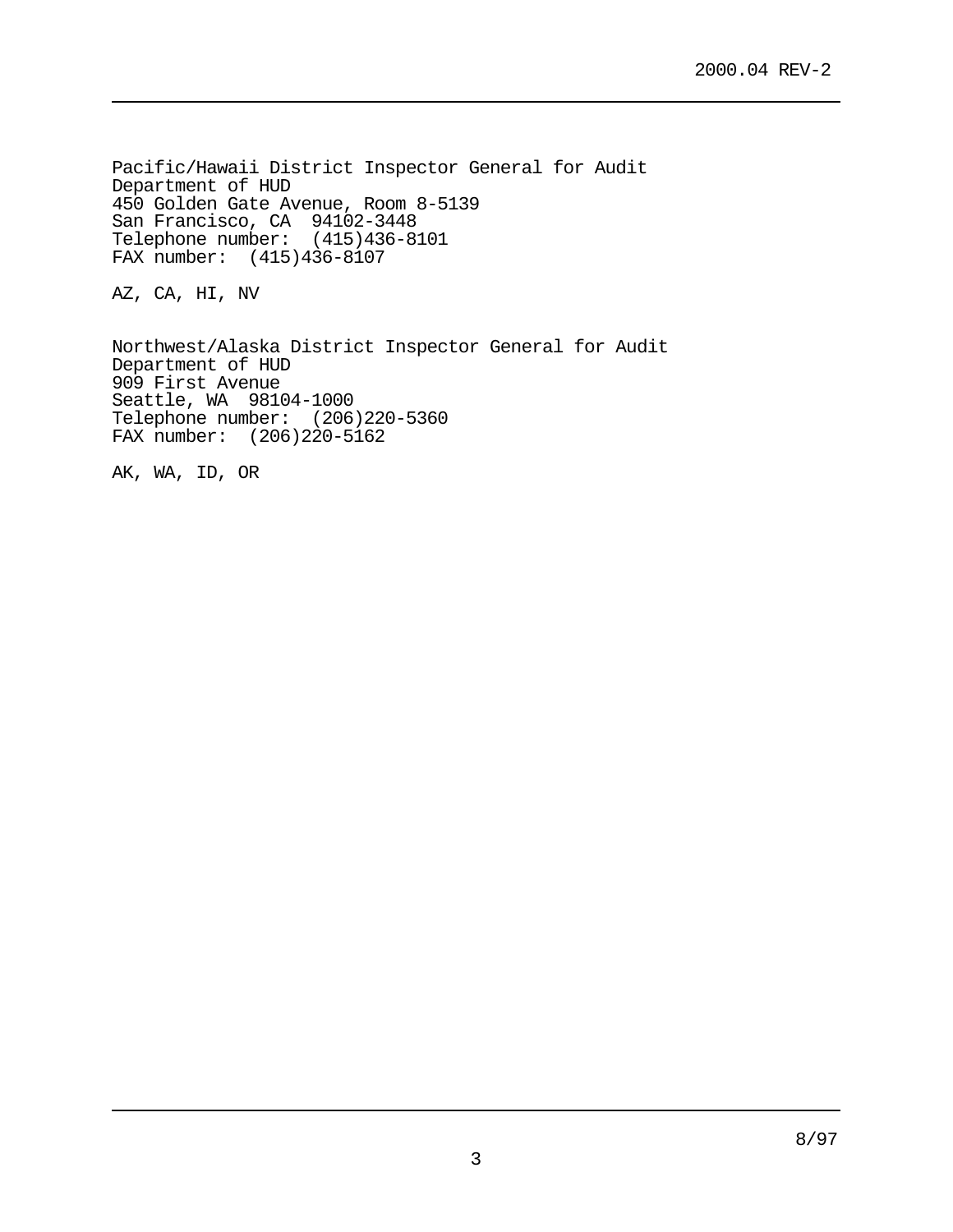Pacific/Hawaii District Inspector General for Audit
Department of HUD
450 Golden Gate Avenue, Room 8-5139
San Francisco, CA 94102-3448
Telephone number: (415)436-8101
FAX number: (415)436-8107

AZ, CA, HI, NV

Northwest/Alaska District Inspector General for Audit
Department of HUD
909 First Avenue
Seattle, WA 98104-1000
Telephone number: (206)220-5360
FAX number: (206)220-5162

AK, WA, ID, OR